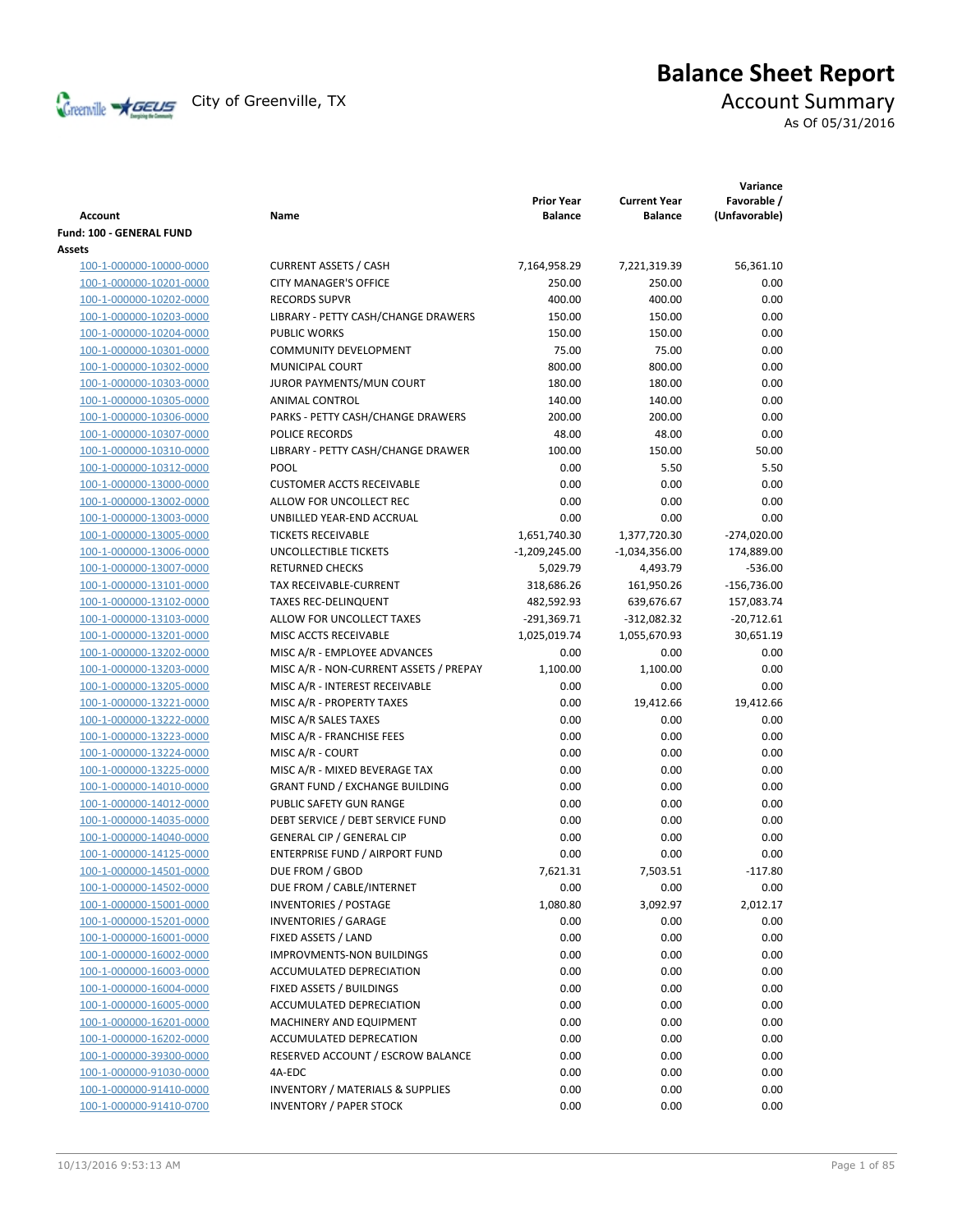# Balance Sheet Report

City of Greenville, TX

## Account Summary

As Of 05/31/2016

| Account | Name | Prior Year Balance | Current Year Balance | Variance Favorable / (Unfavorable) |
|---|---|---|---|---|
| **Fund: 100 - GENERAL FUND** | | | | |
| **Assets** | | | | |
| 100-1-000000-10000-0000 | CURRENT ASSETS / CASH | 7,164,958.29 | 7,221,319.39 | 56,361.10 |
| 100-1-000000-10201-0000 | CITY MANAGER'S OFFICE | 250.00 | 250.00 | 0.00 |
| 100-1-000000-10202-0000 | RECORDS SUPVR | 400.00 | 400.00 | 0.00 |
| 100-1-000000-10203-0000 | LIBRARY - PETTY CASH/CHANGE DRAWERS | 150.00 | 150.00 | 0.00 |
| 100-1-000000-10204-0000 | PUBLIC WORKS | 150.00 | 150.00 | 0.00 |
| 100-1-000000-10301-0000 | COMMUNITY DEVELOPMENT | 75.00 | 75.00 | 0.00 |
| 100-1-000000-10302-0000 | MUNICIPAL COURT | 800.00 | 800.00 | 0.00 |
| 100-1-000000-10303-0000 | JUROR PAYMENTS/MUN COURT | 180.00 | 180.00 | 0.00 |
| 100-1-000000-10305-0000 | ANIMAL CONTROL | 140.00 | 140.00 | 0.00 |
| 100-1-000000-10306-0000 | PARKS - PETTY CASH/CHANGE DRAWERS | 200.00 | 200.00 | 0.00 |
| 100-1-000000-10307-0000 | POLICE RECORDS | 48.00 | 48.00 | 0.00 |
| 100-1-000000-10310-0000 | LIBRARY - PETTY CASH/CHANGE DRAWER | 100.00 | 150.00 | 50.00 |
| 100-1-000000-10312-0000 | POOL | 0.00 | 5.50 | 5.50 |
| 100-1-000000-13000-0000 | CUSTOMER ACCTS RECEIVABLE | 0.00 | 0.00 | 0.00 |
| 100-1-000000-13002-0000 | ALLOW FOR UNCOLLECT REC | 0.00 | 0.00 | 0.00 |
| 100-1-000000-13003-0000 | UNBILLED YEAR-END ACCRUAL | 0.00 | 0.00 | 0.00 |
| 100-1-000000-13005-0000 | TICKETS RECEIVABLE | 1,651,740.30 | 1,377,720.30 | -274,020.00 |
| 100-1-000000-13006-0000 | UNCOLLECTIBLE TICKETS | -1,209,245.00 | -1,034,356.00 | 174,889.00 |
| 100-1-000000-13007-0000 | RETURNED CHECKS | 5,029.79 | 4,493.79 | -536.00 |
| 100-1-000000-13101-0000 | TAX RECEIVABLE-CURRENT | 318,686.26 | 161,950.26 | -156,736.00 |
| 100-1-000000-13102-0000 | TAXES REC-DELINQUENT | 482,592.93 | 639,676.67 | 157,083.74 |
| 100-1-000000-13103-0000 | ALLOW FOR UNCOLLECT TAXES | -291,369.71 | -312,082.32 | -20,712.61 |
| 100-1-000000-13201-0000 | MISC ACCTS RECEIVABLE | 1,025,019.74 | 1,055,670.93 | 30,651.19 |
| 100-1-000000-13202-0000 | MISC A/R - EMPLOYEE ADVANCES | 0.00 | 0.00 | 0.00 |
| 100-1-000000-13203-0000 | MISC A/R - NON-CURRENT ASSETS / PREPAY | 1,100.00 | 1,100.00 | 0.00 |
| 100-1-000000-13205-0000 | MISC A/R - INTEREST RECEIVABLE | 0.00 | 0.00 | 0.00 |
| 100-1-000000-13221-0000 | MISC A/R - PROPERTY TAXES | 0.00 | 19,412.66 | 19,412.66 |
| 100-1-000000-13222-0000 | MISC A/R SALES TAXES | 0.00 | 0.00 | 0.00 |
| 100-1-000000-13223-0000 | MISC A/R - FRANCHISE FEES | 0.00 | 0.00 | 0.00 |
| 100-1-000000-13224-0000 | MISC A/R - COURT | 0.00 | 0.00 | 0.00 |
| 100-1-000000-13225-0000 | MISC A/R - MIXED BEVERAGE TAX | 0.00 | 0.00 | 0.00 |
| 100-1-000000-14010-0000 | GRANT FUND / EXCHANGE BUILDING | 0.00 | 0.00 | 0.00 |
| 100-1-000000-14012-0000 | PUBLIC SAFETY GUN RANGE | 0.00 | 0.00 | 0.00 |
| 100-1-000000-14035-0000 | DEBT SERVICE / DEBT SERVICE FUND | 0.00 | 0.00 | 0.00 |
| 100-1-000000-14040-0000 | GENERAL CIP / GENERAL CIP | 0.00 | 0.00 | 0.00 |
| 100-1-000000-14125-0000 | ENTERPRISE FUND / AIRPORT FUND | 0.00 | 0.00 | 0.00 |
| 100-1-000000-14501-0000 | DUE FROM / GBOD | 7,621.31 | 7,503.51 | -117.80 |
| 100-1-000000-14502-0000 | DUE FROM / CABLE/INTERNET | 0.00 | 0.00 | 0.00 |
| 100-1-000000-15001-0000 | INVENTORIES / POSTAGE | 1,080.80 | 3,092.97 | 2,012.17 |
| 100-1-000000-15201-0000 | INVENTORIES / GARAGE | 0.00 | 0.00 | 0.00 |
| 100-1-000000-16001-0000 | FIXED ASSETS / LAND | 0.00 | 0.00 | 0.00 |
| 100-1-000000-16002-0000 | IMPROVMENTS-NON BUILDINGS | 0.00 | 0.00 | 0.00 |
| 100-1-000000-16003-0000 | ACCUMULATED DEPRECIATION | 0.00 | 0.00 | 0.00 |
| 100-1-000000-16004-0000 | FIXED ASSETS / BUILDINGS | 0.00 | 0.00 | 0.00 |
| 100-1-000000-16005-0000 | ACCUMULATED DEPRECIATION | 0.00 | 0.00 | 0.00 |
| 100-1-000000-16201-0000 | MACHINERY AND EQUIPMENT | 0.00 | 0.00 | 0.00 |
| 100-1-000000-16202-0000 | ACCUMULATED DEPRECATION | 0.00 | 0.00 | 0.00 |
| 100-1-000000-39300-0000 | RESERVED ACCOUNT / ESCROW BALANCE | 0.00 | 0.00 | 0.00 |
| 100-1-000000-91030-0000 | 4A-EDC | 0.00 | 0.00 | 0.00 |
| 100-1-000000-91410-0000 | INVENTORY / MATERIALS & SUPPLIES | 0.00 | 0.00 | 0.00 |
| 100-1-000000-91410-0700 | INVENTORY / PAPER STOCK | 0.00 | 0.00 | 0.00 |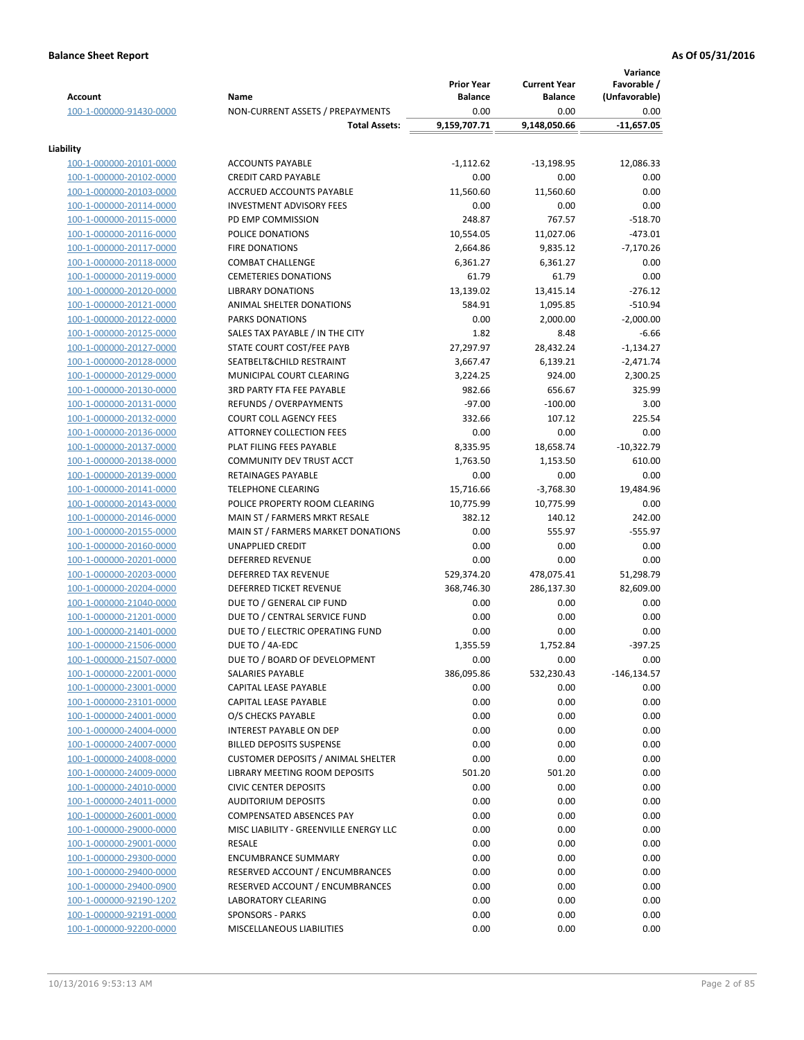**Balance Sheet Report** **As Of 05/31/2016**

| Account | Name | Prior Year Balance | Current Year Balance | Variance Favorable / (Unfavorable) |
|---|---|---|---|---|
| 100-1-000000-91430-0000 | NON-CURRENT ASSETS / PREPAYMENTS | 0.00 | 0.00 | 0.00 |
| | **Total Assets:** | **9,159,707.71** | **9,148,050.66** | **-11,657.05** |
| **Liability** | | | | |
| 100-1-000000-20101-0000 | ACCOUNTS PAYABLE | -1,112.62 | -13,198.95 | 12,086.33 |
| 100-1-000000-20102-0000 | CREDIT CARD PAYABLE | 0.00 | 0.00 | 0.00 |
| 100-1-000000-20103-0000 | ACCRUED ACCOUNTS PAYABLE | 11,560.60 | 11,560.60 | 0.00 |
| 100-1-000000-20114-0000 | INVESTMENT ADVISORY FEES | 0.00 | 0.00 | 0.00 |
| 100-1-000000-20115-0000 | PD EMP COMMISSION | 248.87 | 767.57 | -518.70 |
| 100-1-000000-20116-0000 | POLICE DONATIONS | 10,554.05 | 11,027.06 | -473.01 |
| 100-1-000000-20117-0000 | FIRE DONATIONS | 2,664.86 | 9,835.12 | -7,170.26 |
| 100-1-000000-20118-0000 | COMBAT CHALLENGE | 6,361.27 | 6,361.27 | 0.00 |
| 100-1-000000-20119-0000 | CEMETERIES DONATIONS | 61.79 | 61.79 | 0.00 |
| 100-1-000000-20120-0000 | LIBRARY DONATIONS | 13,139.02 | 13,415.14 | -276.12 |
| 100-1-000000-20121-0000 | ANIMAL SHELTER DONATIONS | 584.91 | 1,095.85 | -510.94 |
| 100-1-000000-20122-0000 | PARKS DONATIONS | 0.00 | 2,000.00 | -2,000.00 |
| 100-1-000000-20125-0000 | SALES TAX PAYABLE / IN THE CITY | 1.82 | 8.48 | -6.66 |
| 100-1-000000-20127-0000 | STATE COURT COST/FEE PAYB | 27,297.97 | 28,432.24 | -1,134.27 |
| 100-1-000000-20128-0000 | SEATBELT&CHILD RESTRAINT | 3,667.47 | 6,139.21 | -2,471.74 |
| 100-1-000000-20129-0000 | MUNICIPAL COURT CLEARING | 3,224.25 | 924.00 | 2,300.25 |
| 100-1-000000-20130-0000 | 3RD PARTY FTA FEE PAYABLE | 982.66 | 656.67 | 325.99 |
| 100-1-000000-20131-0000 | REFUNDS / OVERPAYMENTS | -97.00 | -100.00 | 3.00 |
| 100-1-000000-20132-0000 | COURT COLL AGENCY FEES | 332.66 | 107.12 | 225.54 |
| 100-1-000000-20136-0000 | ATTORNEY COLLECTION FEES | 0.00 | 0.00 | 0.00 |
| 100-1-000000-20137-0000 | PLAT FILING FEES PAYABLE | 8,335.95 | 18,658.74 | -10,322.79 |
| 100-1-000000-20138-0000 | COMMUNITY DEV TRUST ACCT | 1,763.50 | 1,153.50 | 610.00 |
| 100-1-000000-20139-0000 | RETAINAGES PAYABLE | 0.00 | 0.00 | 0.00 |
| 100-1-000000-20141-0000 | TELEPHONE CLEARING | 15,716.66 | -3,768.30 | 19,484.96 |
| 100-1-000000-20143-0000 | POLICE PROPERTY ROOM CLEARING | 10,775.99 | 10,775.99 | 0.00 |
| 100-1-000000-20146-0000 | MAIN ST / FARMERS MRKT RESALE | 382.12 | 140.12 | 242.00 |
| 100-1-000000-20155-0000 | MAIN ST / FARMERS MARKET DONATIONS | 0.00 | 555.97 | -555.97 |
| 100-1-000000-20160-0000 | UNAPPLIED CREDIT | 0.00 | 0.00 | 0.00 |
| 100-1-000000-20201-0000 | DEFERRED REVENUE | 0.00 | 0.00 | 0.00 |
| 100-1-000000-20203-0000 | DEFERRED TAX REVENUE | 529,374.20 | 478,075.41 | 51,298.79 |
| 100-1-000000-20204-0000 | DEFERRED TICKET REVENUE | 368,746.30 | 286,137.30 | 82,609.00 |
| 100-1-000000-21040-0000 | DUE TO / GENERAL CIP FUND | 0.00 | 0.00 | 0.00 |
| 100-1-000000-21201-0000 | DUE TO / CENTRAL SERVICE FUND | 0.00 | 0.00 | 0.00 |
| 100-1-000000-21401-0000 | DUE TO / ELECTRIC OPERATING FUND | 0.00 | 0.00 | 0.00 |
| 100-1-000000-21506-0000 | DUE TO / 4A-EDC | 1,355.59 | 1,752.84 | -397.25 |
| 100-1-000000-21507-0000 | DUE TO / BOARD OF DEVELOPMENT | 0.00 | 0.00 | 0.00 |
| 100-1-000000-22001-0000 | SALARIES PAYABLE | 386,095.86 | 532,230.43 | -146,134.57 |
| 100-1-000000-23001-0000 | CAPITAL LEASE PAYABLE | 0.00 | 0.00 | 0.00 |
| 100-1-000000-23101-0000 | CAPITAL LEASE PAYABLE | 0.00 | 0.00 | 0.00 |
| 100-1-000000-24001-0000 | O/S CHECKS PAYABLE | 0.00 | 0.00 | 0.00 |
| 100-1-000000-24004-0000 | INTEREST PAYABLE ON DEP | 0.00 | 0.00 | 0.00 |
| 100-1-000000-24007-0000 | BILLED DEPOSITS SUSPENSE | 0.00 | 0.00 | 0.00 |
| 100-1-000000-24008-0000 | CUSTOMER DEPOSITS / ANIMAL SHELTER | 0.00 | 0.00 | 0.00 |
| 100-1-000000-24009-0000 | LIBRARY MEETING ROOM DEPOSITS | 501.20 | 501.20 | 0.00 |
| 100-1-000000-24010-0000 | CIVIC CENTER DEPOSITS | 0.00 | 0.00 | 0.00 |
| 100-1-000000-24011-0000 | AUDITORIUM DEPOSITS | 0.00 | 0.00 | 0.00 |
| 100-1-000000-26001-0000 | COMPENSATED ABSENCES PAY | 0.00 | 0.00 | 0.00 |
| 100-1-000000-29000-0000 | MISC LIABILITY - GREENVILLE ENERGY LLC | 0.00 | 0.00 | 0.00 |
| 100-1-000000-29001-0000 | RESALE | 0.00 | 0.00 | 0.00 |
| 100-1-000000-29300-0000 | ENCUMBRANCE SUMMARY | 0.00 | 0.00 | 0.00 |
| 100-1-000000-29400-0000 | RESERVED ACCOUNT / ENCUMBRANCES | 0.00 | 0.00 | 0.00 |
| 100-1-000000-29400-0900 | RESERVED ACCOUNT / ENCUMBRANCES | 0.00 | 0.00 | 0.00 |
| 100-1-000000-92190-1202 | LABORATORY CLEARING | 0.00 | 0.00 | 0.00 |
| 100-1-000000-92191-0000 | SPONSORS - PARKS | 0.00 | 0.00 | 0.00 |
| 100-1-000000-92200-0000 | MISCELLANEOUS LIABILITIES | 0.00 | 0.00 | 0.00 |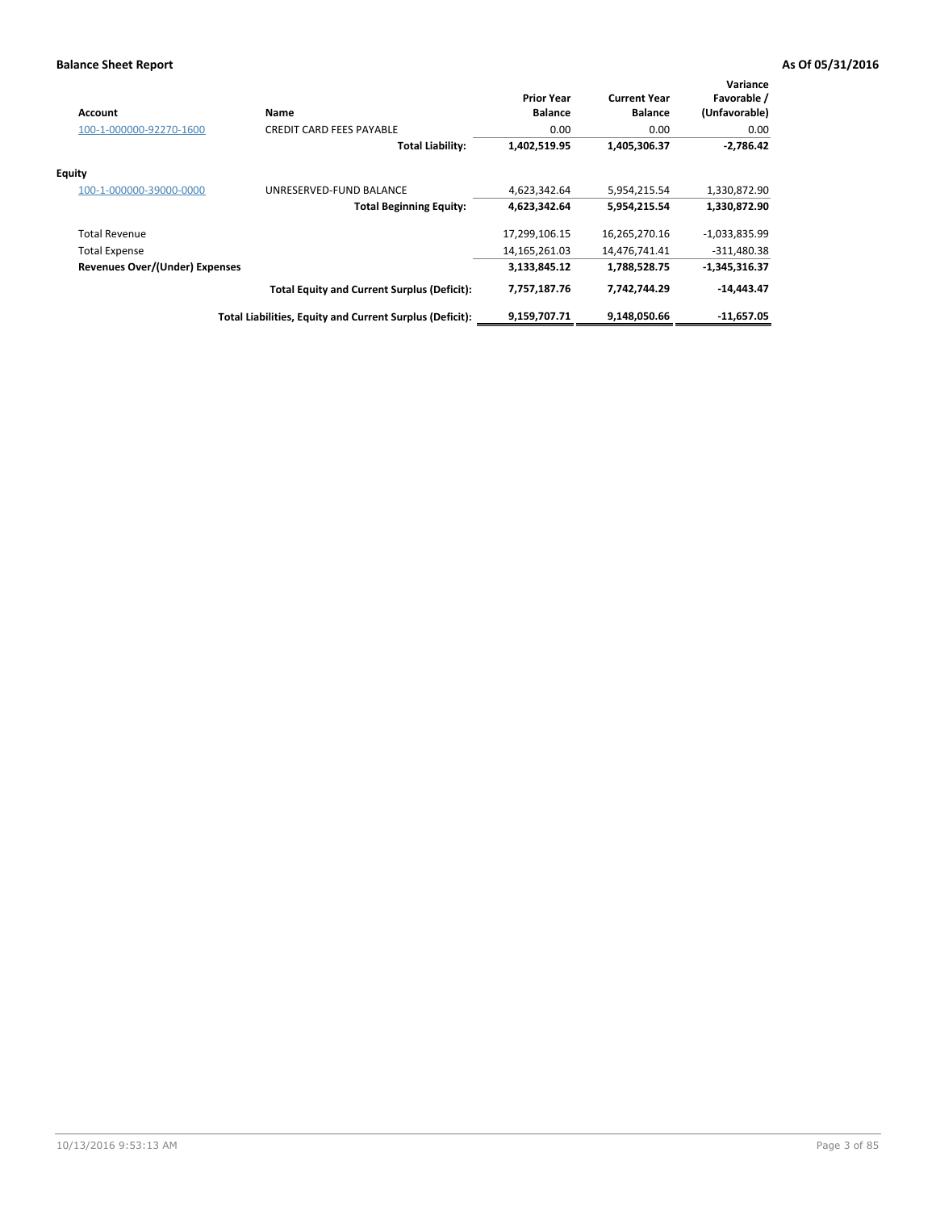**Balance Sheet Report** **As Of 05/31/2016**

| Account | Name | Prior Year Balance | Current Year Balance | Variance Favorable / (Unfavorable) |
|---|---|---|---|---|
| 100-1-000000-92270-1600 | CREDIT CARD FEES PAYABLE | 0.00 | 0.00 | 0.00 |
| | **Total Liability:** | **1,402,519.95** | **1,405,306.37** | **-2,786.42** |
| **Equity** | | | | |
| 100-1-000000-39000-0000 | UNRESERVED-FUND BALANCE | 4,623,342.64 | 5,954,215.54 | 1,330,872.90 |
| | **Total Beginning Equity:** | **4,623,342.64** | **5,954,215.54** | **1,330,872.90** |
| Total Revenue | | 17,299,106.15 | 16,265,270.16 | -1,033,835.99 |
| Total Expense | | 14,165,261.03 | 14,476,741.41 | -311,480.38 |
| **Revenues Over/(Under) Expenses** | | **3,133,845.12** | **1,788,528.75** | **-1,345,316.37** |
| | **Total Equity and Current Surplus (Deficit):** | **7,757,187.76** | **7,742,744.29** | **-14,443.47** |
| | **Total Liabilities, Equity and Current Surplus (Deficit):** | **9,159,707.71** | **9,148,050.66** | **-11,657.05** |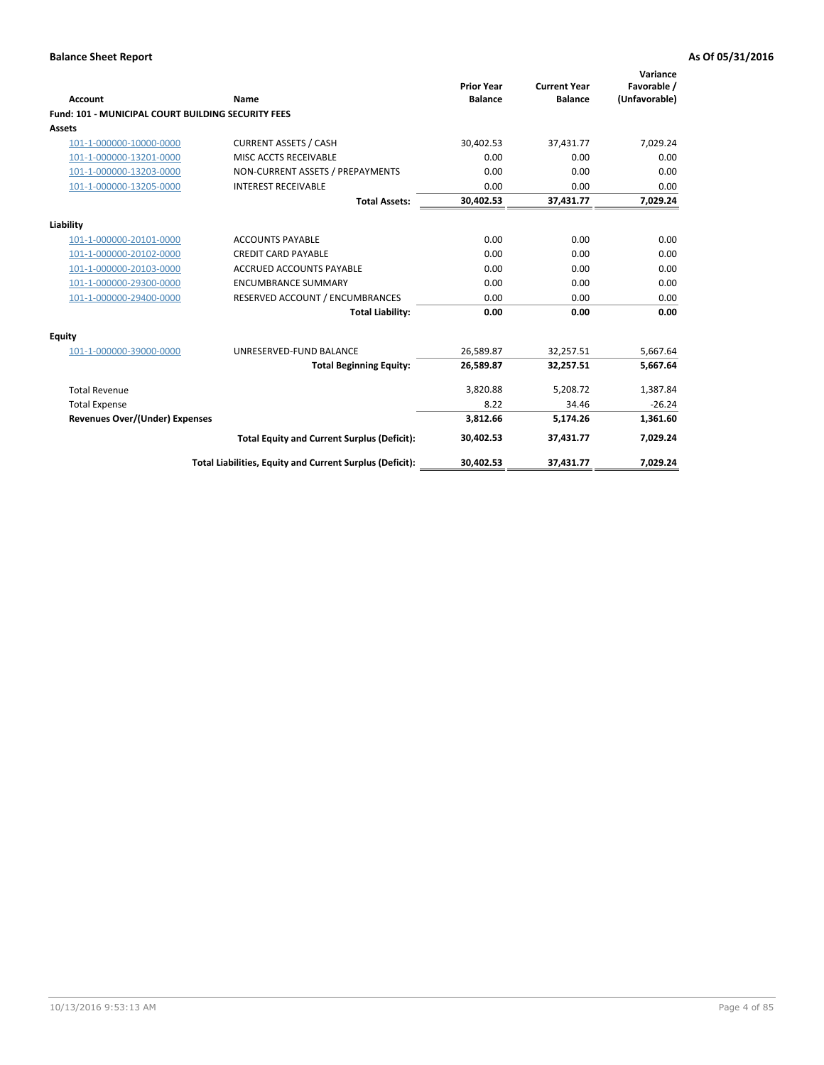**Balance Sheet Report** — **As Of 05/31/2016**

| Account | Name | Prior Year Balance | Current Year Balance | Variance Favorable / (Unfavorable) |
|---|---|---|---|---|
| **Fund: 101 - MUNICIPAL COURT BUILDING SECURITY FEES** | | | | |
| **Assets** | | | | |
| 101-1-000000-10000-0000 | CURRENT ASSETS / CASH | 30,402.53 | 37,431.77 | 7,029.24 |
| 101-1-000000-13201-0000 | MISC ACCTS RECEIVABLE | 0.00 | 0.00 | 0.00 |
| 101-1-000000-13203-0000 | NON-CURRENT ASSETS / PREPAYMENTS | 0.00 | 0.00 | 0.00 |
| 101-1-000000-13205-0000 | INTEREST RECEIVABLE | 0.00 | 0.00 | 0.00 |
| | **Total Assets:** | **30,402.53** | **37,431.77** | **7,029.24** |
| **Liability** | | | | |
| 101-1-000000-20101-0000 | ACCOUNTS PAYABLE | 0.00 | 0.00 | 0.00 |
| 101-1-000000-20102-0000 | CREDIT CARD PAYABLE | 0.00 | 0.00 | 0.00 |
| 101-1-000000-20103-0000 | ACCRUED ACCOUNTS PAYABLE | 0.00 | 0.00 | 0.00 |
| 101-1-000000-29300-0000 | ENCUMBRANCE SUMMARY | 0.00 | 0.00 | 0.00 |
| 101-1-000000-29400-0000 | RESERVED ACCOUNT / ENCUMBRANCES | 0.00 | 0.00 | 0.00 |
| | **Total Liability:** | **0.00** | **0.00** | **0.00** |
| **Equity** | | | | |
| 101-1-000000-39000-0000 | UNRESERVED-FUND BALANCE | 26,589.87 | 32,257.51 | 5,667.64 |
| | **Total Beginning Equity:** | **26,589.87** | **32,257.51** | **5,667.64** |
| Total Revenue | | 3,820.88 | 5,208.72 | 1,387.84 |
| Total Expense | | 8.22 | 34.46 | -26.24 |
| **Revenues Over/(Under) Expenses** | | **3,812.66** | **5,174.26** | **1,361.60** |
| | **Total Equity and Current Surplus (Deficit):** | **30,402.53** | **37,431.77** | **7,029.24** |
| | **Total Liabilities, Equity and Current Surplus (Deficit):** | **30,402.53** | **37,431.77** | **7,029.24** |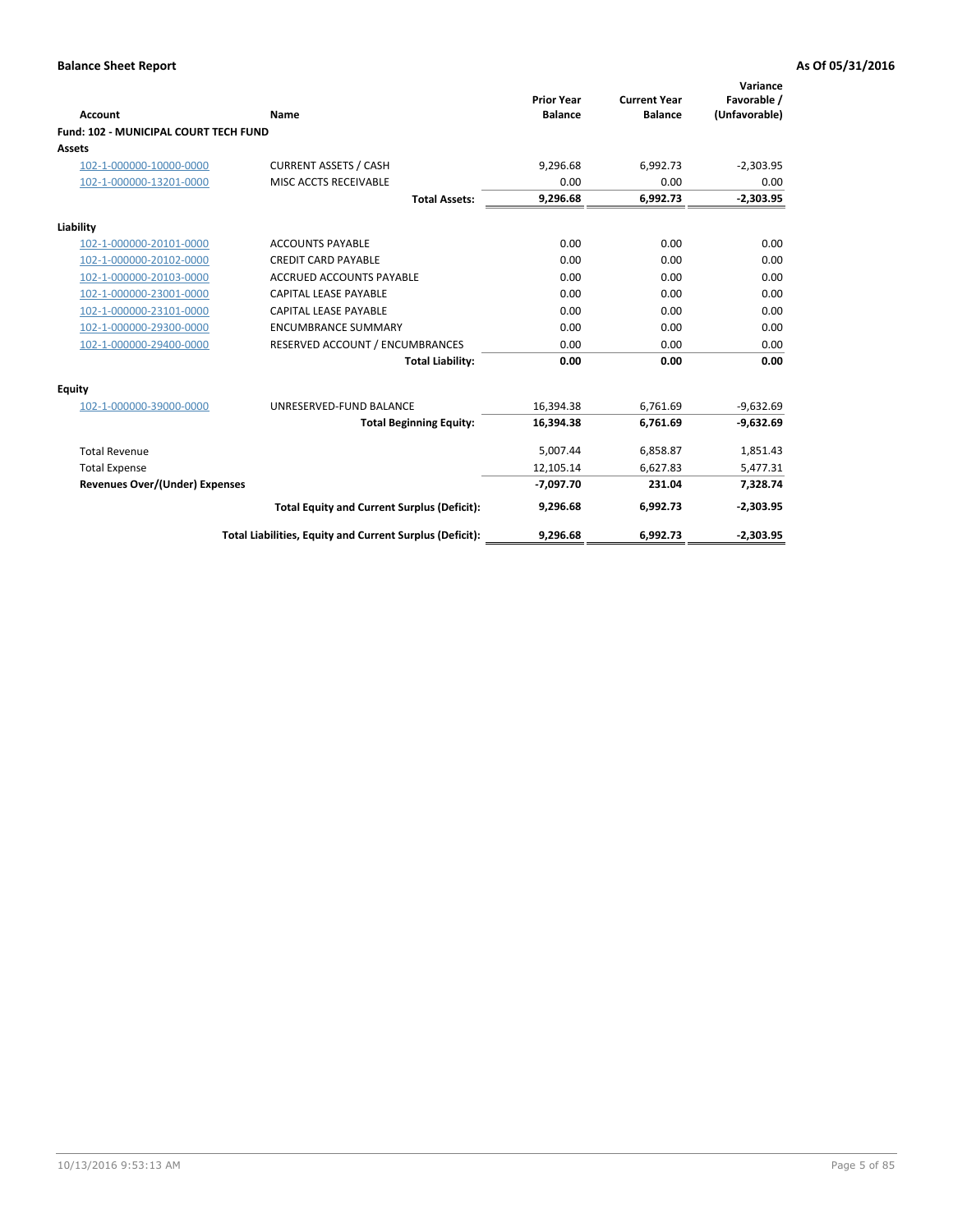**Balance Sheet Report** **As Of 05/31/2016**

| Account | Name | Prior Year Balance | Current Year Balance | Variance Favorable / (Unfavorable) |
|---|---|---|---|---|
| **Fund: 102 - MUNICIPAL COURT TECH FUND** | | | | |
| **Assets** | | | | |
| 102-1-000000-10000-0000 | CURRENT ASSETS / CASH | 9,296.68 | 6,992.73 | -2,303.95 |
| 102-1-000000-13201-0000 | MISC ACCTS RECEIVABLE | 0.00 | 0.00 | 0.00 |
| | **Total Assets:** | **9,296.68** | **6,992.73** | **-2,303.95** |
| **Liability** | | | | |
| 102-1-000000-20101-0000 | ACCOUNTS PAYABLE | 0.00 | 0.00 | 0.00 |
| 102-1-000000-20102-0000 | CREDIT CARD PAYABLE | 0.00 | 0.00 | 0.00 |
| 102-1-000000-20103-0000 | ACCRUED ACCOUNTS PAYABLE | 0.00 | 0.00 | 0.00 |
| 102-1-000000-23001-0000 | CAPITAL LEASE PAYABLE | 0.00 | 0.00 | 0.00 |
| 102-1-000000-23101-0000 | CAPITAL LEASE PAYABLE | 0.00 | 0.00 | 0.00 |
| 102-1-000000-29300-0000 | ENCUMBRANCE SUMMARY | 0.00 | 0.00 | 0.00 |
| 102-1-000000-29400-0000 | RESERVED ACCOUNT / ENCUMBRANCES | 0.00 | 0.00 | 0.00 |
| | **Total Liability:** | **0.00** | **0.00** | **0.00** |
| **Equity** | | | | |
| 102-1-000000-39000-0000 | UNRESERVED-FUND BALANCE | 16,394.38 | 6,761.69 | -9,632.69 |
| | **Total Beginning Equity:** | **16,394.38** | **6,761.69** | **-9,632.69** |
| Total Revenue | | 5,007.44 | 6,858.87 | 1,851.43 |
| Total Expense | | 12,105.14 | 6,627.83 | 5,477.31 |
| **Revenues Over/(Under) Expenses** | | **-7,097.70** | **231.04** | **7,328.74** |
| | **Total Equity and Current Surplus (Deficit):** | **9,296.68** | **6,992.73** | **-2,303.95** |
| | **Total Liabilities, Equity and Current Surplus (Deficit):** | **9,296.68** | **6,992.73** | **-2,303.95** |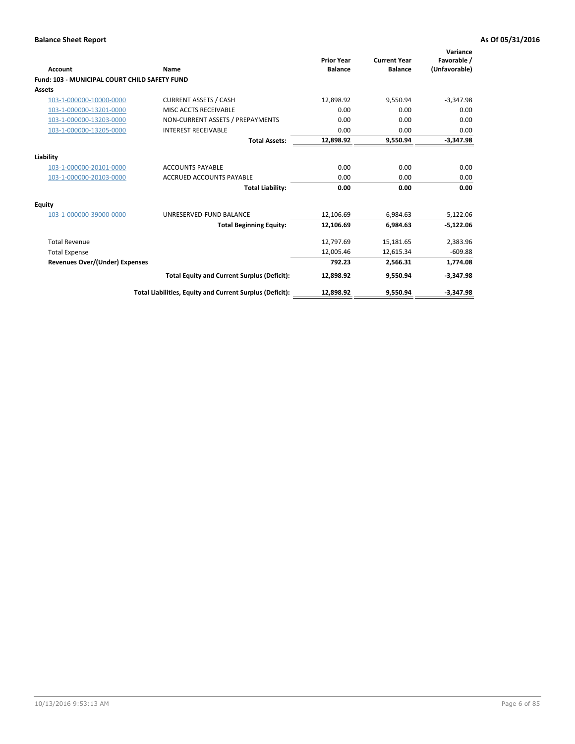**Balance Sheet Report** — **As Of 05/31/2016**

| Account | Name | Prior Year Balance | Current Year Balance | Variance Favorable / (Unfavorable) |
|---|---|---|---|---|
| **Fund: 103 - MUNICIPAL COURT CHILD SAFETY FUND** | | | | |
| **Assets** | | | | |
| 103-1-000000-10000-0000 | CURRENT ASSETS / CASH | 12,898.92 | 9,550.94 | -3,347.98 |
| 103-1-000000-13201-0000 | MISC ACCTS RECEIVABLE | 0.00 | 0.00 | 0.00 |
| 103-1-000000-13203-0000 | NON-CURRENT ASSETS / PREPAYMENTS | 0.00 | 0.00 | 0.00 |
| 103-1-000000-13205-0000 | INTEREST RECEIVABLE | 0.00 | 0.00 | 0.00 |
| | **Total Assets:** | **12,898.92** | **9,550.94** | **-3,347.98** |
| **Liability** | | | | |
| 103-1-000000-20101-0000 | ACCOUNTS PAYABLE | 0.00 | 0.00 | 0.00 |
| 103-1-000000-20103-0000 | ACCRUED ACCOUNTS PAYABLE | 0.00 | 0.00 | 0.00 |
| | **Total Liability:** | **0.00** | **0.00** | **0.00** |
| **Equity** | | | | |
| 103-1-000000-39000-0000 | UNRESERVED-FUND BALANCE | 12,106.69 | 6,984.63 | -5,122.06 |
| | **Total Beginning Equity:** | **12,106.69** | **6,984.63** | **-5,122.06** |
| Total Revenue | | 12,797.69 | 15,181.65 | 2,383.96 |
| Total Expense | | 12,005.46 | 12,615.34 | -609.88 |
| **Revenues Over/(Under) Expenses** | | **792.23** | **2,566.31** | **1,774.08** |
| | **Total Equity and Current Surplus (Deficit):** | **12,898.92** | **9,550.94** | **-3,347.98** |
| | **Total Liabilities, Equity and Current Surplus (Deficit):** | **12,898.92** | **9,550.94** | **-3,347.98** |

10/13/2016 9:53:13 AM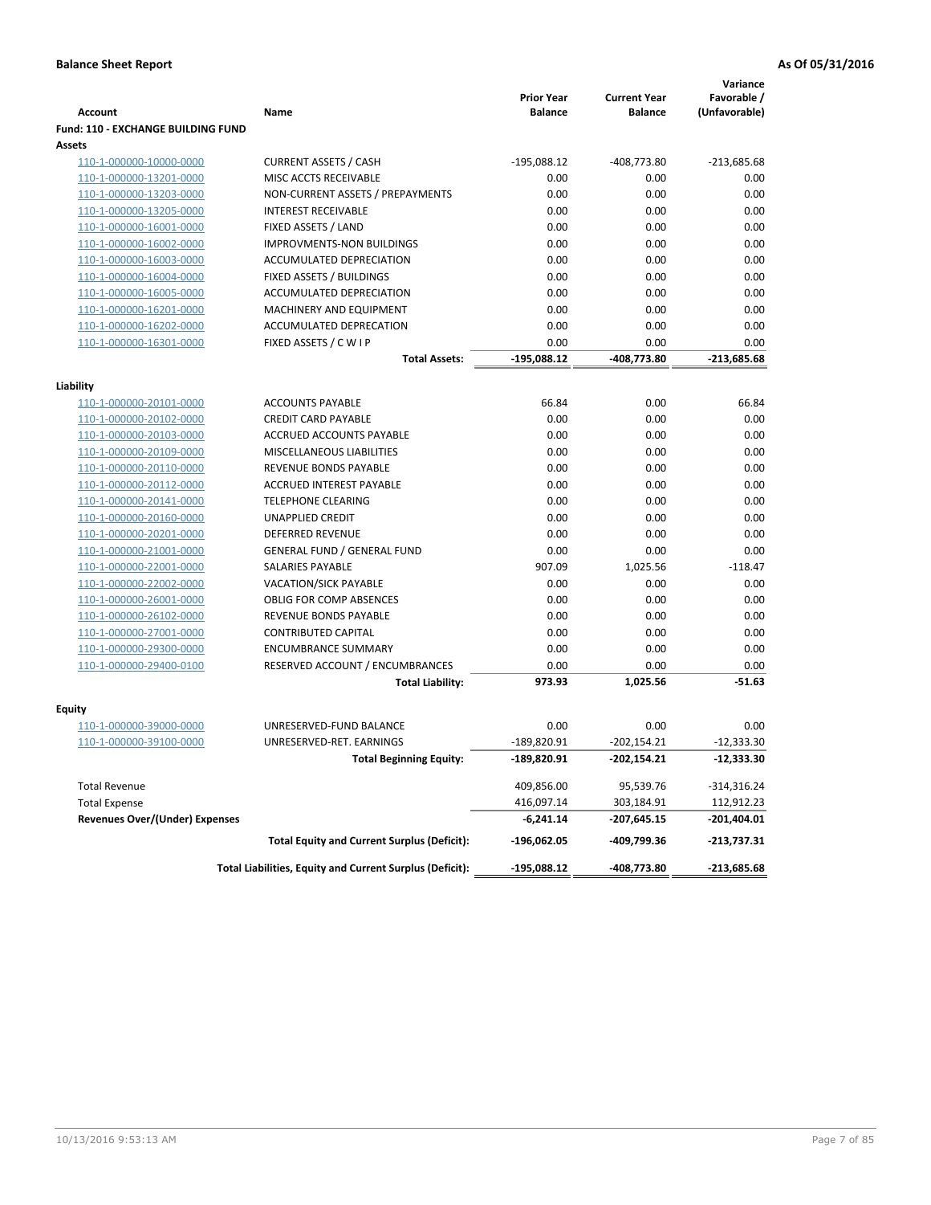**Balance Sheet Report** | **As Of 05/31/2016**

| Account | Name | Prior Year Balance | Current Year Balance | Variance Favorable / (Unfavorable) |
|---|---|---|---|---|
| **Fund: 110 - EXCHANGE BUILDING FUND** | | | | |
| **Assets** | | | | |
| 110-1-000000-10000-0000 | CURRENT ASSETS / CASH | -195,088.12 | -408,773.80 | -213,685.68 |
| 110-1-000000-13201-0000 | MISC ACCTS RECEIVABLE | 0.00 | 0.00 | 0.00 |
| 110-1-000000-13203-0000 | NON-CURRENT ASSETS / PREPAYMENTS | 0.00 | 0.00 | 0.00 |
| 110-1-000000-13205-0000 | INTEREST RECEIVABLE | 0.00 | 0.00 | 0.00 |
| 110-1-000000-16001-0000 | FIXED ASSETS / LAND | 0.00 | 0.00 | 0.00 |
| 110-1-000000-16002-0000 | IMPROVMENTS-NON BUILDINGS | 0.00 | 0.00 | 0.00 |
| 110-1-000000-16003-0000 | ACCUMULATED DEPRECIATION | 0.00 | 0.00 | 0.00 |
| 110-1-000000-16004-0000 | FIXED ASSETS / BUILDINGS | 0.00 | 0.00 | 0.00 |
| 110-1-000000-16005-0000 | ACCUMULATED DEPRECIATION | 0.00 | 0.00 | 0.00 |
| 110-1-000000-16201-0000 | MACHINERY AND EQUIPMENT | 0.00 | 0.00 | 0.00 |
| 110-1-000000-16202-0000 | ACCUMULATED DEPRECATION | 0.00 | 0.00 | 0.00 |
| 110-1-000000-16301-0000 | FIXED ASSETS / C W I P | 0.00 | 0.00 | 0.00 |
| | **Total Assets:** | **-195,088.12** | **-408,773.80** | **-213,685.68** |
| **Liability** | | | | |
| 110-1-000000-20101-0000 | ACCOUNTS PAYABLE | 66.84 | 0.00 | 66.84 |
| 110-1-000000-20102-0000 | CREDIT CARD PAYABLE | 0.00 | 0.00 | 0.00 |
| 110-1-000000-20103-0000 | ACCRUED ACCOUNTS PAYABLE | 0.00 | 0.00 | 0.00 |
| 110-1-000000-20109-0000 | MISCELLANEOUS LIABILITIES | 0.00 | 0.00 | 0.00 |
| 110-1-000000-20110-0000 | REVENUE BONDS PAYABLE | 0.00 | 0.00 | 0.00 |
| 110-1-000000-20112-0000 | ACCRUED INTEREST PAYABLE | 0.00 | 0.00 | 0.00 |
| 110-1-000000-20141-0000 | TELEPHONE CLEARING | 0.00 | 0.00 | 0.00 |
| 110-1-000000-20160-0000 | UNAPPLIED CREDIT | 0.00 | 0.00 | 0.00 |
| 110-1-000000-20201-0000 | DEFERRED REVENUE | 0.00 | 0.00 | 0.00 |
| 110-1-000000-21001-0000 | GENERAL FUND / GENERAL FUND | 0.00 | 0.00 | 0.00 |
| 110-1-000000-22001-0000 | SALARIES PAYABLE | 907.09 | 1,025.56 | -118.47 |
| 110-1-000000-22002-0000 | VACATION/SICK PAYABLE | 0.00 | 0.00 | 0.00 |
| 110-1-000000-26001-0000 | OBLIG FOR COMP ABSENCES | 0.00 | 0.00 | 0.00 |
| 110-1-000000-26102-0000 | REVENUE BONDS PAYABLE | 0.00 | 0.00 | 0.00 |
| 110-1-000000-27001-0000 | CONTRIBUTED CAPITAL | 0.00 | 0.00 | 0.00 |
| 110-1-000000-29300-0000 | ENCUMBRANCE SUMMARY | 0.00 | 0.00 | 0.00 |
| 110-1-000000-29400-0100 | RESERVED ACCOUNT / ENCUMBRANCES | 0.00 | 0.00 | 0.00 |
| | **Total Liability:** | **973.93** | **1,025.56** | **-51.63** |
| **Equity** | | | | |
| 110-1-000000-39000-0000 | UNRESERVED-FUND BALANCE | 0.00 | 0.00 | 0.00 |
| 110-1-000000-39100-0000 | UNRESERVED-RET. EARNINGS | -189,820.91 | -202,154.21 | -12,333.30 |
| | **Total Beginning Equity:** | **-189,820.91** | **-202,154.21** | **-12,333.30** |
| Total Revenue | | 409,856.00 | 95,539.76 | -314,316.24 |
| Total Expense | | 416,097.14 | 303,184.91 | 112,912.23 |
| **Revenues Over/(Under) Expenses** | | **-6,241.14** | **-207,645.15** | **-201,404.01** |
| | **Total Equity and Current Surplus (Deficit):** | **-196,062.05** | **-409,799.36** | **-213,737.31** |
| | **Total Liabilities, Equity and Current Surplus (Deficit):** | **-195,088.12** | **-408,773.80** | **-213,685.68** |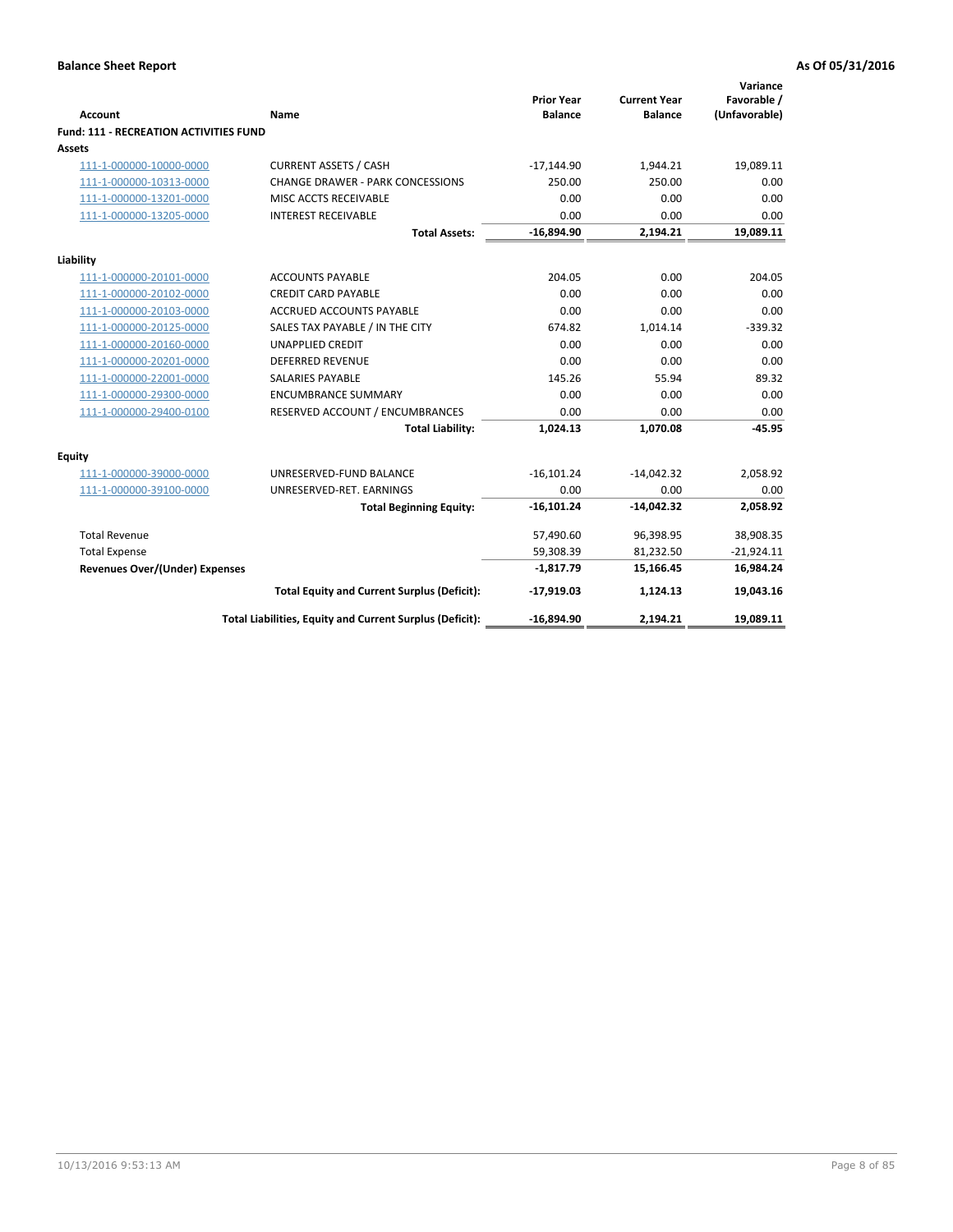**Balance Sheet Report** — **As Of 05/31/2016**

| Account | Name | Prior Year Balance | Current Year Balance | Variance Favorable / (Unfavorable) |
|---|---|---|---|---|
| **Fund: 111 - RECREATION ACTIVITIES FUND** | | | | |
| **Assets** | | | | |
| 111-1-000000-10000-0000 | CURRENT ASSETS / CASH | -17,144.90 | 1,944.21 | 19,089.11 |
| 111-1-000000-10313-0000 | CHANGE DRAWER - PARK CONCESSIONS | 250.00 | 250.00 | 0.00 |
| 111-1-000000-13201-0000 | MISC ACCTS RECEIVABLE | 0.00 | 0.00 | 0.00 |
| 111-1-000000-13205-0000 | INTEREST RECEIVABLE | 0.00 | 0.00 | 0.00 |
| | **Total Assets:** | **-16,894.90** | **2,194.21** | **19,089.11** |
| **Liability** | | | | |
| 111-1-000000-20101-0000 | ACCOUNTS PAYABLE | 204.05 | 0.00 | 204.05 |
| 111-1-000000-20102-0000 | CREDIT CARD PAYABLE | 0.00 | 0.00 | 0.00 |
| 111-1-000000-20103-0000 | ACCRUED ACCOUNTS PAYABLE | 0.00 | 0.00 | 0.00 |
| 111-1-000000-20125-0000 | SALES TAX PAYABLE / IN THE CITY | 674.82 | 1,014.14 | -339.32 |
| 111-1-000000-20160-0000 | UNAPPLIED CREDIT | 0.00 | 0.00 | 0.00 |
| 111-1-000000-20201-0000 | DEFERRED REVENUE | 0.00 | 0.00 | 0.00 |
| 111-1-000000-22001-0000 | SALARIES PAYABLE | 145.26 | 55.94 | 89.32 |
| 111-1-000000-29300-0000 | ENCUMBRANCE SUMMARY | 0.00 | 0.00 | 0.00 |
| 111-1-000000-29400-0100 | RESERVED ACCOUNT / ENCUMBRANCES | 0.00 | 0.00 | 0.00 |
| | **Total Liability:** | **1,024.13** | **1,070.08** | **-45.95** |
| **Equity** | | | | |
| 111-1-000000-39000-0000 | UNRESERVED-FUND BALANCE | -16,101.24 | -14,042.32 | 2,058.92 |
| 111-1-000000-39100-0000 | UNRESERVED-RET. EARNINGS | 0.00 | 0.00 | 0.00 |
| | **Total Beginning Equity:** | **-16,101.24** | **-14,042.32** | **2,058.92** |
| Total Revenue | | 57,490.60 | 96,398.95 | 38,908.35 |
| Total Expense | | 59,308.39 | 81,232.50 | -21,924.11 |
| **Revenues Over/(Under) Expenses** | | **-1,817.79** | **15,166.45** | **16,984.24** |
| | **Total Equity and Current Surplus (Deficit):** | **-17,919.03** | **1,124.13** | **19,043.16** |
| | **Total Liabilities, Equity and Current Surplus (Deficit):** | **-16,894.90** | **2,194.21** | **19,089.11** |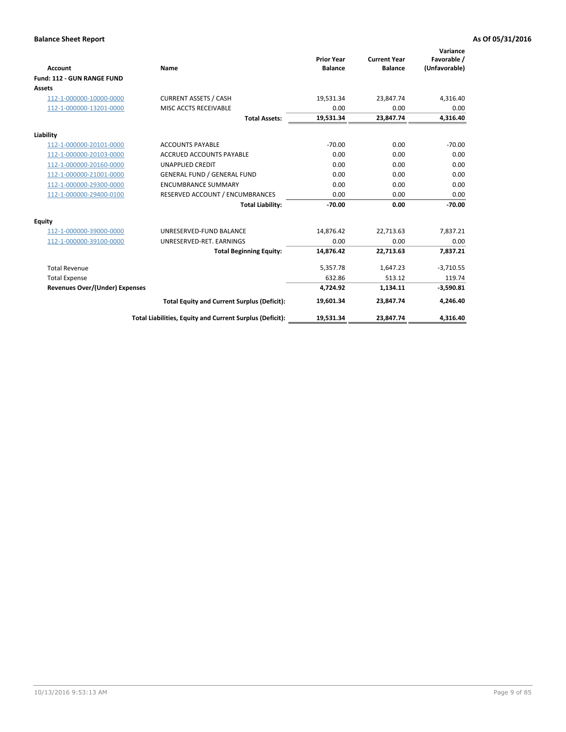**Balance Sheet Report** **As Of 05/31/2016**

| Account | Name | Prior Year Balance | Current Year Balance | Variance Favorable / (Unfavorable) |
|---|---|---|---|---|
| **Fund: 112 - GUN RANGE FUND** | | | | |
| **Assets** | | | | |
| 112-1-000000-10000-0000 | CURRENT ASSETS / CASH | 19,531.34 | 23,847.74 | 4,316.40 |
| 112-1-000000-13201-0000 | MISC ACCTS RECEIVABLE | 0.00 | 0.00 | 0.00 |
| | **Total Assets:** | **19,531.34** | **23,847.74** | **4,316.40** |
| **Liability** | | | | |
| 112-1-000000-20101-0000 | ACCOUNTS PAYABLE | -70.00 | 0.00 | -70.00 |
| 112-1-000000-20103-0000 | ACCRUED ACCOUNTS PAYABLE | 0.00 | 0.00 | 0.00 |
| 112-1-000000-20160-0000 | UNAPPLIED CREDIT | 0.00 | 0.00 | 0.00 |
| 112-1-000000-21001-0000 | GENERAL FUND / GENERAL FUND | 0.00 | 0.00 | 0.00 |
| 112-1-000000-29300-0000 | ENCUMBRANCE SUMMARY | 0.00 | 0.00 | 0.00 |
| 112-1-000000-29400-0100 | RESERVED ACCOUNT / ENCUMBRANCES | 0.00 | 0.00 | 0.00 |
| | **Total Liability:** | **-70.00** | **0.00** | **-70.00** |
| **Equity** | | | | |
| 112-1-000000-39000-0000 | UNRESERVED-FUND BALANCE | 14,876.42 | 22,713.63 | 7,837.21 |
| 112-1-000000-39100-0000 | UNRESERVED-RET. EARNINGS | 0.00 | 0.00 | 0.00 |
| | **Total Beginning Equity:** | **14,876.42** | **22,713.63** | **7,837.21** |
| Total Revenue | | 5,357.78 | 1,647.23 | -3,710.55 |
| Total Expense | | 632.86 | 513.12 | 119.74 |
| **Revenues Over/(Under) Expenses** | | **4,724.92** | **1,134.11** | **-3,590.81** |
| | **Total Equity and Current Surplus (Deficit):** | **19,601.34** | **23,847.74** | **4,246.40** |
| | **Total Liabilities, Equity and Current Surplus (Deficit):** | **19,531.34** | **23,847.74** | **4,316.40** |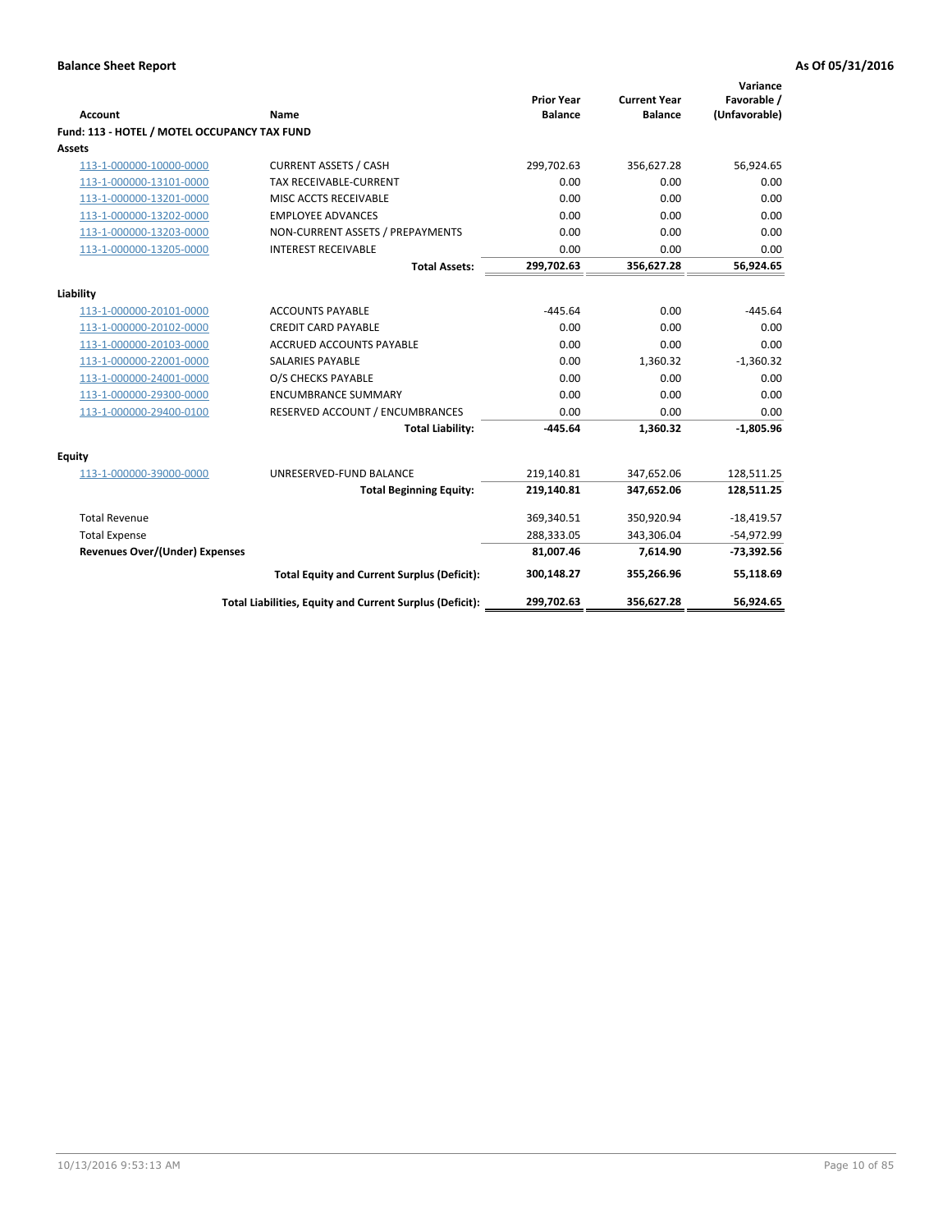**Balance Sheet Report** — As Of 05/31/2016

| Account | Name | Prior Year Balance | Current Year Balance | Variance Favorable / (Unfavorable) |
|---|---|---|---|---|
| **Fund: 113 - HOTEL / MOTEL OCCUPANCY TAX FUND** | | | | |
| **Assets** | | | | |
| 113-1-000000-10000-0000 | CURRENT ASSETS / CASH | 299,702.63 | 356,627.28 | 56,924.65 |
| 113-1-000000-13101-0000 | TAX RECEIVABLE-CURRENT | 0.00 | 0.00 | 0.00 |
| 113-1-000000-13201-0000 | MISC ACCTS RECEIVABLE | 0.00 | 0.00 | 0.00 |
| 113-1-000000-13202-0000 | EMPLOYEE ADVANCES | 0.00 | 0.00 | 0.00 |
| 113-1-000000-13203-0000 | NON-CURRENT ASSETS / PREPAYMENTS | 0.00 | 0.00 | 0.00 |
| 113-1-000000-13205-0000 | INTEREST RECEIVABLE | 0.00 | 0.00 | 0.00 |
| | **Total Assets:** | **299,702.63** | **356,627.28** | **56,924.65** |
| **Liability** | | | | |
| 113-1-000000-20101-0000 | ACCOUNTS PAYABLE | -445.64 | 0.00 | -445.64 |
| 113-1-000000-20102-0000 | CREDIT CARD PAYABLE | 0.00 | 0.00 | 0.00 |
| 113-1-000000-20103-0000 | ACCRUED ACCOUNTS PAYABLE | 0.00 | 0.00 | 0.00 |
| 113-1-000000-22001-0000 | SALARIES PAYABLE | 0.00 | 1,360.32 | -1,360.32 |
| 113-1-000000-24001-0000 | O/S CHECKS PAYABLE | 0.00 | 0.00 | 0.00 |
| 113-1-000000-29300-0000 | ENCUMBRANCE SUMMARY | 0.00 | 0.00 | 0.00 |
| 113-1-000000-29400-0100 | RESERVED ACCOUNT / ENCUMBRANCES | 0.00 | 0.00 | 0.00 |
| | **Total Liability:** | **-445.64** | **1,360.32** | **-1,805.96** |
| **Equity** | | | | |
| 113-1-000000-39000-0000 | UNRESERVED-FUND BALANCE | 219,140.81 | 347,652.06 | 128,511.25 |
| | **Total Beginning Equity:** | **219,140.81** | **347,652.06** | **128,511.25** |
| Total Revenue | | 369,340.51 | 350,920.94 | -18,419.57 |
| Total Expense | | 288,333.05 | 343,306.04 | -54,972.99 |
| **Revenues Over/(Under) Expenses** | | **81,007.46** | **7,614.90** | **-73,392.56** |
| | **Total Equity and Current Surplus (Deficit):** | **300,148.27** | **355,266.96** | **55,118.69** |
| | **Total Liabilities, Equity and Current Surplus (Deficit):** | **299,702.63** | **356,627.28** | **56,924.65** |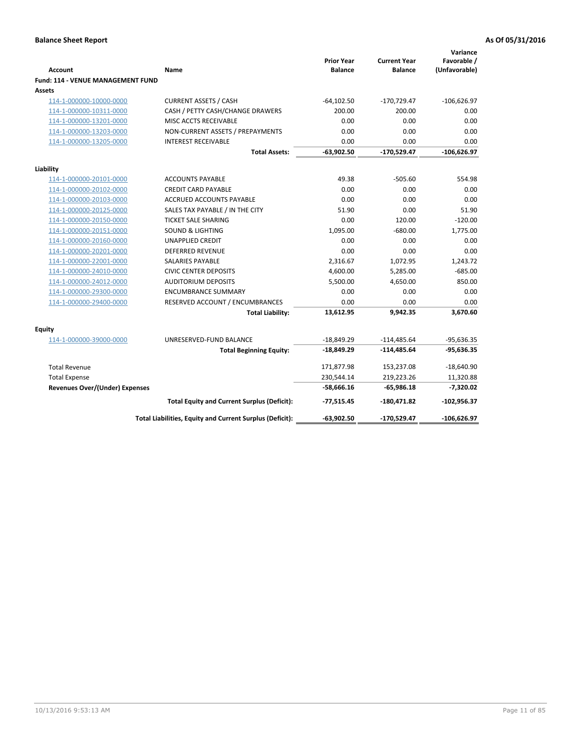**Balance Sheet Report** | **As Of 05/31/2016**

| Account | Name | Prior Year Balance | Current Year Balance | Variance Favorable / (Unfavorable) |
|---|---|---|---|---|
| **Fund: 114 - VENUE MANAGEMENT FUND** | | | | |
| **Assets** | | | | |
| 114-1-000000-10000-0000 | CURRENT ASSETS / CASH | -64,102.50 | -170,729.47 | -106,626.97 |
| 114-1-000000-10311-0000 | CASH / PETTY CASH/CHANGE DRAWERS | 200.00 | 200.00 | 0.00 |
| 114-1-000000-13201-0000 | MISC ACCTS RECEIVABLE | 0.00 | 0.00 | 0.00 |
| 114-1-000000-13203-0000 | NON-CURRENT ASSETS / PREPAYMENTS | 0.00 | 0.00 | 0.00 |
| 114-1-000000-13205-0000 | INTEREST RECEIVABLE | 0.00 | 0.00 | 0.00 |
| | **Total Assets:** | **-63,902.50** | **-170,529.47** | **-106,626.97** |
| **Liability** | | | | |
| 114-1-000000-20101-0000 | ACCOUNTS PAYABLE | 49.38 | -505.60 | 554.98 |
| 114-1-000000-20102-0000 | CREDIT CARD PAYABLE | 0.00 | 0.00 | 0.00 |
| 114-1-000000-20103-0000 | ACCRUED ACCOUNTS PAYABLE | 0.00 | 0.00 | 0.00 |
| 114-1-000000-20125-0000 | SALES TAX PAYABLE / IN THE CITY | 51.90 | 0.00 | 51.90 |
| 114-1-000000-20150-0000 | TICKET SALE SHARING | 0.00 | 120.00 | -120.00 |
| 114-1-000000-20151-0000 | SOUND & LIGHTING | 1,095.00 | -680.00 | 1,775.00 |
| 114-1-000000-20160-0000 | UNAPPLIED CREDIT | 0.00 | 0.00 | 0.00 |
| 114-1-000000-20201-0000 | DEFERRED REVENUE | 0.00 | 0.00 | 0.00 |
| 114-1-000000-22001-0000 | SALARIES PAYABLE | 2,316.67 | 1,072.95 | 1,243.72 |
| 114-1-000000-24010-0000 | CIVIC CENTER DEPOSITS | 4,600.00 | 5,285.00 | -685.00 |
| 114-1-000000-24012-0000 | AUDITORIUM DEPOSITS | 5,500.00 | 4,650.00 | 850.00 |
| 114-1-000000-29300-0000 | ENCUMBRANCE SUMMARY | 0.00 | 0.00 | 0.00 |
| 114-1-000000-29400-0000 | RESERVED ACCOUNT / ENCUMBRANCES | 0.00 | 0.00 | 0.00 |
| | **Total Liability:** | **13,612.95** | **9,942.35** | **3,670.60** |
| **Equity** | | | | |
| 114-1-000000-39000-0000 | UNRESERVED-FUND BALANCE | -18,849.29 | -114,485.64 | -95,636.35 |
| | **Total Beginning Equity:** | **-18,849.29** | **-114,485.64** | **-95,636.35** |
| Total Revenue | | 171,877.98 | 153,237.08 | -18,640.90 |
| Total Expense | | 230,544.14 | 219,223.26 | 11,320.88 |
| **Revenues Over/(Under) Expenses** | | **-58,666.16** | **-65,986.18** | **-7,320.02** |
| | **Total Equity and Current Surplus (Deficit):** | **-77,515.45** | **-180,471.82** | **-102,956.37** |
| | **Total Liabilities, Equity and Current Surplus (Deficit):** | **-63,902.50** | **-170,529.47** | **-106,626.97** |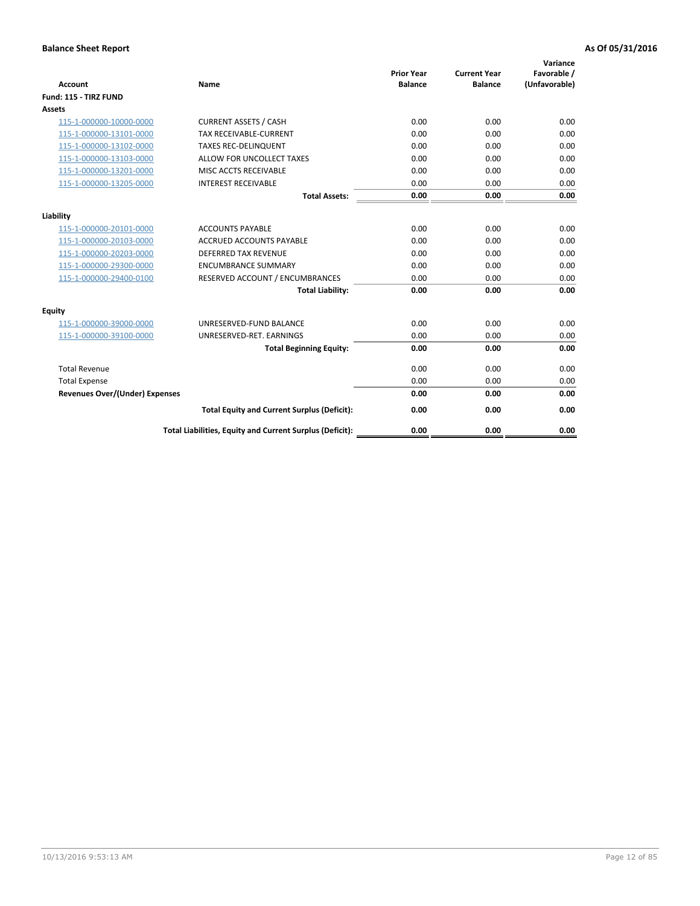**Balance Sheet Report** | **As Of 05/31/2016**

| Account | Name | Prior Year Balance | Current Year Balance | Variance Favorable / (Unfavorable) |
|---|---|---|---|---|
| **Fund: 115 - TIRZ FUND** | | | | |
| **Assets** | | | | |
| 115-1-000000-10000-0000 | CURRENT ASSETS / CASH | 0.00 | 0.00 | 0.00 |
| 115-1-000000-13101-0000 | TAX RECEIVABLE-CURRENT | 0.00 | 0.00 | 0.00 |
| 115-1-000000-13102-0000 | TAXES REC-DELINQUENT | 0.00 | 0.00 | 0.00 |
| 115-1-000000-13103-0000 | ALLOW FOR UNCOLLECT TAXES | 0.00 | 0.00 | 0.00 |
| 115-1-000000-13201-0000 | MISC ACCTS RECEIVABLE | 0.00 | 0.00 | 0.00 |
| 115-1-000000-13205-0000 | INTEREST RECEIVABLE | 0.00 | 0.00 | 0.00 |
| | **Total Assets:** | **0.00** | **0.00** | **0.00** |
| **Liability** | | | | |
| 115-1-000000-20101-0000 | ACCOUNTS PAYABLE | 0.00 | 0.00 | 0.00 |
| 115-1-000000-20103-0000 | ACCRUED ACCOUNTS PAYABLE | 0.00 | 0.00 | 0.00 |
| 115-1-000000-20203-0000 | DEFERRED TAX REVENUE | 0.00 | 0.00 | 0.00 |
| 115-1-000000-29300-0000 | ENCUMBRANCE SUMMARY | 0.00 | 0.00 | 0.00 |
| 115-1-000000-29400-0100 | RESERVED ACCOUNT / ENCUMBRANCES | 0.00 | 0.00 | 0.00 |
| | **Total Liability:** | **0.00** | **0.00** | **0.00** |
| **Equity** | | | | |
| 115-1-000000-39000-0000 | UNRESERVED-FUND BALANCE | 0.00 | 0.00 | 0.00 |
| 115-1-000000-39100-0000 | UNRESERVED-RET. EARNINGS | 0.00 | 0.00 | 0.00 |
| | **Total Beginning Equity:** | **0.00** | **0.00** | **0.00** |
| Total Revenue | | 0.00 | 0.00 | 0.00 |
| Total Expense | | 0.00 | 0.00 | 0.00 |
| **Revenues Over/(Under) Expenses** | | **0.00** | **0.00** | **0.00** |
| | **Total Equity and Current Surplus (Deficit):** | **0.00** | **0.00** | **0.00** |
| | **Total Liabilities, Equity and Current Surplus (Deficit):** | **0.00** | **0.00** | **0.00** |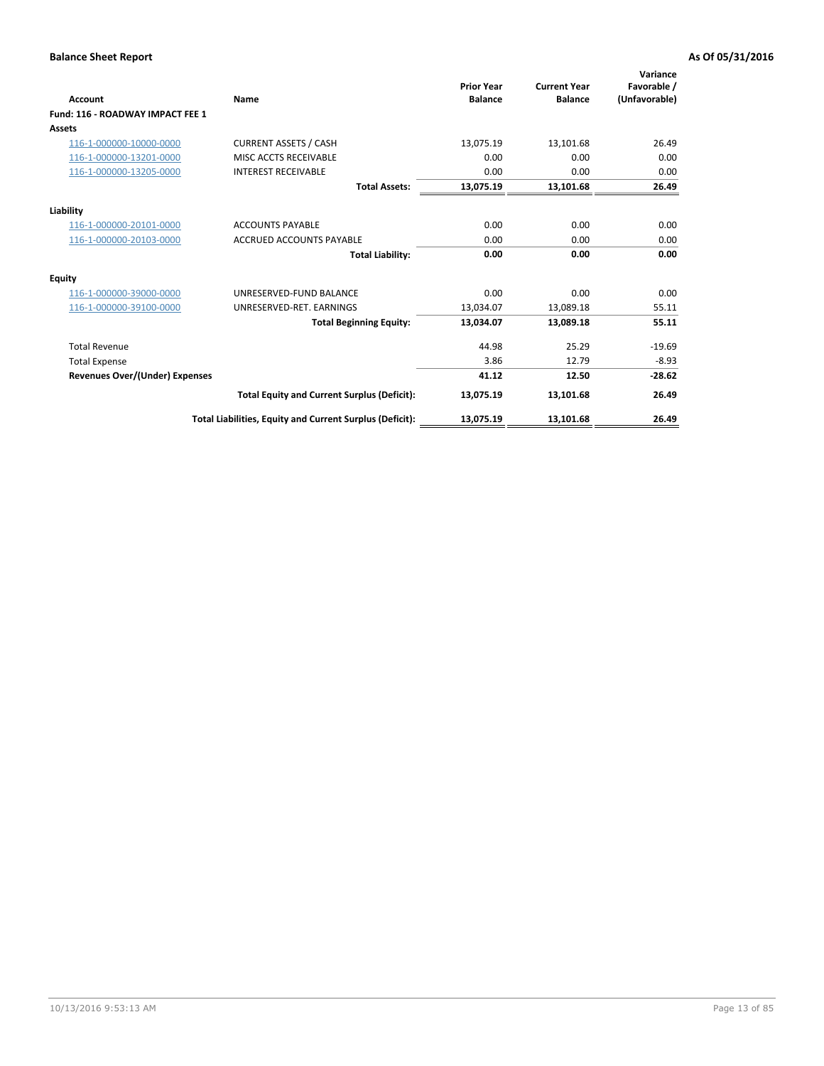**Balance Sheet Report** | **As Of 05/31/2016**

| Account | Name | Prior Year Balance | Current Year Balance | Variance Favorable / (Unfavorable) |
|---|---|---|---|---|
| **Fund: 116 - ROADWAY IMPACT FEE 1** | | | | |
| **Assets** | | | | |
| 116-1-000000-10000-0000 | CURRENT ASSETS / CASH | 13,075.19 | 13,101.68 | 26.49 |
| 116-1-000000-13201-0000 | MISC ACCTS RECEIVABLE | 0.00 | 0.00 | 0.00 |
| 116-1-000000-13205-0000 | INTEREST RECEIVABLE | 0.00 | 0.00 | 0.00 |
| | **Total Assets:** | **13,075.19** | **13,101.68** | **26.49** |
| **Liability** | | | | |
| 116-1-000000-20101-0000 | ACCOUNTS PAYABLE | 0.00 | 0.00 | 0.00 |
| 116-1-000000-20103-0000 | ACCRUED ACCOUNTS PAYABLE | 0.00 | 0.00 | 0.00 |
| | **Total Liability:** | **0.00** | **0.00** | **0.00** |
| **Equity** | | | | |
| 116-1-000000-39000-0000 | UNRESERVED-FUND BALANCE | 0.00 | 0.00 | 0.00 |
| 116-1-000000-39100-0000 | UNRESERVED-RET. EARNINGS | 13,034.07 | 13,089.18 | 55.11 |
| | **Total Beginning Equity:** | **13,034.07** | **13,089.18** | **55.11** |
| Total Revenue | | 44.98 | 25.29 | -19.69 |
| Total Expense | | 3.86 | 12.79 | -8.93 |
| **Revenues Over/(Under) Expenses** | | **41.12** | **12.50** | **-28.62** |
| | **Total Equity and Current Surplus (Deficit):** | **13,075.19** | **13,101.68** | **26.49** |
| | **Total Liabilities, Equity and Current Surplus (Deficit):** | **13,075.19** | **13,101.68** | **26.49** |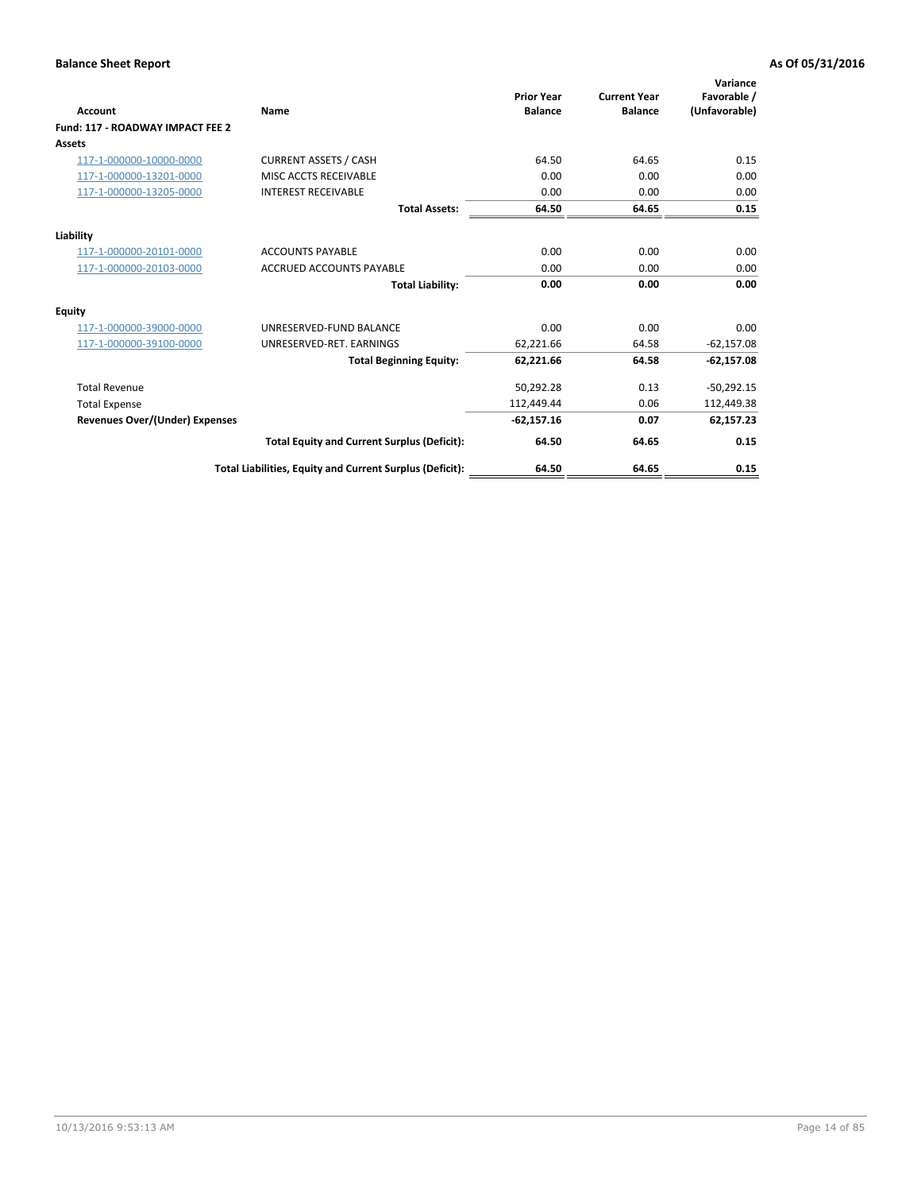**Balance Sheet Report** **As Of 05/31/2016**

| Account | Name | Prior Year Balance | Current Year Balance | Variance Favorable / (Unfavorable) |
|---|---|---|---|---|
| **Fund: 117 - ROADWAY IMPACT FEE 2** | | | | |
| **Assets** | | | | |
| 117-1-000000-10000-0000 | CURRENT ASSETS / CASH | 64.50 | 64.65 | 0.15 |
| 117-1-000000-13201-0000 | MISC ACCTS RECEIVABLE | 0.00 | 0.00 | 0.00 |
| 117-1-000000-13205-0000 | INTEREST RECEIVABLE | 0.00 | 0.00 | 0.00 |
| | **Total Assets:** | **64.50** | **64.65** | **0.15** |
| **Liability** | | | | |
| 117-1-000000-20101-0000 | ACCOUNTS PAYABLE | 0.00 | 0.00 | 0.00 |
| 117-1-000000-20103-0000 | ACCRUED ACCOUNTS PAYABLE | 0.00 | 0.00 | 0.00 |
| | **Total Liability:** | **0.00** | **0.00** | **0.00** |
| **Equity** | | | | |
| 117-1-000000-39000-0000 | UNRESERVED-FUND BALANCE | 0.00 | 0.00 | 0.00 |
| 117-1-000000-39100-0000 | UNRESERVED-RET. EARNINGS | 62,221.66 | 64.58 | -62,157.08 |
| | **Total Beginning Equity:** | **62,221.66** | **64.58** | **-62,157.08** |
| Total Revenue | | 50,292.28 | 0.13 | -50,292.15 |
| Total Expense | | 112,449.44 | 0.06 | 112,449.38 |
| **Revenues Over/(Under) Expenses** | | **-62,157.16** | **0.07** | **62,157.23** |
| | **Total Equity and Current Surplus (Deficit):** | **64.50** | **64.65** | **0.15** |
| | **Total Liabilities, Equity and Current Surplus (Deficit):** | **64.50** | **64.65** | **0.15** |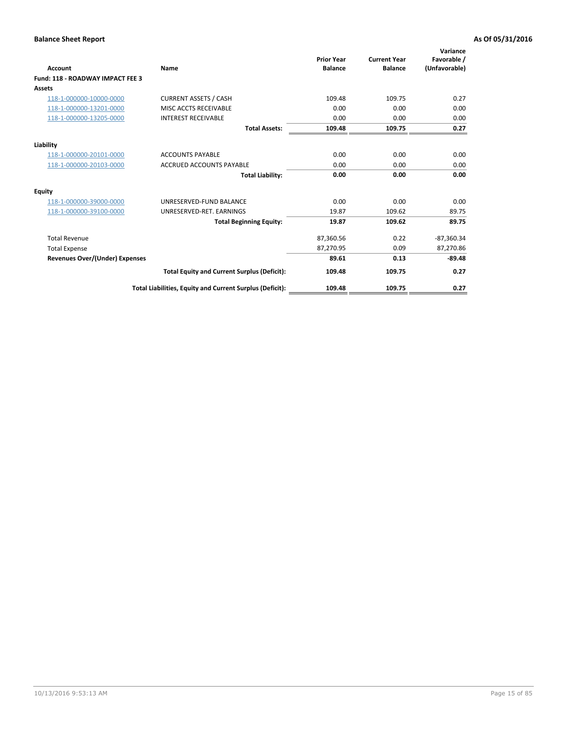## Balance Sheet Report

**As Of 05/31/2016**

| Account | Name | Prior Year Balance | Current Year Balance | Variance Favorable / (Unfavorable) |
|---|---|---|---|---|
| **Fund: 118 - ROADWAY IMPACT FEE 3** | | | | |
| **Assets** | | | | |
| 118-1-000000-10000-0000 | CURRENT ASSETS / CASH | 109.48 | 109.75 | 0.27 |
| 118-1-000000-13201-0000 | MISC ACCTS RECEIVABLE | 0.00 | 0.00 | 0.00 |
| 118-1-000000-13205-0000 | INTEREST RECEIVABLE | 0.00 | 0.00 | 0.00 |
| | **Total Assets:** | **109.48** | **109.75** | **0.27** |
| **Liability** | | | | |
| 118-1-000000-20101-0000 | ACCOUNTS PAYABLE | 0.00 | 0.00 | 0.00 |
| 118-1-000000-20103-0000 | ACCRUED ACCOUNTS PAYABLE | 0.00 | 0.00 | 0.00 |
| | **Total Liability:** | **0.00** | **0.00** | **0.00** |
| **Equity** | | | | |
| 118-1-000000-39000-0000 | UNRESERVED-FUND BALANCE | 0.00 | 0.00 | 0.00 |
| 118-1-000000-39100-0000 | UNRESERVED-RET. EARNINGS | 19.87 | 109.62 | 89.75 |
| | **Total Beginning Equity:** | **19.87** | **109.62** | **89.75** |
| Total Revenue | | 87,360.56 | 0.22 | -87,360.34 |
| Total Expense | | 87,270.95 | 0.09 | 87,270.86 |
| **Revenues Over/(Under) Expenses** | | **89.61** | **0.13** | **-89.48** |
| | **Total Equity and Current Surplus (Deficit):** | **109.48** | **109.75** | **0.27** |
| | **Total Liabilities, Equity and Current Surplus (Deficit):** | **109.48** | **109.75** | **0.27** |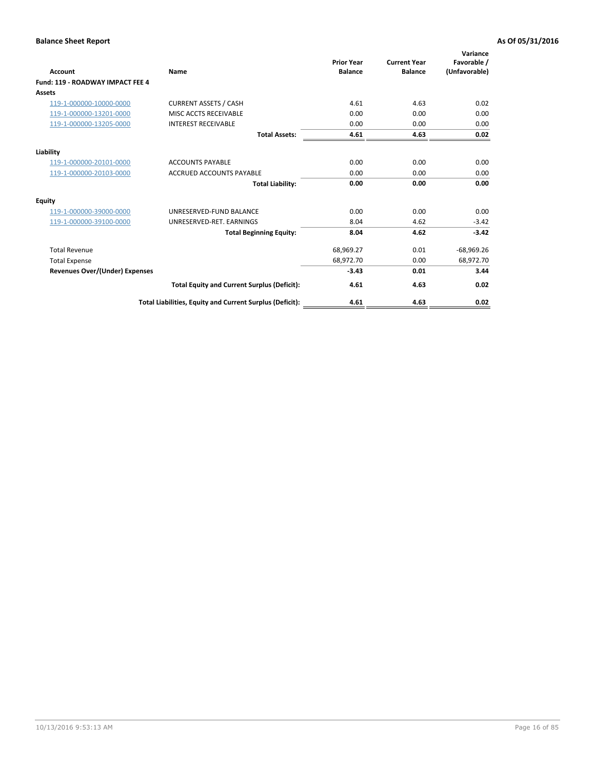**Balance Sheet Report** **As Of 05/31/2016**

| Account | Name | Prior Year Balance | Current Year Balance | Variance Favorable / (Unfavorable) |
|---|---|---|---|---|
| **Fund: 119 - ROADWAY IMPACT FEE 4** | | | | |
| **Assets** | | | | |
| 119-1-000000-10000-0000 | CURRENT ASSETS / CASH | 4.61 | 4.63 | 0.02 |
| 119-1-000000-13201-0000 | MISC ACCTS RECEIVABLE | 0.00 | 0.00 | 0.00 |
| 119-1-000000-13205-0000 | INTEREST RECEIVABLE | 0.00 | 0.00 | 0.00 |
| | **Total Assets:** | **4.61** | **4.63** | **0.02** |
| **Liability** | | | | |
| 119-1-000000-20101-0000 | ACCOUNTS PAYABLE | 0.00 | 0.00 | 0.00 |
| 119-1-000000-20103-0000 | ACCRUED ACCOUNTS PAYABLE | 0.00 | 0.00 | 0.00 |
| | **Total Liability:** | **0.00** | **0.00** | **0.00** |
| **Equity** | | | | |
| 119-1-000000-39000-0000 | UNRESERVED-FUND BALANCE | 0.00 | 0.00 | 0.00 |
| 119-1-000000-39100-0000 | UNRESERVED-RET. EARNINGS | 8.04 | 4.62 | -3.42 |
| | **Total Beginning Equity:** | **8.04** | **4.62** | **-3.42** |
| Total Revenue | | 68,969.27 | 0.01 | -68,969.26 |
| Total Expense | | 68,972.70 | 0.00 | 68,972.70 |
| **Revenues Over/(Under) Expenses** | | **-3.43** | **0.01** | **3.44** |
| | **Total Equity and Current Surplus (Deficit):** | **4.61** | **4.63** | **0.02** |
| | **Total Liabilities, Equity and Current Surplus (Deficit):** | **4.61** | **4.63** | **0.02** |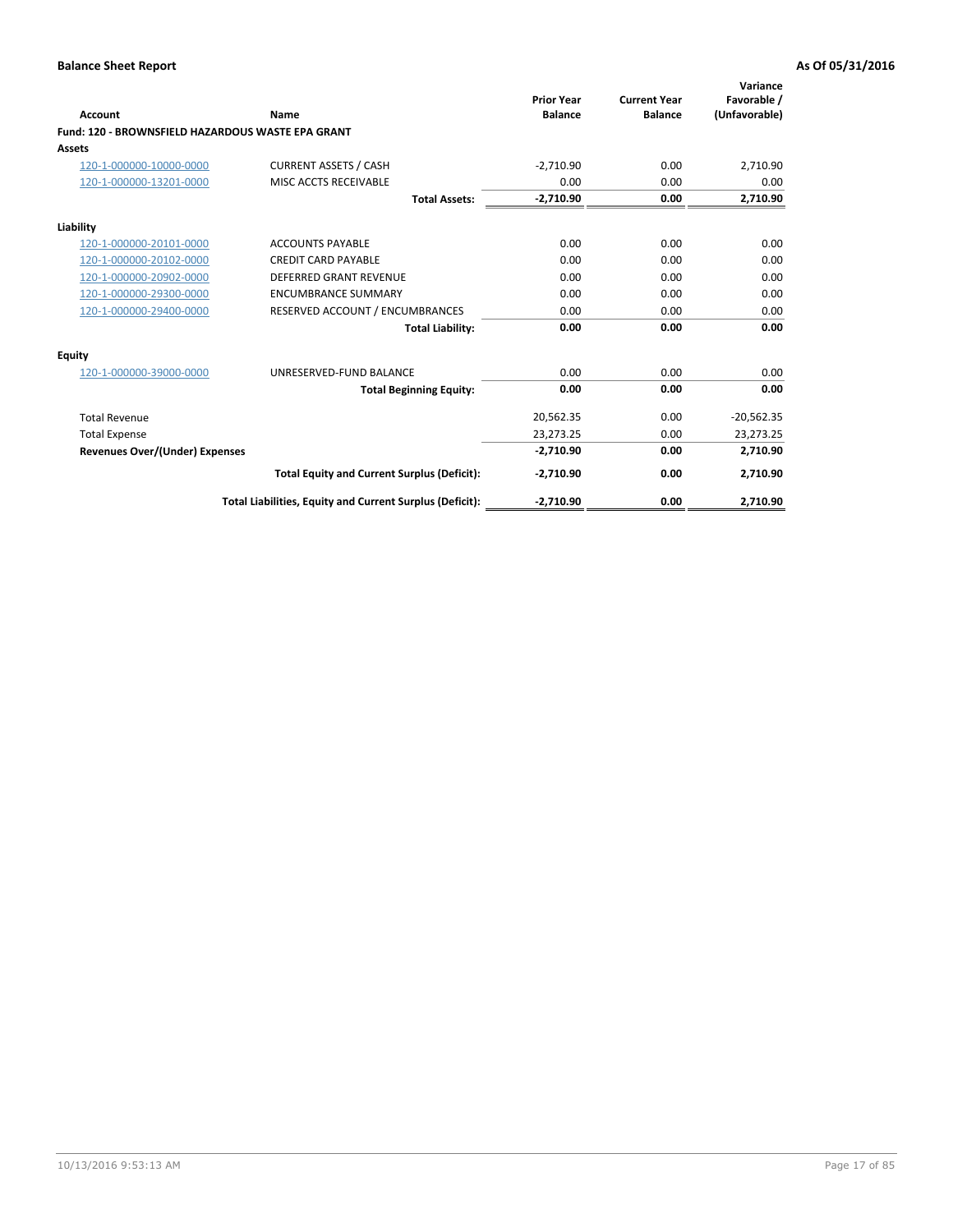**Balance Sheet Report** — As Of 05/31/2016

| Account | Name | Prior Year Balance | Current Year Balance | Variance Favorable / (Unfavorable) |
|---|---|---|---|---|
| **Fund: 120 - BROWNSFIELD HAZARDOUS WASTE EPA GRANT** | | | | |
| **Assets** | | | | |
| 120-1-000000-10000-0000 | CURRENT ASSETS / CASH | -2,710.90 | 0.00 | 2,710.90 |
| 120-1-000000-13201-0000 | MISC ACCTS RECEIVABLE | 0.00 | 0.00 | 0.00 |
| | **Total Assets:** | **-2,710.90** | **0.00** | **2,710.90** |
| **Liability** | | | | |
| 120-1-000000-20101-0000 | ACCOUNTS PAYABLE | 0.00 | 0.00 | 0.00 |
| 120-1-000000-20102-0000 | CREDIT CARD PAYABLE | 0.00 | 0.00 | 0.00 |
| 120-1-000000-20902-0000 | DEFERRED GRANT REVENUE | 0.00 | 0.00 | 0.00 |
| 120-1-000000-29300-0000 | ENCUMBRANCE SUMMARY | 0.00 | 0.00 | 0.00 |
| 120-1-000000-29400-0000 | RESERVED ACCOUNT / ENCUMBRANCES | 0.00 | 0.00 | 0.00 |
| | **Total Liability:** | **0.00** | **0.00** | **0.00** |
| **Equity** | | | | |
| 120-1-000000-39000-0000 | UNRESERVED-FUND BALANCE | 0.00 | 0.00 | 0.00 |
| | **Total Beginning Equity:** | **0.00** | **0.00** | **0.00** |
| Total Revenue | | 20,562.35 | 0.00 | -20,562.35 |
| Total Expense | | 23,273.25 | 0.00 | 23,273.25 |
| **Revenues Over/(Under) Expenses** | | **-2,710.90** | **0.00** | **2,710.90** |
| | **Total Equity and Current Surplus (Deficit):** | **-2,710.90** | **0.00** | **2,710.90** |
| | **Total Liabilities, Equity and Current Surplus (Deficit):** | **-2,710.90** | **0.00** | **2,710.90** |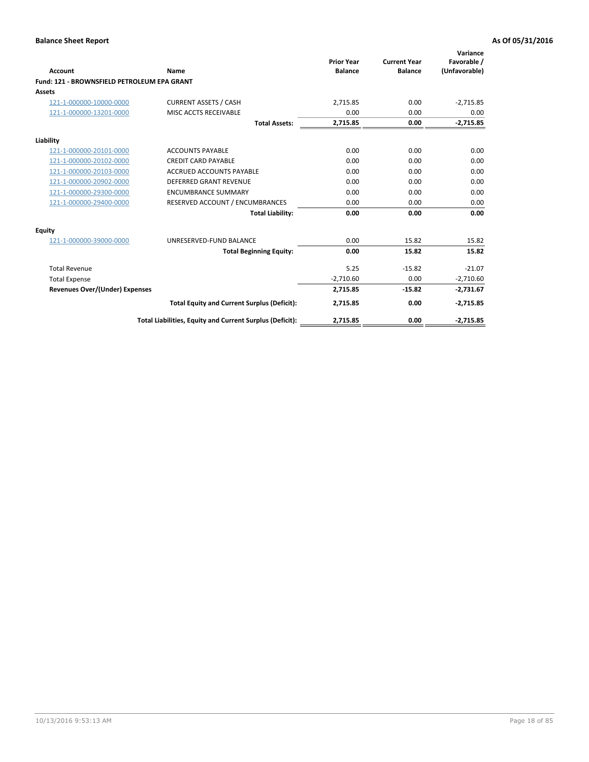**Balance Sheet Report** **As Of 05/31/2016**

| Account | Name | Prior Year Balance | Current Year Balance | Variance Favorable / (Unfavorable) |
|---|---|---|---|---|
| **Fund: 121 - BROWNSFIELD PETROLEUM EPA GRANT** | | | | |
| **Assets** | | | | |
| 121-1-000000-10000-0000 | CURRENT ASSETS / CASH | 2,715.85 | 0.00 | -2,715.85 |
| 121-1-000000-13201-0000 | MISC ACCTS RECEIVABLE | 0.00 | 0.00 | 0.00 |
| | **Total Assets:** | **2,715.85** | **0.00** | **-2,715.85** |
| **Liability** | | | | |
| 121-1-000000-20101-0000 | ACCOUNTS PAYABLE | 0.00 | 0.00 | 0.00 |
| 121-1-000000-20102-0000 | CREDIT CARD PAYABLE | 0.00 | 0.00 | 0.00 |
| 121-1-000000-20103-0000 | ACCRUED ACCOUNTS PAYABLE | 0.00 | 0.00 | 0.00 |
| 121-1-000000-20902-0000 | DEFERRED GRANT REVENUE | 0.00 | 0.00 | 0.00 |
| 121-1-000000-29300-0000 | ENCUMBRANCE SUMMARY | 0.00 | 0.00 | 0.00 |
| 121-1-000000-29400-0000 | RESERVED ACCOUNT / ENCUMBRANCES | 0.00 | 0.00 | 0.00 |
| | **Total Liability:** | **0.00** | **0.00** | **0.00** |
| **Equity** | | | | |
| 121-1-000000-39000-0000 | UNRESERVED-FUND BALANCE | 0.00 | 15.82 | 15.82 |
| | **Total Beginning Equity:** | **0.00** | **15.82** | **15.82** |
| Total Revenue | | 5.25 | -15.82 | -21.07 |
| Total Expense | | -2,710.60 | 0.00 | -2,710.60 |
| **Revenues Over/(Under) Expenses** | | **2,715.85** | **-15.82** | **-2,731.67** |
| | **Total Equity and Current Surplus (Deficit):** | **2,715.85** | **0.00** | **-2,715.85** |
| | **Total Liabilities, Equity and Current Surplus (Deficit):** | **2,715.85** | **0.00** | **-2,715.85** |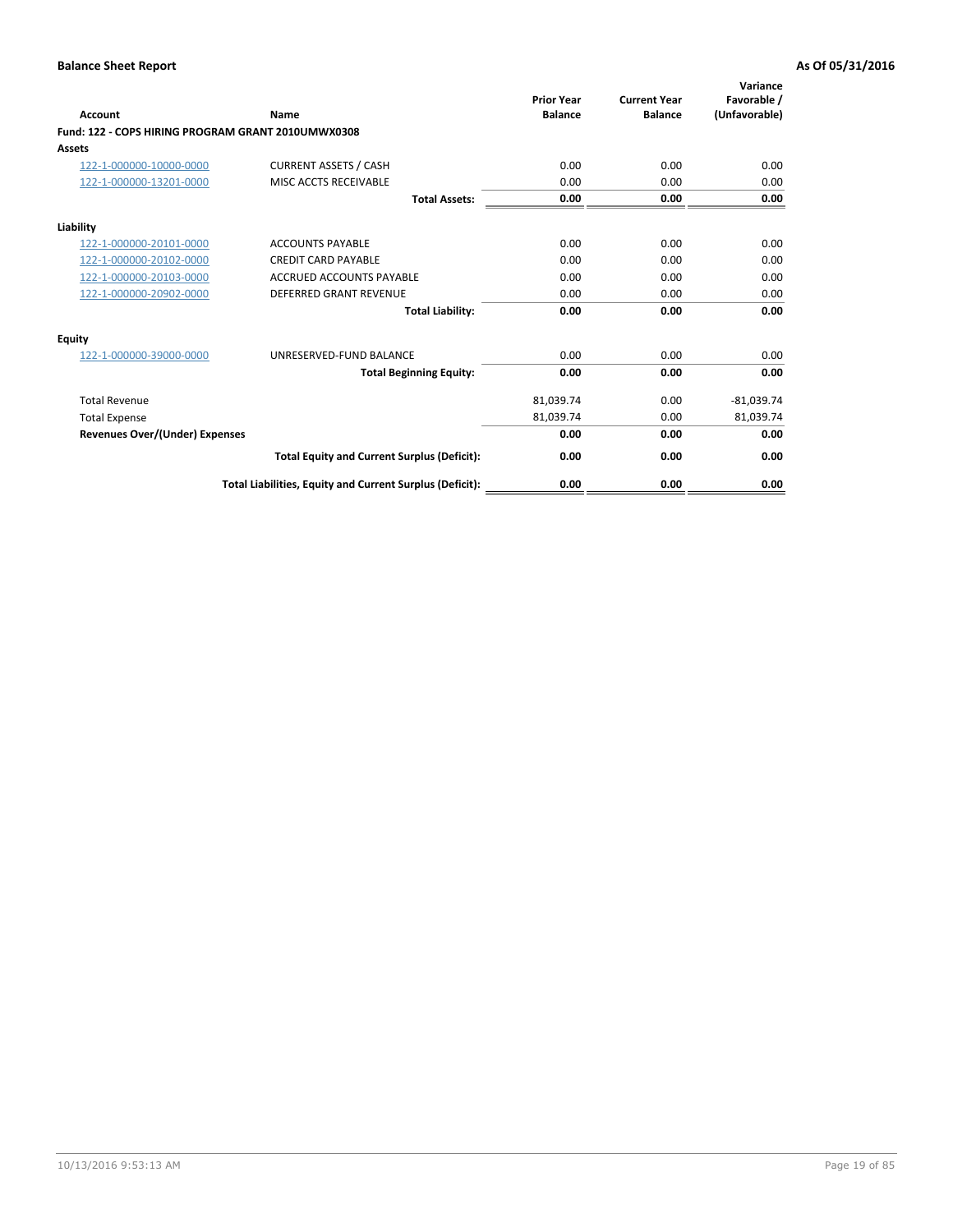**Balance Sheet Report** — As Of 05/31/2016

| Account | Name | Prior Year Balance | Current Year Balance | Variance Favorable / (Unfavorable) |
|---|---|---|---|---|
| **Fund: 122 - COPS HIRING PROGRAM GRANT 2010UMWX0308** | | | | |
| **Assets** | | | | |
| 122-1-000000-10000-0000 | CURRENT ASSETS / CASH | 0.00 | 0.00 | 0.00 |
| 122-1-000000-13201-0000 | MISC ACCTS RECEIVABLE | 0.00 | 0.00 | 0.00 |
| | **Total Assets:** | **0.00** | **0.00** | **0.00** |
| **Liability** | | | | |
| 122-1-000000-20101-0000 | ACCOUNTS PAYABLE | 0.00 | 0.00 | 0.00 |
| 122-1-000000-20102-0000 | CREDIT CARD PAYABLE | 0.00 | 0.00 | 0.00 |
| 122-1-000000-20103-0000 | ACCRUED ACCOUNTS PAYABLE | 0.00 | 0.00 | 0.00 |
| 122-1-000000-20902-0000 | DEFERRED GRANT REVENUE | 0.00 | 0.00 | 0.00 |
| | **Total Liability:** | **0.00** | **0.00** | **0.00** |
| **Equity** | | | | |
| 122-1-000000-39000-0000 | UNRESERVED-FUND BALANCE | 0.00 | 0.00 | 0.00 |
| | **Total Beginning Equity:** | **0.00** | **0.00** | **0.00** |
| Total Revenue | | 81,039.74 | 0.00 | -81,039.74 |
| Total Expense | | 81,039.74 | 0.00 | 81,039.74 |
| **Revenues Over/(Under) Expenses** | | **0.00** | **0.00** | **0.00** |
| | **Total Equity and Current Surplus (Deficit):** | **0.00** | **0.00** | **0.00** |
| | **Total Liabilities, Equity and Current Surplus (Deficit):** | **0.00** | **0.00** | **0.00** |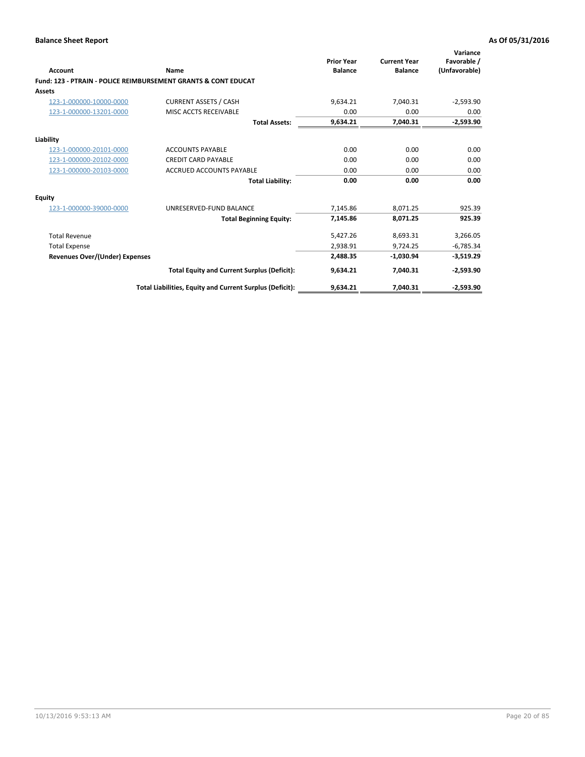**Balance Sheet Report** **As Of 05/31/2016**

| Account | Name | Prior Year Balance | Current Year Balance | Variance Favorable / (Unfavorable) |
|---|---|---|---|---|
| **Fund: 123 - PTRAIN - POLICE REIMBURSEMENT GRANTS & CONT EDUCAT** | | | | |
| **Assets** | | | | |
| 123-1-000000-10000-0000 | CURRENT ASSETS / CASH | 9,634.21 | 7,040.31 | -2,593.90 |
| 123-1-000000-13201-0000 | MISC ACCTS RECEIVABLE | 0.00 | 0.00 | 0.00 |
| | **Total Assets:** | **9,634.21** | **7,040.31** | **-2,593.90** |
| **Liability** | | | | |
| 123-1-000000-20101-0000 | ACCOUNTS PAYABLE | 0.00 | 0.00 | 0.00 |
| 123-1-000000-20102-0000 | CREDIT CARD PAYABLE | 0.00 | 0.00 | 0.00 |
| 123-1-000000-20103-0000 | ACCRUED ACCOUNTS PAYABLE | 0.00 | 0.00 | 0.00 |
| | **Total Liability:** | **0.00** | **0.00** | **0.00** |
| **Equity** | | | | |
| 123-1-000000-39000-0000 | UNRESERVED-FUND BALANCE | 7,145.86 | 8,071.25 | 925.39 |
| | **Total Beginning Equity:** | **7,145.86** | **8,071.25** | **925.39** |
| Total Revenue | | 5,427.26 | 8,693.31 | 3,266.05 |
| Total Expense | | 2,938.91 | 9,724.25 | -6,785.34 |
| **Revenues Over/(Under) Expenses** | | **2,488.35** | **-1,030.94** | **-3,519.29** |
| | **Total Equity and Current Surplus (Deficit):** | **9,634.21** | **7,040.31** | **-2,593.90** |
| | **Total Liabilities, Equity and Current Surplus (Deficit):** | **9,634.21** | **7,040.31** | **-2,593.90** |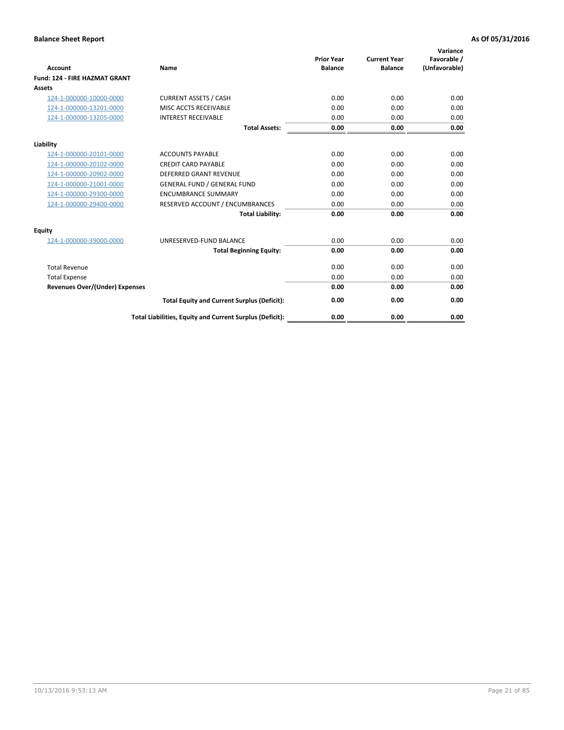**Balance Sheet Report** | **As Of 05/31/2016**

| Account | Name | Prior Year Balance | Current Year Balance | Variance Favorable / (Unfavorable) |
|---|---|---|---|---|
| **Fund: 124 - FIRE HAZMAT GRANT** | | | | |
| **Assets** | | | | |
| 124-1-000000-10000-0000 | CURRENT ASSETS / CASH | 0.00 | 0.00 | 0.00 |
| 124-1-000000-13201-0000 | MISC ACCTS RECEIVABLE | 0.00 | 0.00 | 0.00 |
| 124-1-000000-13205-0000 | INTEREST RECEIVABLE | 0.00 | 0.00 | 0.00 |
| | **Total Assets:** | **0.00** | **0.00** | **0.00** |
| **Liability** | | | | |
| 124-1-000000-20101-0000 | ACCOUNTS PAYABLE | 0.00 | 0.00 | 0.00 |
| 124-1-000000-20102-0000 | CREDIT CARD PAYABLE | 0.00 | 0.00 | 0.00 |
| 124-1-000000-20902-0000 | DEFERRED GRANT REVENUE | 0.00 | 0.00 | 0.00 |
| 124-1-000000-21001-0000 | GENERAL FUND / GENERAL FUND | 0.00 | 0.00 | 0.00 |
| 124-1-000000-29300-0000 | ENCUMBRANCE SUMMARY | 0.00 | 0.00 | 0.00 |
| 124-1-000000-29400-0000 | RESERVED ACCOUNT / ENCUMBRANCES | 0.00 | 0.00 | 0.00 |
| | **Total Liability:** | **0.00** | **0.00** | **0.00** |
| **Equity** | | | | |
| 124-1-000000-39000-0000 | UNRESERVED-FUND BALANCE | 0.00 | 0.00 | 0.00 |
| | **Total Beginning Equity:** | **0.00** | **0.00** | **0.00** |
| Total Revenue | | 0.00 | 0.00 | 0.00 |
| Total Expense | | 0.00 | 0.00 | 0.00 |
| **Revenues Over/(Under) Expenses** | | **0.00** | **0.00** | **0.00** |
| | **Total Equity and Current Surplus (Deficit):** | **0.00** | **0.00** | **0.00** |
| | **Total Liabilities, Equity and Current Surplus (Deficit):** | **0.00** | **0.00** | **0.00** |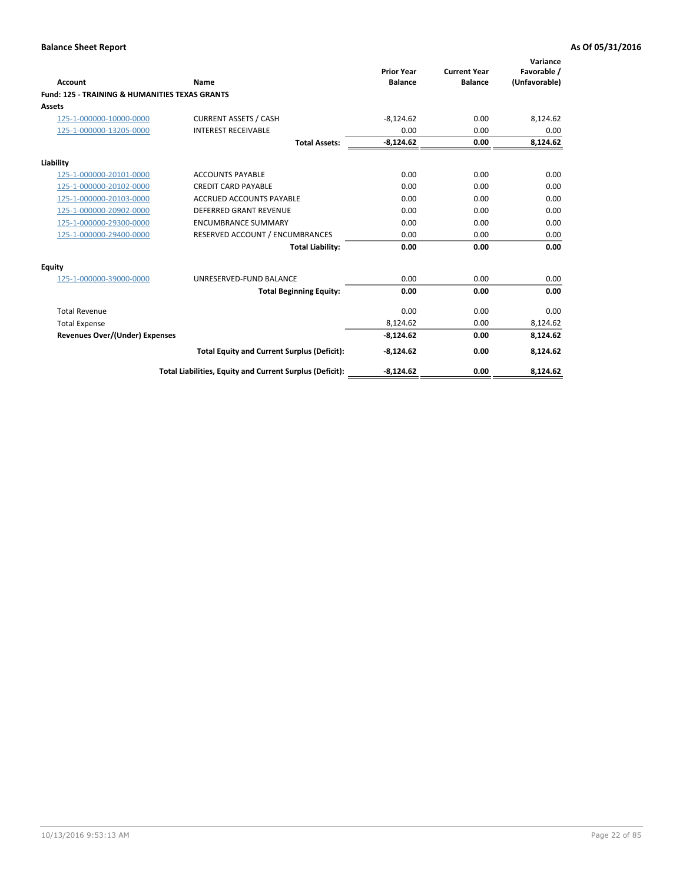**Balance Sheet Report** **As Of 05/31/2016**

| Account | Name | Prior Year Balance | Current Year Balance | Variance Favorable / (Unfavorable) |
|---|---|---|---|---|
| **Fund: 125 - TRAINING & HUMANITIES TEXAS GRANTS** | | | | |
| **Assets** | | | | |
| 125-1-000000-10000-0000 | CURRENT ASSETS / CASH | -8,124.62 | 0.00 | 8,124.62 |
| 125-1-000000-13205-0000 | INTEREST RECEIVABLE | 0.00 | 0.00 | 0.00 |
| | **Total Assets:** | **-8,124.62** | **0.00** | **8,124.62** |
| **Liability** | | | | |
| 125-1-000000-20101-0000 | ACCOUNTS PAYABLE | 0.00 | 0.00 | 0.00 |
| 125-1-000000-20102-0000 | CREDIT CARD PAYABLE | 0.00 | 0.00 | 0.00 |
| 125-1-000000-20103-0000 | ACCRUED ACCOUNTS PAYABLE | 0.00 | 0.00 | 0.00 |
| 125-1-000000-20902-0000 | DEFERRED GRANT REVENUE | 0.00 | 0.00 | 0.00 |
| 125-1-000000-29300-0000 | ENCUMBRANCE SUMMARY | 0.00 | 0.00 | 0.00 |
| 125-1-000000-29400-0000 | RESERVED ACCOUNT / ENCUMBRANCES | 0.00 | 0.00 | 0.00 |
| | **Total Liability:** | **0.00** | **0.00** | **0.00** |
| **Equity** | | | | |
| 125-1-000000-39000-0000 | UNRESERVED-FUND BALANCE | 0.00 | 0.00 | 0.00 |
| | **Total Beginning Equity:** | **0.00** | **0.00** | **0.00** |
| Total Revenue | | 0.00 | 0.00 | 0.00 |
| Total Expense | | 8,124.62 | 0.00 | 8,124.62 |
| **Revenues Over/(Under) Expenses** | | **-8,124.62** | **0.00** | **8,124.62** |
| | **Total Equity and Current Surplus (Deficit):** | **-8,124.62** | **0.00** | **8,124.62** |
| | **Total Liabilities, Equity and Current Surplus (Deficit):** | **-8,124.62** | **0.00** | **8,124.62** |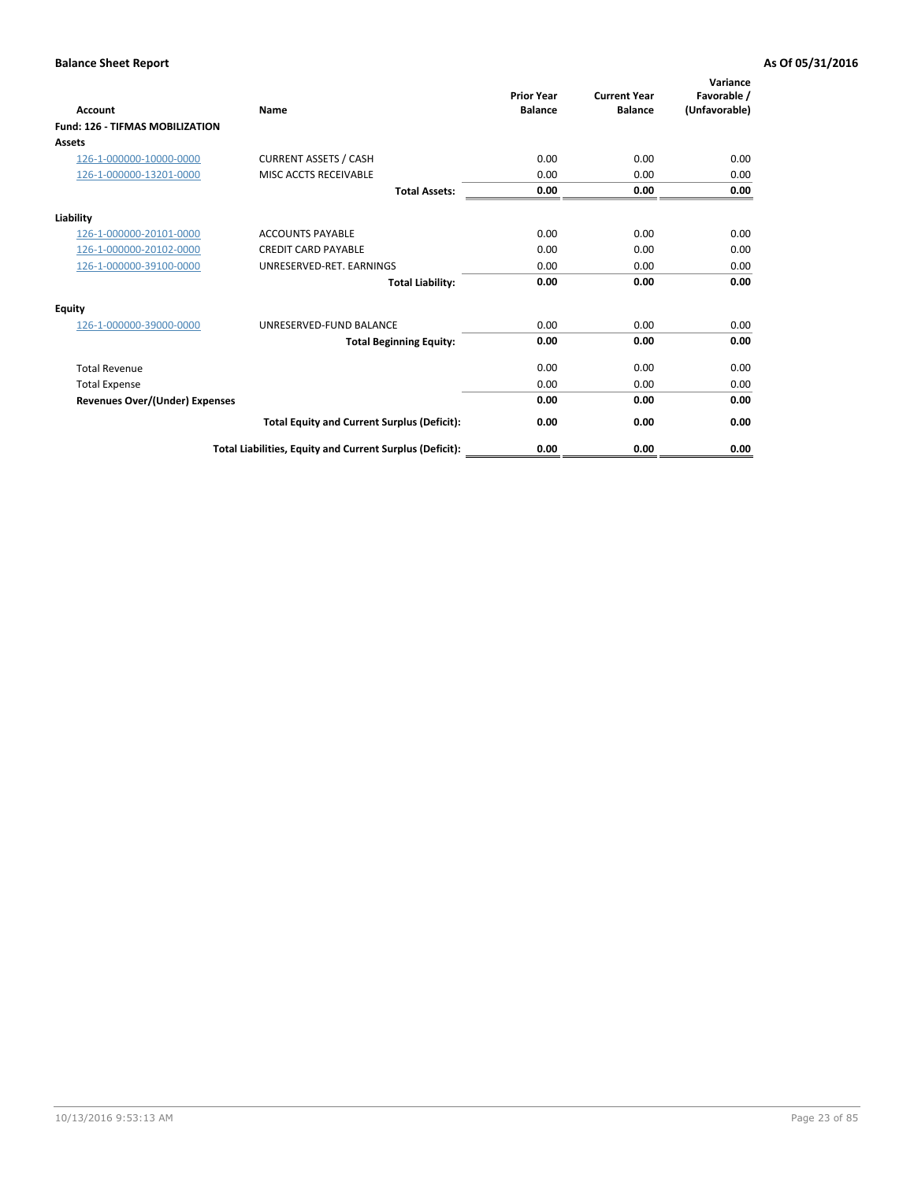**Balance Sheet Report** **As Of 05/31/2016**

| Account | Name | Prior Year Balance | Current Year Balance | Variance Favorable / (Unfavorable) |
|---|---|---|---|---|
| **Fund: 126 - TIFMAS MOBILIZATION** | | | | |
| **Assets** | | | | |
| 126-1-000000-10000-0000 | CURRENT ASSETS / CASH | 0.00 | 0.00 | 0.00 |
| 126-1-000000-13201-0000 | MISC ACCTS RECEIVABLE | 0.00 | 0.00 | 0.00 |
| | **Total Assets:** | **0.00** | **0.00** | **0.00** |
| **Liability** | | | | |
| 126-1-000000-20101-0000 | ACCOUNTS PAYABLE | 0.00 | 0.00 | 0.00 |
| 126-1-000000-20102-0000 | CREDIT CARD PAYABLE | 0.00 | 0.00 | 0.00 |
| 126-1-000000-39100-0000 | UNRESERVED-RET. EARNINGS | 0.00 | 0.00 | 0.00 |
| | **Total Liability:** | **0.00** | **0.00** | **0.00** |
| **Equity** | | | | |
| 126-1-000000-39000-0000 | UNRESERVED-FUND BALANCE | 0.00 | 0.00 | 0.00 |
| | **Total Beginning Equity:** | **0.00** | **0.00** | **0.00** |
| Total Revenue | | 0.00 | 0.00 | 0.00 |
| Total Expense | | 0.00 | 0.00 | 0.00 |
| **Revenues Over/(Under) Expenses** | | **0.00** | **0.00** | **0.00** |
| | **Total Equity and Current Surplus (Deficit):** | **0.00** | **0.00** | **0.00** |
| | **Total Liabilities, Equity and Current Surplus (Deficit):** | **0.00** | **0.00** | **0.00** |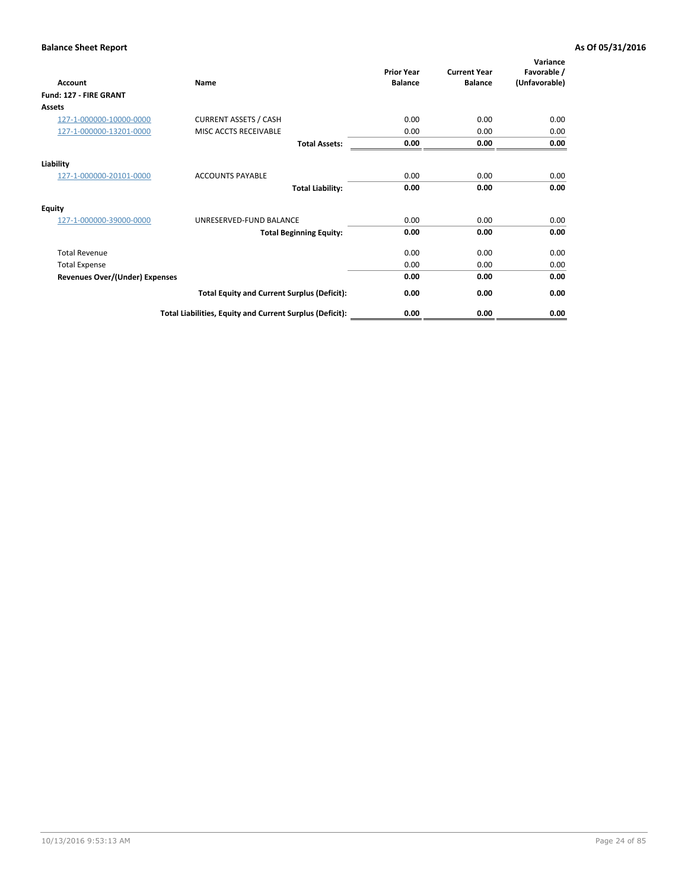**Balance Sheet Report** | **As Of 05/31/2016**

| Account | Name | Prior Year Balance | Current Year Balance | Variance Favorable / (Unfavorable) |
|---|---|---|---|---|
| **Fund: 127 - FIRE GRANT** | | | | |
| **Assets** | | | | |
| 127-1-000000-10000-0000 | CURRENT ASSETS / CASH | 0.00 | 0.00 | 0.00 |
| 127-1-000000-13201-0000 | MISC ACCTS RECEIVABLE | 0.00 | 0.00 | 0.00 |
| | **Total Assets:** | **0.00** | **0.00** | **0.00** |
| **Liability** | | | | |
| 127-1-000000-20101-0000 | ACCOUNTS PAYABLE | 0.00 | 0.00 | 0.00 |
| | **Total Liability:** | **0.00** | **0.00** | **0.00** |
| **Equity** | | | | |
| 127-1-000000-39000-0000 | UNRESERVED-FUND BALANCE | 0.00 | 0.00 | 0.00 |
| | **Total Beginning Equity:** | **0.00** | **0.00** | **0.00** |
| Total Revenue | | 0.00 | 0.00 | 0.00 |
| Total Expense | | 0.00 | 0.00 | 0.00 |
| **Revenues Over/(Under) Expenses** | | **0.00** | **0.00** | **0.00** |
| | **Total Equity and Current Surplus (Deficit):** | **0.00** | **0.00** | **0.00** |
| | **Total Liabilities, Equity and Current Surplus (Deficit):** | **0.00** | **0.00** | **0.00** |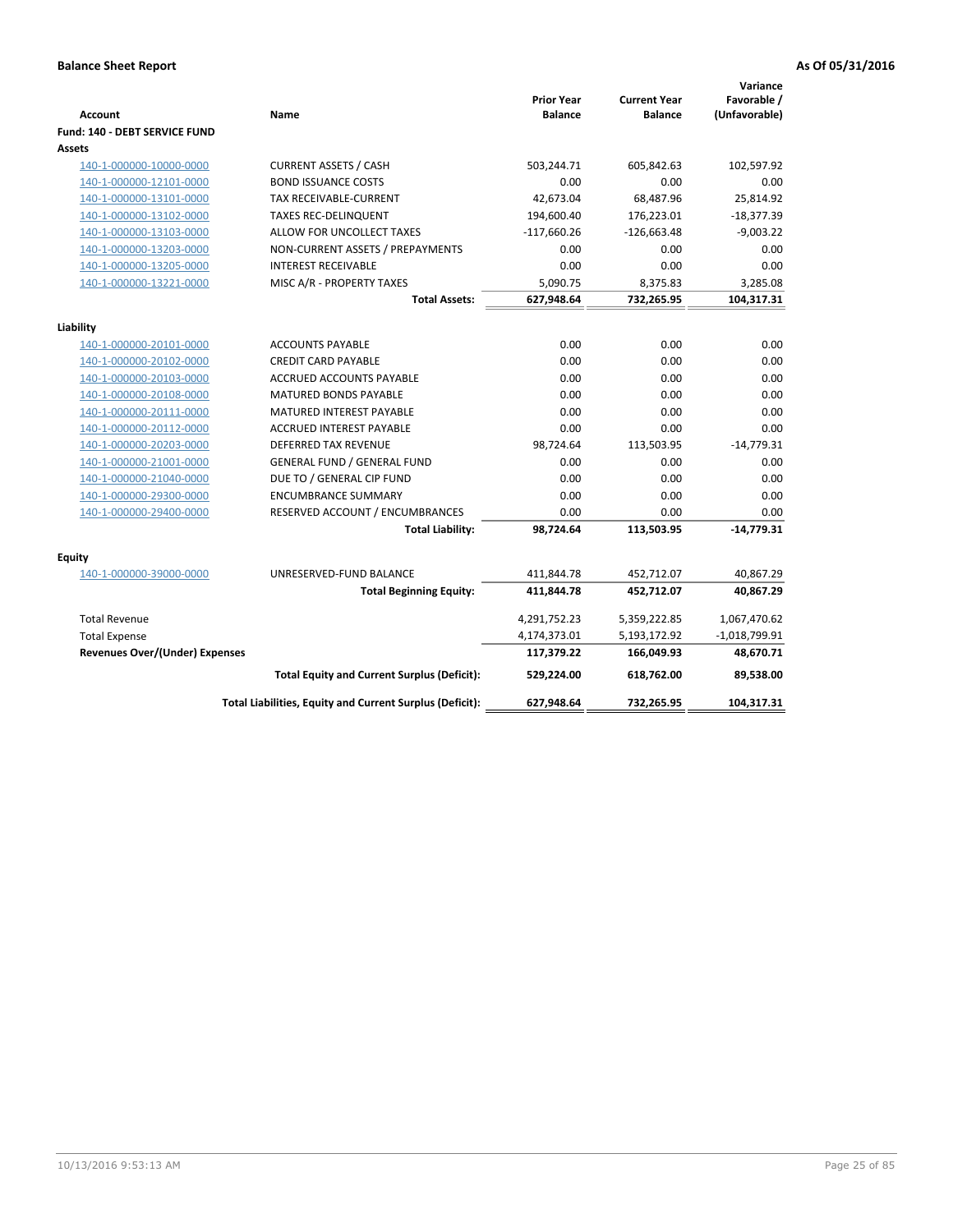**Balance Sheet Report** **As Of 05/31/2016**

| Account | Name | Prior Year Balance | Current Year Balance | Variance Favorable / (Unfavorable) |
|---|---|---|---|---|
| **Fund: 140 - DEBT SERVICE FUND** | | | | |
| **Assets** | | | | |
| 140-1-000000-10000-0000 | CURRENT ASSETS / CASH | 503,244.71 | 605,842.63 | 102,597.92 |
| 140-1-000000-12101-0000 | BOND ISSUANCE COSTS | 0.00 | 0.00 | 0.00 |
| 140-1-000000-13101-0000 | TAX RECEIVABLE-CURRENT | 42,673.04 | 68,487.96 | 25,814.92 |
| 140-1-000000-13102-0000 | TAXES REC-DELINQUENT | 194,600.40 | 176,223.01 | -18,377.39 |
| 140-1-000000-13103-0000 | ALLOW FOR UNCOLLECT TAXES | -117,660.26 | -126,663.48 | -9,003.22 |
| 140-1-000000-13203-0000 | NON-CURRENT ASSETS / PREPAYMENTS | 0.00 | 0.00 | 0.00 |
| 140-1-000000-13205-0000 | INTEREST RECEIVABLE | 0.00 | 0.00 | 0.00 |
| 140-1-000000-13221-0000 | MISC A/R - PROPERTY TAXES | 5,090.75 | 8,375.83 | 3,285.08 |
| | **Total Assets:** | **627,948.64** | **732,265.95** | **104,317.31** |
| **Liability** | | | | |
| 140-1-000000-20101-0000 | ACCOUNTS PAYABLE | 0.00 | 0.00 | 0.00 |
| 140-1-000000-20102-0000 | CREDIT CARD PAYABLE | 0.00 | 0.00 | 0.00 |
| 140-1-000000-20103-0000 | ACCRUED ACCOUNTS PAYABLE | 0.00 | 0.00 | 0.00 |
| 140-1-000000-20108-0000 | MATURED BONDS PAYABLE | 0.00 | 0.00 | 0.00 |
| 140-1-000000-20111-0000 | MATURED INTEREST PAYABLE | 0.00 | 0.00 | 0.00 |
| 140-1-000000-20112-0000 | ACCRUED INTEREST PAYABLE | 0.00 | 0.00 | 0.00 |
| 140-1-000000-20203-0000 | DEFERRED TAX REVENUE | 98,724.64 | 113,503.95 | -14,779.31 |
| 140-1-000000-21001-0000 | GENERAL FUND / GENERAL FUND | 0.00 | 0.00 | 0.00 |
| 140-1-000000-21040-0000 | DUE TO / GENERAL CIP FUND | 0.00 | 0.00 | 0.00 |
| 140-1-000000-29300-0000 | ENCUMBRANCE SUMMARY | 0.00 | 0.00 | 0.00 |
| 140-1-000000-29400-0000 | RESERVED ACCOUNT / ENCUMBRANCES | 0.00 | 0.00 | 0.00 |
| | **Total Liability:** | **98,724.64** | **113,503.95** | **-14,779.31** |
| **Equity** | | | | |
| 140-1-000000-39000-0000 | UNRESERVED-FUND BALANCE | 411,844.78 | 452,712.07 | 40,867.29 |
| | **Total Beginning Equity:** | **411,844.78** | **452,712.07** | **40,867.29** |
| Total Revenue | | 4,291,752.23 | 5,359,222.85 | 1,067,470.62 |
| Total Expense | | 4,174,373.01 | 5,193,172.92 | -1,018,799.91 |
| **Revenues Over/(Under) Expenses** | | **117,379.22** | **166,049.93** | **48,670.71** |
| | **Total Equity and Current Surplus (Deficit):** | **529,224.00** | **618,762.00** | **89,538.00** |
| | **Total Liabilities, Equity and Current Surplus (Deficit):** | **627,948.64** | **732,265.95** | **104,317.31** |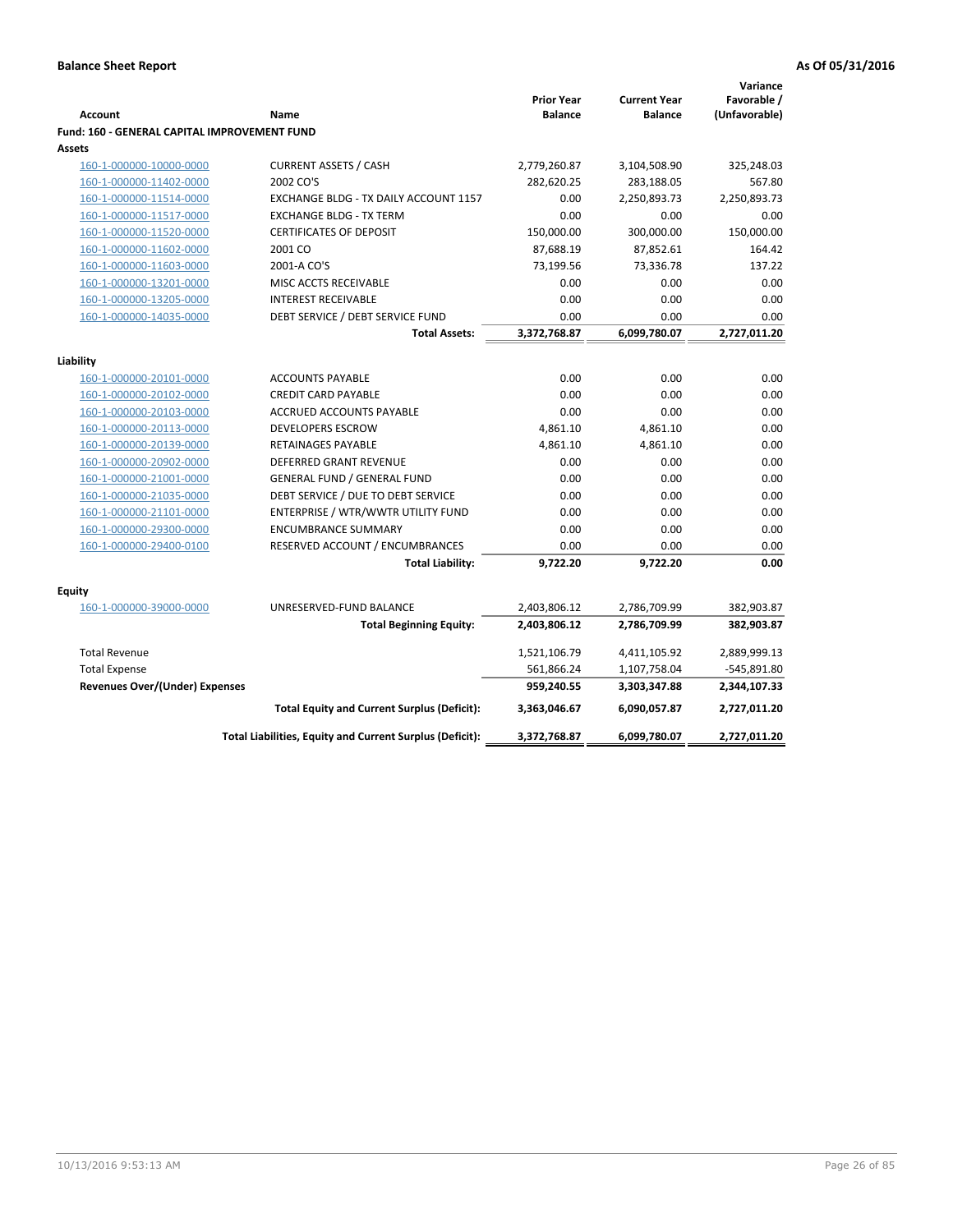**Balance Sheet Report** — As Of 05/31/2016

| Account | Name | Prior Year Balance | Current Year Balance | Variance Favorable / (Unfavorable) |
|---|---|---|---|---|
| **Fund: 160 - GENERAL CAPITAL IMPROVEMENT FUND** | | | | |
| **Assets** | | | | |
| 160-1-000000-10000-0000 | CURRENT ASSETS / CASH | 2,779,260.87 | 3,104,508.90 | 325,248.03 |
| 160-1-000000-11402-0000 | 2002 CO'S | 282,620.25 | 283,188.05 | 567.80 |
| 160-1-000000-11514-0000 | EXCHANGE BLDG - TX DAILY ACCOUNT 1157 | 0.00 | 2,250,893.73 | 2,250,893.73 |
| 160-1-000000-11517-0000 | EXCHANGE BLDG - TX TERM | 0.00 | 0.00 | 0.00 |
| 160-1-000000-11520-0000 | CERTIFICATES OF DEPOSIT | 150,000.00 | 300,000.00 | 150,000.00 |
| 160-1-000000-11602-0000 | 2001 CO | 87,688.19 | 87,852.61 | 164.42 |
| 160-1-000000-11603-0000 | 2001-A CO'S | 73,199.56 | 73,336.78 | 137.22 |
| 160-1-000000-13201-0000 | MISC ACCTS RECEIVABLE | 0.00 | 0.00 | 0.00 |
| 160-1-000000-13205-0000 | INTEREST RECEIVABLE | 0.00 | 0.00 | 0.00 |
| 160-1-000000-14035-0000 | DEBT SERVICE / DEBT SERVICE FUND | 0.00 | 0.00 | 0.00 |
| | **Total Assets:** | **3,372,768.87** | **6,099,780.07** | **2,727,011.20** |
| **Liability** | | | | |
| 160-1-000000-20101-0000 | ACCOUNTS PAYABLE | 0.00 | 0.00 | 0.00 |
| 160-1-000000-20102-0000 | CREDIT CARD PAYABLE | 0.00 | 0.00 | 0.00 |
| 160-1-000000-20103-0000 | ACCRUED ACCOUNTS PAYABLE | 0.00 | 0.00 | 0.00 |
| 160-1-000000-20113-0000 | DEVELOPERS ESCROW | 4,861.10 | 4,861.10 | 0.00 |
| 160-1-000000-20139-0000 | RETAINAGES PAYABLE | 4,861.10 | 4,861.10 | 0.00 |
| 160-1-000000-20902-0000 | DEFERRED GRANT REVENUE | 0.00 | 0.00 | 0.00 |
| 160-1-000000-21001-0000 | GENERAL FUND / GENERAL FUND | 0.00 | 0.00 | 0.00 |
| 160-1-000000-21035-0000 | DEBT SERVICE / DUE TO DEBT SERVICE | 0.00 | 0.00 | 0.00 |
| 160-1-000000-21101-0000 | ENTERPRISE / WTR/WWTR UTILITY FUND | 0.00 | 0.00 | 0.00 |
| 160-1-000000-29300-0000 | ENCUMBRANCE SUMMARY | 0.00 | 0.00 | 0.00 |
| 160-1-000000-29400-0100 | RESERVED ACCOUNT / ENCUMBRANCES | 0.00 | 0.00 | 0.00 |
| | **Total Liability:** | **9,722.20** | **9,722.20** | **0.00** |
| **Equity** | | | | |
| 160-1-000000-39000-0000 | UNRESERVED-FUND BALANCE | 2,403,806.12 | 2,786,709.99 | 382,903.87 |
| | **Total Beginning Equity:** | **2,403,806.12** | **2,786,709.99** | **382,903.87** |
| Total Revenue | | 1,521,106.79 | 4,411,105.92 | 2,889,999.13 |
| Total Expense | | 561,866.24 | 1,107,758.04 | -545,891.80 |
| **Revenues Over/(Under) Expenses** | | **959,240.55** | **3,303,347.88** | **2,344,107.33** |
| | **Total Equity and Current Surplus (Deficit):** | **3,363,046.67** | **6,090,057.87** | **2,727,011.20** |
| | **Total Liabilities, Equity and Current Surplus (Deficit):** | **3,372,768.87** | **6,099,780.07** | **2,727,011.20** |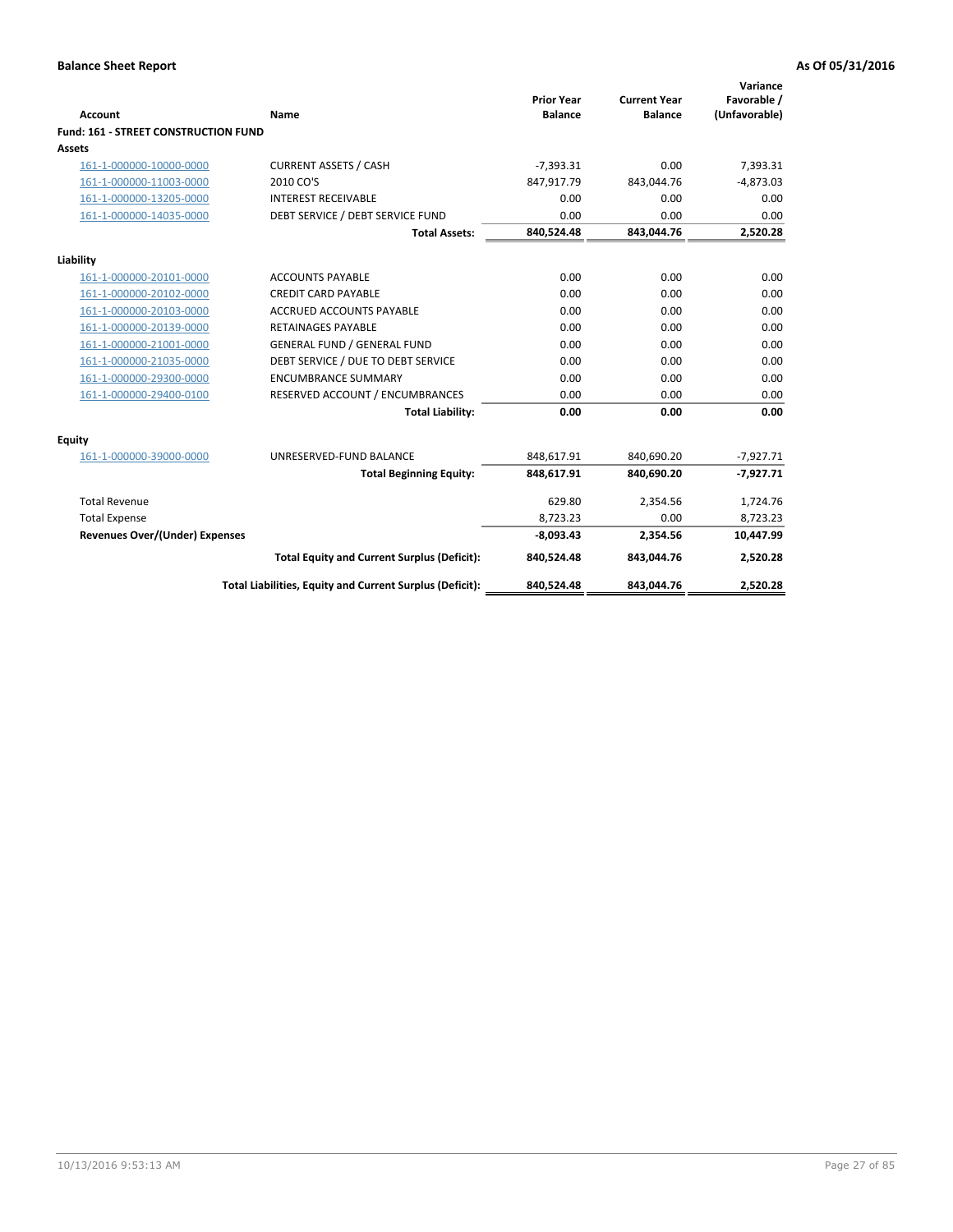**Balance Sheet Report** — **As Of 05/31/2016**

| Account | Name | Prior Year Balance | Current Year Balance | Variance Favorable / (Unfavorable) |
|---|---|---|---|---|
| **Fund: 161 - STREET CONSTRUCTION FUND** | | | | |
| **Assets** | | | | |
| 161-1-000000-10000-0000 | CURRENT ASSETS / CASH | -7,393.31 | 0.00 | 7,393.31 |
| 161-1-000000-11003-0000 | 2010 CO'S | 847,917.79 | 843,044.76 | -4,873.03 |
| 161-1-000000-13205-0000 | INTEREST RECEIVABLE | 0.00 | 0.00 | 0.00 |
| 161-1-000000-14035-0000 | DEBT SERVICE / DEBT SERVICE FUND | 0.00 | 0.00 | 0.00 |
| | **Total Assets:** | **840,524.48** | **843,044.76** | **2,520.28** |
| **Liability** | | | | |
| 161-1-000000-20101-0000 | ACCOUNTS PAYABLE | 0.00 | 0.00 | 0.00 |
| 161-1-000000-20102-0000 | CREDIT CARD PAYABLE | 0.00 | 0.00 | 0.00 |
| 161-1-000000-20103-0000 | ACCRUED ACCOUNTS PAYABLE | 0.00 | 0.00 | 0.00 |
| 161-1-000000-20139-0000 | RETAINAGES PAYABLE | 0.00 | 0.00 | 0.00 |
| 161-1-000000-21001-0000 | GENERAL FUND / GENERAL FUND | 0.00 | 0.00 | 0.00 |
| 161-1-000000-21035-0000 | DEBT SERVICE / DUE TO DEBT SERVICE | 0.00 | 0.00 | 0.00 |
| 161-1-000000-29300-0000 | ENCUMBRANCE SUMMARY | 0.00 | 0.00 | 0.00 |
| 161-1-000000-29400-0100 | RESERVED ACCOUNT / ENCUMBRANCES | 0.00 | 0.00 | 0.00 |
| | **Total Liability:** | **0.00** | **0.00** | **0.00** |
| **Equity** | | | | |
| 161-1-000000-39000-0000 | UNRESERVED-FUND BALANCE | 848,617.91 | 840,690.20 | -7,927.71 |
| | **Total Beginning Equity:** | **848,617.91** | **840,690.20** | **-7,927.71** |
| Total Revenue | | 629.80 | 2,354.56 | 1,724.76 |
| Total Expense | | 8,723.23 | 0.00 | 8,723.23 |
| **Revenues Over/(Under) Expenses** | | **-8,093.43** | **2,354.56** | **10,447.99** |
| | **Total Equity and Current Surplus (Deficit):** | **840,524.48** | **843,044.76** | **2,520.28** |
| | **Total Liabilities, Equity and Current Surplus (Deficit):** | **840,524.48** | **843,044.76** | **2,520.28** |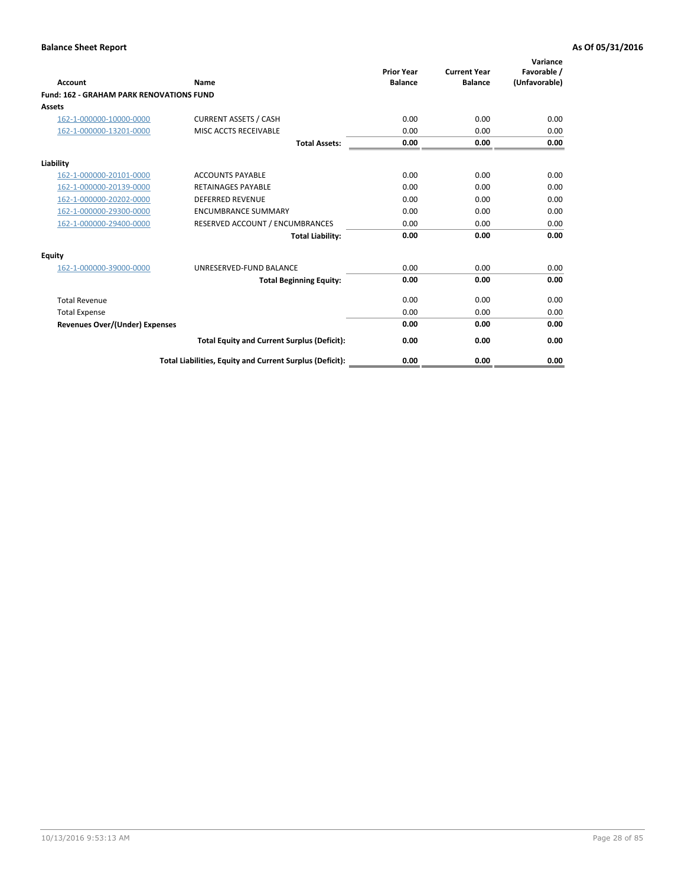**Balance Sheet Report** **As Of 05/31/2016**

| Account | Name | Prior Year Balance | Current Year Balance | Variance Favorable / (Unfavorable) |
|---|---|---|---|---|
| **Fund: 162 - GRAHAM PARK RENOVATIONS FUND** | | | | |
| **Assets** | | | | |
| 162-1-000000-10000-0000 | CURRENT ASSETS / CASH | 0.00 | 0.00 | 0.00 |
| 162-1-000000-13201-0000 | MISC ACCTS RECEIVABLE | 0.00 | 0.00 | 0.00 |
| | **Total Assets:** | **0.00** | **0.00** | **0.00** |
| **Liability** | | | | |
| 162-1-000000-20101-0000 | ACCOUNTS PAYABLE | 0.00 | 0.00 | 0.00 |
| 162-1-000000-20139-0000 | RETAINAGES PAYABLE | 0.00 | 0.00 | 0.00 |
| 162-1-000000-20202-0000 | DEFERRED REVENUE | 0.00 | 0.00 | 0.00 |
| 162-1-000000-29300-0000 | ENCUMBRANCE SUMMARY | 0.00 | 0.00 | 0.00 |
| 162-1-000000-29400-0000 | RESERVED ACCOUNT / ENCUMBRANCES | 0.00 | 0.00 | 0.00 |
| | **Total Liability:** | **0.00** | **0.00** | **0.00** |
| **Equity** | | | | |
| 162-1-000000-39000-0000 | UNRESERVED-FUND BALANCE | 0.00 | 0.00 | 0.00 |
| | **Total Beginning Equity:** | **0.00** | **0.00** | **0.00** |
| Total Revenue | | 0.00 | 0.00 | 0.00 |
| Total Expense | | 0.00 | 0.00 | 0.00 |
| **Revenues Over/(Under) Expenses** | | **0.00** | **0.00** | **0.00** |
| | **Total Equity and Current Surplus (Deficit):** | **0.00** | **0.00** | **0.00** |
| | **Total Liabilities, Equity and Current Surplus (Deficit):** | **0.00** | **0.00** | **0.00** |

10/13/2016 9:53:13 AM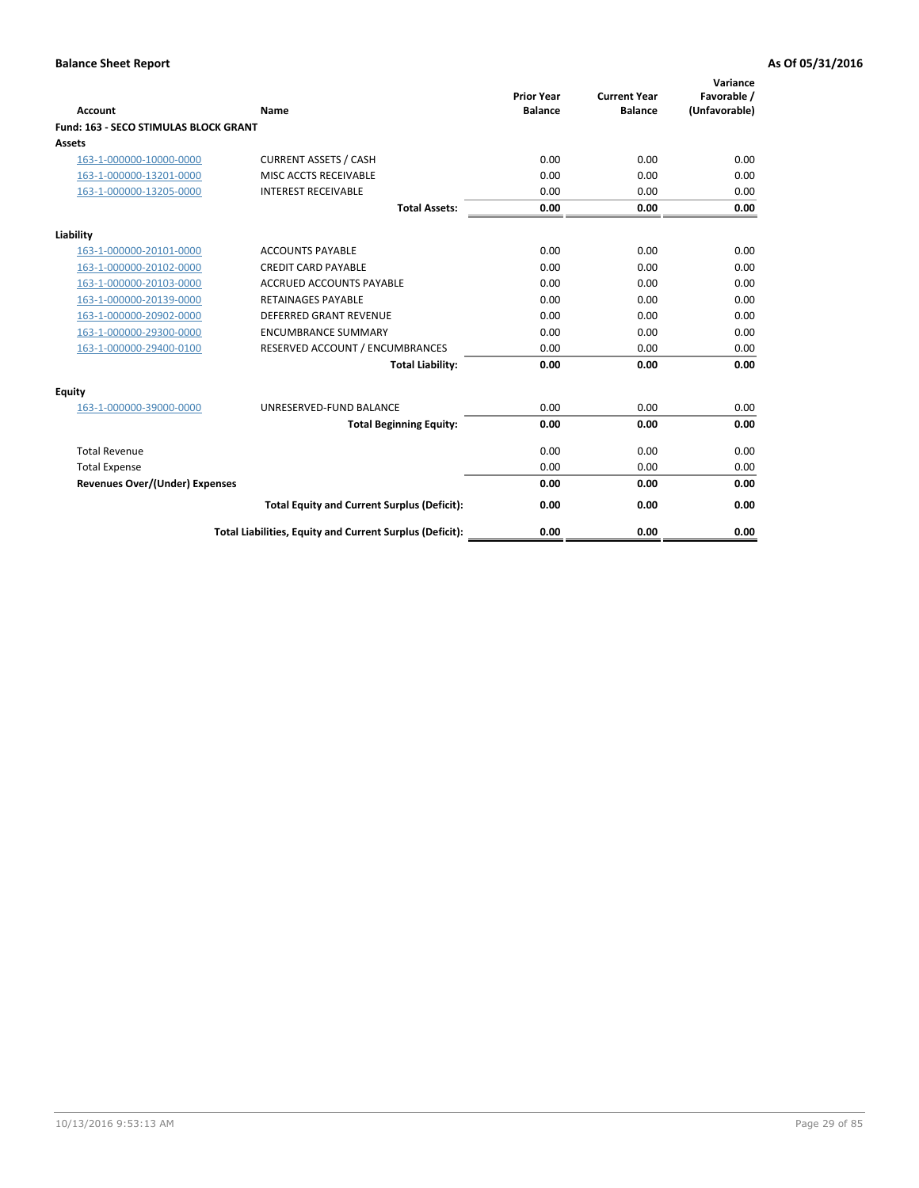**Balance Sheet Report** | **As Of 05/31/2016**

| Account | Name | Prior Year Balance | Current Year Balance | Variance Favorable / (Unfavorable) |
|---|---|---|---|---|
| **Fund: 163 - SECO STIMULAS BLOCK GRANT** | | | | |
| **Assets** | | | | |
| 163-1-000000-10000-0000 | CURRENT ASSETS / CASH | 0.00 | 0.00 | 0.00 |
| 163-1-000000-13201-0000 | MISC ACCTS RECEIVABLE | 0.00 | 0.00 | 0.00 |
| 163-1-000000-13205-0000 | INTEREST RECEIVABLE | 0.00 | 0.00 | 0.00 |
| | **Total Assets:** | **0.00** | **0.00** | **0.00** |
| **Liability** | | | | |
| 163-1-000000-20101-0000 | ACCOUNTS PAYABLE | 0.00 | 0.00 | 0.00 |
| 163-1-000000-20102-0000 | CREDIT CARD PAYABLE | 0.00 | 0.00 | 0.00 |
| 163-1-000000-20103-0000 | ACCRUED ACCOUNTS PAYABLE | 0.00 | 0.00 | 0.00 |
| 163-1-000000-20139-0000 | RETAINAGES PAYABLE | 0.00 | 0.00 | 0.00 |
| 163-1-000000-20902-0000 | DEFERRED GRANT REVENUE | 0.00 | 0.00 | 0.00 |
| 163-1-000000-29300-0000 | ENCUMBRANCE SUMMARY | 0.00 | 0.00 | 0.00 |
| 163-1-000000-29400-0100 | RESERVED ACCOUNT / ENCUMBRANCES | 0.00 | 0.00 | 0.00 |
| | **Total Liability:** | **0.00** | **0.00** | **0.00** |
| **Equity** | | | | |
| 163-1-000000-39000-0000 | UNRESERVED-FUND BALANCE | 0.00 | 0.00 | 0.00 |
| | **Total Beginning Equity:** | **0.00** | **0.00** | **0.00** |
| Total Revenue | | 0.00 | 0.00 | 0.00 |
| Total Expense | | 0.00 | 0.00 | 0.00 |
| **Revenues Over/(Under) Expenses** | | **0.00** | **0.00** | **0.00** |
| | **Total Equity and Current Surplus (Deficit):** | **0.00** | **0.00** | **0.00** |
| | **Total Liabilities, Equity and Current Surplus (Deficit):** | **0.00** | **0.00** | **0.00** |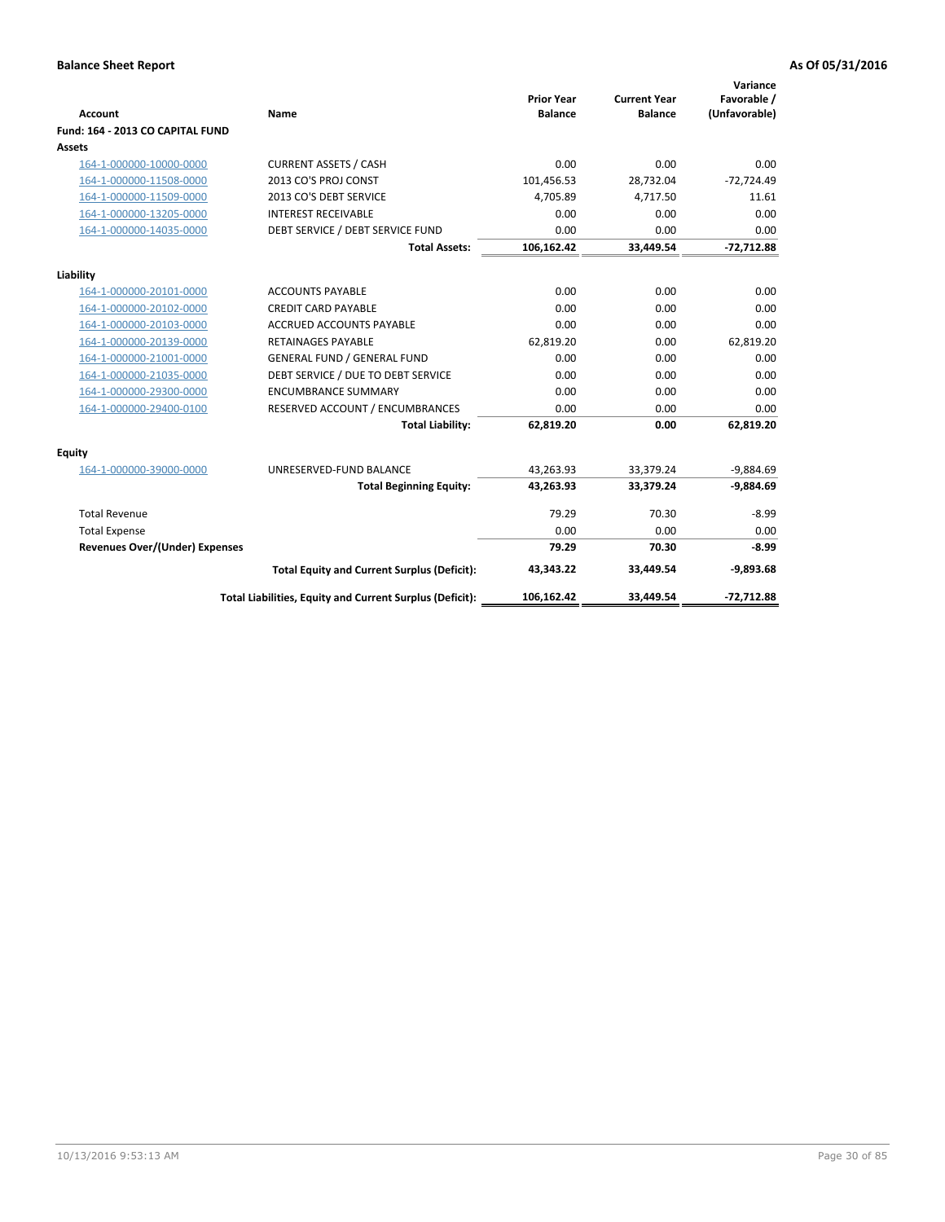**Balance Sheet Report** **As Of 05/31/2016**

| Account | Name | Prior Year Balance | Current Year Balance | Variance Favorable / (Unfavorable) |
|---|---|---|---|---|
| **Fund: 164 - 2013 CO CAPITAL FUND** | | | | |
| **Assets** | | | | |
| 164-1-000000-10000-0000 | CURRENT ASSETS / CASH | 0.00 | 0.00 | 0.00 |
| 164-1-000000-11508-0000 | 2013 CO'S PROJ CONST | 101,456.53 | 28,732.04 | -72,724.49 |
| 164-1-000000-11509-0000 | 2013 CO'S DEBT SERVICE | 4,705.89 | 4,717.50 | 11.61 |
| 164-1-000000-13205-0000 | INTEREST RECEIVABLE | 0.00 | 0.00 | 0.00 |
| 164-1-000000-14035-0000 | DEBT SERVICE / DEBT SERVICE FUND | 0.00 | 0.00 | 0.00 |
| | **Total Assets:** | **106,162.42** | **33,449.54** | **-72,712.88** |
| **Liability** | | | | |
| 164-1-000000-20101-0000 | ACCOUNTS PAYABLE | 0.00 | 0.00 | 0.00 |
| 164-1-000000-20102-0000 | CREDIT CARD PAYABLE | 0.00 | 0.00 | 0.00 |
| 164-1-000000-20103-0000 | ACCRUED ACCOUNTS PAYABLE | 0.00 | 0.00 | 0.00 |
| 164-1-000000-20139-0000 | RETAINAGES PAYABLE | 62,819.20 | 0.00 | 62,819.20 |
| 164-1-000000-21001-0000 | GENERAL FUND / GENERAL FUND | 0.00 | 0.00 | 0.00 |
| 164-1-000000-21035-0000 | DEBT SERVICE / DUE TO DEBT SERVICE | 0.00 | 0.00 | 0.00 |
| 164-1-000000-29300-0000 | ENCUMBRANCE SUMMARY | 0.00 | 0.00 | 0.00 |
| 164-1-000000-29400-0100 | RESERVED ACCOUNT / ENCUMBRANCES | 0.00 | 0.00 | 0.00 |
| | **Total Liability:** | **62,819.20** | **0.00** | **62,819.20** |
| **Equity** | | | | |
| 164-1-000000-39000-0000 | UNRESERVED-FUND BALANCE | 43,263.93 | 33,379.24 | -9,884.69 |
| | **Total Beginning Equity:** | **43,263.93** | **33,379.24** | **-9,884.69** |
| Total Revenue | | 79.29 | 70.30 | -8.99 |
| Total Expense | | 0.00 | 0.00 | 0.00 |
| **Revenues Over/(Under) Expenses** | | **79.29** | **70.30** | **-8.99** |
| | **Total Equity and Current Surplus (Deficit):** | **43,343.22** | **33,449.54** | **-9,893.68** |
| | **Total Liabilities, Equity and Current Surplus (Deficit):** | **106,162.42** | **33,449.54** | **-72,712.88** |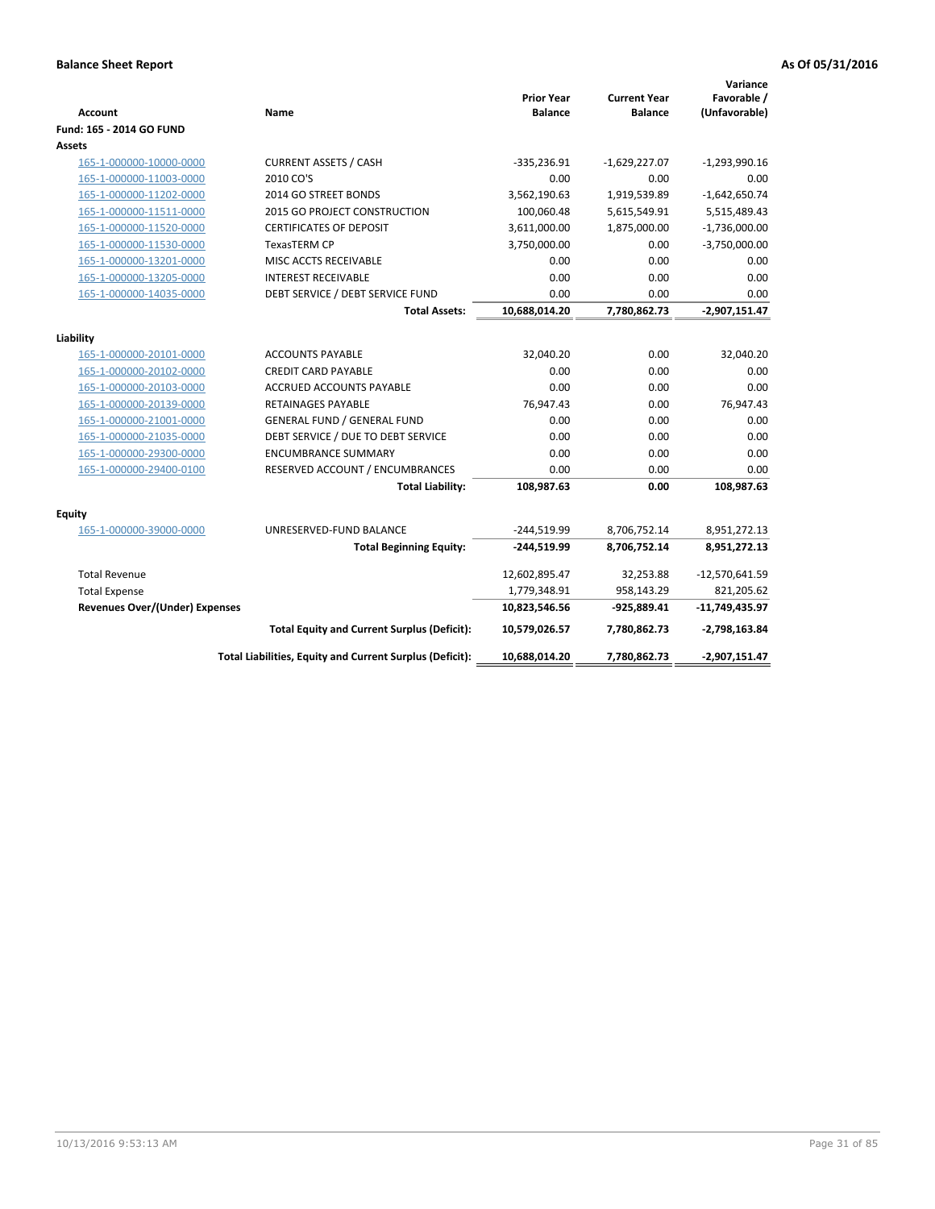**Balance Sheet Report** — **As Of 05/31/2016**

| Account | Name | Prior Year Balance | Current Year Balance | Variance Favorable / (Unfavorable) |
|---|---|---|---|---|
| **Fund: 165 - 2014 GO FUND** | | | | |
| **Assets** | | | | |
| 165-1-000000-10000-0000 | CURRENT ASSETS / CASH | -335,236.91 | -1,629,227.07 | -1,293,990.16 |
| 165-1-000000-11003-0000 | 2010 CO'S | 0.00 | 0.00 | 0.00 |
| 165-1-000000-11202-0000 | 2014 GO STREET BONDS | 3,562,190.63 | 1,919,539.89 | -1,642,650.74 |
| 165-1-000000-11511-0000 | 2015 GO PROJECT CONSTRUCTION | 100,060.48 | 5,615,549.91 | 5,515,489.43 |
| 165-1-000000-11520-0000 | CERTIFICATES OF DEPOSIT | 3,611,000.00 | 1,875,000.00 | -1,736,000.00 |
| 165-1-000000-11530-0000 | TexasTERM CP | 3,750,000.00 | 0.00 | -3,750,000.00 |
| 165-1-000000-13201-0000 | MISC ACCTS RECEIVABLE | 0.00 | 0.00 | 0.00 |
| 165-1-000000-13205-0000 | INTEREST RECEIVABLE | 0.00 | 0.00 | 0.00 |
| 165-1-000000-14035-0000 | DEBT SERVICE / DEBT SERVICE FUND | 0.00 | 0.00 | 0.00 |
| | **Total Assets:** | **10,688,014.20** | **7,780,862.73** | **-2,907,151.47** |
| **Liability** | | | | |
| 165-1-000000-20101-0000 | ACCOUNTS PAYABLE | 32,040.20 | 0.00 | 32,040.20 |
| 165-1-000000-20102-0000 | CREDIT CARD PAYABLE | 0.00 | 0.00 | 0.00 |
| 165-1-000000-20103-0000 | ACCRUED ACCOUNTS PAYABLE | 0.00 | 0.00 | 0.00 |
| 165-1-000000-20139-0000 | RETAINAGES PAYABLE | 76,947.43 | 0.00 | 76,947.43 |
| 165-1-000000-21001-0000 | GENERAL FUND / GENERAL FUND | 0.00 | 0.00 | 0.00 |
| 165-1-000000-21035-0000 | DEBT SERVICE / DUE TO DEBT SERVICE | 0.00 | 0.00 | 0.00 |
| 165-1-000000-29300-0000 | ENCUMBRANCE SUMMARY | 0.00 | 0.00 | 0.00 |
| 165-1-000000-29400-0100 | RESERVED ACCOUNT / ENCUMBRANCES | 0.00 | 0.00 | 0.00 |
| | **Total Liability:** | **108,987.63** | **0.00** | **108,987.63** |
| **Equity** | | | | |
| 165-1-000000-39000-0000 | UNRESERVED-FUND BALANCE | -244,519.99 | 8,706,752.14 | 8,951,272.13 |
| | **Total Beginning Equity:** | **-244,519.99** | **8,706,752.14** | **8,951,272.13** |
| Total Revenue | | 12,602,895.47 | 32,253.88 | -12,570,641.59 |
| Total Expense | | 1,779,348.91 | 958,143.29 | 821,205.62 |
| **Revenues Over/(Under) Expenses** | | **10,823,546.56** | **-925,889.41** | **-11,749,435.97** |
| | **Total Equity and Current Surplus (Deficit):** | **10,579,026.57** | **7,780,862.73** | **-2,798,163.84** |
| | **Total Liabilities, Equity and Current Surplus (Deficit):** | **10,688,014.20** | **7,780,862.73** | **-2,907,151.47** |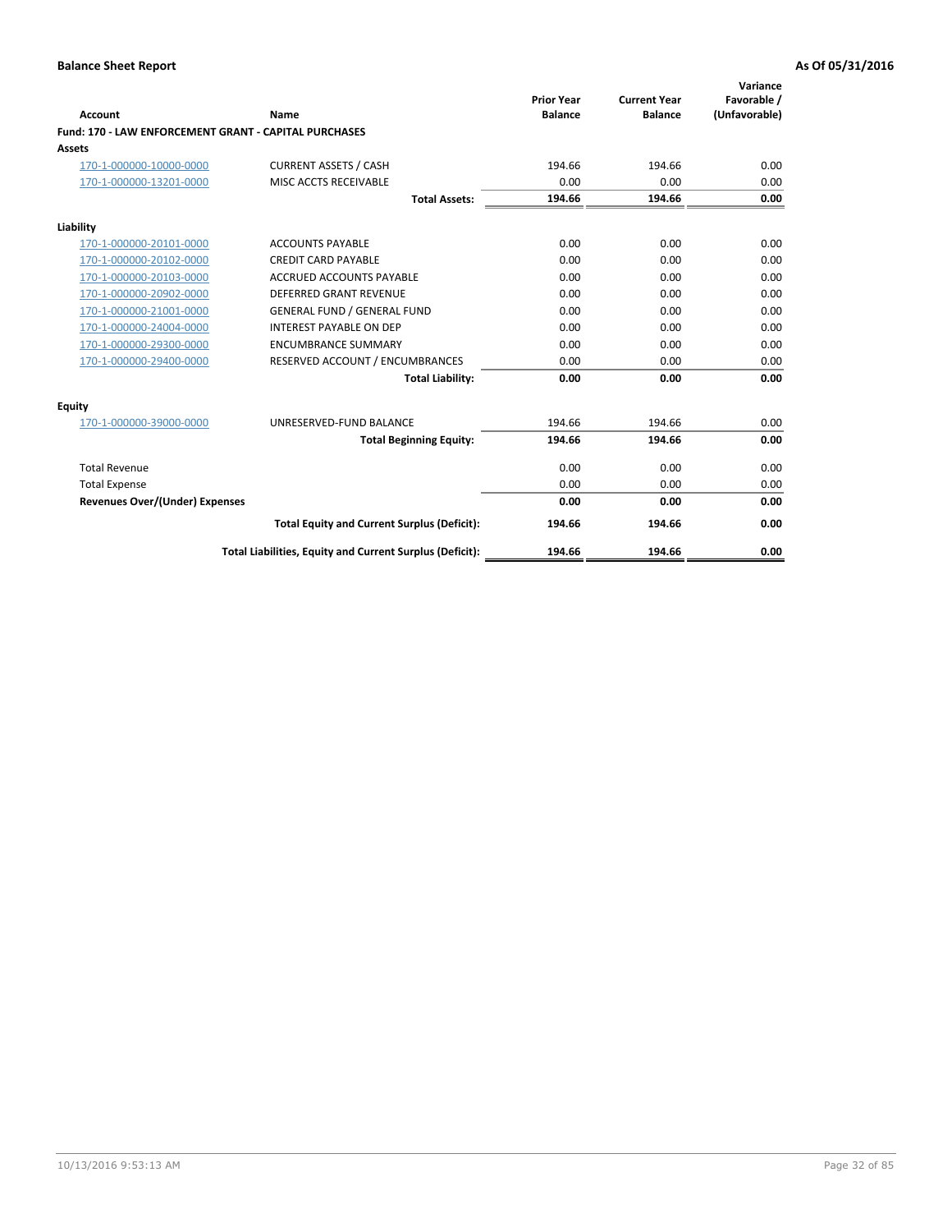**Balance Sheet Report** **As Of 05/31/2016**

| Account | Name | Prior Year Balance | Current Year Balance | Variance Favorable / (Unfavorable) |
|---|---|---|---|---|
| **Fund: 170 - LAW ENFORCEMENT GRANT - CAPITAL PURCHASES** | | | | |
| **Assets** | | | | |
| 170-1-000000-10000-0000 | CURRENT ASSETS / CASH | 194.66 | 194.66 | 0.00 |
| 170-1-000000-13201-0000 | MISC ACCTS RECEIVABLE | 0.00 | 0.00 | 0.00 |
| | **Total Assets:** | **194.66** | **194.66** | **0.00** |
| **Liability** | | | | |
| 170-1-000000-20101-0000 | ACCOUNTS PAYABLE | 0.00 | 0.00 | 0.00 |
| 170-1-000000-20102-0000 | CREDIT CARD PAYABLE | 0.00 | 0.00 | 0.00 |
| 170-1-000000-20103-0000 | ACCRUED ACCOUNTS PAYABLE | 0.00 | 0.00 | 0.00 |
| 170-1-000000-20902-0000 | DEFERRED GRANT REVENUE | 0.00 | 0.00 | 0.00 |
| 170-1-000000-21001-0000 | GENERAL FUND / GENERAL FUND | 0.00 | 0.00 | 0.00 |
| 170-1-000000-24004-0000 | INTEREST PAYABLE ON DEP | 0.00 | 0.00 | 0.00 |
| 170-1-000000-29300-0000 | ENCUMBRANCE SUMMARY | 0.00 | 0.00 | 0.00 |
| 170-1-000000-29400-0000 | RESERVED ACCOUNT / ENCUMBRANCES | 0.00 | 0.00 | 0.00 |
| | **Total Liability:** | **0.00** | **0.00** | **0.00** |
| **Equity** | | | | |
| 170-1-000000-39000-0000 | UNRESERVED-FUND BALANCE | 194.66 | 194.66 | 0.00 |
| | **Total Beginning Equity:** | **194.66** | **194.66** | **0.00** |
| Total Revenue | | 0.00 | 0.00 | 0.00 |
| Total Expense | | 0.00 | 0.00 | 0.00 |
| **Revenues Over/(Under) Expenses** | | **0.00** | **0.00** | **0.00** |
| | **Total Equity and Current Surplus (Deficit):** | **194.66** | **194.66** | **0.00** |
| | **Total Liabilities, Equity and Current Surplus (Deficit):** | **194.66** | **194.66** | **0.00** |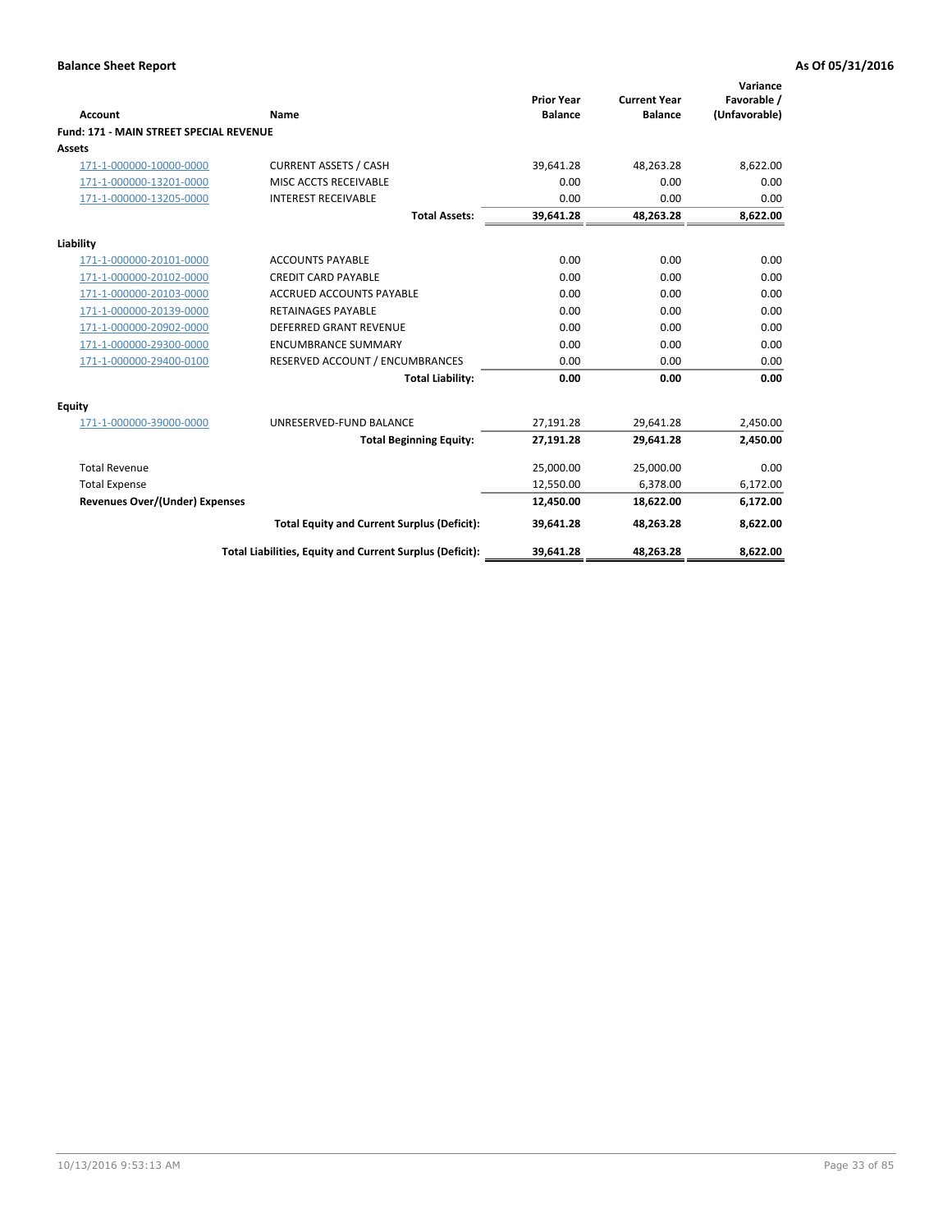**Balance Sheet Report** **As Of 05/31/2016**

| Account | Name | Prior Year Balance | Current Year Balance | Variance Favorable / (Unfavorable) |
|---|---|---|---|---|
| **Fund: 171 - MAIN STREET SPECIAL REVENUE** | | | | |
| **Assets** | | | | |
| 171-1-000000-10000-0000 | CURRENT ASSETS / CASH | 39,641.28 | 48,263.28 | 8,622.00 |
| 171-1-000000-13201-0000 | MISC ACCTS RECEIVABLE | 0.00 | 0.00 | 0.00 |
| 171-1-000000-13205-0000 | INTEREST RECEIVABLE | 0.00 | 0.00 | 0.00 |
| | **Total Assets:** | **39,641.28** | **48,263.28** | **8,622.00** |
| **Liability** | | | | |
| 171-1-000000-20101-0000 | ACCOUNTS PAYABLE | 0.00 | 0.00 | 0.00 |
| 171-1-000000-20102-0000 | CREDIT CARD PAYABLE | 0.00 | 0.00 | 0.00 |
| 171-1-000000-20103-0000 | ACCRUED ACCOUNTS PAYABLE | 0.00 | 0.00 | 0.00 |
| 171-1-000000-20139-0000 | RETAINAGES PAYABLE | 0.00 | 0.00 | 0.00 |
| 171-1-000000-20902-0000 | DEFERRED GRANT REVENUE | 0.00 | 0.00 | 0.00 |
| 171-1-000000-29300-0000 | ENCUMBRANCE SUMMARY | 0.00 | 0.00 | 0.00 |
| 171-1-000000-29400-0100 | RESERVED ACCOUNT / ENCUMBRANCES | 0.00 | 0.00 | 0.00 |
| | **Total Liability:** | **0.00** | **0.00** | **0.00** |
| **Equity** | | | | |
| 171-1-000000-39000-0000 | UNRESERVED-FUND BALANCE | 27,191.28 | 29,641.28 | 2,450.00 |
| | **Total Beginning Equity:** | **27,191.28** | **29,641.28** | **2,450.00** |
| Total Revenue | | 25,000.00 | 25,000.00 | 0.00 |
| Total Expense | | 12,550.00 | 6,378.00 | 6,172.00 |
| **Revenues Over/(Under) Expenses** | | **12,450.00** | **18,622.00** | **6,172.00** |
| | **Total Equity and Current Surplus (Deficit):** | **39,641.28** | **48,263.28** | **8,622.00** |
| | **Total Liabilities, Equity and Current Surplus (Deficit):** | **39,641.28** | **48,263.28** | **8,622.00** |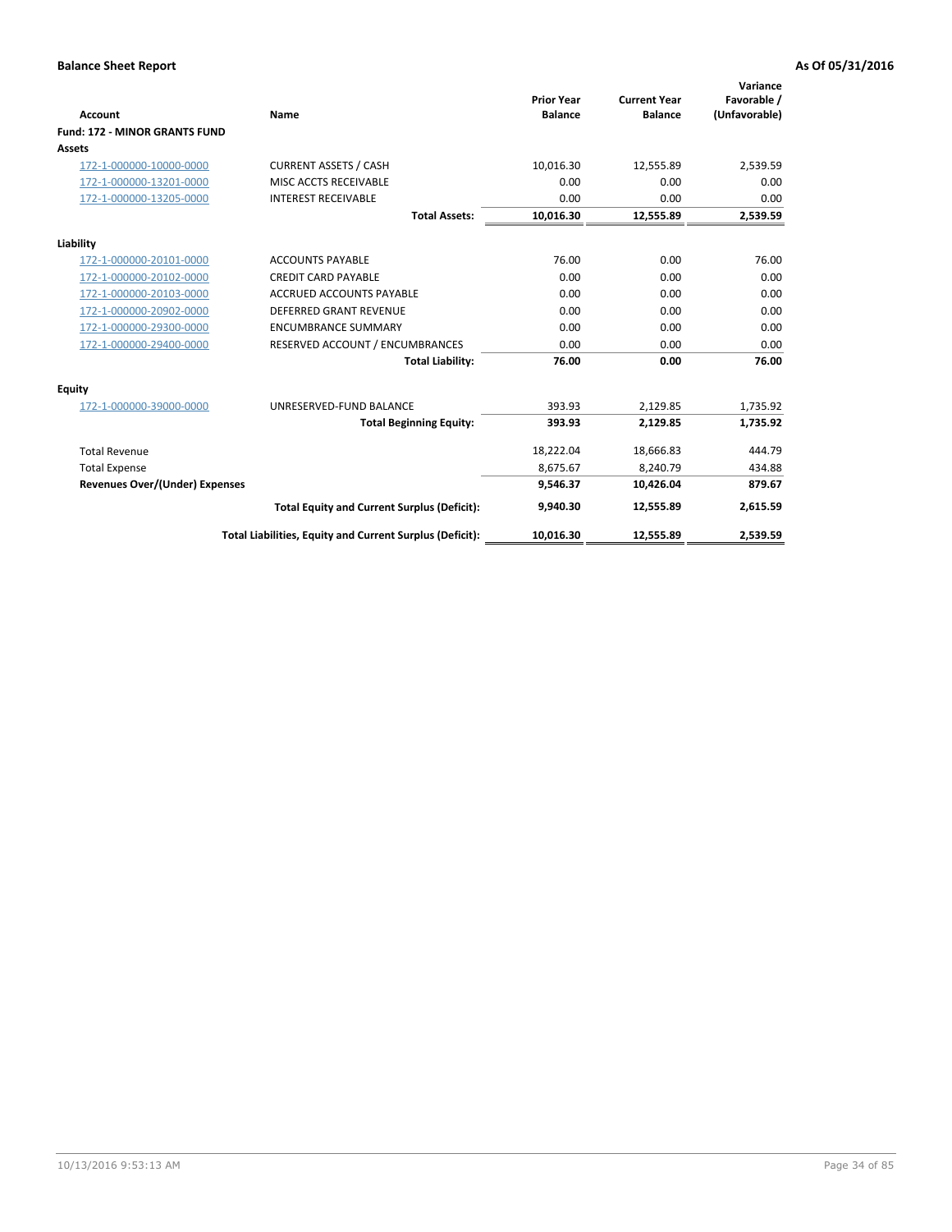**Balance Sheet Report** **As Of 05/31/2016**

| Account | Name | Prior Year Balance | Current Year Balance | Variance Favorable / (Unfavorable) |
|---|---|---|---|---|
| **Fund: 172 - MINOR GRANTS FUND** | | | | |
| **Assets** | | | | |
| 172-1-000000-10000-0000 | CURRENT ASSETS / CASH | 10,016.30 | 12,555.89 | 2,539.59 |
| 172-1-000000-13201-0000 | MISC ACCTS RECEIVABLE | 0.00 | 0.00 | 0.00 |
| 172-1-000000-13205-0000 | INTEREST RECEIVABLE | 0.00 | 0.00 | 0.00 |
| | **Total Assets:** | **10,016.30** | **12,555.89** | **2,539.59** |
| **Liability** | | | | |
| 172-1-000000-20101-0000 | ACCOUNTS PAYABLE | 76.00 | 0.00 | 76.00 |
| 172-1-000000-20102-0000 | CREDIT CARD PAYABLE | 0.00 | 0.00 | 0.00 |
| 172-1-000000-20103-0000 | ACCRUED ACCOUNTS PAYABLE | 0.00 | 0.00 | 0.00 |
| 172-1-000000-20902-0000 | DEFERRED GRANT REVENUE | 0.00 | 0.00 | 0.00 |
| 172-1-000000-29300-0000 | ENCUMBRANCE SUMMARY | 0.00 | 0.00 | 0.00 |
| 172-1-000000-29400-0000 | RESERVED ACCOUNT / ENCUMBRANCES | 0.00 | 0.00 | 0.00 |
| | **Total Liability:** | **76.00** | **0.00** | **76.00** |
| **Equity** | | | | |
| 172-1-000000-39000-0000 | UNRESERVED-FUND BALANCE | 393.93 | 2,129.85 | 1,735.92 |
| | **Total Beginning Equity:** | **393.93** | **2,129.85** | **1,735.92** |
| Total Revenue | | 18,222.04 | 18,666.83 | 444.79 |
| Total Expense | | 8,675.67 | 8,240.79 | 434.88 |
| **Revenues Over/(Under) Expenses** | | **9,546.37** | **10,426.04** | **879.67** |
| | **Total Equity and Current Surplus (Deficit):** | **9,940.30** | **12,555.89** | **2,615.59** |
| | **Total Liabilities, Equity and Current Surplus (Deficit):** | **10,016.30** | **12,555.89** | **2,539.59** |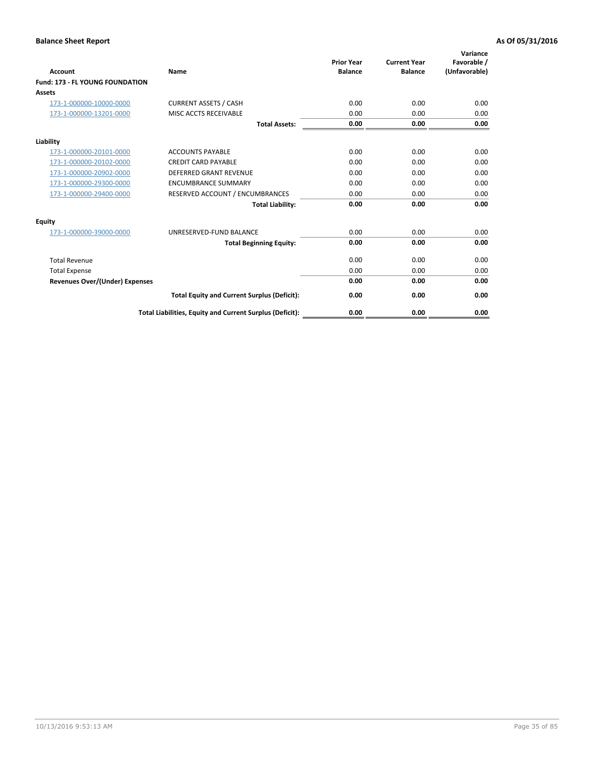**Balance Sheet Report** — As Of 05/31/2016

| Account | Name | Prior Year Balance | Current Year Balance | Variance Favorable / (Unfavorable) |
|---|---|---|---|---|
| **Fund: 173 - FL YOUNG FOUNDATION** | | | | |
| **Assets** | | | | |
| 173-1-000000-10000-0000 | CURRENT ASSETS / CASH | 0.00 | 0.00 | 0.00 |
| 173-1-000000-13201-0000 | MISC ACCTS RECEIVABLE | 0.00 | 0.00 | 0.00 |
| | **Total Assets:** | **0.00** | **0.00** | **0.00** |
| **Liability** | | | | |
| 173-1-000000-20101-0000 | ACCOUNTS PAYABLE | 0.00 | 0.00 | 0.00 |
| 173-1-000000-20102-0000 | CREDIT CARD PAYABLE | 0.00 | 0.00 | 0.00 |
| 173-1-000000-20902-0000 | DEFERRED GRANT REVENUE | 0.00 | 0.00 | 0.00 |
| 173-1-000000-29300-0000 | ENCUMBRANCE SUMMARY | 0.00 | 0.00 | 0.00 |
| 173-1-000000-29400-0000 | RESERVED ACCOUNT / ENCUMBRANCES | 0.00 | 0.00 | 0.00 |
| | **Total Liability:** | **0.00** | **0.00** | **0.00** |
| **Equity** | | | | |
| 173-1-000000-39000-0000 | UNRESERVED-FUND BALANCE | 0.00 | 0.00 | 0.00 |
| | **Total Beginning Equity:** | **0.00** | **0.00** | **0.00** |
| Total Revenue | | 0.00 | 0.00 | 0.00 |
| Total Expense | | 0.00 | 0.00 | 0.00 |
| **Revenues Over/(Under) Expenses** | | **0.00** | **0.00** | **0.00** |
| | **Total Equity and Current Surplus (Deficit):** | **0.00** | **0.00** | **0.00** |
| | **Total Liabilities, Equity and Current Surplus (Deficit):** | **0.00** | **0.00** | **0.00** |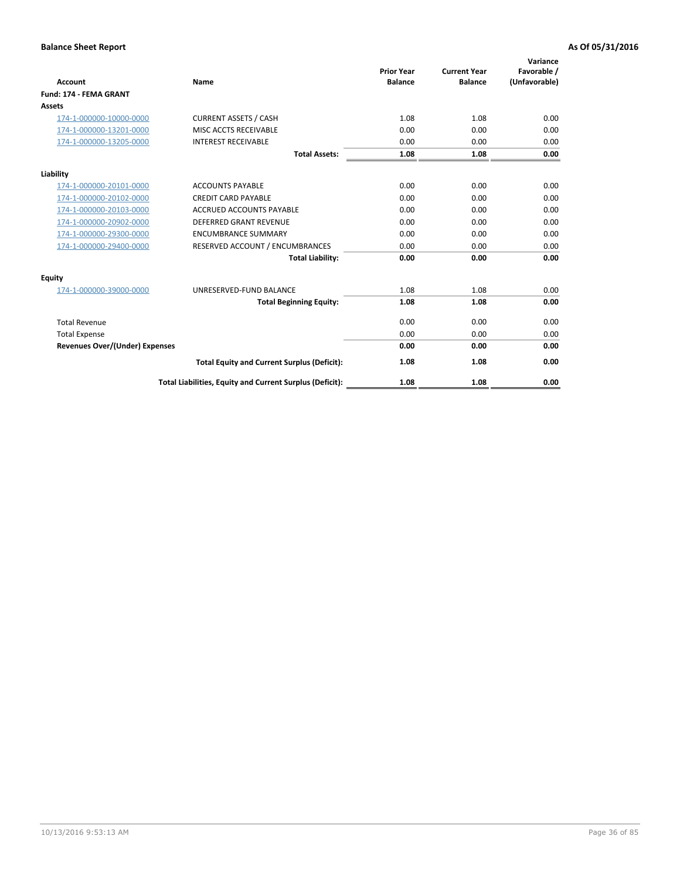**Balance Sheet Report** | **As Of 05/31/2016**

| Account | Name | Prior Year Balance | Current Year Balance | Variance Favorable / (Unfavorable) |
|---|---|---|---|---|
| **Fund: 174 - FEMA GRANT** | | | | |
| **Assets** | | | | |
| 174-1-000000-10000-0000 | CURRENT ASSETS / CASH | 1.08 | 1.08 | 0.00 |
| 174-1-000000-13201-0000 | MISC ACCTS RECEIVABLE | 0.00 | 0.00 | 0.00 |
| 174-1-000000-13205-0000 | INTEREST RECEIVABLE | 0.00 | 0.00 | 0.00 |
| | **Total Assets:** | **1.08** | **1.08** | **0.00** |
| **Liability** | | | | |
| 174-1-000000-20101-0000 | ACCOUNTS PAYABLE | 0.00 | 0.00 | 0.00 |
| 174-1-000000-20102-0000 | CREDIT CARD PAYABLE | 0.00 | 0.00 | 0.00 |
| 174-1-000000-20103-0000 | ACCRUED ACCOUNTS PAYABLE | 0.00 | 0.00 | 0.00 |
| 174-1-000000-20902-0000 | DEFERRED GRANT REVENUE | 0.00 | 0.00 | 0.00 |
| 174-1-000000-29300-0000 | ENCUMBRANCE SUMMARY | 0.00 | 0.00 | 0.00 |
| 174-1-000000-29400-0000 | RESERVED ACCOUNT / ENCUMBRANCES | 0.00 | 0.00 | 0.00 |
| | **Total Liability:** | **0.00** | **0.00** | **0.00** |
| **Equity** | | | | |
| 174-1-000000-39000-0000 | UNRESERVED-FUND BALANCE | 1.08 | 1.08 | 0.00 |
| | **Total Beginning Equity:** | **1.08** | **1.08** | **0.00** |
| Total Revenue | | 0.00 | 0.00 | 0.00 |
| Total Expense | | 0.00 | 0.00 | 0.00 |
| **Revenues Over/(Under) Expenses** | | **0.00** | **0.00** | **0.00** |
| | **Total Equity and Current Surplus (Deficit):** | **1.08** | **1.08** | **0.00** |
| | **Total Liabilities, Equity and Current Surplus (Deficit):** | **1.08** | **1.08** | **0.00** |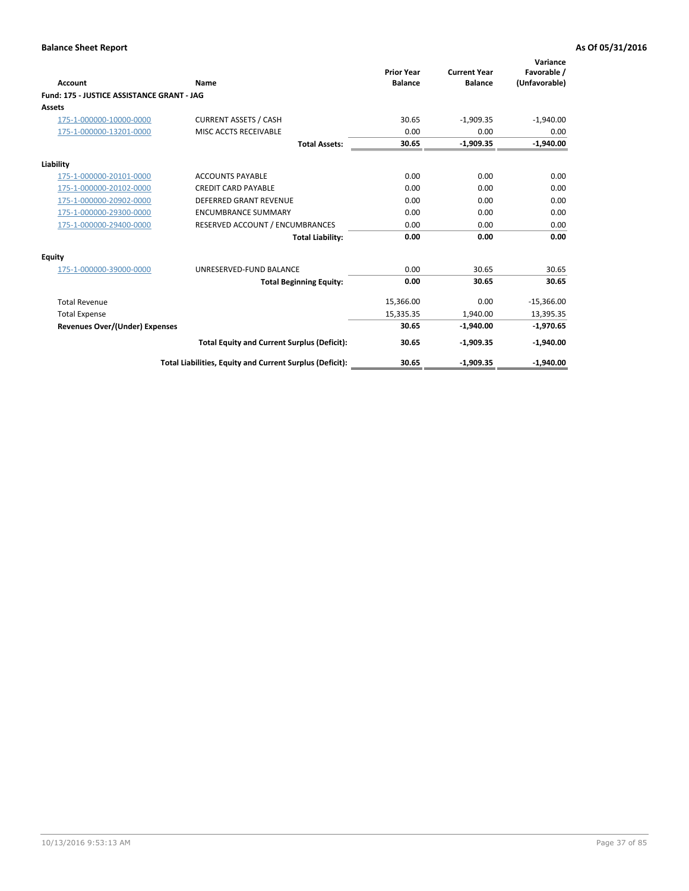**Balance Sheet Report** **As Of 05/31/2016**

| Account | Name | Prior Year Balance | Current Year Balance | Variance Favorable / (Unfavorable) |
|---|---|---|---|---|
| **Fund: 175 - JUSTICE ASSISTANCE GRANT - JAG** | | | | |
| **Assets** | | | | |
| 175-1-000000-10000-0000 | CURRENT ASSETS / CASH | 30.65 | -1,909.35 | -1,940.00 |
| 175-1-000000-13201-0000 | MISC ACCTS RECEIVABLE | 0.00 | 0.00 | 0.00 |
| | **Total Assets:** | **30.65** | **-1,909.35** | **-1,940.00** |
| **Liability** | | | | |
| 175-1-000000-20101-0000 | ACCOUNTS PAYABLE | 0.00 | 0.00 | 0.00 |
| 175-1-000000-20102-0000 | CREDIT CARD PAYABLE | 0.00 | 0.00 | 0.00 |
| 175-1-000000-20902-0000 | DEFERRED GRANT REVENUE | 0.00 | 0.00 | 0.00 |
| 175-1-000000-29300-0000 | ENCUMBRANCE SUMMARY | 0.00 | 0.00 | 0.00 |
| 175-1-000000-29400-0000 | RESERVED ACCOUNT / ENCUMBRANCES | 0.00 | 0.00 | 0.00 |
| | **Total Liability:** | **0.00** | **0.00** | **0.00** |
| **Equity** | | | | |
| 175-1-000000-39000-0000 | UNRESERVED-FUND BALANCE | 0.00 | 30.65 | 30.65 |
| | **Total Beginning Equity:** | **0.00** | **30.65** | **30.65** |
| Total Revenue | | 15,366.00 | 0.00 | -15,366.00 |
| Total Expense | | 15,335.35 | 1,940.00 | 13,395.35 |
| **Revenues Over/(Under) Expenses** | | **30.65** | **-1,940.00** | **-1,970.65** |
| | **Total Equity and Current Surplus (Deficit):** | **30.65** | **-1,909.35** | **-1,940.00** |
| | **Total Liabilities, Equity and Current Surplus (Deficit):** | **30.65** | **-1,909.35** | **-1,940.00** |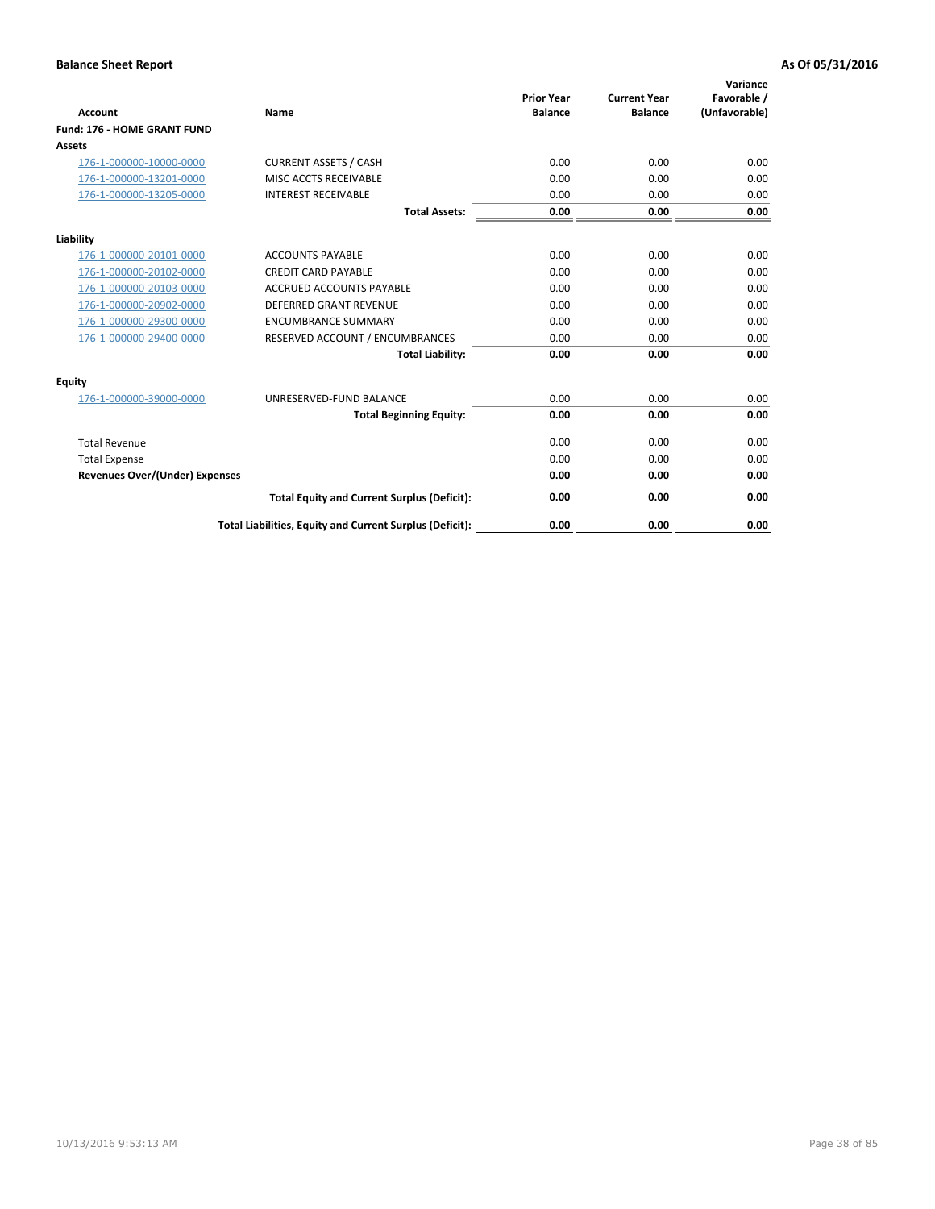**Balance Sheet Report** | **As Of 05/31/2016**

| Account | Name | Prior Year Balance | Current Year Balance | Variance Favorable / (Unfavorable) |
|---|---|---|---|---|
| **Fund: 176 - HOME GRANT FUND** | | | | |
| **Assets** | | | | |
| 176-1-000000-10000-0000 | CURRENT ASSETS / CASH | 0.00 | 0.00 | 0.00 |
| 176-1-000000-13201-0000 | MISC ACCTS RECEIVABLE | 0.00 | 0.00 | 0.00 |
| 176-1-000000-13205-0000 | INTEREST RECEIVABLE | 0.00 | 0.00 | 0.00 |
| | **Total Assets:** | **0.00** | **0.00** | **0.00** |
| **Liability** | | | | |
| 176-1-000000-20101-0000 | ACCOUNTS PAYABLE | 0.00 | 0.00 | 0.00 |
| 176-1-000000-20102-0000 | CREDIT CARD PAYABLE | 0.00 | 0.00 | 0.00 |
| 176-1-000000-20103-0000 | ACCRUED ACCOUNTS PAYABLE | 0.00 | 0.00 | 0.00 |
| 176-1-000000-20902-0000 | DEFERRED GRANT REVENUE | 0.00 | 0.00 | 0.00 |
| 176-1-000000-29300-0000 | ENCUMBRANCE SUMMARY | 0.00 | 0.00 | 0.00 |
| 176-1-000000-29400-0000 | RESERVED ACCOUNT / ENCUMBRANCES | 0.00 | 0.00 | 0.00 |
| | **Total Liability:** | **0.00** | **0.00** | **0.00** |
| **Equity** | | | | |
| 176-1-000000-39000-0000 | UNRESERVED-FUND BALANCE | 0.00 | 0.00 | 0.00 |
| | **Total Beginning Equity:** | **0.00** | **0.00** | **0.00** |
| Total Revenue | | 0.00 | 0.00 | 0.00 |
| Total Expense | | 0.00 | 0.00 | 0.00 |
| **Revenues Over/(Under) Expenses** | | **0.00** | **0.00** | **0.00** |
| | **Total Equity and Current Surplus (Deficit):** | **0.00** | **0.00** | **0.00** |
| | **Total Liabilities, Equity and Current Surplus (Deficit):** | **0.00** | **0.00** | **0.00** |

10/13/2016 9:53:13 AM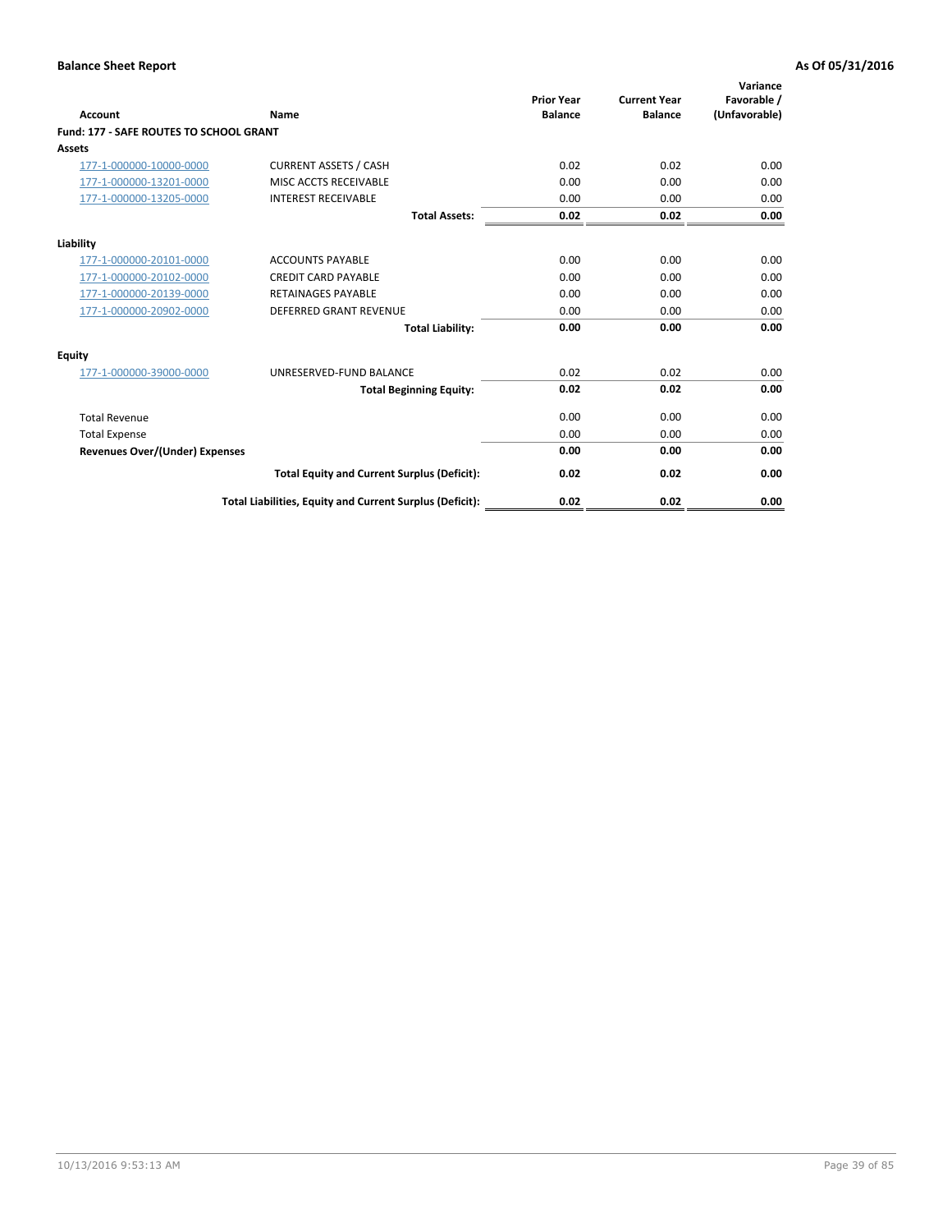**Balance Sheet Report** | **As Of 05/31/2016**

| Account | Name | Prior Year Balance | Current Year Balance | Variance Favorable / (Unfavorable) |
|---|---|---|---|---|
| **Fund: 177 - SAFE ROUTES TO SCHOOL GRANT** | | | | |
| **Assets** | | | | |
| 177-1-000000-10000-0000 | CURRENT ASSETS / CASH | 0.02 | 0.02 | 0.00 |
| 177-1-000000-13201-0000 | MISC ACCTS RECEIVABLE | 0.00 | 0.00 | 0.00 |
| 177-1-000000-13205-0000 | INTEREST RECEIVABLE | 0.00 | 0.00 | 0.00 |
| | **Total Assets:** | **0.02** | **0.02** | **0.00** |
| **Liability** | | | | |
| 177-1-000000-20101-0000 | ACCOUNTS PAYABLE | 0.00 | 0.00 | 0.00 |
| 177-1-000000-20102-0000 | CREDIT CARD PAYABLE | 0.00 | 0.00 | 0.00 |
| 177-1-000000-20139-0000 | RETAINAGES PAYABLE | 0.00 | 0.00 | 0.00 |
| 177-1-000000-20902-0000 | DEFERRED GRANT REVENUE | 0.00 | 0.00 | 0.00 |
| | **Total Liability:** | **0.00** | **0.00** | **0.00** |
| **Equity** | | | | |
| 177-1-000000-39000-0000 | UNRESERVED-FUND BALANCE | 0.02 | 0.02 | 0.00 |
| | **Total Beginning Equity:** | **0.02** | **0.02** | **0.00** |
| Total Revenue | | 0.00 | 0.00 | 0.00 |
| Total Expense | | 0.00 | 0.00 | 0.00 |
| **Revenues Over/(Under) Expenses** | | **0.00** | **0.00** | **0.00** |
| | **Total Equity and Current Surplus (Deficit):** | **0.02** | **0.02** | **0.00** |
| | **Total Liabilities, Equity and Current Surplus (Deficit):** | **0.02** | **0.02** | **0.00** |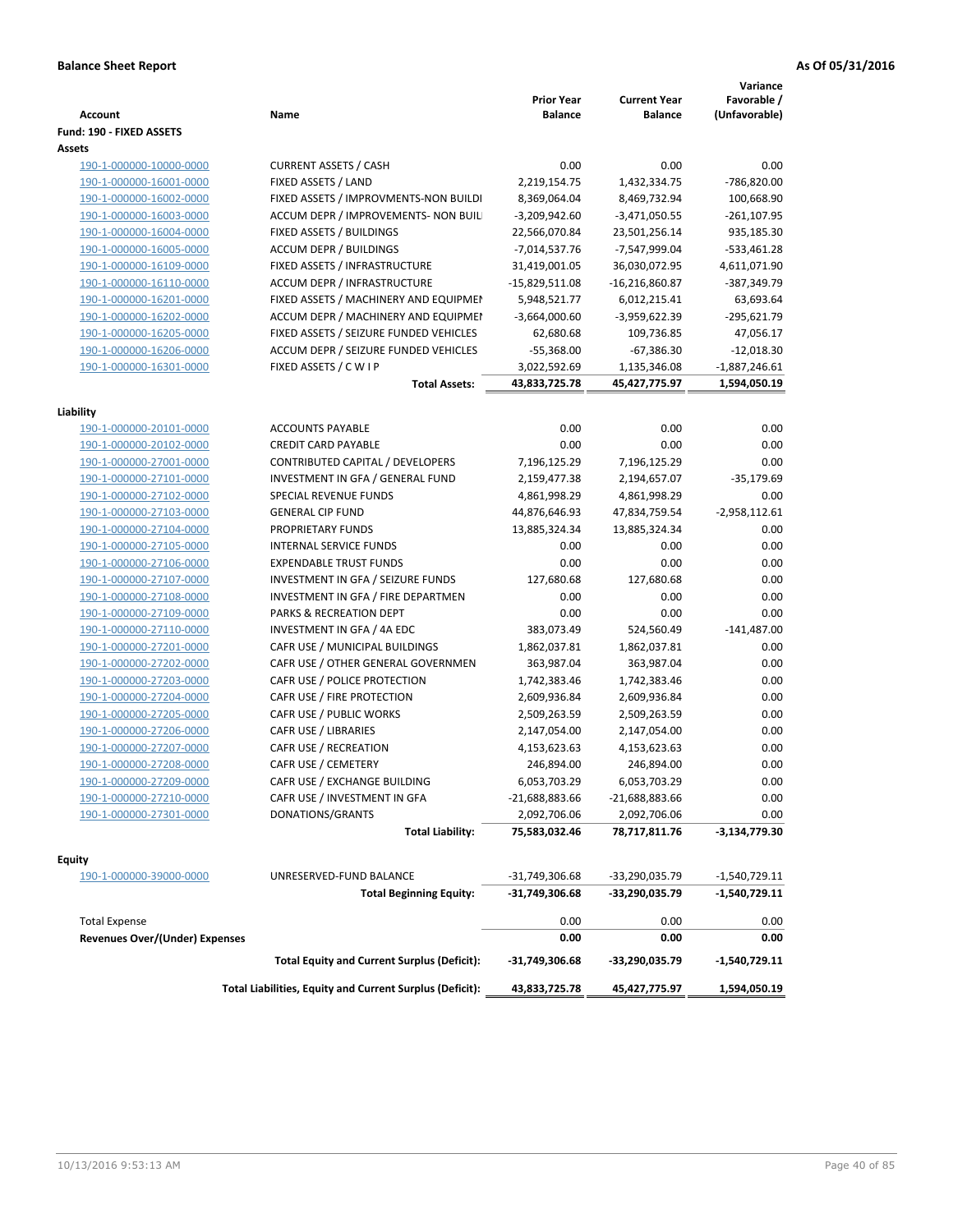**Balance Sheet Report** | **As Of 05/31/2016**

| Account | Name | Prior Year Balance | Current Year Balance | Variance Favorable / (Unfavorable) |
|---|---|---|---|---|
| **Fund: 190 - FIXED ASSETS** | | | | |
| **Assets** | | | | |
| 190-1-000000-10000-0000 | CURRENT ASSETS / CASH | 0.00 | 0.00 | 0.00 |
| 190-1-000000-16001-0000 | FIXED ASSETS / LAND | 2,219,154.75 | 1,432,334.75 | -786,820.00 |
| 190-1-000000-16002-0000 | FIXED ASSETS / IMPROVMENTS-NON BUILDI | 8,369,064.04 | 8,469,732.94 | 100,668.90 |
| 190-1-000000-16003-0000 | ACCUM DEPR / IMPROVEMENTS- NON BUIL | -3,209,942.60 | -3,471,050.55 | -261,107.95 |
| 190-1-000000-16004-0000 | FIXED ASSETS / BUILDINGS | 22,566,070.84 | 23,501,256.14 | 935,185.30 |
| 190-1-000000-16005-0000 | ACCUM DEPR / BUILDINGS | -7,014,537.76 | -7,547,999.04 | -533,461.28 |
| 190-1-000000-16109-0000 | FIXED ASSETS / INFRASTRUCTURE | 31,419,001.05 | 36,030,072.95 | 4,611,071.90 |
| 190-1-000000-16110-0000 | ACCUM DEPR / INFRASTRUCTURE | -15,829,511.08 | -16,216,860.87 | -387,349.79 |
| 190-1-000000-16201-0000 | FIXED ASSETS / MACHINERY AND EQUIPMEI | 5,948,521.77 | 6,012,215.41 | 63,693.64 |
| 190-1-000000-16202-0000 | ACCUM DEPR / MACHINERY AND EQUIPMEI | -3,664,000.60 | -3,959,622.39 | -295,621.79 |
| 190-1-000000-16205-0000 | FIXED ASSETS / SEIZURE FUNDED VEHICLES | 62,680.68 | 109,736.85 | 47,056.17 |
| 190-1-000000-16206-0000 | ACCUM DEPR / SEIZURE FUNDED VEHICLES | -55,368.00 | -67,386.30 | -12,018.30 |
| 190-1-000000-16301-0000 | FIXED ASSETS / C W I P | 3,022,592.69 | 1,135,346.08 | -1,887,246.61 |
| | **Total Assets:** | **43,833,725.78** | **45,427,775.97** | **1,594,050.19** |
| **Liability** | | | | |
| 190-1-000000-20101-0000 | ACCOUNTS PAYABLE | 0.00 | 0.00 | 0.00 |
| 190-1-000000-20102-0000 | CREDIT CARD PAYABLE | 0.00 | 0.00 | 0.00 |
| 190-1-000000-27001-0000 | CONTRIBUTED CAPITAL / DEVELOPERS | 7,196,125.29 | 7,196,125.29 | 0.00 |
| 190-1-000000-27101-0000 | INVESTMENT IN GFA / GENERAL FUND | 2,159,477.38 | 2,194,657.07 | -35,179.69 |
| 190-1-000000-27102-0000 | SPECIAL REVENUE FUNDS | 4,861,998.29 | 4,861,998.29 | 0.00 |
| 190-1-000000-27103-0000 | GENERAL CIP FUND | 44,876,646.93 | 47,834,759.54 | -2,958,112.61 |
| 190-1-000000-27104-0000 | PROPRIETARY FUNDS | 13,885,324.34 | 13,885,324.34 | 0.00 |
| 190-1-000000-27105-0000 | INTERNAL SERVICE FUNDS | 0.00 | 0.00 | 0.00 |
| 190-1-000000-27106-0000 | EXPENDABLE TRUST FUNDS | 0.00 | 0.00 | 0.00 |
| 190-1-000000-27107-0000 | INVESTMENT IN GFA / SEIZURE FUNDS | 127,680.68 | 127,680.68 | 0.00 |
| 190-1-000000-27108-0000 | INVESTMENT IN GFA / FIRE DEPARTMEN | 0.00 | 0.00 | 0.00 |
| 190-1-000000-27109-0000 | PARKS & RECREATION DEPT | 0.00 | 0.00 | 0.00 |
| 190-1-000000-27110-0000 | INVESTMENT IN GFA / 4A EDC | 383,073.49 | 524,560.49 | -141,487.00 |
| 190-1-000000-27201-0000 | CAFR USE / MUNICIPAL BUILDINGS | 1,862,037.81 | 1,862,037.81 | 0.00 |
| 190-1-000000-27202-0000 | CAFR USE / OTHER GENERAL GOVERNMEN | 363,987.04 | 363,987.04 | 0.00 |
| 190-1-000000-27203-0000 | CAFR USE / POLICE PROTECTION | 1,742,383.46 | 1,742,383.46 | 0.00 |
| 190-1-000000-27204-0000 | CAFR USE / FIRE PROTECTION | 2,609,936.84 | 2,609,936.84 | 0.00 |
| 190-1-000000-27205-0000 | CAFR USE / PUBLIC WORKS | 2,509,263.59 | 2,509,263.59 | 0.00 |
| 190-1-000000-27206-0000 | CAFR USE / LIBRARIES | 2,147,054.00 | 2,147,054.00 | 0.00 |
| 190-1-000000-27207-0000 | CAFR USE / RECREATION | 4,153,623.63 | 4,153,623.63 | 0.00 |
| 190-1-000000-27208-0000 | CAFR USE / CEMETERY | 246,894.00 | 246,894.00 | 0.00 |
| 190-1-000000-27209-0000 | CAFR USE / EXCHANGE BUILDING | 6,053,703.29 | 6,053,703.29 | 0.00 |
| 190-1-000000-27210-0000 | CAFR USE / INVESTMENT IN GFA | -21,688,883.66 | -21,688,883.66 | 0.00 |
| 190-1-000000-27301-0000 | DONATIONS/GRANTS | 2,092,706.06 | 2,092,706.06 | 0.00 |
| | **Total Liability:** | **75,583,032.46** | **78,717,811.76** | **-3,134,779.30** |
| **Equity** | | | | |
| 190-1-000000-39000-0000 | UNRESERVED-FUND BALANCE | -31,749,306.68 | -33,290,035.79 | -1,540,729.11 |
| | **Total Beginning Equity:** | **-31,749,306.68** | **-33,290,035.79** | **-1,540,729.11** |
| Total Expense | | 0.00 | 0.00 | 0.00 |
| **Revenues Over/(Under) Expenses** | | **0.00** | **0.00** | **0.00** |
| | **Total Equity and Current Surplus (Deficit):** | **-31,749,306.68** | **-33,290,035.79** | **-1,540,729.11** |
| | **Total Liabilities, Equity and Current Surplus (Deficit):** | **43,833,725.78** | **45,427,775.97** | **1,594,050.19** |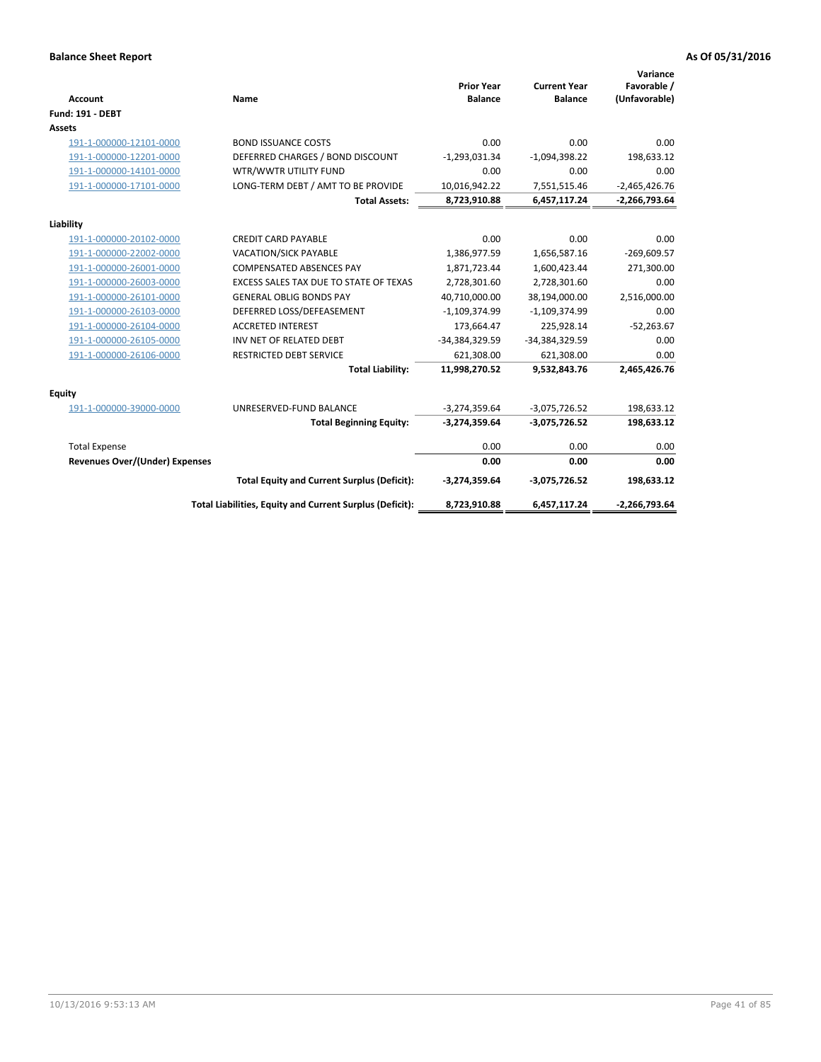**Balance Sheet Report** **As Of 05/31/2016**

| Account | Name | Prior Year Balance | Current Year Balance | Variance Favorable / (Unfavorable) |
|---|---|---|---|---|
| **Fund: 191 - DEBT** | | | | |
| **Assets** | | | | |
| 191-1-000000-12101-0000 | BOND ISSUANCE COSTS | 0.00 | 0.00 | 0.00 |
| 191-1-000000-12201-0000 | DEFERRED CHARGES / BOND DISCOUNT | -1,293,031.34 | -1,094,398.22 | 198,633.12 |
| 191-1-000000-14101-0000 | WTR/WWTR UTILITY FUND | 0.00 | 0.00 | 0.00 |
| 191-1-000000-17101-0000 | LONG-TERM DEBT / AMT TO BE PROVIDE | 10,016,942.22 | 7,551,515.46 | -2,465,426.76 |
| | **Total Assets:** | **8,723,910.88** | **6,457,117.24** | **-2,266,793.64** |
| **Liability** | | | | |
| 191-1-000000-20102-0000 | CREDIT CARD PAYABLE | 0.00 | 0.00 | 0.00 |
| 191-1-000000-22002-0000 | VACATION/SICK PAYABLE | 1,386,977.59 | 1,656,587.16 | -269,609.57 |
| 191-1-000000-26001-0000 | COMPENSATED ABSENCES PAY | 1,871,723.44 | 1,600,423.44 | 271,300.00 |
| 191-1-000000-26003-0000 | EXCESS SALES TAX DUE TO STATE OF TEXAS | 2,728,301.60 | 2,728,301.60 | 0.00 |
| 191-1-000000-26101-0000 | GENERAL OBLIG BONDS PAY | 40,710,000.00 | 38,194,000.00 | 2,516,000.00 |
| 191-1-000000-26103-0000 | DEFERRED LOSS/DEFEASEMENT | -1,109,374.99 | -1,109,374.99 | 0.00 |
| 191-1-000000-26104-0000 | ACCRETED INTEREST | 173,664.47 | 225,928.14 | -52,263.67 |
| 191-1-000000-26105-0000 | INV NET OF RELATED DEBT | -34,384,329.59 | -34,384,329.59 | 0.00 |
| 191-1-000000-26106-0000 | RESTRICTED DEBT SERVICE | 621,308.00 | 621,308.00 | 0.00 |
| | **Total Liability:** | **11,998,270.52** | **9,532,843.76** | **2,465,426.76** |
| **Equity** | | | | |
| 191-1-000000-39000-0000 | UNRESERVED-FUND BALANCE | -3,274,359.64 | -3,075,726.52 | 198,633.12 |
| | **Total Beginning Equity:** | **-3,274,359.64** | **-3,075,726.52** | **198,633.12** |
| Total Expense | | 0.00 | 0.00 | 0.00 |
| **Revenues Over/(Under) Expenses** | | **0.00** | **0.00** | **0.00** |
| | **Total Equity and Current Surplus (Deficit):** | **-3,274,359.64** | **-3,075,726.52** | **198,633.12** |
| | **Total Liabilities, Equity and Current Surplus (Deficit):** | **8,723,910.88** | **6,457,117.24** | **-2,266,793.64** |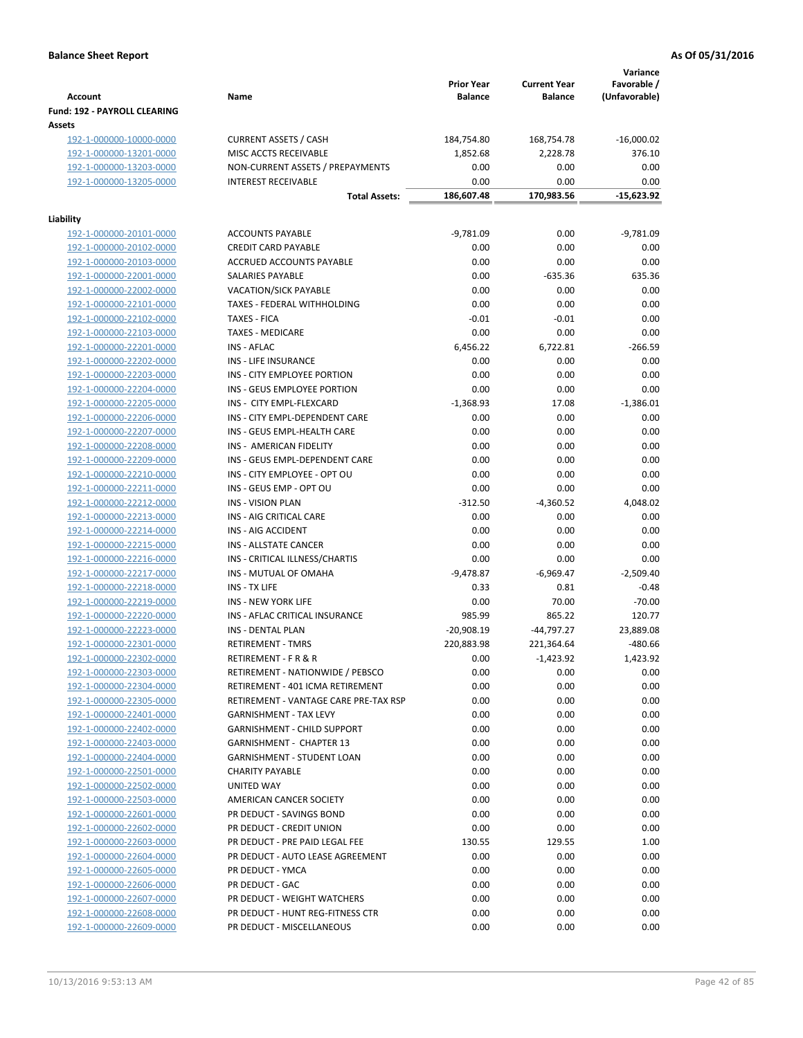**Balance Sheet Report** **As Of 05/31/2016**

| Account | Name | Prior Year Balance | Current Year Balance | Variance Favorable / (Unfavorable) |
|---|---|---|---|---|
| **Fund: 192 - PAYROLL CLEARING** | | | | |
| **Assets** | | | | |
| 192-1-000000-10000-0000 | CURRENT ASSETS / CASH | 184,754.80 | 168,754.78 | -16,000.02 |
| 192-1-000000-13201-0000 | MISC ACCTS RECEIVABLE | 1,852.68 | 2,228.78 | 376.10 |
| 192-1-000000-13203-0000 | NON-CURRENT ASSETS / PREPAYMENTS | 0.00 | 0.00 | 0.00 |
| 192-1-000000-13205-0000 | INTEREST RECEIVABLE | 0.00 | 0.00 | 0.00 |
| | **Total Assets:** | **186,607.48** | **170,983.56** | **-15,623.92** |
| **Liability** | | | | |
| 192-1-000000-20101-0000 | ACCOUNTS PAYABLE | -9,781.09 | 0.00 | -9,781.09 |
| 192-1-000000-20102-0000 | CREDIT CARD PAYABLE | 0.00 | 0.00 | 0.00 |
| 192-1-000000-20103-0000 | ACCRUED ACCOUNTS PAYABLE | 0.00 | 0.00 | 0.00 |
| 192-1-000000-22001-0000 | SALARIES PAYABLE | 0.00 | -635.36 | 635.36 |
| 192-1-000000-22002-0000 | VACATION/SICK PAYABLE | 0.00 | 0.00 | 0.00 |
| 192-1-000000-22101-0000 | TAXES - FEDERAL WITHHOLDING | 0.00 | 0.00 | 0.00 |
| 192-1-000000-22102-0000 | TAXES - FICA | -0.01 | -0.01 | 0.00 |
| 192-1-000000-22103-0000 | TAXES - MEDICARE | 0.00 | 0.00 | 0.00 |
| 192-1-000000-22201-0000 | INS - AFLAC | 6,456.22 | 6,722.81 | -266.59 |
| 192-1-000000-22202-0000 | INS - LIFE INSURANCE | 0.00 | 0.00 | 0.00 |
| 192-1-000000-22203-0000 | INS - CITY EMPLOYEE PORTION | 0.00 | 0.00 | 0.00 |
| 192-1-000000-22204-0000 | INS - GEUS EMPLOYEE PORTION | 0.00 | 0.00 | 0.00 |
| 192-1-000000-22205-0000 | INS - CITY EMPL-FLEXCARD | -1,368.93 | 17.08 | -1,386.01 |
| 192-1-000000-22206-0000 | INS - CITY EMPL-DEPENDENT CARE | 0.00 | 0.00 | 0.00 |
| 192-1-000000-22207-0000 | INS - GEUS EMPL-HEALTH CARE | 0.00 | 0.00 | 0.00 |
| 192-1-000000-22208-0000 | INS - AMERICAN FIDELITY | 0.00 | 0.00 | 0.00 |
| 192-1-000000-22209-0000 | INS - GEUS EMPL-DEPENDENT CARE | 0.00 | 0.00 | 0.00 |
| 192-1-000000-22210-0000 | INS - CITY EMPLOYEE - OPT OU | 0.00 | 0.00 | 0.00 |
| 192-1-000000-22211-0000 | INS - GEUS EMP - OPT OU | 0.00 | 0.00 | 0.00 |
| 192-1-000000-22212-0000 | INS - VISION PLAN | -312.50 | -4,360.52 | 4,048.02 |
| 192-1-000000-22213-0000 | INS - AIG CRITICAL CARE | 0.00 | 0.00 | 0.00 |
| 192-1-000000-22214-0000 | INS - AIG ACCIDENT | 0.00 | 0.00 | 0.00 |
| 192-1-000000-22215-0000 | INS - ALLSTATE CANCER | 0.00 | 0.00 | 0.00 |
| 192-1-000000-22216-0000 | INS - CRITICAL ILLNESS/CHARTIS | 0.00 | 0.00 | 0.00 |
| 192-1-000000-22217-0000 | INS - MUTUAL OF OMAHA | -9,478.87 | -6,969.47 | -2,509.40 |
| 192-1-000000-22218-0000 | INS - TX LIFE | 0.33 | 0.81 | -0.48 |
| 192-1-000000-22219-0000 | INS - NEW YORK LIFE | 0.00 | 70.00 | -70.00 |
| 192-1-000000-22220-0000 | INS - AFLAC CRITICAL INSURANCE | 985.99 | 865.22 | 120.77 |
| 192-1-000000-22223-0000 | INS - DENTAL PLAN | -20,908.19 | -44,797.27 | 23,889.08 |
| 192-1-000000-22301-0000 | RETIREMENT - TMRS | 220,883.98 | 221,364.64 | -480.66 |
| 192-1-000000-22302-0000 | RETIREMENT - F R & R | 0.00 | -1,423.92 | 1,423.92 |
| 192-1-000000-22303-0000 | RETIREMENT - NATIONWIDE / PEBSCO | 0.00 | 0.00 | 0.00 |
| 192-1-000000-22304-0000 | RETIREMENT - 401 ICMA RETIREMENT | 0.00 | 0.00 | 0.00 |
| 192-1-000000-22305-0000 | RETIREMENT - VANTAGE CARE PRE-TAX RSP | 0.00 | 0.00 | 0.00 |
| 192-1-000000-22401-0000 | GARNISHMENT - TAX LEVY | 0.00 | 0.00 | 0.00 |
| 192-1-000000-22402-0000 | GARNISHMENT - CHILD SUPPORT | 0.00 | 0.00 | 0.00 |
| 192-1-000000-22403-0000 | GARNISHMENT - CHAPTER 13 | 0.00 | 0.00 | 0.00 |
| 192-1-000000-22404-0000 | GARNISHMENT - STUDENT LOAN | 0.00 | 0.00 | 0.00 |
| 192-1-000000-22501-0000 | CHARITY PAYABLE | 0.00 | 0.00 | 0.00 |
| 192-1-000000-22502-0000 | UNITED WAY | 0.00 | 0.00 | 0.00 |
| 192-1-000000-22503-0000 | AMERICAN CANCER SOCIETY | 0.00 | 0.00 | 0.00 |
| 192-1-000000-22601-0000 | PR DEDUCT - SAVINGS BOND | 0.00 | 0.00 | 0.00 |
| 192-1-000000-22602-0000 | PR DEDUCT - CREDIT UNION | 0.00 | 0.00 | 0.00 |
| 192-1-000000-22603-0000 | PR DEDUCT - PRE PAID LEGAL FEE | 130.55 | 129.55 | 1.00 |
| 192-1-000000-22604-0000 | PR DEDUCT - AUTO LEASE AGREEMENT | 0.00 | 0.00 | 0.00 |
| 192-1-000000-22605-0000 | PR DEDUCT - YMCA | 0.00 | 0.00 | 0.00 |
| 192-1-000000-22606-0000 | PR DEDUCT - GAC | 0.00 | 0.00 | 0.00 |
| 192-1-000000-22607-0000 | PR DEDUCT - WEIGHT WATCHERS | 0.00 | 0.00 | 0.00 |
| 192-1-000000-22608-0000 | PR DEDUCT - HUNT REG-FITNESS CTR | 0.00 | 0.00 | 0.00 |
| 192-1-000000-22609-0000 | PR DEDUCT - MISCELLANEOUS | 0.00 | 0.00 | 0.00 |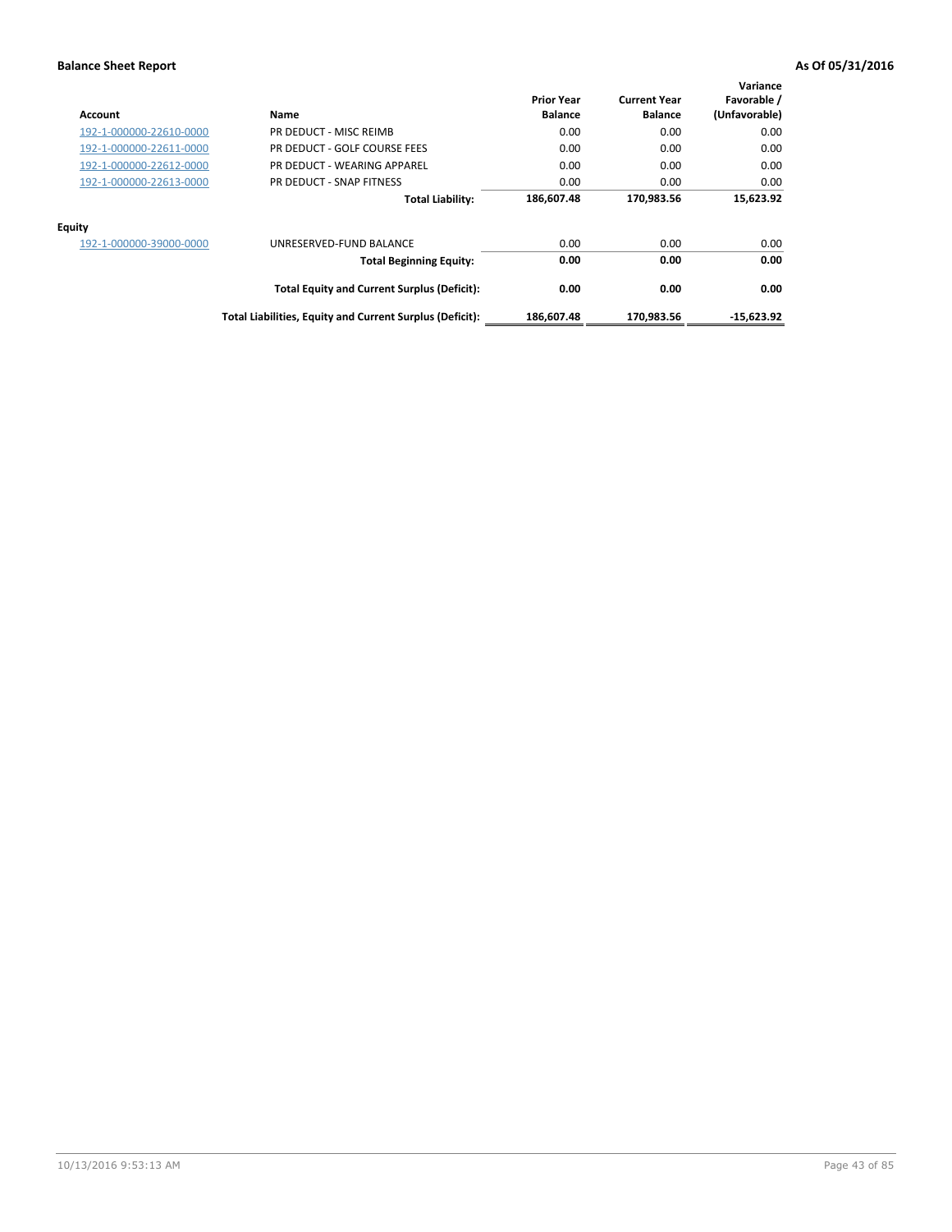**Balance Sheet Report** **As Of 05/31/2016**

| Account | Name | Prior Year Balance | Current Year Balance | Variance Favorable / (Unfavorable) |
|---|---|---|---|---|
| 192-1-000000-22610-0000 | PR DEDUCT - MISC REIMB | 0.00 | 0.00 | 0.00 |
| 192-1-000000-22611-0000 | PR DEDUCT - GOLF COURSE FEES | 0.00 | 0.00 | 0.00 |
| 192-1-000000-22612-0000 | PR DEDUCT - WEARING APPAREL | 0.00 | 0.00 | 0.00 |
| 192-1-000000-22613-0000 | PR DEDUCT - SNAP FITNESS | 0.00 | 0.00 | 0.00 |
| | **Total Liability:** | **186,607.48** | **170,983.56** | **15,623.92** |
| **Equity** | | | | |
| 192-1-000000-39000-0000 | UNRESERVED-FUND BALANCE | 0.00 | 0.00 | 0.00 |
| | **Total Beginning Equity:** | **0.00** | **0.00** | **0.00** |
| | **Total Equity and Current Surplus (Deficit):** | **0.00** | **0.00** | **0.00** |
| | **Total Liabilities, Equity and Current Surplus (Deficit):** | **186,607.48** | **170,983.56** | **-15,623.92** |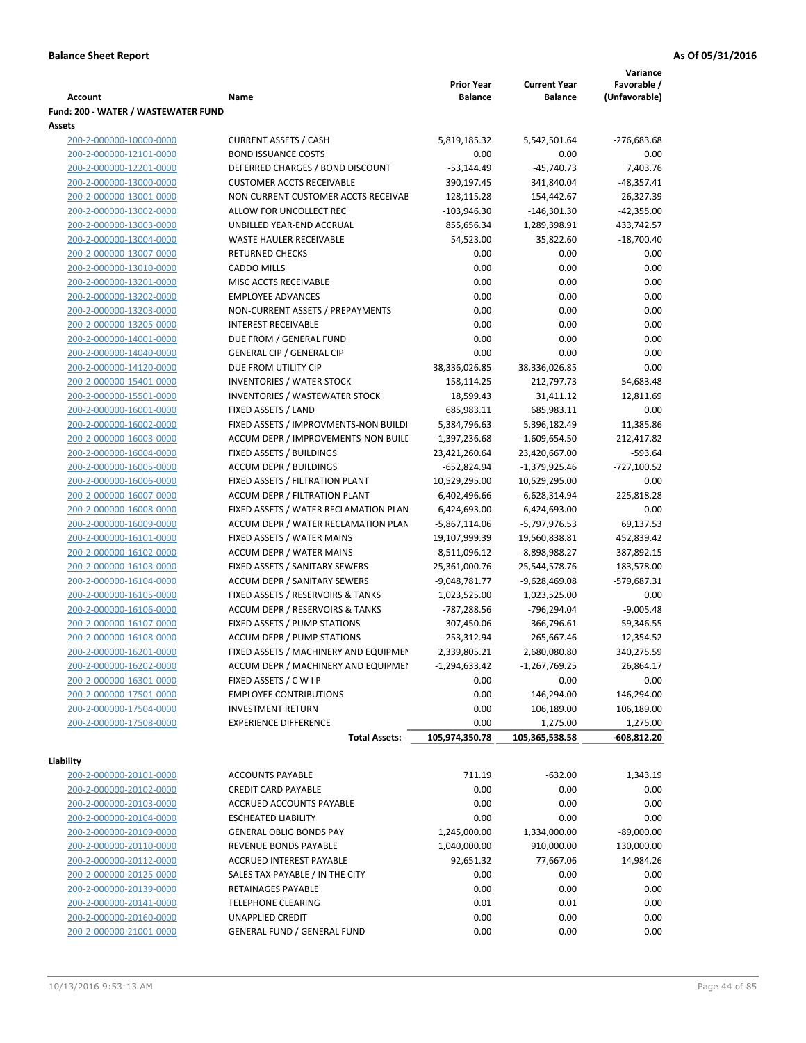**Balance Sheet Report** — **As Of 05/31/2016**

| Account | Name | Prior Year Balance | Current Year Balance | Variance Favorable / (Unfavorable) |
|---|---|---|---|---|
| **Fund: 200 - WATER / WASTEWATER FUND** | | | | |
| **Assets** | | | | |
| 200-2-000000-10000-0000 | CURRENT ASSETS / CASH | 5,819,185.32 | 5,542,501.64 | -276,683.68 |
| 200-2-000000-12101-0000 | BOND ISSUANCE COSTS | 0.00 | 0.00 | 0.00 |
| 200-2-000000-12201-0000 | DEFERRED CHARGES / BOND DISCOUNT | -53,144.49 | -45,740.73 | 7,403.76 |
| 200-2-000000-13000-0000 | CUSTOMER ACCTS RECEIVABLE | 390,197.45 | 341,840.04 | -48,357.41 |
| 200-2-000000-13001-0000 | NON CURRENT CUSTOMER ACCTS RECEIVAE | 128,115.28 | 154,442.67 | 26,327.39 |
| 200-2-000000-13002-0000 | ALLOW FOR UNCOLLECT REC | -103,946.30 | -146,301.30 | -42,355.00 |
| 200-2-000000-13003-0000 | UNBILLED YEAR-END ACCRUAL | 855,656.34 | 1,289,398.91 | 433,742.57 |
| 200-2-000000-13004-0000 | WASTE HAULER RECEIVABLE | 54,523.00 | 35,822.60 | -18,700.40 |
| 200-2-000000-13007-0000 | RETURNED CHECKS | 0.00 | 0.00 | 0.00 |
| 200-2-000000-13010-0000 | CADDO MILLS | 0.00 | 0.00 | 0.00 |
| 200-2-000000-13201-0000 | MISC ACCTS RECEIVABLE | 0.00 | 0.00 | 0.00 |
| 200-2-000000-13202-0000 | EMPLOYEE ADVANCES | 0.00 | 0.00 | 0.00 |
| 200-2-000000-13203-0000 | NON-CURRENT ASSETS / PREPAYMENTS | 0.00 | 0.00 | 0.00 |
| 200-2-000000-13205-0000 | INTEREST RECEIVABLE | 0.00 | 0.00 | 0.00 |
| 200-2-000000-14001-0000 | DUE FROM / GENERAL FUND | 0.00 | 0.00 | 0.00 |
| 200-2-000000-14040-0000 | GENERAL CIP / GENERAL CIP | 0.00 | 0.00 | 0.00 |
| 200-2-000000-14120-0000 | DUE FROM UTILITY CIP | 38,336,026.85 | 38,336,026.85 | 0.00 |
| 200-2-000000-15401-0000 | INVENTORIES / WATER STOCK | 158,114.25 | 212,797.73 | 54,683.48 |
| 200-2-000000-15501-0000 | INVENTORIES / WASTEWATER STOCK | 18,599.43 | 31,411.12 | 12,811.69 |
| 200-2-000000-16001-0000 | FIXED ASSETS / LAND | 685,983.11 | 685,983.11 | 0.00 |
| 200-2-000000-16002-0000 | FIXED ASSETS / IMPROVMENTS-NON BUILDI | 5,384,796.63 | 5,396,182.49 | 11,385.86 |
| 200-2-000000-16003-0000 | ACCUM DEPR / IMPROVEMENTS-NON BUILI | -1,397,236.68 | -1,609,654.50 | -212,417.82 |
| 200-2-000000-16004-0000 | FIXED ASSETS / BUILDINGS | 23,421,260.64 | 23,420,667.00 | -593.64 |
| 200-2-000000-16005-0000 | ACCUM DEPR / BUILDINGS | -652,824.94 | -1,379,925.46 | -727,100.52 |
| 200-2-000000-16006-0000 | FIXED ASSETS / FILTRATION PLANT | 10,529,295.00 | 10,529,295.00 | 0.00 |
| 200-2-000000-16007-0000 | ACCUM DEPR / FILTRATION PLANT | -6,402,496.66 | -6,628,314.94 | -225,818.28 |
| 200-2-000000-16008-0000 | FIXED ASSETS / WATER RECLAMATION PLAN | 6,424,693.00 | 6,424,693.00 | 0.00 |
| 200-2-000000-16009-0000 | ACCUM DEPR / WATER RECLAMATION PLAN | -5,867,114.06 | -5,797,976.53 | 69,137.53 |
| 200-2-000000-16101-0000 | FIXED ASSETS / WATER MAINS | 19,107,999.39 | 19,560,838.81 | 452,839.42 |
| 200-2-000000-16102-0000 | ACCUM DEPR / WATER MAINS | -8,511,096.12 | -8,898,988.27 | -387,892.15 |
| 200-2-000000-16103-0000 | FIXED ASSETS / SANITARY SEWERS | 25,361,000.76 | 25,544,578.76 | 183,578.00 |
| 200-2-000000-16104-0000 | ACCUM DEPR / SANITARY SEWERS | -9,048,781.77 | -9,628,469.08 | -579,687.31 |
| 200-2-000000-16105-0000 | FIXED ASSETS / RESERVOIRS & TANKS | 1,023,525.00 | 1,023,525.00 | 0.00 |
| 200-2-000000-16106-0000 | ACCUM DEPR / RESERVOIRS & TANKS | -787,288.56 | -796,294.04 | -9,005.48 |
| 200-2-000000-16107-0000 | FIXED ASSETS / PUMP STATIONS | 307,450.06 | 366,796.61 | 59,346.55 |
| 200-2-000000-16108-0000 | ACCUM DEPR / PUMP STATIONS | -253,312.94 | -265,667.46 | -12,354.52 |
| 200-2-000000-16201-0000 | FIXED ASSETS / MACHINERY AND EQUIPMEI | 2,339,805.21 | 2,680,080.80 | 340,275.59 |
| 200-2-000000-16202-0000 | ACCUM DEPR / MACHINERY AND EQUIPMEI | -1,294,633.42 | -1,267,769.25 | 26,864.17 |
| 200-2-000000-16301-0000 | FIXED ASSETS / C W I P | 0.00 | 0.00 | 0.00 |
| 200-2-000000-17501-0000 | EMPLOYEE CONTRIBUTIONS | 0.00 | 146,294.00 | 146,294.00 |
| 200-2-000000-17504-0000 | INVESTMENT RETURN | 0.00 | 106,189.00 | 106,189.00 |
| 200-2-000000-17508-0000 | EXPERIENCE DIFFERENCE | 0.00 | 1,275.00 | 1,275.00 |
| | **Total Assets:** | **105,974,350.78** | **105,365,538.58** | **-608,812.20** |
| **Liability** | | | | |
| 200-2-000000-20101-0000 | ACCOUNTS PAYABLE | 711.19 | -632.00 | 1,343.19 |
| 200-2-000000-20102-0000 | CREDIT CARD PAYABLE | 0.00 | 0.00 | 0.00 |
| 200-2-000000-20103-0000 | ACCRUED ACCOUNTS PAYABLE | 0.00 | 0.00 | 0.00 |
| 200-2-000000-20104-0000 | ESCHEATED LIABILITY | 0.00 | 0.00 | 0.00 |
| 200-2-000000-20109-0000 | GENERAL OBLIG BONDS PAY | 1,245,000.00 | 1,334,000.00 | -89,000.00 |
| 200-2-000000-20110-0000 | REVENUE BONDS PAYABLE | 1,040,000.00 | 910,000.00 | 130,000.00 |
| 200-2-000000-20112-0000 | ACCRUED INTEREST PAYABLE | 92,651.32 | 77,667.06 | 14,984.26 |
| 200-2-000000-20125-0000 | SALES TAX PAYABLE / IN THE CITY | 0.00 | 0.00 | 0.00 |
| 200-2-000000-20139-0000 | RETAINAGES PAYABLE | 0.00 | 0.00 | 0.00 |
| 200-2-000000-20141-0000 | TELEPHONE CLEARING | 0.01 | 0.01 | 0.00 |
| 200-2-000000-20160-0000 | UNAPPLIED CREDIT | 0.00 | 0.00 | 0.00 |
| 200-2-000000-21001-0000 | GENERAL FUND / GENERAL FUND | 0.00 | 0.00 | 0.00 |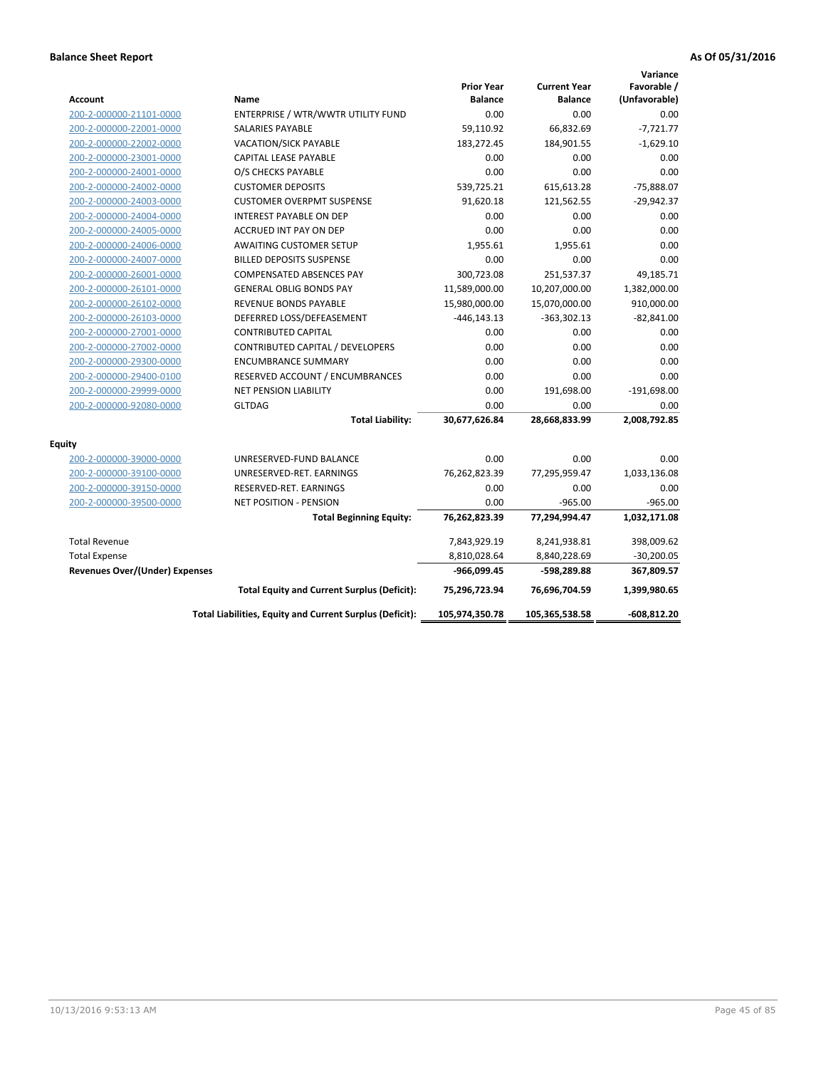**Balance Sheet Report** **As Of 05/31/2016**

| Account | Name | Prior Year Balance | Current Year Balance | Variance Favorable / (Unfavorable) |
|---|---|---|---|---|
| 200-2-000000-21101-0000 | ENTERPRISE / WTR/WWTR UTILITY FUND | 0.00 | 0.00 | 0.00 |
| 200-2-000000-22001-0000 | SALARIES PAYABLE | 59,110.92 | 66,832.69 | -7,721.77 |
| 200-2-000000-22002-0000 | VACATION/SICK PAYABLE | 183,272.45 | 184,901.55 | -1,629.10 |
| 200-2-000000-23001-0000 | CAPITAL LEASE PAYABLE | 0.00 | 0.00 | 0.00 |
| 200-2-000000-24001-0000 | O/S CHECKS PAYABLE | 0.00 | 0.00 | 0.00 |
| 200-2-000000-24002-0000 | CUSTOMER DEPOSITS | 539,725.21 | 615,613.28 | -75,888.07 |
| 200-2-000000-24003-0000 | CUSTOMER OVERPMT SUSPENSE | 91,620.18 | 121,562.55 | -29,942.37 |
| 200-2-000000-24004-0000 | INTEREST PAYABLE ON DEP | 0.00 | 0.00 | 0.00 |
| 200-2-000000-24005-0000 | ACCRUED INT PAY ON DEP | 0.00 | 0.00 | 0.00 |
| 200-2-000000-24006-0000 | AWAITING CUSTOMER SETUP | 1,955.61 | 1,955.61 | 0.00 |
| 200-2-000000-24007-0000 | BILLED DEPOSITS SUSPENSE | 0.00 | 0.00 | 0.00 |
| 200-2-000000-26001-0000 | COMPENSATED ABSENCES PAY | 300,723.08 | 251,537.37 | 49,185.71 |
| 200-2-000000-26101-0000 | GENERAL OBLIG BONDS PAY | 11,589,000.00 | 10,207,000.00 | 1,382,000.00 |
| 200-2-000000-26102-0000 | REVENUE BONDS PAYABLE | 15,980,000.00 | 15,070,000.00 | 910,000.00 |
| 200-2-000000-26103-0000 | DEFERRED LOSS/DEFEASEMENT | -446,143.13 | -363,302.13 | -82,841.00 |
| 200-2-000000-27001-0000 | CONTRIBUTED CAPITAL | 0.00 | 0.00 | 0.00 |
| 200-2-000000-27002-0000 | CONTRIBUTED CAPITAL / DEVELOPERS | 0.00 | 0.00 | 0.00 |
| 200-2-000000-29300-0000 | ENCUMBRANCE SUMMARY | 0.00 | 0.00 | 0.00 |
| 200-2-000000-29400-0100 | RESERVED ACCOUNT / ENCUMBRANCES | 0.00 | 0.00 | 0.00 |
| 200-2-000000-29999-0000 | NET PENSION LIABILITY | 0.00 | 191,698.00 | -191,698.00 |
| 200-2-000000-92080-0000 | GLTDAG | 0.00 | 0.00 | 0.00 |
| | **Total Liability:** | **30,677,626.84** | **28,668,833.99** | **2,008,792.85** |
| **Equity** | | | | |
| 200-2-000000-39000-0000 | UNRESERVED-FUND BALANCE | 0.00 | 0.00 | 0.00 |
| 200-2-000000-39100-0000 | UNRESERVED-RET. EARNINGS | 76,262,823.39 | 77,295,959.47 | 1,033,136.08 |
| 200-2-000000-39150-0000 | RESERVED-RET. EARNINGS | 0.00 | 0.00 | 0.00 |
| 200-2-000000-39500-0000 | NET POSITION - PENSION | 0.00 | -965.00 | -965.00 |
| | **Total Beginning Equity:** | **76,262,823.39** | **77,294,994.47** | **1,032,171.08** |
| Total Revenue | | 7,843,929.19 | 8,241,938.81 | 398,009.62 |
| Total Expense | | 8,810,028.64 | 8,840,228.69 | -30,200.05 |
| **Revenues Over/(Under) Expenses** | | **-966,099.45** | **-598,289.88** | **367,809.57** |
| | **Total Equity and Current Surplus (Deficit):** | **75,296,723.94** | **76,696,704.59** | **1,399,980.65** |
| | **Total Liabilities, Equity and Current Surplus (Deficit):** | **105,974,350.78** | **105,365,538.58** | **-608,812.20** |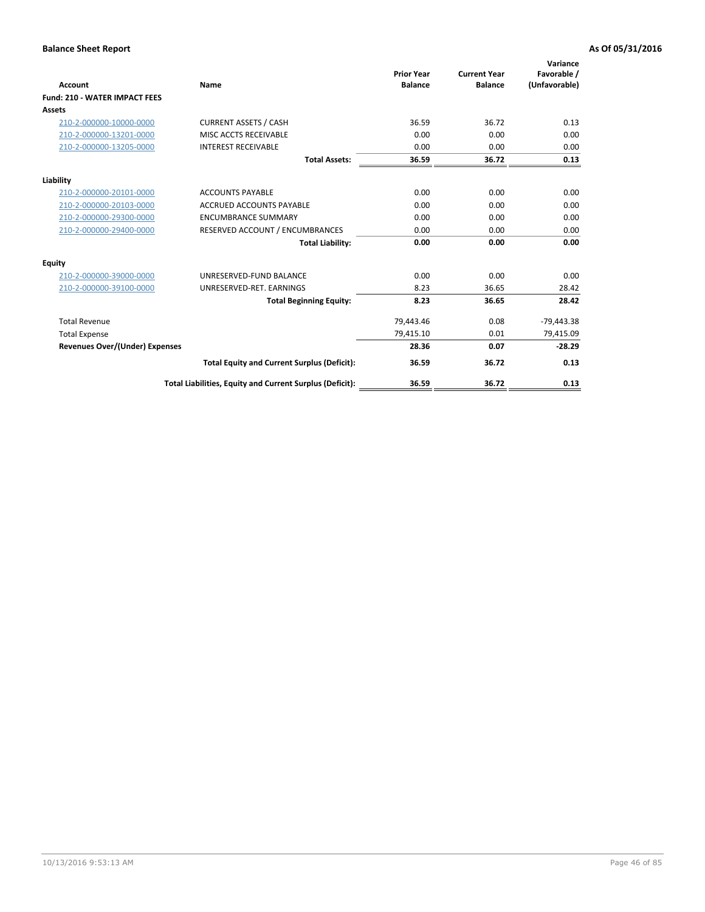**Balance Sheet Report** | **As Of 05/31/2016**

| Account | Name | Prior Year Balance | Current Year Balance | Variance Favorable / (Unfavorable) |
|---|---|---|---|---|
| **Fund: 210 - WATER IMPACT FEES** | | | | |
| **Assets** | | | | |
| 210-2-000000-10000-0000 | CURRENT ASSETS / CASH | 36.59 | 36.72 | 0.13 |
| 210-2-000000-13201-0000 | MISC ACCTS RECEIVABLE | 0.00 | 0.00 | 0.00 |
| 210-2-000000-13205-0000 | INTEREST RECEIVABLE | 0.00 | 0.00 | 0.00 |
| | **Total Assets:** | **36.59** | **36.72** | **0.13** |
| **Liability** | | | | |
| 210-2-000000-20101-0000 | ACCOUNTS PAYABLE | 0.00 | 0.00 | 0.00 |
| 210-2-000000-20103-0000 | ACCRUED ACCOUNTS PAYABLE | 0.00 | 0.00 | 0.00 |
| 210-2-000000-29300-0000 | ENCUMBRANCE SUMMARY | 0.00 | 0.00 | 0.00 |
| 210-2-000000-29400-0000 | RESERVED ACCOUNT / ENCUMBRANCES | 0.00 | 0.00 | 0.00 |
| | **Total Liability:** | **0.00** | **0.00** | **0.00** |
| **Equity** | | | | |
| 210-2-000000-39000-0000 | UNRESERVED-FUND BALANCE | 0.00 | 0.00 | 0.00 |
| 210-2-000000-39100-0000 | UNRESERVED-RET. EARNINGS | 8.23 | 36.65 | 28.42 |
| | **Total Beginning Equity:** | **8.23** | **36.65** | **28.42** |
| Total Revenue | | 79,443.46 | 0.08 | -79,443.38 |
| Total Expense | | 79,415.10 | 0.01 | 79,415.09 |
| **Revenues Over/(Under) Expenses** | | **28.36** | **0.07** | **-28.29** |
| | **Total Equity and Current Surplus (Deficit):** | **36.59** | **36.72** | **0.13** |
| | **Total Liabilities, Equity and Current Surplus (Deficit):** | **36.59** | **36.72** | **0.13** |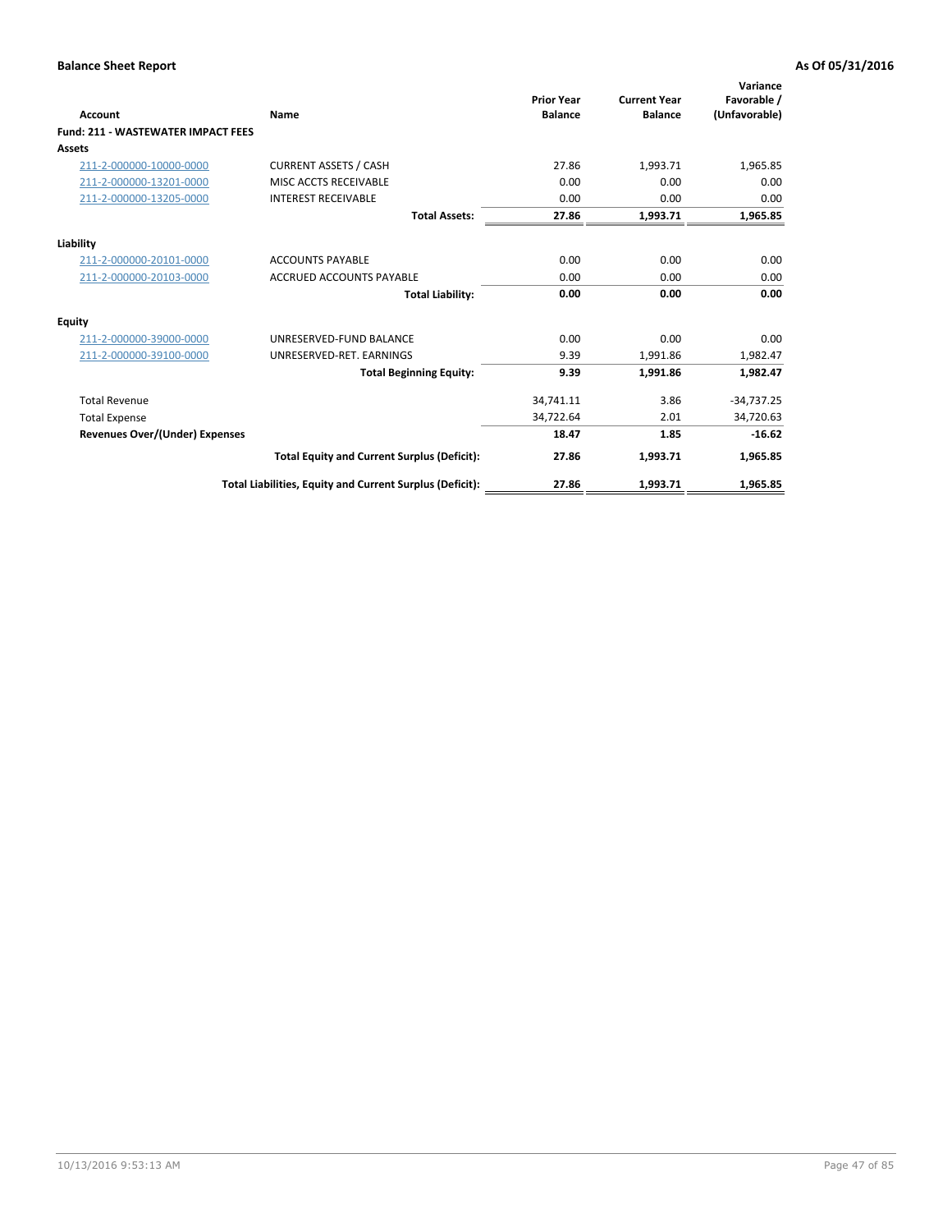**Balance Sheet Report** **As Of 05/31/2016**

| Account | Name | Prior Year Balance | Current Year Balance | Variance Favorable / (Unfavorable) |
|---|---|---|---|---|
| **Fund: 211 - WASTEWATER IMPACT FEES** | | | | |
| **Assets** | | | | |
| 211-2-000000-10000-0000 | CURRENT ASSETS / CASH | 27.86 | 1,993.71 | 1,965.85 |
| 211-2-000000-13201-0000 | MISC ACCTS RECEIVABLE | 0.00 | 0.00 | 0.00 |
| 211-2-000000-13205-0000 | INTEREST RECEIVABLE | 0.00 | 0.00 | 0.00 |
| | **Total Assets:** | **27.86** | **1,993.71** | **1,965.85** |
| **Liability** | | | | |
| 211-2-000000-20101-0000 | ACCOUNTS PAYABLE | 0.00 | 0.00 | 0.00 |
| 211-2-000000-20103-0000 | ACCRUED ACCOUNTS PAYABLE | 0.00 | 0.00 | 0.00 |
| | **Total Liability:** | **0.00** | **0.00** | **0.00** |
| **Equity** | | | | |
| 211-2-000000-39000-0000 | UNRESERVED-FUND BALANCE | 0.00 | 0.00 | 0.00 |
| 211-2-000000-39100-0000 | UNRESERVED-RET. EARNINGS | 9.39 | 1,991.86 | 1,982.47 |
| | **Total Beginning Equity:** | **9.39** | **1,991.86** | **1,982.47** |
| Total Revenue | | 34,741.11 | 3.86 | -34,737.25 |
| Total Expense | | 34,722.64 | 2.01 | 34,720.63 |
| **Revenues Over/(Under) Expenses** | | **18.47** | **1.85** | **-16.62** |
| | **Total Equity and Current Surplus (Deficit):** | **27.86** | **1,993.71** | **1,965.85** |
| | **Total Liabilities, Equity and Current Surplus (Deficit):** | **27.86** | **1,993.71** | **1,965.85** |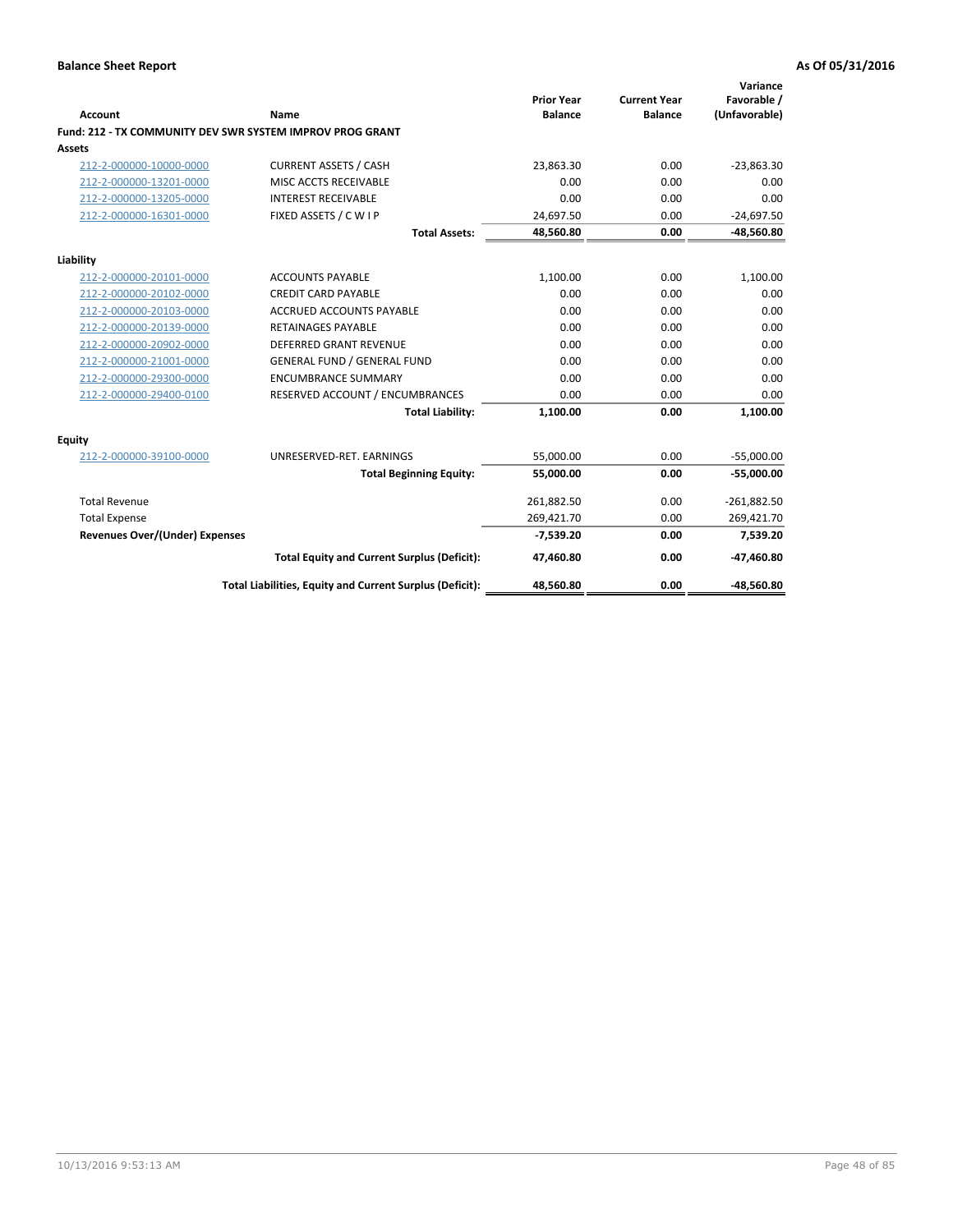**Balance Sheet Report** **As Of 05/31/2016**

| Account | Name | Prior Year Balance | Current Year Balance | Variance Favorable / (Unfavorable) |
|---|---|---|---|---|
| **Fund: 212 - TX COMMUNITY DEV SWR SYSTEM IMPROV PROG GRANT** | | | | |
| **Assets** | | | | |
| 212-2-000000-10000-0000 | CURRENT ASSETS / CASH | 23,863.30 | 0.00 | -23,863.30 |
| 212-2-000000-13201-0000 | MISC ACCTS RECEIVABLE | 0.00 | 0.00 | 0.00 |
| 212-2-000000-13205-0000 | INTEREST RECEIVABLE | 0.00 | 0.00 | 0.00 |
| 212-2-000000-16301-0000 | FIXED ASSETS / C W I P | 24,697.50 | 0.00 | -24,697.50 |
| | **Total Assets:** | **48,560.80** | **0.00** | **-48,560.80** |
| **Liability** | | | | |
| 212-2-000000-20101-0000 | ACCOUNTS PAYABLE | 1,100.00 | 0.00 | 1,100.00 |
| 212-2-000000-20102-0000 | CREDIT CARD PAYABLE | 0.00 | 0.00 | 0.00 |
| 212-2-000000-20103-0000 | ACCRUED ACCOUNTS PAYABLE | 0.00 | 0.00 | 0.00 |
| 212-2-000000-20139-0000 | RETAINAGES PAYABLE | 0.00 | 0.00 | 0.00 |
| 212-2-000000-20902-0000 | DEFERRED GRANT REVENUE | 0.00 | 0.00 | 0.00 |
| 212-2-000000-21001-0000 | GENERAL FUND / GENERAL FUND | 0.00 | 0.00 | 0.00 |
| 212-2-000000-29300-0000 | ENCUMBRANCE SUMMARY | 0.00 | 0.00 | 0.00 |
| 212-2-000000-29400-0100 | RESERVED ACCOUNT / ENCUMBRANCES | 0.00 | 0.00 | 0.00 |
| | **Total Liability:** | **1,100.00** | **0.00** | **1,100.00** |
| **Equity** | | | | |
| 212-2-000000-39100-0000 | UNRESERVED-RET. EARNINGS | 55,000.00 | 0.00 | -55,000.00 |
| | **Total Beginning Equity:** | **55,000.00** | **0.00** | **-55,000.00** |
| Total Revenue | | 261,882.50 | 0.00 | -261,882.50 |
| Total Expense | | 269,421.70 | 0.00 | 269,421.70 |
| **Revenues Over/(Under) Expenses** | | **-7,539.20** | **0.00** | **7,539.20** |
| | **Total Equity and Current Surplus (Deficit):** | **47,460.80** | **0.00** | **-47,460.80** |
| | **Total Liabilities, Equity and Current Surplus (Deficit):** | **48,560.80** | **0.00** | **-48,560.80** |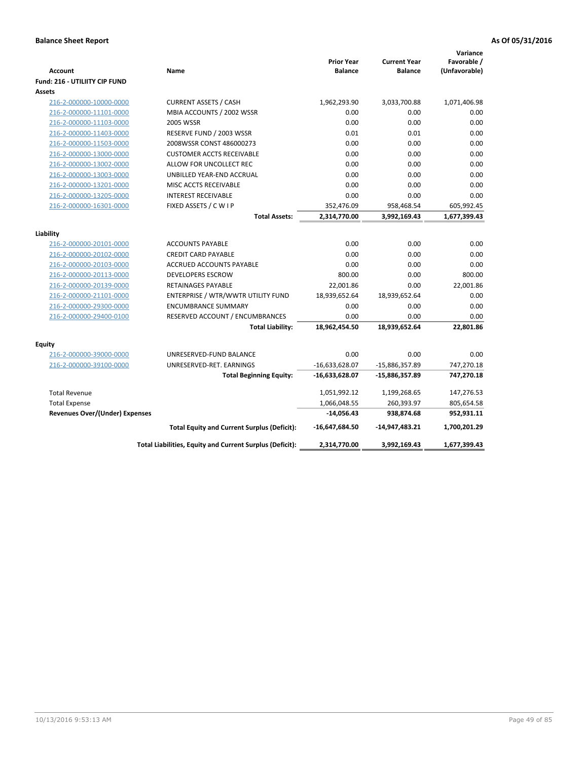**Balance Sheet Report** **As Of 05/31/2016**

| Account | Name | Prior Year Balance | Current Year Balance | Variance Favorable / (Unfavorable) |
|---|---|---|---|---|
| **Fund: 216 - UTILIITY CIP FUND** | | | | |
| **Assets** | | | | |
| 216-2-000000-10000-0000 | CURRENT ASSETS / CASH | 1,962,293.90 | 3,033,700.88 | 1,071,406.98 |
| 216-2-000000-11101-0000 | MBIA ACCOUNTS / 2002 WSSR | 0.00 | 0.00 | 0.00 |
| 216-2-000000-11103-0000 | 2005 WSSR | 0.00 | 0.00 | 0.00 |
| 216-2-000000-11403-0000 | RESERVE FUND / 2003 WSSR | 0.01 | 0.01 | 0.00 |
| 216-2-000000-11503-0000 | 2008WSSR CONST 486000273 | 0.00 | 0.00 | 0.00 |
| 216-2-000000-13000-0000 | CUSTOMER ACCTS RECEIVABLE | 0.00 | 0.00 | 0.00 |
| 216-2-000000-13002-0000 | ALLOW FOR UNCOLLECT REC | 0.00 | 0.00 | 0.00 |
| 216-2-000000-13003-0000 | UNBILLED YEAR-END ACCRUAL | 0.00 | 0.00 | 0.00 |
| 216-2-000000-13201-0000 | MISC ACCTS RECEIVABLE | 0.00 | 0.00 | 0.00 |
| 216-2-000000-13205-0000 | INTEREST RECEIVABLE | 0.00 | 0.00 | 0.00 |
| 216-2-000000-16301-0000 | FIXED ASSETS / C W I P | 352,476.09 | 958,468.54 | 605,992.45 |
| | **Total Assets:** | **2,314,770.00** | **3,992,169.43** | **1,677,399.43** |
| **Liability** | | | | |
| 216-2-000000-20101-0000 | ACCOUNTS PAYABLE | 0.00 | 0.00 | 0.00 |
| 216-2-000000-20102-0000 | CREDIT CARD PAYABLE | 0.00 | 0.00 | 0.00 |
| 216-2-000000-20103-0000 | ACCRUED ACCOUNTS PAYABLE | 0.00 | 0.00 | 0.00 |
| 216-2-000000-20113-0000 | DEVELOPERS ESCROW | 800.00 | 0.00 | 800.00 |
| 216-2-000000-20139-0000 | RETAINAGES PAYABLE | 22,001.86 | 0.00 | 22,001.86 |
| 216-2-000000-21101-0000 | ENTERPRISE / WTR/WWTR UTILITY FUND | 18,939,652.64 | 18,939,652.64 | 0.00 |
| 216-2-000000-29300-0000 | ENCUMBRANCE SUMMARY | 0.00 | 0.00 | 0.00 |
| 216-2-000000-29400-0100 | RESERVED ACCOUNT / ENCUMBRANCES | 0.00 | 0.00 | 0.00 |
| | **Total Liability:** | **18,962,454.50** | **18,939,652.64** | **22,801.86** |
| **Equity** | | | | |
| 216-2-000000-39000-0000 | UNRESERVED-FUND BALANCE | 0.00 | 0.00 | 0.00 |
| 216-2-000000-39100-0000 | UNRESERVED-RET. EARNINGS | -16,633,628.07 | -15,886,357.89 | 747,270.18 |
| | **Total Beginning Equity:** | **-16,633,628.07** | **-15,886,357.89** | **747,270.18** |
| Total Revenue | | 1,051,992.12 | 1,199,268.65 | 147,276.53 |
| Total Expense | | 1,066,048.55 | 260,393.97 | 805,654.58 |
| **Revenues Over/(Under) Expenses** | | **-14,056.43** | **938,874.68** | **952,931.11** |
| | **Total Equity and Current Surplus (Deficit):** | **-16,647,684.50** | **-14,947,483.21** | **1,700,201.29** |
| | **Total Liabilities, Equity and Current Surplus (Deficit):** | **2,314,770.00** | **3,992,169.43** | **1,677,399.43** |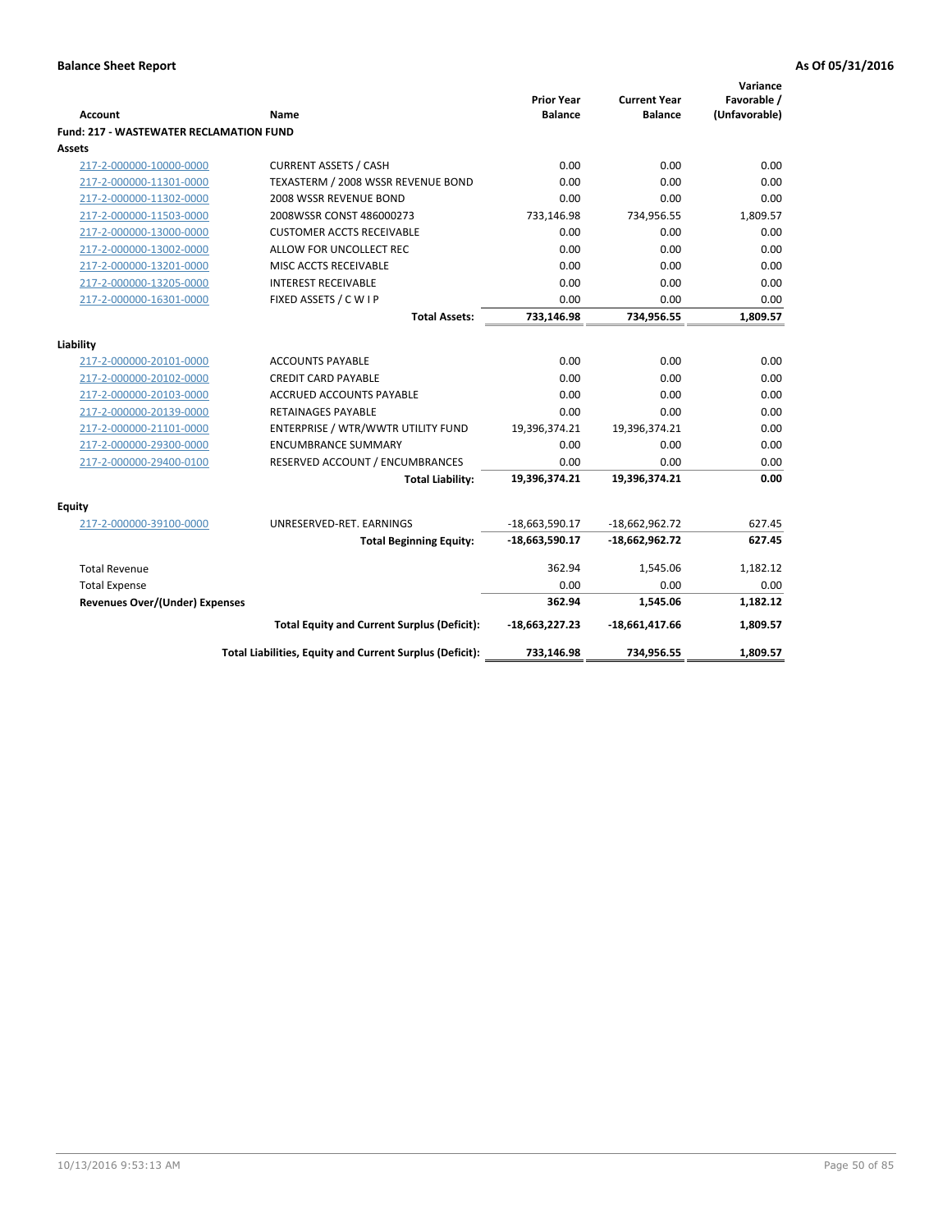**Balance Sheet Report** | **As Of 05/31/2016**

| Account | Name | Prior Year Balance | Current Year Balance | Variance Favorable / (Unfavorable) |
|---|---|---|---|---|
| **Fund: 217 - WASTEWATER RECLAMATION FUND** | | | | |
| **Assets** | | | | |
| 217-2-000000-10000-0000 | CURRENT ASSETS / CASH | 0.00 | 0.00 | 0.00 |
| 217-2-000000-11301-0000 | TEXASTERM / 2008 WSSR REVENUE BOND | 0.00 | 0.00 | 0.00 |
| 217-2-000000-11302-0000 | 2008 WSSR REVENUE BOND | 0.00 | 0.00 | 0.00 |
| 217-2-000000-11503-0000 | 2008WSSR CONST 486000273 | 733,146.98 | 734,956.55 | 1,809.57 |
| 217-2-000000-13000-0000 | CUSTOMER ACCTS RECEIVABLE | 0.00 | 0.00 | 0.00 |
| 217-2-000000-13002-0000 | ALLOW FOR UNCOLLECT REC | 0.00 | 0.00 | 0.00 |
| 217-2-000000-13201-0000 | MISC ACCTS RECEIVABLE | 0.00 | 0.00 | 0.00 |
| 217-2-000000-13205-0000 | INTEREST RECEIVABLE | 0.00 | 0.00 | 0.00 |
| 217-2-000000-16301-0000 | FIXED ASSETS / C W I P | 0.00 | 0.00 | 0.00 |
| | **Total Assets:** | **733,146.98** | **734,956.55** | **1,809.57** |
| **Liability** | | | | |
| 217-2-000000-20101-0000 | ACCOUNTS PAYABLE | 0.00 | 0.00 | 0.00 |
| 217-2-000000-20102-0000 | CREDIT CARD PAYABLE | 0.00 | 0.00 | 0.00 |
| 217-2-000000-20103-0000 | ACCRUED ACCOUNTS PAYABLE | 0.00 | 0.00 | 0.00 |
| 217-2-000000-20139-0000 | RETAINAGES PAYABLE | 0.00 | 0.00 | 0.00 |
| 217-2-000000-21101-0000 | ENTERPRISE / WTR/WWTR UTILITY FUND | 19,396,374.21 | 19,396,374.21 | 0.00 |
| 217-2-000000-29300-0000 | ENCUMBRANCE SUMMARY | 0.00 | 0.00 | 0.00 |
| 217-2-000000-29400-0100 | RESERVED ACCOUNT / ENCUMBRANCES | 0.00 | 0.00 | 0.00 |
| | **Total Liability:** | **19,396,374.21** | **19,396,374.21** | **0.00** |
| **Equity** | | | | |
| 217-2-000000-39100-0000 | UNRESERVED-RET. EARNINGS | -18,663,590.17 | -18,662,962.72 | 627.45 |
| | **Total Beginning Equity:** | **-18,663,590.17** | **-18,662,962.72** | **627.45** |
| Total Revenue | | 362.94 | 1,545.06 | 1,182.12 |
| Total Expense | | 0.00 | 0.00 | 0.00 |
| **Revenues Over/(Under) Expenses** | | **362.94** | **1,545.06** | **1,182.12** |
| | **Total Equity and Current Surplus (Deficit):** | **-18,663,227.23** | **-18,661,417.66** | **1,809.57** |
| | **Total Liabilities, Equity and Current Surplus (Deficit):** | **733,146.98** | **734,956.55** | **1,809.57** |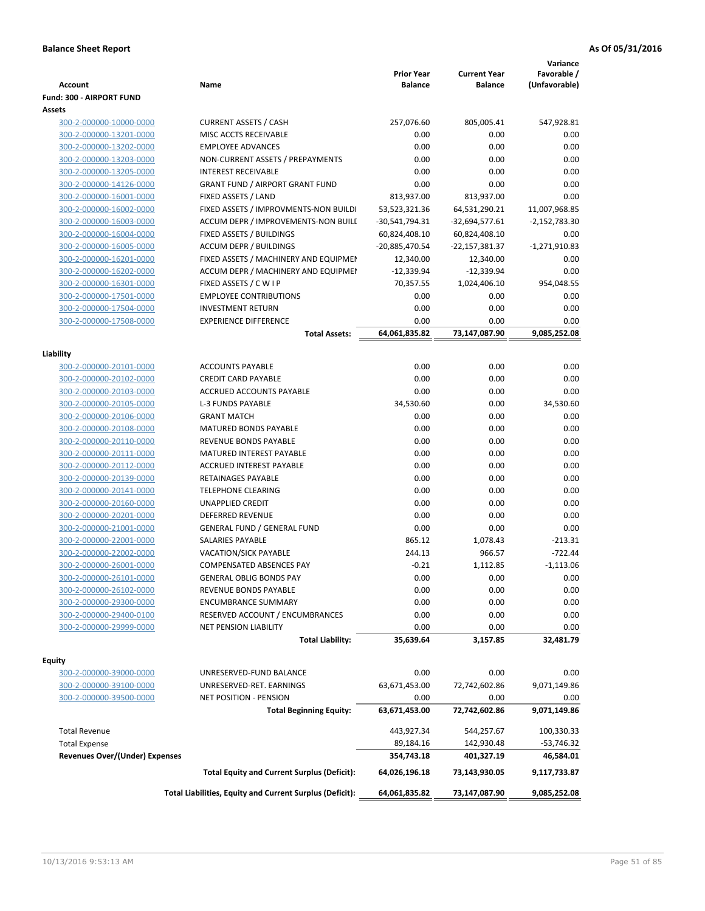**Balance Sheet Report** | **As Of 05/31/2016**

| Account | Name | Prior Year Balance | Current Year Balance | Variance Favorable / (Unfavorable) |
|---|---|---|---|---|
| **Fund: 300 - AIRPORT FUND** | | | | |
| **Assets** | | | | |
| 300-2-000000-10000-0000 | CURRENT ASSETS / CASH | 257,076.60 | 805,005.41 | 547,928.81 |
| 300-2-000000-13201-0000 | MISC ACCTS RECEIVABLE | 0.00 | 0.00 | 0.00 |
| 300-2-000000-13202-0000 | EMPLOYEE ADVANCES | 0.00 | 0.00 | 0.00 |
| 300-2-000000-13203-0000 | NON-CURRENT ASSETS / PREPAYMENTS | 0.00 | 0.00 | 0.00 |
| 300-2-000000-13205-0000 | INTEREST RECEIVABLE | 0.00 | 0.00 | 0.00 |
| 300-2-000000-14126-0000 | GRANT FUND / AIRPORT GRANT FUND | 0.00 | 0.00 | 0.00 |
| 300-2-000000-16001-0000 | FIXED ASSETS / LAND | 813,937.00 | 813,937.00 | 0.00 |
| 300-2-000000-16002-0000 | FIXED ASSETS / IMPROVMENTS-NON BUILDI | 53,523,321.36 | 64,531,290.21 | 11,007,968.85 |
| 300-2-000000-16003-0000 | ACCUM DEPR / IMPROVEMENTS-NON BUILL | -30,541,794.31 | -32,694,577.61 | -2,152,783.30 |
| 300-2-000000-16004-0000 | FIXED ASSETS / BUILDINGS | 60,824,408.10 | 60,824,408.10 | 0.00 |
| 300-2-000000-16005-0000 | ACCUM DEPR / BUILDINGS | -20,885,470.54 | -22,157,381.37 | -1,271,910.83 |
| 300-2-000000-16201-0000 | FIXED ASSETS / MACHINERY AND EQUIPMEI | 12,340.00 | 12,340.00 | 0.00 |
| 300-2-000000-16202-0000 | ACCUM DEPR / MACHINERY AND EQUIPMEI | -12,339.94 | -12,339.94 | 0.00 |
| 300-2-000000-16301-0000 | FIXED ASSETS / C W I P | 70,357.55 | 1,024,406.10 | 954,048.55 |
| 300-2-000000-17501-0000 | EMPLOYEE CONTRIBUTIONS | 0.00 | 0.00 | 0.00 |
| 300-2-000000-17504-0000 | INVESTMENT RETURN | 0.00 | 0.00 | 0.00 |
| 300-2-000000-17508-0000 | EXPERIENCE DIFFERENCE | 0.00 | 0.00 | 0.00 |
| | **Total Assets:** | **64,061,835.82** | **73,147,087.90** | **9,085,252.08** |
| **Liability** | | | | |
| 300-2-000000-20101-0000 | ACCOUNTS PAYABLE | 0.00 | 0.00 | 0.00 |
| 300-2-000000-20102-0000 | CREDIT CARD PAYABLE | 0.00 | 0.00 | 0.00 |
| 300-2-000000-20103-0000 | ACCRUED ACCOUNTS PAYABLE | 0.00 | 0.00 | 0.00 |
| 300-2-000000-20105-0000 | L-3 FUNDS PAYABLE | 34,530.60 | 0.00 | 34,530.60 |
| 300-2-000000-20106-0000 | GRANT MATCH | 0.00 | 0.00 | 0.00 |
| 300-2-000000-20108-0000 | MATURED BONDS PAYABLE | 0.00 | 0.00 | 0.00 |
| 300-2-000000-20110-0000 | REVENUE BONDS PAYABLE | 0.00 | 0.00 | 0.00 |
| 300-2-000000-20111-0000 | MATURED INTEREST PAYABLE | 0.00 | 0.00 | 0.00 |
| 300-2-000000-20112-0000 | ACCRUED INTEREST PAYABLE | 0.00 | 0.00 | 0.00 |
| 300-2-000000-20139-0000 | RETAINAGES PAYABLE | 0.00 | 0.00 | 0.00 |
| 300-2-000000-20141-0000 | TELEPHONE CLEARING | 0.00 | 0.00 | 0.00 |
| 300-2-000000-20160-0000 | UNAPPLIED CREDIT | 0.00 | 0.00 | 0.00 |
| 300-2-000000-20201-0000 | DEFERRED REVENUE | 0.00 | 0.00 | 0.00 |
| 300-2-000000-21001-0000 | GENERAL FUND / GENERAL FUND | 0.00 | 0.00 | 0.00 |
| 300-2-000000-22001-0000 | SALARIES PAYABLE | 865.12 | 1,078.43 | -213.31 |
| 300-2-000000-22002-0000 | VACATION/SICK PAYABLE | 244.13 | 966.57 | -722.44 |
| 300-2-000000-26001-0000 | COMPENSATED ABSENCES PAY | -0.21 | 1,112.85 | -1,113.06 |
| 300-2-000000-26101-0000 | GENERAL OBLIG BONDS PAY | 0.00 | 0.00 | 0.00 |
| 300-2-000000-26102-0000 | REVENUE BONDS PAYABLE | 0.00 | 0.00 | 0.00 |
| 300-2-000000-29300-0000 | ENCUMBRANCE SUMMARY | 0.00 | 0.00 | 0.00 |
| 300-2-000000-29400-0100 | RESERVED ACCOUNT / ENCUMBRANCES | 0.00 | 0.00 | 0.00 |
| 300-2-000000-29999-0000 | NET PENSION LIABILITY | 0.00 | 0.00 | 0.00 |
| | **Total Liability:** | **35,639.64** | **3,157.85** | **32,481.79** |
| **Equity** | | | | |
| 300-2-000000-39000-0000 | UNRESERVED-FUND BALANCE | 0.00 | 0.00 | 0.00 |
| 300-2-000000-39100-0000 | UNRESERVED-RET. EARNINGS | 63,671,453.00 | 72,742,602.86 | 9,071,149.86 |
| 300-2-000000-39500-0000 | NET POSITION - PENSION | 0.00 | 0.00 | 0.00 |
| | **Total Beginning Equity:** | **63,671,453.00** | **72,742,602.86** | **9,071,149.86** |
| Total Revenue | | 443,927.34 | 544,257.67 | 100,330.33 |
| Total Expense | | 89,184.16 | 142,930.48 | -53,746.32 |
| **Revenues Over/(Under) Expenses** | | **354,743.18** | **401,327.19** | **46,584.01** |
| | **Total Equity and Current Surplus (Deficit):** | **64,026,196.18** | **73,143,930.05** | **9,117,733.87** |
| | **Total Liabilities, Equity and Current Surplus (Deficit):** | **64,061,835.82** | **73,147,087.90** | **9,085,252.08** |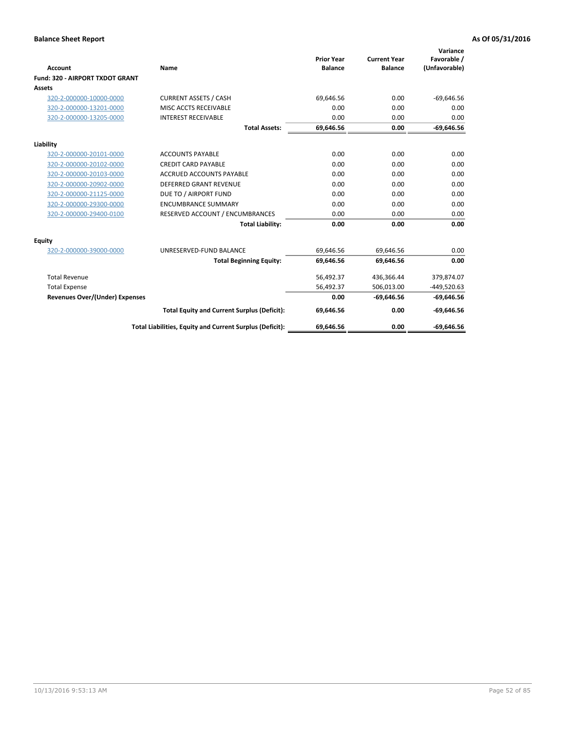**Balance Sheet Report** | **As Of 05/31/2016**

| Account | Name | Prior Year Balance | Current Year Balance | Variance Favorable / (Unfavorable) |
|---|---|---|---|---|
| **Fund: 320 - AIRPORT TXDOT GRANT** | | | | |
| **Assets** | | | | |
| 320-2-000000-10000-0000 | CURRENT ASSETS / CASH | 69,646.56 | 0.00 | -69,646.56 |
| 320-2-000000-13201-0000 | MISC ACCTS RECEIVABLE | 0.00 | 0.00 | 0.00 |
| 320-2-000000-13205-0000 | INTEREST RECEIVABLE | 0.00 | 0.00 | 0.00 |
| | **Total Assets:** | **69,646.56** | **0.00** | **-69,646.56** |
| **Liability** | | | | |
| 320-2-000000-20101-0000 | ACCOUNTS PAYABLE | 0.00 | 0.00 | 0.00 |
| 320-2-000000-20102-0000 | CREDIT CARD PAYABLE | 0.00 | 0.00 | 0.00 |
| 320-2-000000-20103-0000 | ACCRUED ACCOUNTS PAYABLE | 0.00 | 0.00 | 0.00 |
| 320-2-000000-20902-0000 | DEFERRED GRANT REVENUE | 0.00 | 0.00 | 0.00 |
| 320-2-000000-21125-0000 | DUE TO / AIRPORT FUND | 0.00 | 0.00 | 0.00 |
| 320-2-000000-29300-0000 | ENCUMBRANCE SUMMARY | 0.00 | 0.00 | 0.00 |
| 320-2-000000-29400-0100 | RESERVED ACCOUNT / ENCUMBRANCES | 0.00 | 0.00 | 0.00 |
| | **Total Liability:** | **0.00** | **0.00** | **0.00** |
| **Equity** | | | | |
| 320-2-000000-39000-0000 | UNRESERVED-FUND BALANCE | 69,646.56 | 69,646.56 | 0.00 |
| | **Total Beginning Equity:** | **69,646.56** | **69,646.56** | **0.00** |
| Total Revenue | | 56,492.37 | 436,366.44 | 379,874.07 |
| Total Expense | | 56,492.37 | 506,013.00 | -449,520.63 |
| **Revenues Over/(Under) Expenses** | | **0.00** | **-69,646.56** | **-69,646.56** |
| | **Total Equity and Current Surplus (Deficit):** | **69,646.56** | **0.00** | **-69,646.56** |
| | **Total Liabilities, Equity and Current Surplus (Deficit):** | **69,646.56** | **0.00** | **-69,646.56** |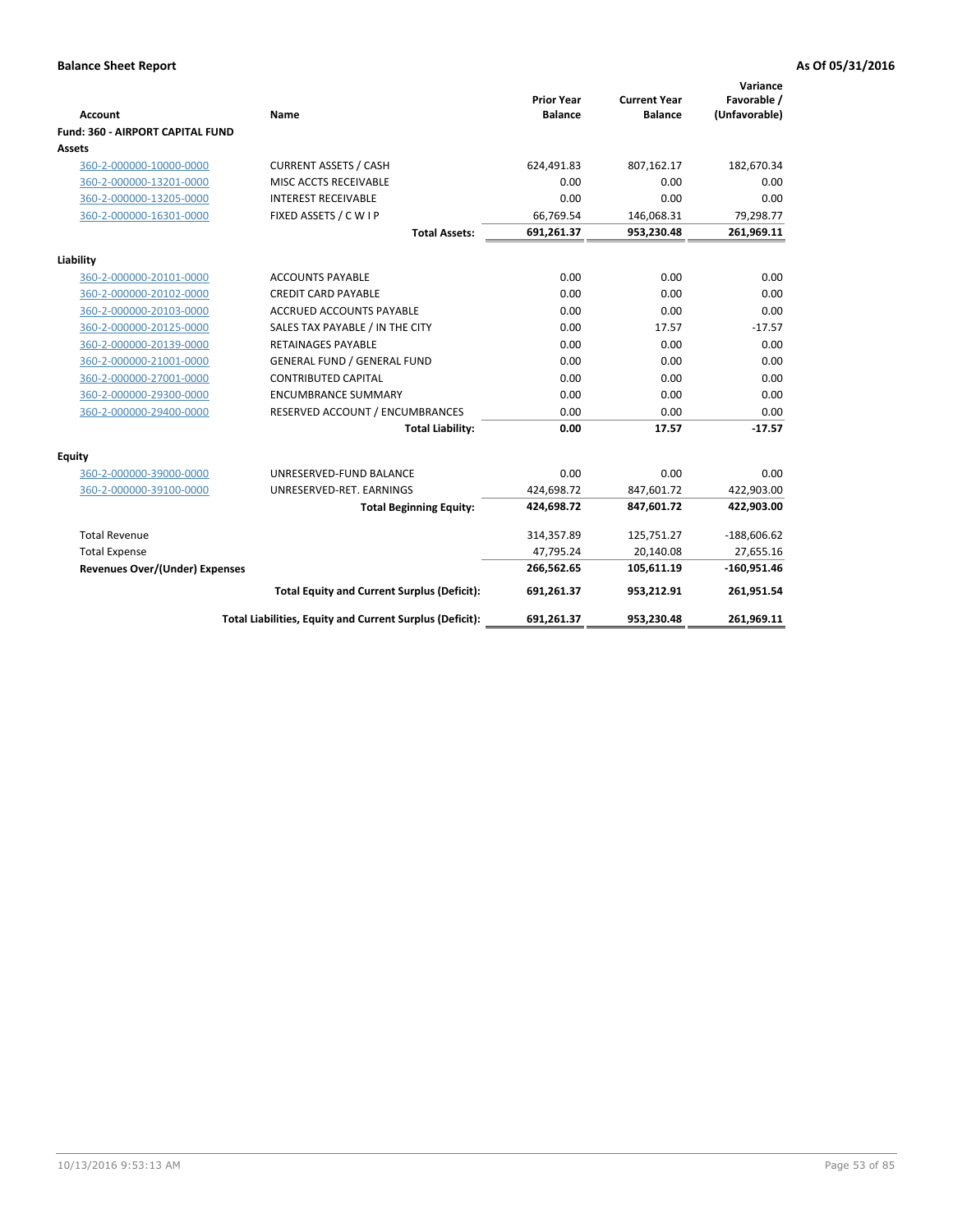**Balance Sheet Report** | **As Of 05/31/2016**

| Account | Name | Prior Year Balance | Current Year Balance | Variance Favorable / (Unfavorable) |
|---|---|---|---|---|
| **Fund: 360 - AIRPORT CAPITAL FUND** | | | | |
| **Assets** | | | | |
| 360-2-000000-10000-0000 | CURRENT ASSETS / CASH | 624,491.83 | 807,162.17 | 182,670.34 |
| 360-2-000000-13201-0000 | MISC ACCTS RECEIVABLE | 0.00 | 0.00 | 0.00 |
| 360-2-000000-13205-0000 | INTEREST RECEIVABLE | 0.00 | 0.00 | 0.00 |
| 360-2-000000-16301-0000 | FIXED ASSETS / C W I P | 66,769.54 | 146,068.31 | 79,298.77 |
| | **Total Assets:** | **691,261.37** | **953,230.48** | **261,969.11** |
| **Liability** | | | | |
| 360-2-000000-20101-0000 | ACCOUNTS PAYABLE | 0.00 | 0.00 | 0.00 |
| 360-2-000000-20102-0000 | CREDIT CARD PAYABLE | 0.00 | 0.00 | 0.00 |
| 360-2-000000-20103-0000 | ACCRUED ACCOUNTS PAYABLE | 0.00 | 0.00 | 0.00 |
| 360-2-000000-20125-0000 | SALES TAX PAYABLE / IN THE CITY | 0.00 | 17.57 | -17.57 |
| 360-2-000000-20139-0000 | RETAINAGES PAYABLE | 0.00 | 0.00 | 0.00 |
| 360-2-000000-21001-0000 | GENERAL FUND / GENERAL FUND | 0.00 | 0.00 | 0.00 |
| 360-2-000000-27001-0000 | CONTRIBUTED CAPITAL | 0.00 | 0.00 | 0.00 |
| 360-2-000000-29300-0000 | ENCUMBRANCE SUMMARY | 0.00 | 0.00 | 0.00 |
| 360-2-000000-29400-0000 | RESERVED ACCOUNT / ENCUMBRANCES | 0.00 | 0.00 | 0.00 |
| | **Total Liability:** | **0.00** | **17.57** | **-17.57** |
| **Equity** | | | | |
| 360-2-000000-39000-0000 | UNRESERVED-FUND BALANCE | 0.00 | 0.00 | 0.00 |
| 360-2-000000-39100-0000 | UNRESERVED-RET. EARNINGS | 424,698.72 | 847,601.72 | 422,903.00 |
| | **Total Beginning Equity:** | **424,698.72** | **847,601.72** | **422,903.00** |
| Total Revenue | | 314,357.89 | 125,751.27 | -188,606.62 |
| Total Expense | | 47,795.24 | 20,140.08 | 27,655.16 |
| **Revenues Over/(Under) Expenses** | | **266,562.65** | **105,611.19** | **-160,951.46** |
| | **Total Equity and Current Surplus (Deficit):** | **691,261.37** | **953,212.91** | **261,951.54** |
| | **Total Liabilities, Equity and Current Surplus (Deficit):** | **691,261.37** | **953,230.48** | **261,969.11** |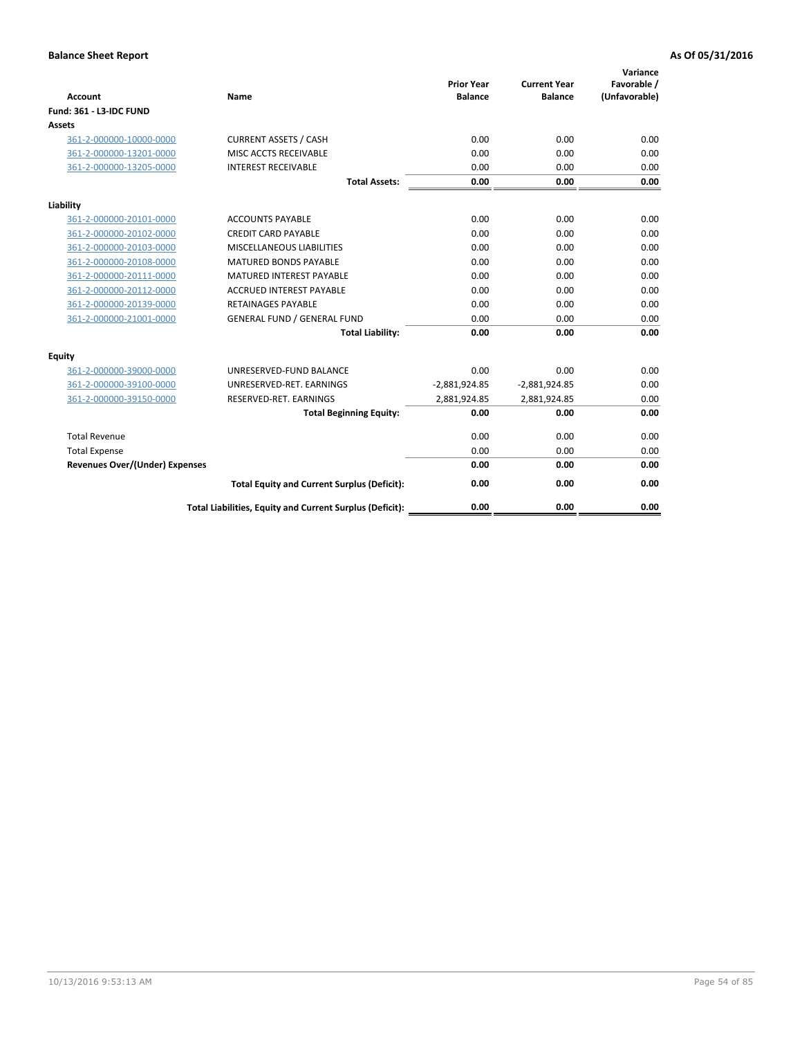**Balance Sheet Report** — **As Of 05/31/2016**

| Account | Name | Prior Year Balance | Current Year Balance | Variance Favorable / (Unfavorable) |
|---|---|---|---|---|
| **Fund: 361 - L3-IDC FUND** | | | | |
| **Assets** | | | | |
| 361-2-000000-10000-0000 | CURRENT ASSETS / CASH | 0.00 | 0.00 | 0.00 |
| 361-2-000000-13201-0000 | MISC ACCTS RECEIVABLE | 0.00 | 0.00 | 0.00 |
| 361-2-000000-13205-0000 | INTEREST RECEIVABLE | 0.00 | 0.00 | 0.00 |
| | **Total Assets:** | **0.00** | **0.00** | **0.00** |
| **Liability** | | | | |
| 361-2-000000-20101-0000 | ACCOUNTS PAYABLE | 0.00 | 0.00 | 0.00 |
| 361-2-000000-20102-0000 | CREDIT CARD PAYABLE | 0.00 | 0.00 | 0.00 |
| 361-2-000000-20103-0000 | MISCELLANEOUS LIABILITIES | 0.00 | 0.00 | 0.00 |
| 361-2-000000-20108-0000 | MATURED BONDS PAYABLE | 0.00 | 0.00 | 0.00 |
| 361-2-000000-20111-0000 | MATURED INTEREST PAYABLE | 0.00 | 0.00 | 0.00 |
| 361-2-000000-20112-0000 | ACCRUED INTEREST PAYABLE | 0.00 | 0.00 | 0.00 |
| 361-2-000000-20139-0000 | RETAINAGES PAYABLE | 0.00 | 0.00 | 0.00 |
| 361-2-000000-21001-0000 | GENERAL FUND / GENERAL FUND | 0.00 | 0.00 | 0.00 |
| | **Total Liability:** | **0.00** | **0.00** | **0.00** |
| **Equity** | | | | |
| 361-2-000000-39000-0000 | UNRESERVED-FUND BALANCE | 0.00 | 0.00 | 0.00 |
| 361-2-000000-39100-0000 | UNRESERVED-RET. EARNINGS | -2,881,924.85 | -2,881,924.85 | 0.00 |
| 361-2-000000-39150-0000 | RESERVED-RET. EARNINGS | 2,881,924.85 | 2,881,924.85 | 0.00 |
| | **Total Beginning Equity:** | **0.00** | **0.00** | **0.00** |
| Total Revenue | | 0.00 | 0.00 | 0.00 |
| Total Expense | | 0.00 | 0.00 | 0.00 |
| **Revenues Over/(Under) Expenses** | | **0.00** | **0.00** | **0.00** |
| | **Total Equity and Current Surplus (Deficit):** | **0.00** | **0.00** | **0.00** |
| | **Total Liabilities, Equity and Current Surplus (Deficit):** | **0.00** | **0.00** | **0.00** |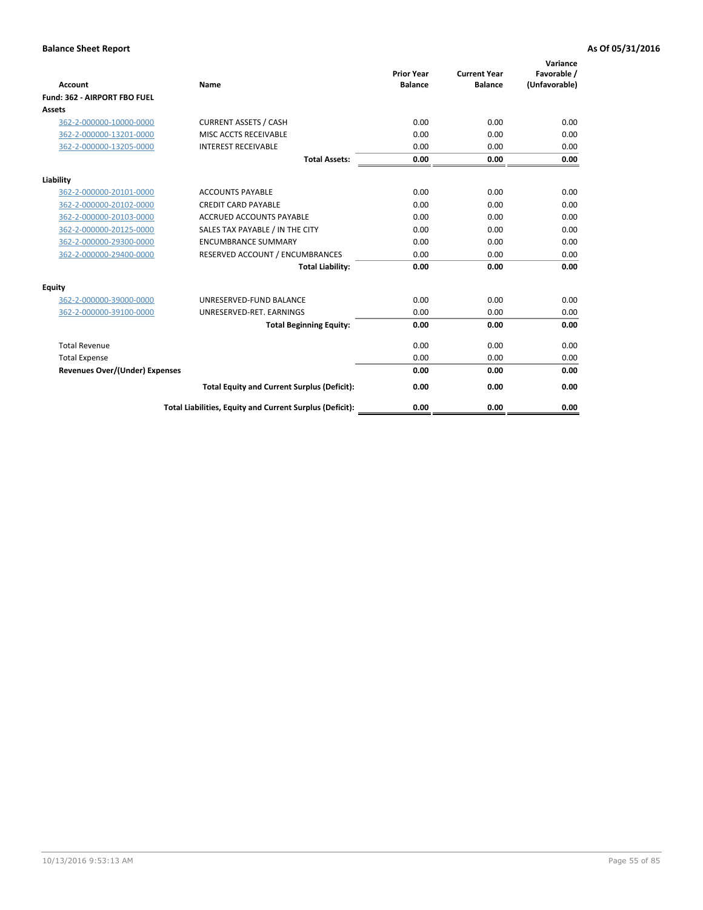**Balance Sheet Report** **As Of 05/31/2016**

| Account | Name | Prior Year Balance | Current Year Balance | Variance Favorable / (Unfavorable) |
|---|---|---|---|---|
| **Fund: 362 - AIRPORT FBO FUEL** | | | | |
| **Assets** | | | | |
| 362-2-000000-10000-0000 | CURRENT ASSETS / CASH | 0.00 | 0.00 | 0.00 |
| 362-2-000000-13201-0000 | MISC ACCTS RECEIVABLE | 0.00 | 0.00 | 0.00 |
| 362-2-000000-13205-0000 | INTEREST RECEIVABLE | 0.00 | 0.00 | 0.00 |
| | **Total Assets:** | **0.00** | **0.00** | **0.00** |
| **Liability** | | | | |
| 362-2-000000-20101-0000 | ACCOUNTS PAYABLE | 0.00 | 0.00 | 0.00 |
| 362-2-000000-20102-0000 | CREDIT CARD PAYABLE | 0.00 | 0.00 | 0.00 |
| 362-2-000000-20103-0000 | ACCRUED ACCOUNTS PAYABLE | 0.00 | 0.00 | 0.00 |
| 362-2-000000-20125-0000 | SALES TAX PAYABLE / IN THE CITY | 0.00 | 0.00 | 0.00 |
| 362-2-000000-29300-0000 | ENCUMBRANCE SUMMARY | 0.00 | 0.00 | 0.00 |
| 362-2-000000-29400-0000 | RESERVED ACCOUNT / ENCUMBRANCES | 0.00 | 0.00 | 0.00 |
| | **Total Liability:** | **0.00** | **0.00** | **0.00** |
| **Equity** | | | | |
| 362-2-000000-39000-0000 | UNRESERVED-FUND BALANCE | 0.00 | 0.00 | 0.00 |
| 362-2-000000-39100-0000 | UNRESERVED-RET. EARNINGS | 0.00 | 0.00 | 0.00 |
| | **Total Beginning Equity:** | **0.00** | **0.00** | **0.00** |
| Total Revenue | | 0.00 | 0.00 | 0.00 |
| Total Expense | | 0.00 | 0.00 | 0.00 |
| **Revenues Over/(Under) Expenses** | | **0.00** | **0.00** | **0.00** |
| | **Total Equity and Current Surplus (Deficit):** | **0.00** | **0.00** | **0.00** |
| | **Total Liabilities, Equity and Current Surplus (Deficit):** | **0.00** | **0.00** | **0.00** |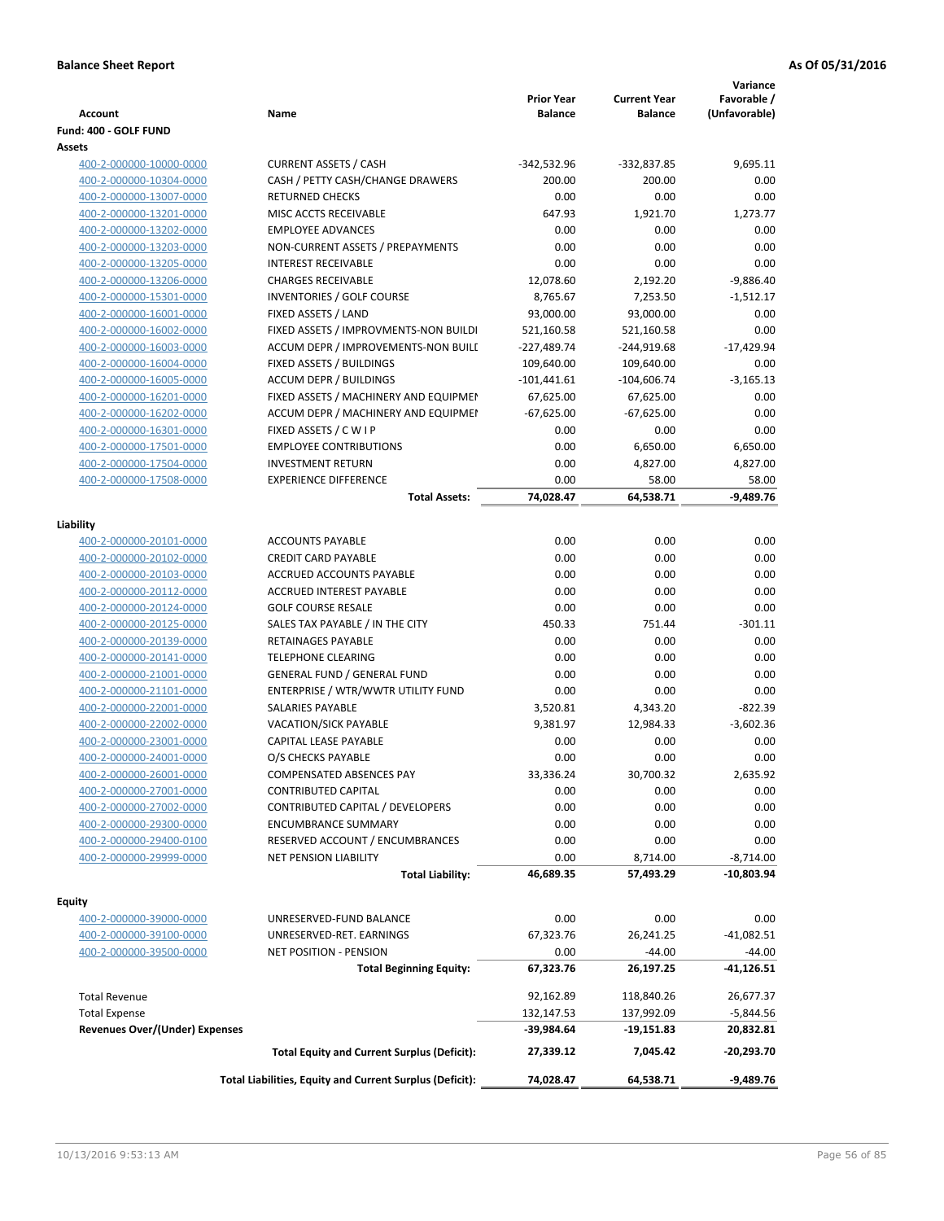**Balance Sheet Report** **As Of 05/31/2016**

| Account | Name | Prior Year Balance | Current Year Balance | Variance Favorable / (Unfavorable) |
|---|---|---|---|---|
| **Fund: 400 - GOLF FUND** | | | | |
| **Assets** | | | | |
| 400-2-000000-10000-0000 | CURRENT ASSETS / CASH | -342,532.96 | -332,837.85 | 9,695.11 |
| 400-2-000000-10304-0000 | CASH / PETTY CASH/CHANGE DRAWERS | 200.00 | 200.00 | 0.00 |
| 400-2-000000-13007-0000 | RETURNED CHECKS | 0.00 | 0.00 | 0.00 |
| 400-2-000000-13201-0000 | MISC ACCTS RECEIVABLE | 647.93 | 1,921.70 | 1,273.77 |
| 400-2-000000-13202-0000 | EMPLOYEE ADVANCES | 0.00 | 0.00 | 0.00 |
| 400-2-000000-13203-0000 | NON-CURRENT ASSETS / PREPAYMENTS | 0.00 | 0.00 | 0.00 |
| 400-2-000000-13205-0000 | INTEREST RECEIVABLE | 0.00 | 0.00 | 0.00 |
| 400-2-000000-13206-0000 | CHARGES RECEIVABLE | 12,078.60 | 2,192.20 | -9,886.40 |
| 400-2-000000-15301-0000 | INVENTORIES / GOLF COURSE | 8,765.67 | 7,253.50 | -1,512.17 |
| 400-2-000000-16001-0000 | FIXED ASSETS / LAND | 93,000.00 | 93,000.00 | 0.00 |
| 400-2-000000-16002-0000 | FIXED ASSETS / IMPROVMENTS-NON BUILDI | 521,160.58 | 521,160.58 | 0.00 |
| 400-2-000000-16003-0000 | ACCUM DEPR / IMPROVEMENTS-NON BUILI | -227,489.74 | -244,919.68 | -17,429.94 |
| 400-2-000000-16004-0000 | FIXED ASSETS / BUILDINGS | 109,640.00 | 109,640.00 | 0.00 |
| 400-2-000000-16005-0000 | ACCUM DEPR / BUILDINGS | -101,441.61 | -104,606.74 | -3,165.13 |
| 400-2-000000-16201-0000 | FIXED ASSETS / MACHINERY AND EQUIPMEI | 67,625.00 | 67,625.00 | 0.00 |
| 400-2-000000-16202-0000 | ACCUM DEPR / MACHINERY AND EQUIPMEI | -67,625.00 | -67,625.00 | 0.00 |
| 400-2-000000-16301-0000 | FIXED ASSETS / C W I P | 0.00 | 0.00 | 0.00 |
| 400-2-000000-17501-0000 | EMPLOYEE CONTRIBUTIONS | 0.00 | 6,650.00 | 6,650.00 |
| 400-2-000000-17504-0000 | INVESTMENT RETURN | 0.00 | 4,827.00 | 4,827.00 |
| 400-2-000000-17508-0000 | EXPERIENCE DIFFERENCE | 0.00 | 58.00 | 58.00 |
| | **Total Assets:** | **74,028.47** | **64,538.71** | **-9,489.76** |
| **Liability** | | | | |
| 400-2-000000-20101-0000 | ACCOUNTS PAYABLE | 0.00 | 0.00 | 0.00 |
| 400-2-000000-20102-0000 | CREDIT CARD PAYABLE | 0.00 | 0.00 | 0.00 |
| 400-2-000000-20103-0000 | ACCRUED ACCOUNTS PAYABLE | 0.00 | 0.00 | 0.00 |
| 400-2-000000-20112-0000 | ACCRUED INTEREST PAYABLE | 0.00 | 0.00 | 0.00 |
| 400-2-000000-20124-0000 | GOLF COURSE RESALE | 0.00 | 0.00 | 0.00 |
| 400-2-000000-20125-0000 | SALES TAX PAYABLE / IN THE CITY | 450.33 | 751.44 | -301.11 |
| 400-2-000000-20139-0000 | RETAINAGES PAYABLE | 0.00 | 0.00 | 0.00 |
| 400-2-000000-20141-0000 | TELEPHONE CLEARING | 0.00 | 0.00 | 0.00 |
| 400-2-000000-21001-0000 | GENERAL FUND / GENERAL FUND | 0.00 | 0.00 | 0.00 |
| 400-2-000000-21101-0000 | ENTERPRISE / WTR/WWTR UTILITY FUND | 0.00 | 0.00 | 0.00 |
| 400-2-000000-22001-0000 | SALARIES PAYABLE | 3,520.81 | 4,343.20 | -822.39 |
| 400-2-000000-22002-0000 | VACATION/SICK PAYABLE | 9,381.97 | 12,984.33 | -3,602.36 |
| 400-2-000000-23001-0000 | CAPITAL LEASE PAYABLE | 0.00 | 0.00 | 0.00 |
| 400-2-000000-24001-0000 | O/S CHECKS PAYABLE | 0.00 | 0.00 | 0.00 |
| 400-2-000000-26001-0000 | COMPENSATED ABSENCES PAY | 33,336.24 | 30,700.32 | 2,635.92 |
| 400-2-000000-27001-0000 | CONTRIBUTED CAPITAL | 0.00 | 0.00 | 0.00 |
| 400-2-000000-27002-0000 | CONTRIBUTED CAPITAL / DEVELOPERS | 0.00 | 0.00 | 0.00 |
| 400-2-000000-29300-0000 | ENCUMBRANCE SUMMARY | 0.00 | 0.00 | 0.00 |
| 400-2-000000-29400-0100 | RESERVED ACCOUNT / ENCUMBRANCES | 0.00 | 0.00 | 0.00 |
| 400-2-000000-29999-0000 | NET PENSION LIABILITY | 0.00 | 8,714.00 | -8,714.00 |
| | **Total Liability:** | **46,689.35** | **57,493.29** | **-10,803.94** |
| **Equity** | | | | |
| 400-2-000000-39000-0000 | UNRESERVED-FUND BALANCE | 0.00 | 0.00 | 0.00 |
| 400-2-000000-39100-0000 | UNRESERVED-RET. EARNINGS | 67,323.76 | 26,241.25 | -41,082.51 |
| 400-2-000000-39500-0000 | NET POSITION - PENSION | 0.00 | -44.00 | -44.00 |
| | **Total Beginning Equity:** | **67,323.76** | **26,197.25** | **-41,126.51** |
| Total Revenue | | 92,162.89 | 118,840.26 | 26,677.37 |
| Total Expense | | 132,147.53 | 137,992.09 | -5,844.56 |
| **Revenues Over/(Under) Expenses** | | **-39,984.64** | **-19,151.83** | **20,832.81** |
| | **Total Equity and Current Surplus (Deficit):** | **27,339.12** | **7,045.42** | **-20,293.70** |
| | **Total Liabilities, Equity and Current Surplus (Deficit):** | **74,028.47** | **64,538.71** | **-9,489.76** |

10/13/2016 9:53:13 AM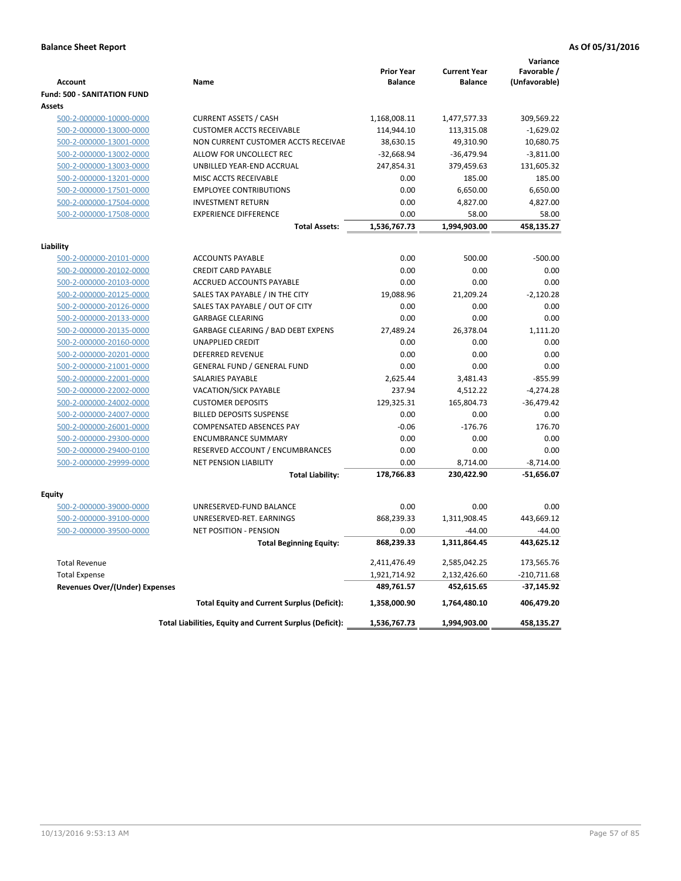**Balance Sheet Report** **As Of 05/31/2016**

| Account | Name | Prior Year Balance | Current Year Balance | Variance Favorable / (Unfavorable) |
|---|---|---|---|---|
| **Fund: 500 - SANITATION FUND** | | | | |
| **Assets** | | | | |
| 500-2-000000-10000-0000 | CURRENT ASSETS / CASH | 1,168,008.11 | 1,477,577.33 | 309,569.22 |
| 500-2-000000-13000-0000 | CUSTOMER ACCTS RECEIVABLE | 114,944.10 | 113,315.08 | -1,629.02 |
| 500-2-000000-13001-0000 | NON CURRENT CUSTOMER ACCTS RECEIVAE | 38,630.15 | 49,310.90 | 10,680.75 |
| 500-2-000000-13002-0000 | ALLOW FOR UNCOLLECT REC | -32,668.94 | -36,479.94 | -3,811.00 |
| 500-2-000000-13003-0000 | UNBILLED YEAR-END ACCRUAL | 247,854.31 | 379,459.63 | 131,605.32 |
| 500-2-000000-13201-0000 | MISC ACCTS RECEIVABLE | 0.00 | 185.00 | 185.00 |
| 500-2-000000-17501-0000 | EMPLOYEE CONTRIBUTIONS | 0.00 | 6,650.00 | 6,650.00 |
| 500-2-000000-17504-0000 | INVESTMENT RETURN | 0.00 | 4,827.00 | 4,827.00 |
| 500-2-000000-17508-0000 | EXPERIENCE DIFFERENCE | 0.00 | 58.00 | 58.00 |
| | **Total Assets:** | **1,536,767.73** | **1,994,903.00** | **458,135.27** |
| **Liability** | | | | |
| 500-2-000000-20101-0000 | ACCOUNTS PAYABLE | 0.00 | 500.00 | -500.00 |
| 500-2-000000-20102-0000 | CREDIT CARD PAYABLE | 0.00 | 0.00 | 0.00 |
| 500-2-000000-20103-0000 | ACCRUED ACCOUNTS PAYABLE | 0.00 | 0.00 | 0.00 |
| 500-2-000000-20125-0000 | SALES TAX PAYABLE / IN THE CITY | 19,088.96 | 21,209.24 | -2,120.28 |
| 500-2-000000-20126-0000 | SALES TAX PAYABLE / OUT OF CITY | 0.00 | 0.00 | 0.00 |
| 500-2-000000-20133-0000 | GARBAGE CLEARING | 0.00 | 0.00 | 0.00 |
| 500-2-000000-20135-0000 | GARBAGE CLEARING / BAD DEBT EXPENS | 27,489.24 | 26,378.04 | 1,111.20 |
| 500-2-000000-20160-0000 | UNAPPLIED CREDIT | 0.00 | 0.00 | 0.00 |
| 500-2-000000-20201-0000 | DEFERRED REVENUE | 0.00 | 0.00 | 0.00 |
| 500-2-000000-21001-0000 | GENERAL FUND / GENERAL FUND | 0.00 | 0.00 | 0.00 |
| 500-2-000000-22001-0000 | SALARIES PAYABLE | 2,625.44 | 3,481.43 | -855.99 |
| 500-2-000000-22002-0000 | VACATION/SICK PAYABLE | 237.94 | 4,512.22 | -4,274.28 |
| 500-2-000000-24002-0000 | CUSTOMER DEPOSITS | 129,325.31 | 165,804.73 | -36,479.42 |
| 500-2-000000-24007-0000 | BILLED DEPOSITS SUSPENSE | 0.00 | 0.00 | 0.00 |
| 500-2-000000-26001-0000 | COMPENSATED ABSENCES PAY | -0.06 | -176.76 | 176.70 |
| 500-2-000000-29300-0000 | ENCUMBRANCE SUMMARY | 0.00 | 0.00 | 0.00 |
| 500-2-000000-29400-0100 | RESERVED ACCOUNT / ENCUMBRANCES | 0.00 | 0.00 | 0.00 |
| 500-2-000000-29999-0000 | NET PENSION LIABILITY | 0.00 | 8,714.00 | -8,714.00 |
| | **Total Liability:** | **178,766.83** | **230,422.90** | **-51,656.07** |
| **Equity** | | | | |
| 500-2-000000-39000-0000 | UNRESERVED-FUND BALANCE | 0.00 | 0.00 | 0.00 |
| 500-2-000000-39100-0000 | UNRESERVED-RET. EARNINGS | 868,239.33 | 1,311,908.45 | 443,669.12 |
| 500-2-000000-39500-0000 | NET POSITION - PENSION | 0.00 | -44.00 | -44.00 |
| | **Total Beginning Equity:** | **868,239.33** | **1,311,864.45** | **443,625.12** |
| Total Revenue | | 2,411,476.49 | 2,585,042.25 | 173,565.76 |
| Total Expense | | 1,921,714.92 | 2,132,426.60 | -210,711.68 |
| **Revenues Over/(Under) Expenses** | | **489,761.57** | **452,615.65** | **-37,145.92** |
| | **Total Equity and Current Surplus (Deficit):** | **1,358,000.90** | **1,764,480.10** | **406,479.20** |
| | **Total Liabilities, Equity and Current Surplus (Deficit):** | **1,536,767.73** | **1,994,903.00** | **458,135.27** |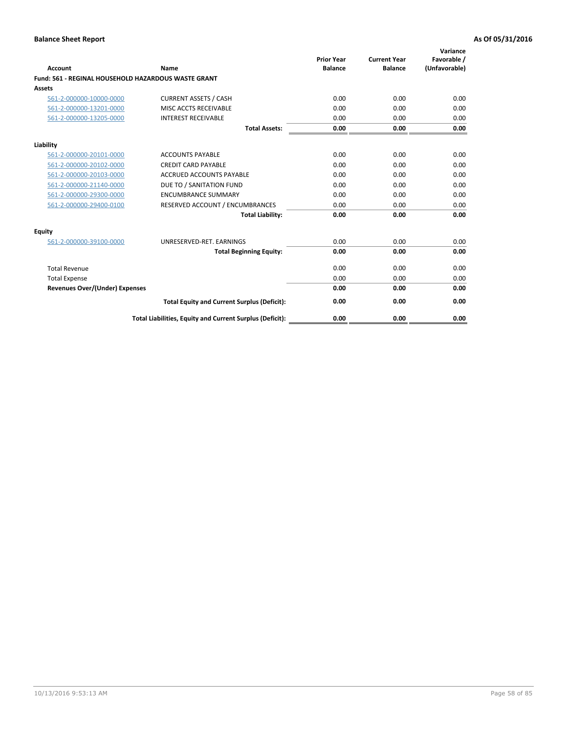**Balance Sheet Report** **As Of 05/31/2016**

| Account | Name | Prior Year Balance | Current Year Balance | Variance Favorable / (Unfavorable) |
|---|---|---|---|---|
| **Fund: 561 - REGINAL HOUSEHOLD HAZARDOUS WASTE GRANT** | | | | |
| **Assets** | | | | |
| 561-2-000000-10000-0000 | CURRENT ASSETS / CASH | 0.00 | 0.00 | 0.00 |
| 561-2-000000-13201-0000 | MISC ACCTS RECEIVABLE | 0.00 | 0.00 | 0.00 |
| 561-2-000000-13205-0000 | INTEREST RECEIVABLE | 0.00 | 0.00 | 0.00 |
| | **Total Assets:** | **0.00** | **0.00** | **0.00** |
| **Liability** | | | | |
| 561-2-000000-20101-0000 | ACCOUNTS PAYABLE | 0.00 | 0.00 | 0.00 |
| 561-2-000000-20102-0000 | CREDIT CARD PAYABLE | 0.00 | 0.00 | 0.00 |
| 561-2-000000-20103-0000 | ACCRUED ACCOUNTS PAYABLE | 0.00 | 0.00 | 0.00 |
| 561-2-000000-21140-0000 | DUE TO / SANITATION FUND | 0.00 | 0.00 | 0.00 |
| 561-2-000000-29300-0000 | ENCUMBRANCE SUMMARY | 0.00 | 0.00 | 0.00 |
| 561-2-000000-29400-0100 | RESERVED ACCOUNT / ENCUMBRANCES | 0.00 | 0.00 | 0.00 |
| | **Total Liability:** | **0.00** | **0.00** | **0.00** |
| **Equity** | | | | |
| 561-2-000000-39100-0000 | UNRESERVED-RET. EARNINGS | 0.00 | 0.00 | 0.00 |
| | **Total Beginning Equity:** | **0.00** | **0.00** | **0.00** |
| Total Revenue | | 0.00 | 0.00 | 0.00 |
| Total Expense | | 0.00 | 0.00 | 0.00 |
| **Revenues Over/(Under) Expenses** | | **0.00** | **0.00** | **0.00** |
| | **Total Equity and Current Surplus (Deficit):** | **0.00** | **0.00** | **0.00** |
| | **Total Liabilities, Equity and Current Surplus (Deficit):** | **0.00** | **0.00** | **0.00** |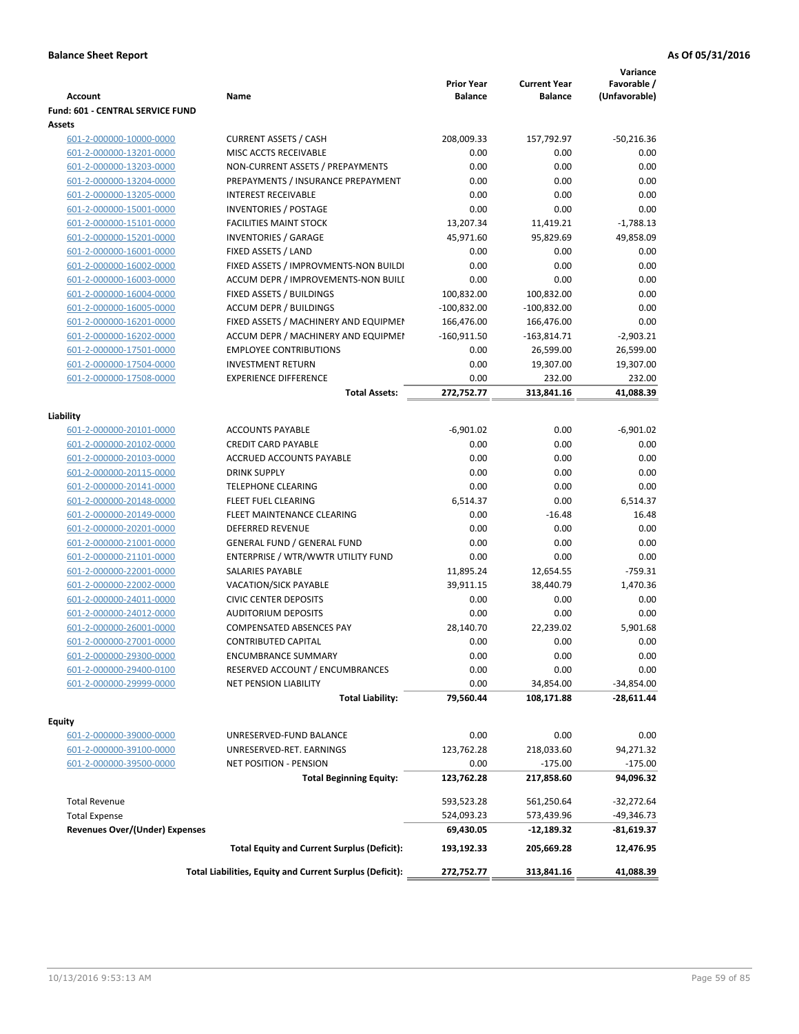**Balance Sheet Report** **As Of 05/31/2016**

| Account | Name | Prior Year Balance | Current Year Balance | Variance Favorable / (Unfavorable) |
|---|---|---|---|---|
| **Fund: 601 - CENTRAL SERVICE FUND** | | | | |
| **Assets** | | | | |
| 601-2-000000-10000-0000 | CURRENT ASSETS / CASH | 208,009.33 | 157,792.97 | -50,216.36 |
| 601-2-000000-13201-0000 | MISC ACCTS RECEIVABLE | 0.00 | 0.00 | 0.00 |
| 601-2-000000-13203-0000 | NON-CURRENT ASSETS / PREPAYMENTS | 0.00 | 0.00 | 0.00 |
| 601-2-000000-13204-0000 | PREPAYMENTS / INSURANCE PREPAYMENT | 0.00 | 0.00 | 0.00 |
| 601-2-000000-13205-0000 | INTEREST RECEIVABLE | 0.00 | 0.00 | 0.00 |
| 601-2-000000-15001-0000 | INVENTORIES / POSTAGE | 0.00 | 0.00 | 0.00 |
| 601-2-000000-15101-0000 | FACILITIES MAINT STOCK | 13,207.34 | 11,419.21 | -1,788.13 |
| 601-2-000000-15201-0000 | INVENTORIES / GARAGE | 45,971.60 | 95,829.69 | 49,858.09 |
| 601-2-000000-16001-0000 | FIXED ASSETS / LAND | 0.00 | 0.00 | 0.00 |
| 601-2-000000-16002-0000 | FIXED ASSETS / IMPROVMENTS-NON BUILDI | 0.00 | 0.00 | 0.00 |
| 601-2-000000-16003-0000 | ACCUM DEPR / IMPROVEMENTS-NON BUILI | 0.00 | 0.00 | 0.00 |
| 601-2-000000-16004-0000 | FIXED ASSETS / BUILDINGS | 100,832.00 | 100,832.00 | 0.00 |
| 601-2-000000-16005-0000 | ACCUM DEPR / BUILDINGS | -100,832.00 | -100,832.00 | 0.00 |
| 601-2-000000-16201-0000 | FIXED ASSETS / MACHINERY AND EQUIPMEI | 166,476.00 | 166,476.00 | 0.00 |
| 601-2-000000-16202-0000 | ACCUM DEPR / MACHINERY AND EQUIPMEI | -160,911.50 | -163,814.71 | -2,903.21 |
| 601-2-000000-17501-0000 | EMPLOYEE CONTRIBUTIONS | 0.00 | 26,599.00 | 26,599.00 |
| 601-2-000000-17504-0000 | INVESTMENT RETURN | 0.00 | 19,307.00 | 19,307.00 |
| 601-2-000000-17508-0000 | EXPERIENCE DIFFERENCE | 0.00 | 232.00 | 232.00 |
| | **Total Assets:** | **272,752.77** | **313,841.16** | **41,088.39** |
| **Liability** | | | | |
| 601-2-000000-20101-0000 | ACCOUNTS PAYABLE | -6,901.02 | 0.00 | -6,901.02 |
| 601-2-000000-20102-0000 | CREDIT CARD PAYABLE | 0.00 | 0.00 | 0.00 |
| 601-2-000000-20103-0000 | ACCRUED ACCOUNTS PAYABLE | 0.00 | 0.00 | 0.00 |
| 601-2-000000-20115-0000 | DRINK SUPPLY | 0.00 | 0.00 | 0.00 |
| 601-2-000000-20141-0000 | TELEPHONE CLEARING | 0.00 | 0.00 | 0.00 |
| 601-2-000000-20148-0000 | FLEET FUEL CLEARING | 6,514.37 | 0.00 | 6,514.37 |
| 601-2-000000-20149-0000 | FLEET MAINTENANCE CLEARING | 0.00 | -16.48 | 16.48 |
| 601-2-000000-20201-0000 | DEFERRED REVENUE | 0.00 | 0.00 | 0.00 |
| 601-2-000000-21001-0000 | GENERAL FUND / GENERAL FUND | 0.00 | 0.00 | 0.00 |
| 601-2-000000-21101-0000 | ENTERPRISE / WTR/WWTR UTILITY FUND | 0.00 | 0.00 | 0.00 |
| 601-2-000000-22001-0000 | SALARIES PAYABLE | 11,895.24 | 12,654.55 | -759.31 |
| 601-2-000000-22002-0000 | VACATION/SICK PAYABLE | 39,911.15 | 38,440.79 | 1,470.36 |
| 601-2-000000-24011-0000 | CIVIC CENTER DEPOSITS | 0.00 | 0.00 | 0.00 |
| 601-2-000000-24012-0000 | AUDITORIUM DEPOSITS | 0.00 | 0.00 | 0.00 |
| 601-2-000000-26001-0000 | COMPENSATED ABSENCES PAY | 28,140.70 | 22,239.02 | 5,901.68 |
| 601-2-000000-27001-0000 | CONTRIBUTED CAPITAL | 0.00 | 0.00 | 0.00 |
| 601-2-000000-29300-0000 | ENCUMBRANCE SUMMARY | 0.00 | 0.00 | 0.00 |
| 601-2-000000-29400-0100 | RESERVED ACCOUNT / ENCUMBRANCES | 0.00 | 0.00 | 0.00 |
| 601-2-000000-29999-0000 | NET PENSION LIABILITY | 0.00 | 34,854.00 | -34,854.00 |
| | **Total Liability:** | **79,560.44** | **108,171.88** | **-28,611.44** |
| **Equity** | | | | |
| 601-2-000000-39000-0000 | UNRESERVED-FUND BALANCE | 0.00 | 0.00 | 0.00 |
| 601-2-000000-39100-0000 | UNRESERVED-RET. EARNINGS | 123,762.28 | 218,033.60 | 94,271.32 |
| 601-2-000000-39500-0000 | NET POSITION - PENSION | 0.00 | -175.00 | -175.00 |
| | **Total Beginning Equity:** | **123,762.28** | **217,858.60** | **94,096.32** |
| Total Revenue | | 593,523.28 | 561,250.64 | -32,272.64 |
| Total Expense | | 524,093.23 | 573,439.96 | -49,346.73 |
| **Revenues Over/(Under) Expenses** | | **69,430.05** | **-12,189.32** | **-81,619.37** |
| | **Total Equity and Current Surplus (Deficit):** | **193,192.33** | **205,669.28** | **12,476.95** |
| | **Total Liabilities, Equity and Current Surplus (Deficit):** | **272,752.77** | **313,841.16** | **41,088.39** |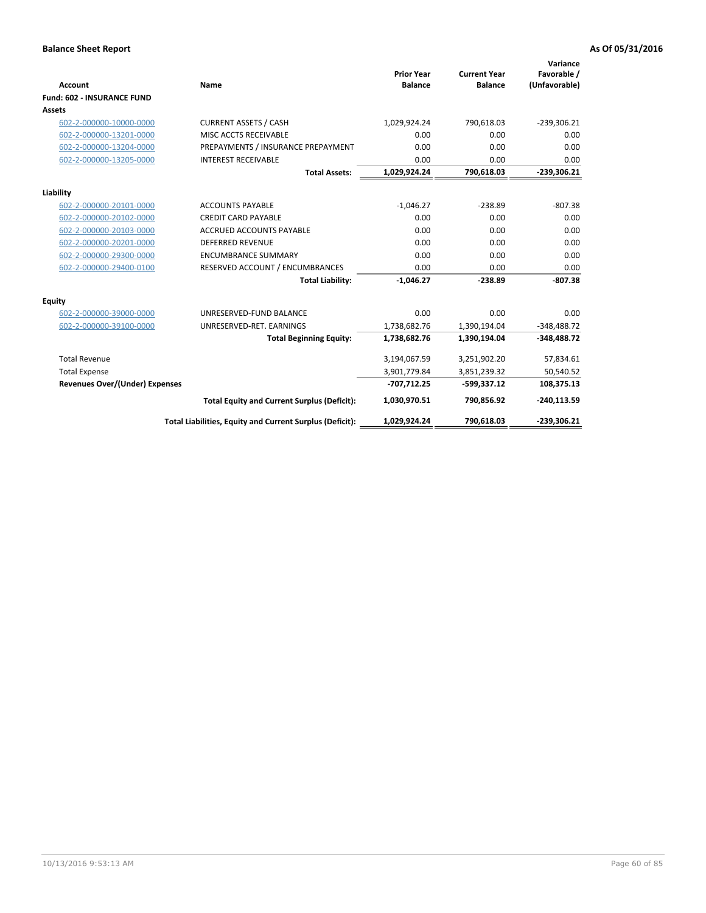**Balance Sheet Report** **As Of 05/31/2016**

| Account | Name | Prior Year Balance | Current Year Balance | Variance Favorable / (Unfavorable) |
|---|---|---|---|---|
| **Fund: 602 - INSURANCE FUND** | | | | |
| **Assets** | | | | |
| 602-2-000000-10000-0000 | CURRENT ASSETS / CASH | 1,029,924.24 | 790,618.03 | -239,306.21 |
| 602-2-000000-13201-0000 | MISC ACCTS RECEIVABLE | 0.00 | 0.00 | 0.00 |
| 602-2-000000-13204-0000 | PREPAYMENTS / INSURANCE PREPAYMENT | 0.00 | 0.00 | 0.00 |
| 602-2-000000-13205-0000 | INTEREST RECEIVABLE | 0.00 | 0.00 | 0.00 |
| | **Total Assets:** | **1,029,924.24** | **790,618.03** | **-239,306.21** |
| **Liability** | | | | |
| 602-2-000000-20101-0000 | ACCOUNTS PAYABLE | -1,046.27 | -238.89 | -807.38 |
| 602-2-000000-20102-0000 | CREDIT CARD PAYABLE | 0.00 | 0.00 | 0.00 |
| 602-2-000000-20103-0000 | ACCRUED ACCOUNTS PAYABLE | 0.00 | 0.00 | 0.00 |
| 602-2-000000-20201-0000 | DEFERRED REVENUE | 0.00 | 0.00 | 0.00 |
| 602-2-000000-29300-0000 | ENCUMBRANCE SUMMARY | 0.00 | 0.00 | 0.00 |
| 602-2-000000-29400-0100 | RESERVED ACCOUNT / ENCUMBRANCES | 0.00 | 0.00 | 0.00 |
| | **Total Liability:** | **-1,046.27** | **-238.89** | **-807.38** |
| **Equity** | | | | |
| 602-2-000000-39000-0000 | UNRESERVED-FUND BALANCE | 0.00 | 0.00 | 0.00 |
| 602-2-000000-39100-0000 | UNRESERVED-RET. EARNINGS | 1,738,682.76 | 1,390,194.04 | -348,488.72 |
| | **Total Beginning Equity:** | **1,738,682.76** | **1,390,194.04** | **-348,488.72** |
| Total Revenue | | 3,194,067.59 | 3,251,902.20 | 57,834.61 |
| Total Expense | | 3,901,779.84 | 3,851,239.32 | 50,540.52 |
| **Revenues Over/(Under) Expenses** | | **-707,712.25** | **-599,337.12** | **108,375.13** |
| | **Total Equity and Current Surplus (Deficit):** | **1,030,970.51** | **790,856.92** | **-240,113.59** |
| | **Total Liabilities, Equity and Current Surplus (Deficit):** | **1,029,924.24** | **790,618.03** | **-239,306.21** |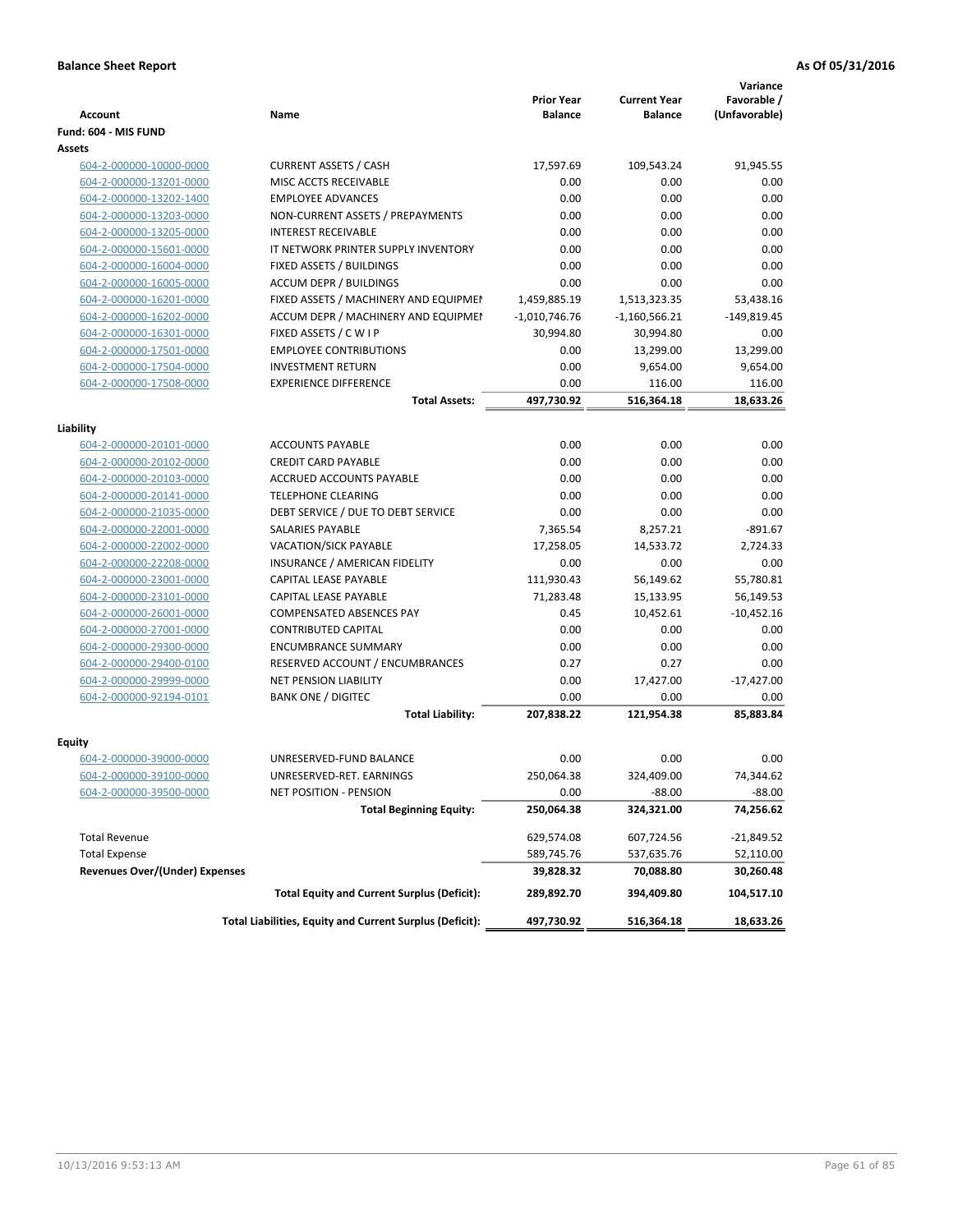**Balance Sheet Report** **As Of 05/31/2016**

| Account | Name | Prior Year Balance | Current Year Balance | Variance Favorable / (Unfavorable) |
|---|---|---|---|---|
| **Fund: 604 - MIS FUND** | | | | |
| **Assets** | | | | |
| 604-2-000000-10000-0000 | CURRENT ASSETS / CASH | 17,597.69 | 109,543.24 | 91,945.55 |
| 604-2-000000-13201-0000 | MISC ACCTS RECEIVABLE | 0.00 | 0.00 | 0.00 |
| 604-2-000000-13202-1400 | EMPLOYEE ADVANCES | 0.00 | 0.00 | 0.00 |
| 604-2-000000-13203-0000 | NON-CURRENT ASSETS / PREPAYMENTS | 0.00 | 0.00 | 0.00 |
| 604-2-000000-13205-0000 | INTEREST RECEIVABLE | 0.00 | 0.00 | 0.00 |
| 604-2-000000-15601-0000 | IT NETWORK PRINTER SUPPLY INVENTORY | 0.00 | 0.00 | 0.00 |
| 604-2-000000-16004-0000 | FIXED ASSETS / BUILDINGS | 0.00 | 0.00 | 0.00 |
| 604-2-000000-16005-0000 | ACCUM DEPR / BUILDINGS | 0.00 | 0.00 | 0.00 |
| 604-2-000000-16201-0000 | FIXED ASSETS / MACHINERY AND EQUIPMEI | 1,459,885.19 | 1,513,323.35 | 53,438.16 |
| 604-2-000000-16202-0000 | ACCUM DEPR / MACHINERY AND EQUIPMEI | -1,010,746.76 | -1,160,566.21 | -149,819.45 |
| 604-2-000000-16301-0000 | FIXED ASSETS / C W I P | 30,994.80 | 30,994.80 | 0.00 |
| 604-2-000000-17501-0000 | EMPLOYEE CONTRIBUTIONS | 0.00 | 13,299.00 | 13,299.00 |
| 604-2-000000-17504-0000 | INVESTMENT RETURN | 0.00 | 9,654.00 | 9,654.00 |
| 604-2-000000-17508-0000 | EXPERIENCE DIFFERENCE | 0.00 | 116.00 | 116.00 |
| | **Total Assets:** | **497,730.92** | **516,364.18** | **18,633.26** |
| **Liability** | | | | |
| 604-2-000000-20101-0000 | ACCOUNTS PAYABLE | 0.00 | 0.00 | 0.00 |
| 604-2-000000-20102-0000 | CREDIT CARD PAYABLE | 0.00 | 0.00 | 0.00 |
| 604-2-000000-20103-0000 | ACCRUED ACCOUNTS PAYABLE | 0.00 | 0.00 | 0.00 |
| 604-2-000000-20141-0000 | TELEPHONE CLEARING | 0.00 | 0.00 | 0.00 |
| 604-2-000000-21035-0000 | DEBT SERVICE / DUE TO DEBT SERVICE | 0.00 | 0.00 | 0.00 |
| 604-2-000000-22001-0000 | SALARIES PAYABLE | 7,365.54 | 8,257.21 | -891.67 |
| 604-2-000000-22002-0000 | VACATION/SICK PAYABLE | 17,258.05 | 14,533.72 | 2,724.33 |
| 604-2-000000-22208-0000 | INSURANCE / AMERICAN FIDELITY | 0.00 | 0.00 | 0.00 |
| 604-2-000000-23001-0000 | CAPITAL LEASE PAYABLE | 111,930.43 | 56,149.62 | 55,780.81 |
| 604-2-000000-23101-0000 | CAPITAL LEASE PAYABLE | 71,283.48 | 15,133.95 | 56,149.53 |
| 604-2-000000-26001-0000 | COMPENSATED ABSENCES PAY | 0.45 | 10,452.61 | -10,452.16 |
| 604-2-000000-27001-0000 | CONTRIBUTED CAPITAL | 0.00 | 0.00 | 0.00 |
| 604-2-000000-29300-0000 | ENCUMBRANCE SUMMARY | 0.00 | 0.00 | 0.00 |
| 604-2-000000-29400-0100 | RESERVED ACCOUNT / ENCUMBRANCES | 0.27 | 0.27 | 0.00 |
| 604-2-000000-29999-0000 | NET PENSION LIABILITY | 0.00 | 17,427.00 | -17,427.00 |
| 604-2-000000-92194-0101 | BANK ONE / DIGITEC | 0.00 | 0.00 | 0.00 |
| | **Total Liability:** | **207,838.22** | **121,954.38** | **85,883.84** |
| **Equity** | | | | |
| 604-2-000000-39000-0000 | UNRESERVED-FUND BALANCE | 0.00 | 0.00 | 0.00 |
| 604-2-000000-39100-0000 | UNRESERVED-RET. EARNINGS | 250,064.38 | 324,409.00 | 74,344.62 |
| 604-2-000000-39500-0000 | NET POSITION - PENSION | 0.00 | -88.00 | -88.00 |
| | **Total Beginning Equity:** | **250,064.38** | **324,321.00** | **74,256.62** |
| Total Revenue | | 629,574.08 | 607,724.56 | -21,849.52 |
| Total Expense | | 589,745.76 | 537,635.76 | 52,110.00 |
| **Revenues Over/(Under) Expenses** | | **39,828.32** | **70,088.80** | **30,260.48** |
| | **Total Equity and Current Surplus (Deficit):** | **289,892.70** | **394,409.80** | **104,517.10** |
| | **Total Liabilities, Equity and Current Surplus (Deficit):** | **497,730.92** | **516,364.18** | **18,633.26** |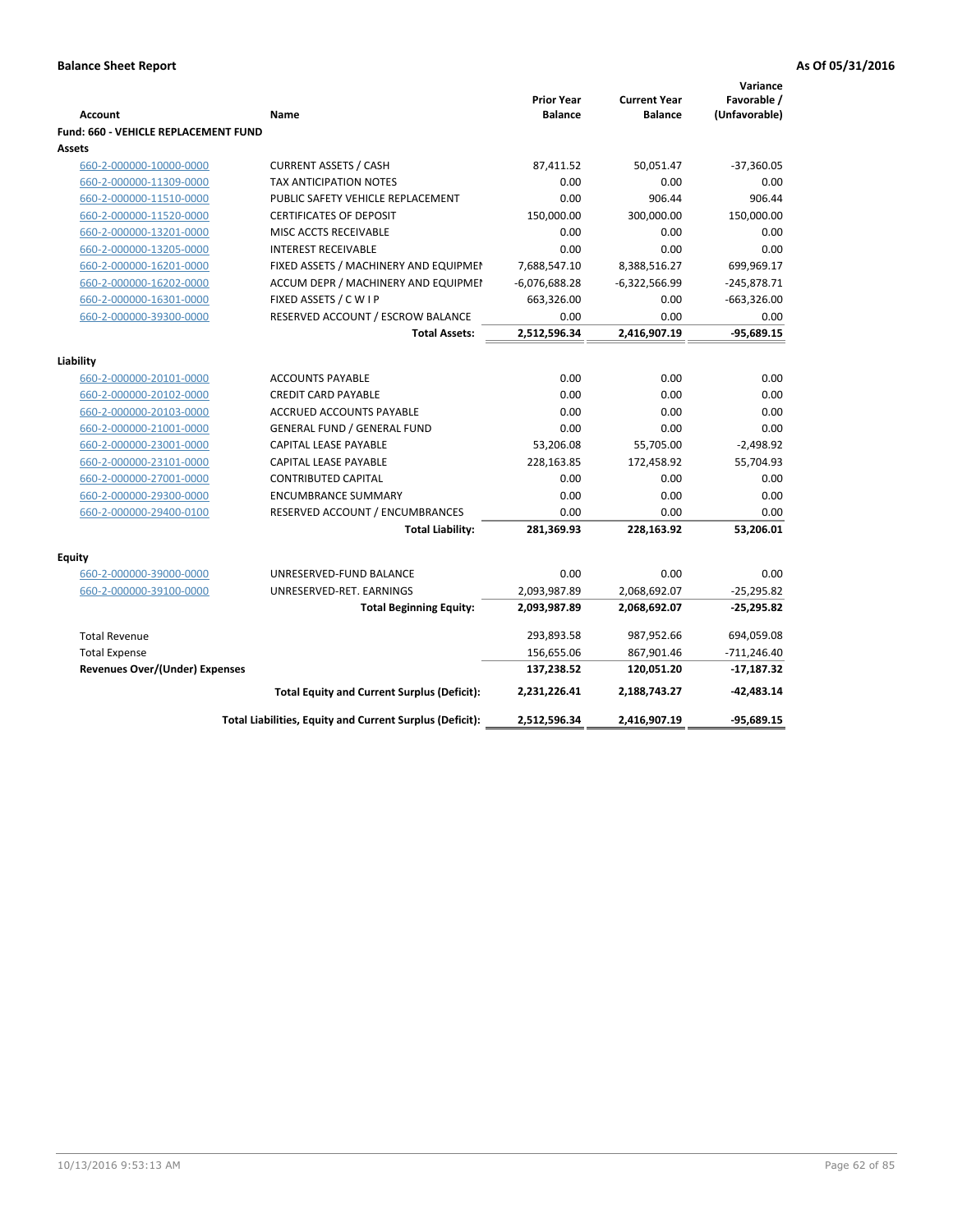**Balance Sheet Report** | **As Of 05/31/2016**

| Account | Name | Prior Year Balance | Current Year Balance | Variance Favorable / (Unfavorable) |
|---|---|---|---|---|
| **Fund: 660 - VEHICLE REPLACEMENT FUND** | | | | |
| **Assets** | | | | |
| 660-2-000000-10000-0000 | CURRENT ASSETS / CASH | 87,411.52 | 50,051.47 | -37,360.05 |
| 660-2-000000-11309-0000 | TAX ANTICIPATION NOTES | 0.00 | 0.00 | 0.00 |
| 660-2-000000-11510-0000 | PUBLIC SAFETY VEHICLE REPLACEMENT | 0.00 | 906.44 | 906.44 |
| 660-2-000000-11520-0000 | CERTIFICATES OF DEPOSIT | 150,000.00 | 300,000.00 | 150,000.00 |
| 660-2-000000-13201-0000 | MISC ACCTS RECEIVABLE | 0.00 | 0.00 | 0.00 |
| 660-2-000000-13205-0000 | INTEREST RECEIVABLE | 0.00 | 0.00 | 0.00 |
| 660-2-000000-16201-0000 | FIXED ASSETS / MACHINERY AND EQUIPMEI | 7,688,547.10 | 8,388,516.27 | 699,969.17 |
| 660-2-000000-16202-0000 | ACCUM DEPR / MACHINERY AND EQUIPMEI | -6,076,688.28 | -6,322,566.99 | -245,878.71 |
| 660-2-000000-16301-0000 | FIXED ASSETS / C W I P | 663,326.00 | 0.00 | -663,326.00 |
| 660-2-000000-39300-0000 | RESERVED ACCOUNT / ESCROW BALANCE | 0.00 | 0.00 | 0.00 |
| | **Total Assets:** | **2,512,596.34** | **2,416,907.19** | **-95,689.15** |
| **Liability** | | | | |
| 660-2-000000-20101-0000 | ACCOUNTS PAYABLE | 0.00 | 0.00 | 0.00 |
| 660-2-000000-20102-0000 | CREDIT CARD PAYABLE | 0.00 | 0.00 | 0.00 |
| 660-2-000000-20103-0000 | ACCRUED ACCOUNTS PAYABLE | 0.00 | 0.00 | 0.00 |
| 660-2-000000-21001-0000 | GENERAL FUND / GENERAL FUND | 0.00 | 0.00 | 0.00 |
| 660-2-000000-23001-0000 | CAPITAL LEASE PAYABLE | 53,206.08 | 55,705.00 | -2,498.92 |
| 660-2-000000-23101-0000 | CAPITAL LEASE PAYABLE | 228,163.85 | 172,458.92 | 55,704.93 |
| 660-2-000000-27001-0000 | CONTRIBUTED CAPITAL | 0.00 | 0.00 | 0.00 |
| 660-2-000000-29300-0000 | ENCUMBRANCE SUMMARY | 0.00 | 0.00 | 0.00 |
| 660-2-000000-29400-0100 | RESERVED ACCOUNT / ENCUMBRANCES | 0.00 | 0.00 | 0.00 |
| | **Total Liability:** | **281,369.93** | **228,163.92** | **53,206.01** |
| **Equity** | | | | |
| 660-2-000000-39000-0000 | UNRESERVED-FUND BALANCE | 0.00 | 0.00 | 0.00 |
| 660-2-000000-39100-0000 | UNRESERVED-RET. EARNINGS | 2,093,987.89 | 2,068,692.07 | -25,295.82 |
| | **Total Beginning Equity:** | **2,093,987.89** | **2,068,692.07** | **-25,295.82** |
| Total Revenue | | 293,893.58 | 987,952.66 | 694,059.08 |
| Total Expense | | 156,655.06 | 867,901.46 | -711,246.40 |
| **Revenues Over/(Under) Expenses** | | **137,238.52** | **120,051.20** | **-17,187.32** |
| | **Total Equity and Current Surplus (Deficit):** | **2,231,226.41** | **2,188,743.27** | **-42,483.14** |
| | **Total Liabilities, Equity and Current Surplus (Deficit):** | **2,512,596.34** | **2,416,907.19** | **-95,689.15** |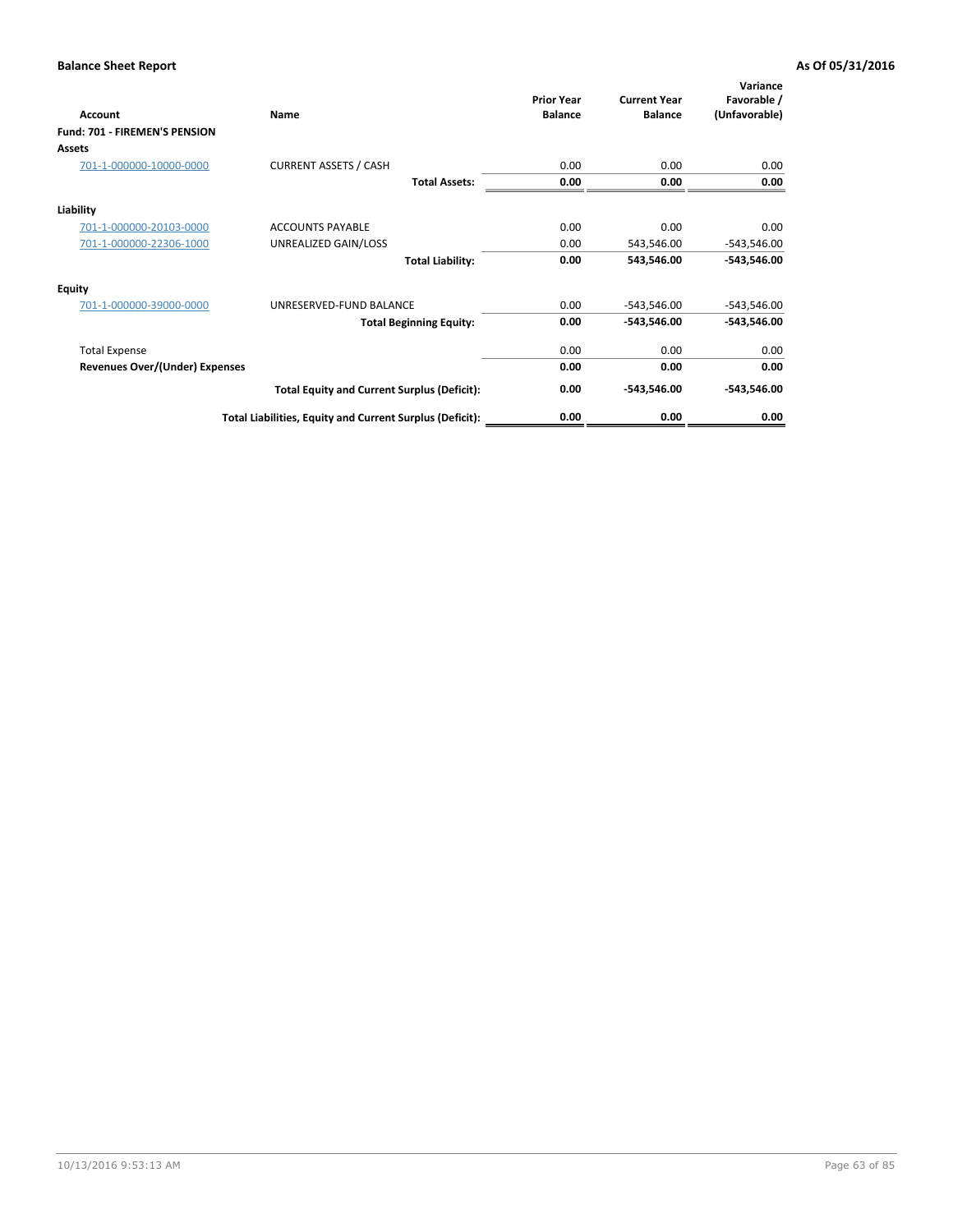**Balance Sheet Report** **As Of 05/31/2016**

| Account | Name | Prior Year Balance | Current Year Balance | Variance Favorable / (Unfavorable) |
|---|---|---|---|---|
| **Fund: 701 - FIREMEN'S PENSION** | | | | |
| **Assets** | | | | |
| 701-1-000000-10000-0000 | CURRENT ASSETS / CASH | 0.00 | 0.00 | 0.00 |
| | **Total Assets:** | **0.00** | **0.00** | **0.00** |
| **Liability** | | | | |
| 701-1-000000-20103-0000 | ACCOUNTS PAYABLE | 0.00 | 0.00 | 0.00 |
| 701-1-000000-22306-1000 | UNREALIZED GAIN/LOSS | 0.00 | 543,546.00 | -543,546.00 |
| | **Total Liability:** | **0.00** | **543,546.00** | **-543,546.00** |
| **Equity** | | | | |
| 701-1-000000-39000-0000 | UNRESERVED-FUND BALANCE | 0.00 | -543,546.00 | -543,546.00 |
| | **Total Beginning Equity:** | **0.00** | **-543,546.00** | **-543,546.00** |
| Total Expense | | 0.00 | 0.00 | 0.00 |
| **Revenues Over/(Under) Expenses** | | **0.00** | **0.00** | **0.00** |
| | **Total Equity and Current Surplus (Deficit):** | **0.00** | **-543,546.00** | **-543,546.00** |
| | **Total Liabilities, Equity and Current Surplus (Deficit):** | **0.00** | **0.00** | **0.00** |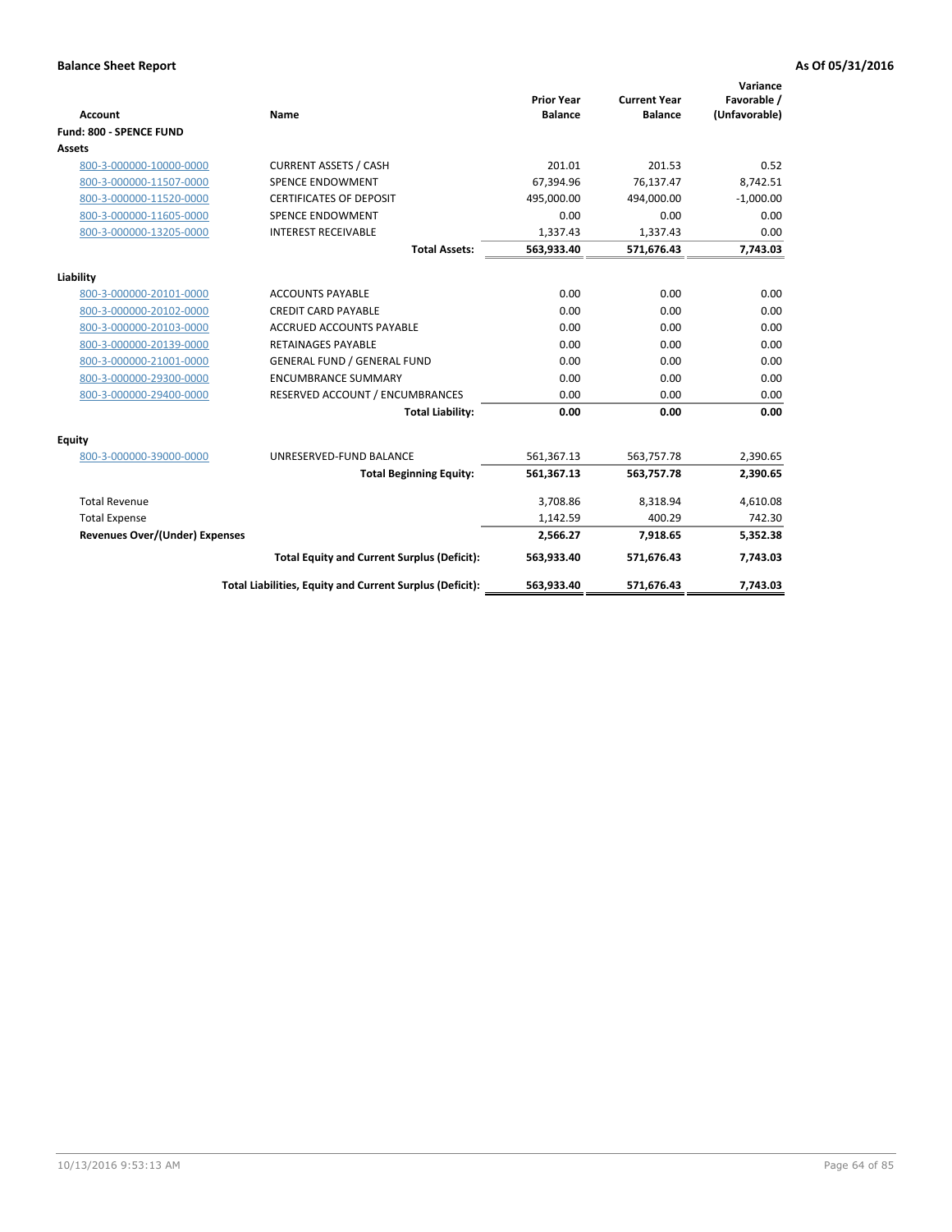**Balance Sheet Report** — As Of 05/31/2016

| Account | Name | Prior Year Balance | Current Year Balance | Variance Favorable / (Unfavorable) |
|---|---|---|---|---|
| **Fund: 800 - SPENCE FUND** | | | | |
| **Assets** | | | | |
| 800-3-000000-10000-0000 | CURRENT ASSETS / CASH | 201.01 | 201.53 | 0.52 |
| 800-3-000000-11507-0000 | SPENCE ENDOWMENT | 67,394.96 | 76,137.47 | 8,742.51 |
| 800-3-000000-11520-0000 | CERTIFICATES OF DEPOSIT | 495,000.00 | 494,000.00 | -1,000.00 |
| 800-3-000000-11605-0000 | SPENCE ENDOWMENT | 0.00 | 0.00 | 0.00 |
| 800-3-000000-13205-0000 | INTEREST RECEIVABLE | 1,337.43 | 1,337.43 | 0.00 |
| | **Total Assets:** | **563,933.40** | **571,676.43** | **7,743.03** |
| **Liability** | | | | |
| 800-3-000000-20101-0000 | ACCOUNTS PAYABLE | 0.00 | 0.00 | 0.00 |
| 800-3-000000-20102-0000 | CREDIT CARD PAYABLE | 0.00 | 0.00 | 0.00 |
| 800-3-000000-20103-0000 | ACCRUED ACCOUNTS PAYABLE | 0.00 | 0.00 | 0.00 |
| 800-3-000000-20139-0000 | RETAINAGES PAYABLE | 0.00 | 0.00 | 0.00 |
| 800-3-000000-21001-0000 | GENERAL FUND / GENERAL FUND | 0.00 | 0.00 | 0.00 |
| 800-3-000000-29300-0000 | ENCUMBRANCE SUMMARY | 0.00 | 0.00 | 0.00 |
| 800-3-000000-29400-0000 | RESERVED ACCOUNT / ENCUMBRANCES | 0.00 | 0.00 | 0.00 |
| | **Total Liability:** | **0.00** | **0.00** | **0.00** |
| **Equity** | | | | |
| 800-3-000000-39000-0000 | UNRESERVED-FUND BALANCE | 561,367.13 | 563,757.78 | 2,390.65 |
| | **Total Beginning Equity:** | **561,367.13** | **563,757.78** | **2,390.65** |
| Total Revenue | | 3,708.86 | 8,318.94 | 4,610.08 |
| Total Expense | | 1,142.59 | 400.29 | 742.30 |
| **Revenues Over/(Under) Expenses** | | **2,566.27** | **7,918.65** | **5,352.38** |
| | **Total Equity and Current Surplus (Deficit):** | **563,933.40** | **571,676.43** | **7,743.03** |
| | **Total Liabilities, Equity and Current Surplus (Deficit):** | **563,933.40** | **571,676.43** | **7,743.03** |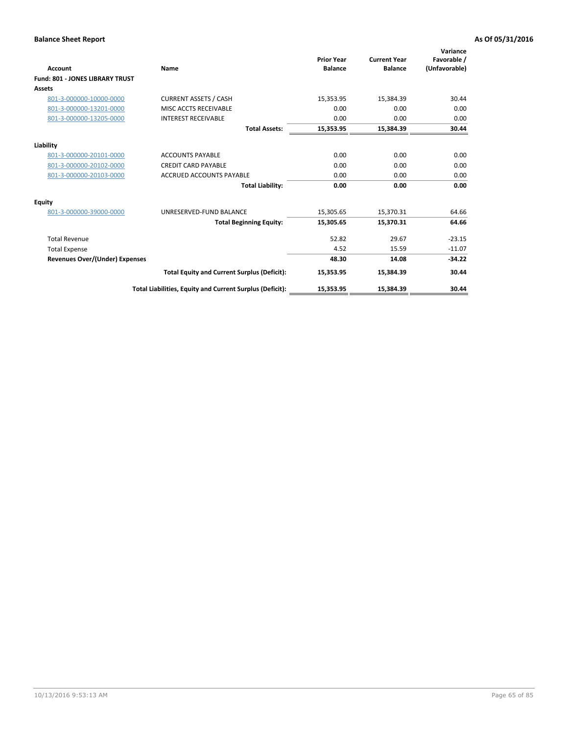**Balance Sheet Report** **As Of 05/31/2016**

| Account | Name | Prior Year Balance | Current Year Balance | Variance Favorable / (Unfavorable) |
|---|---|---|---|---|
| **Fund: 801 - JONES LIBRARY TRUST** | | | | |
| **Assets** | | | | |
| 801-3-000000-10000-0000 | CURRENT ASSETS / CASH | 15,353.95 | 15,384.39 | 30.44 |
| 801-3-000000-13201-0000 | MISC ACCTS RECEIVABLE | 0.00 | 0.00 | 0.00 |
| 801-3-000000-13205-0000 | INTEREST RECEIVABLE | 0.00 | 0.00 | 0.00 |
| | **Total Assets:** | **15,353.95** | **15,384.39** | **30.44** |
| **Liability** | | | | |
| 801-3-000000-20101-0000 | ACCOUNTS PAYABLE | 0.00 | 0.00 | 0.00 |
| 801-3-000000-20102-0000 | CREDIT CARD PAYABLE | 0.00 | 0.00 | 0.00 |
| 801-3-000000-20103-0000 | ACCRUED ACCOUNTS PAYABLE | 0.00 | 0.00 | 0.00 |
| | **Total Liability:** | **0.00** | **0.00** | **0.00** |
| **Equity** | | | | |
| 801-3-000000-39000-0000 | UNRESERVED-FUND BALANCE | 15,305.65 | 15,370.31 | 64.66 |
| | **Total Beginning Equity:** | **15,305.65** | **15,370.31** | **64.66** |
| Total Revenue | | 52.82 | 29.67 | -23.15 |
| Total Expense | | 4.52 | 15.59 | -11.07 |
| **Revenues Over/(Under) Expenses** | | **48.30** | **14.08** | **-34.22** |
| | **Total Equity and Current Surplus (Deficit):** | **15,353.95** | **15,384.39** | **30.44** |
| | **Total Liabilities, Equity and Current Surplus (Deficit):** | **15,353.95** | **15,384.39** | **30.44** |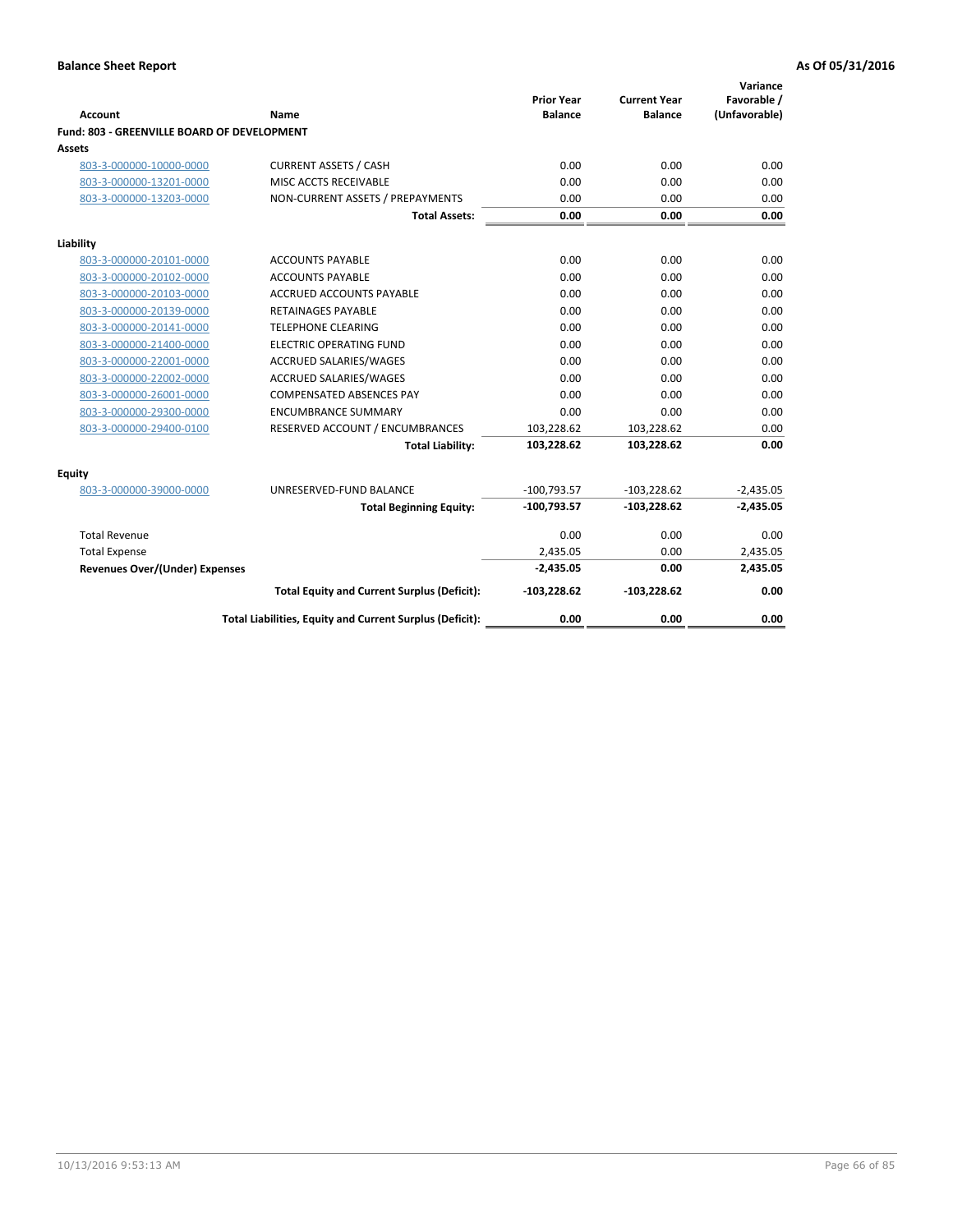**Balance Sheet Report** — As Of 05/31/2016

| Account | Name | Prior Year Balance | Current Year Balance | Variance Favorable / (Unfavorable) |
|---|---|---|---|---|
| **Fund: 803 - GREENVILLE BOARD OF DEVELOPMENT** | | | | |
| **Assets** | | | | |
| 803-3-000000-10000-0000 | CURRENT ASSETS / CASH | 0.00 | 0.00 | 0.00 |
| 803-3-000000-13201-0000 | MISC ACCTS RECEIVABLE | 0.00 | 0.00 | 0.00 |
| 803-3-000000-13203-0000 | NON-CURRENT ASSETS / PREPAYMENTS | 0.00 | 0.00 | 0.00 |
| | **Total Assets:** | **0.00** | **0.00** | **0.00** |
| **Liability** | | | | |
| 803-3-000000-20101-0000 | ACCOUNTS PAYABLE | 0.00 | 0.00 | 0.00 |
| 803-3-000000-20102-0000 | ACCOUNTS PAYABLE | 0.00 | 0.00 | 0.00 |
| 803-3-000000-20103-0000 | ACCRUED ACCOUNTS PAYABLE | 0.00 | 0.00 | 0.00 |
| 803-3-000000-20139-0000 | RETAINAGES PAYABLE | 0.00 | 0.00 | 0.00 |
| 803-3-000000-20141-0000 | TELEPHONE CLEARING | 0.00 | 0.00 | 0.00 |
| 803-3-000000-21400-0000 | ELECTRIC OPERATING FUND | 0.00 | 0.00 | 0.00 |
| 803-3-000000-22001-0000 | ACCRUED SALARIES/WAGES | 0.00 | 0.00 | 0.00 |
| 803-3-000000-22002-0000 | ACCRUED SALARIES/WAGES | 0.00 | 0.00 | 0.00 |
| 803-3-000000-26001-0000 | COMPENSATED ABSENCES PAY | 0.00 | 0.00 | 0.00 |
| 803-3-000000-29300-0000 | ENCUMBRANCE SUMMARY | 0.00 | 0.00 | 0.00 |
| 803-3-000000-29400-0100 | RESERVED ACCOUNT / ENCUMBRANCES | 103,228.62 | 103,228.62 | 0.00 |
| | **Total Liability:** | **103,228.62** | **103,228.62** | **0.00** |
| **Equity** | | | | |
| 803-3-000000-39000-0000 | UNRESERVED-FUND BALANCE | -100,793.57 | -103,228.62 | -2,435.05 |
| | **Total Beginning Equity:** | **-100,793.57** | **-103,228.62** | **-2,435.05** |
| Total Revenue | | 0.00 | 0.00 | 0.00 |
| Total Expense | | 2,435.05 | 0.00 | 2,435.05 |
| **Revenues Over/(Under) Expenses** | | **-2,435.05** | **0.00** | **2,435.05** |
| | **Total Equity and Current Surplus (Deficit):** | **-103,228.62** | **-103,228.62** | **0.00** |
| | **Total Liabilities, Equity and Current Surplus (Deficit):** | **0.00** | **0.00** | **0.00** |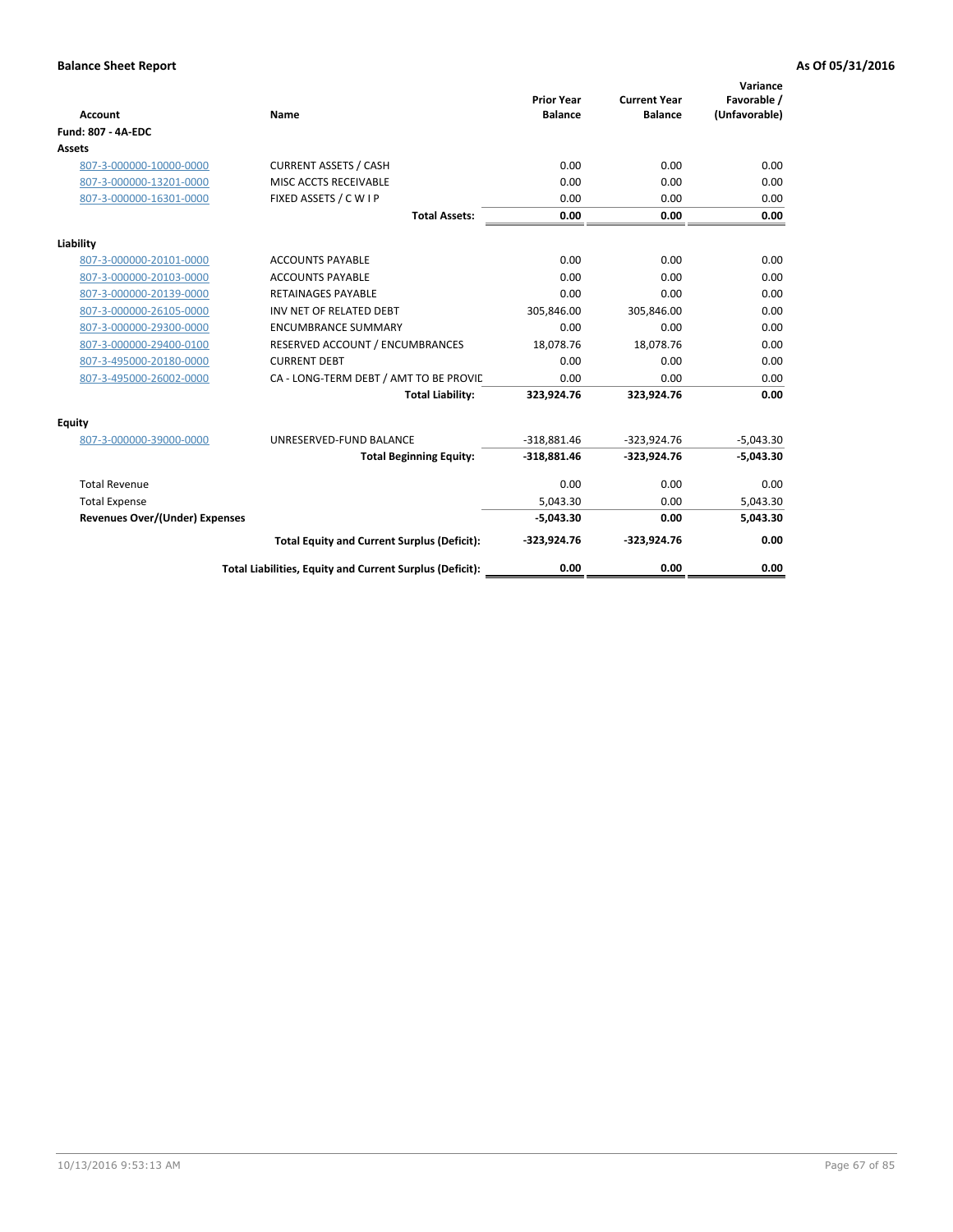**Balance Sheet Report** — As Of 05/31/2016

| Account | Name | Prior Year Balance | Current Year Balance | Variance Favorable / (Unfavorable) |
|---|---|---|---|---|
| **Fund: 807 - 4A-EDC** | | | | |
| **Assets** | | | | |
| 807-3-000000-10000-0000 | CURRENT ASSETS / CASH | 0.00 | 0.00 | 0.00 |
| 807-3-000000-13201-0000 | MISC ACCTS RECEIVABLE | 0.00 | 0.00 | 0.00 |
| 807-3-000000-16301-0000 | FIXED ASSETS / C W I P | 0.00 | 0.00 | 0.00 |
| | **Total Assets:** | **0.00** | **0.00** | **0.00** |
| **Liability** | | | | |
| 807-3-000000-20101-0000 | ACCOUNTS PAYABLE | 0.00 | 0.00 | 0.00 |
| 807-3-000000-20103-0000 | ACCOUNTS PAYABLE | 0.00 | 0.00 | 0.00 |
| 807-3-000000-20139-0000 | RETAINAGES PAYABLE | 0.00 | 0.00 | 0.00 |
| 807-3-000000-26105-0000 | INV NET OF RELATED DEBT | 305,846.00 | 305,846.00 | 0.00 |
| 807-3-000000-29300-0000 | ENCUMBRANCE SUMMARY | 0.00 | 0.00 | 0.00 |
| 807-3-000000-29400-0100 | RESERVED ACCOUNT / ENCUMBRANCES | 18,078.76 | 18,078.76 | 0.00 |
| 807-3-495000-20180-0000 | CURRENT DEBT | 0.00 | 0.00 | 0.00 |
| 807-3-495000-26002-0000 | CA - LONG-TERM DEBT / AMT TO BE PROVIC | 0.00 | 0.00 | 0.00 |
| | **Total Liability:** | **323,924.76** | **323,924.76** | **0.00** |
| **Equity** | | | | |
| 807-3-000000-39000-0000 | UNRESERVED-FUND BALANCE | -318,881.46 | -323,924.76 | -5,043.30 |
| | **Total Beginning Equity:** | **-318,881.46** | **-323,924.76** | **-5,043.30** |
| Total Revenue | | 0.00 | 0.00 | 0.00 |
| Total Expense | | 5,043.30 | 0.00 | 5,043.30 |
| **Revenues Over/(Under) Expenses** | | **-5,043.30** | **0.00** | **5,043.30** |
| | **Total Equity and Current Surplus (Deficit):** | **-323,924.76** | **-323,924.76** | **0.00** |
| | **Total Liabilities, Equity and Current Surplus (Deficit):** | **0.00** | **0.00** | **0.00** |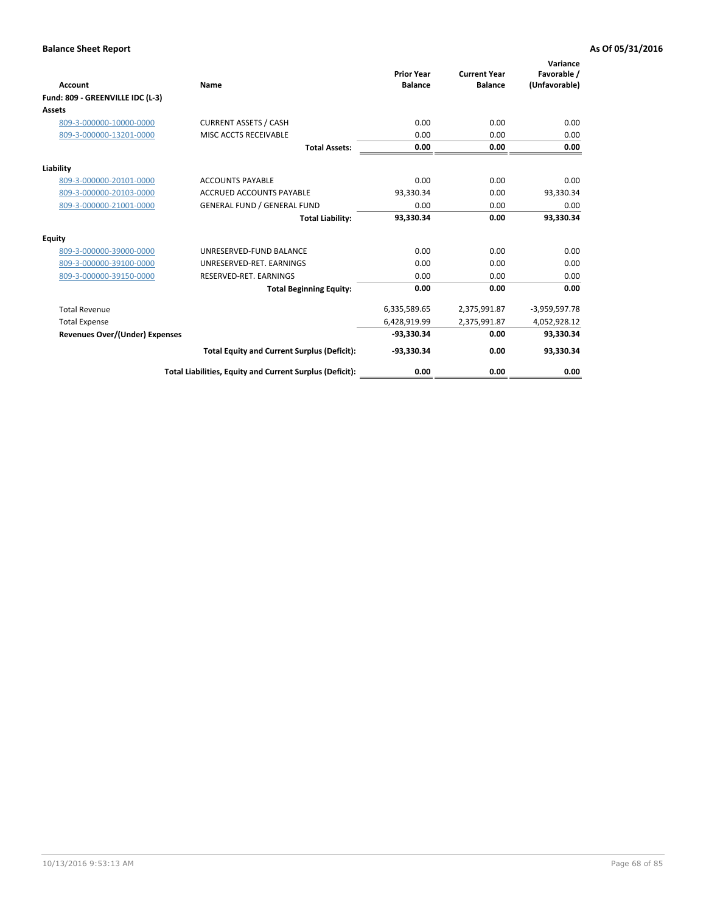**Balance Sheet Report** **As Of 05/31/2016**

| Account | Name | Prior Year Balance | Current Year Balance | Variance Favorable / (Unfavorable) |
|---|---|---|---|---|
| **Fund: 809 - GREENVILLE IDC (L-3)** | | | | |
| **Assets** | | | | |
| 809-3-000000-10000-0000 | CURRENT ASSETS / CASH | 0.00 | 0.00 | 0.00 |
| 809-3-000000-13201-0000 | MISC ACCTS RECEIVABLE | 0.00 | 0.00 | 0.00 |
| | **Total Assets:** | **0.00** | **0.00** | **0.00** |
| **Liability** | | | | |
| 809-3-000000-20101-0000 | ACCOUNTS PAYABLE | 0.00 | 0.00 | 0.00 |
| 809-3-000000-20103-0000 | ACCRUED ACCOUNTS PAYABLE | 93,330.34 | 0.00 | 93,330.34 |
| 809-3-000000-21001-0000 | GENERAL FUND / GENERAL FUND | 0.00 | 0.00 | 0.00 |
| | **Total Liability:** | **93,330.34** | **0.00** | **93,330.34** |
| **Equity** | | | | |
| 809-3-000000-39000-0000 | UNRESERVED-FUND BALANCE | 0.00 | 0.00 | 0.00 |
| 809-3-000000-39100-0000 | UNRESERVED-RET. EARNINGS | 0.00 | 0.00 | 0.00 |
| 809-3-000000-39150-0000 | RESERVED-RET. EARNINGS | 0.00 | 0.00 | 0.00 |
| | **Total Beginning Equity:** | **0.00** | **0.00** | **0.00** |
| Total Revenue | | 6,335,589.65 | 2,375,991.87 | -3,959,597.78 |
| Total Expense | | 6,428,919.99 | 2,375,991.87 | 4,052,928.12 |
| **Revenues Over/(Under) Expenses** | | **-93,330.34** | **0.00** | **93,330.34** |
| | **Total Equity and Current Surplus (Deficit):** | **-93,330.34** | **0.00** | **93,330.34** |
| | **Total Liabilities, Equity and Current Surplus (Deficit):** | **0.00** | **0.00** | **0.00** |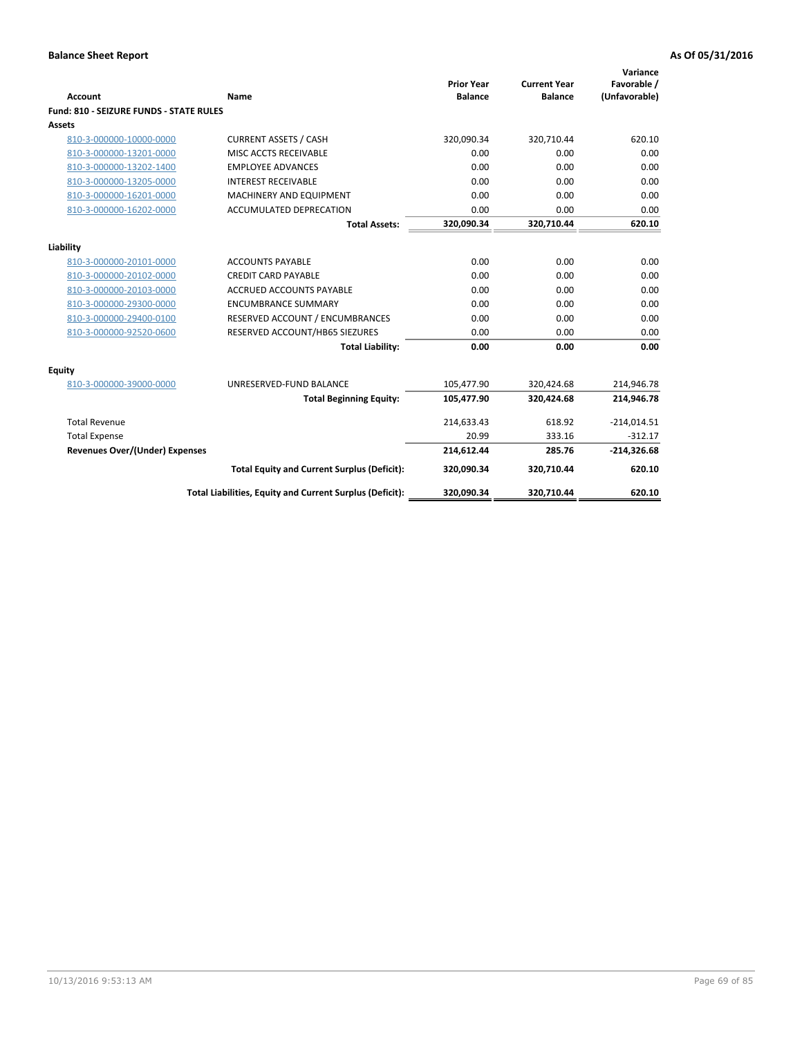**Balance Sheet Report** | **As Of 05/31/2016**

| Account | Name | Prior Year Balance | Current Year Balance | Variance Favorable / (Unfavorable) |
|---|---|---|---|---|
| **Fund: 810 - SEIZURE FUNDS - STATE RULES** | | | | |
| **Assets** | | | | |
| 810-3-000000-10000-0000 | CURRENT ASSETS / CASH | 320,090.34 | 320,710.44 | 620.10 |
| 810-3-000000-13201-0000 | MISC ACCTS RECEIVABLE | 0.00 | 0.00 | 0.00 |
| 810-3-000000-13202-1400 | EMPLOYEE ADVANCES | 0.00 | 0.00 | 0.00 |
| 810-3-000000-13205-0000 | INTEREST RECEIVABLE | 0.00 | 0.00 | 0.00 |
| 810-3-000000-16201-0000 | MACHINERY AND EQUIPMENT | 0.00 | 0.00 | 0.00 |
| 810-3-000000-16202-0000 | ACCUMULATED DEPRECATION | 0.00 | 0.00 | 0.00 |
| | **Total Assets:** | **320,090.34** | **320,710.44** | **620.10** |
| **Liability** | | | | |
| 810-3-000000-20101-0000 | ACCOUNTS PAYABLE | 0.00 | 0.00 | 0.00 |
| 810-3-000000-20102-0000 | CREDIT CARD PAYABLE | 0.00 | 0.00 | 0.00 |
| 810-3-000000-20103-0000 | ACCRUED ACCOUNTS PAYABLE | 0.00 | 0.00 | 0.00 |
| 810-3-000000-29300-0000 | ENCUMBRANCE SUMMARY | 0.00 | 0.00 | 0.00 |
| 810-3-000000-29400-0100 | RESERVED ACCOUNT / ENCUMBRANCES | 0.00 | 0.00 | 0.00 |
| 810-3-000000-92520-0600 | RESERVED ACCOUNT/HB65 SIEZURES | 0.00 | 0.00 | 0.00 |
| | **Total Liability:** | **0.00** | **0.00** | **0.00** |
| **Equity** | | | | |
| 810-3-000000-39000-0000 | UNRESERVED-FUND BALANCE | 105,477.90 | 320,424.68 | 214,946.78 |
| | **Total Beginning Equity:** | **105,477.90** | **320,424.68** | **214,946.78** |
| Total Revenue | | 214,633.43 | 618.92 | -214,014.51 |
| Total Expense | | 20.99 | 333.16 | -312.17 |
| **Revenues Over/(Under) Expenses** | | **214,612.44** | **285.76** | **-214,326.68** |
| | **Total Equity and Current Surplus (Deficit):** | **320,090.34** | **320,710.44** | **620.10** |
| | **Total Liabilities, Equity and Current Surplus (Deficit):** | **320,090.34** | **320,710.44** | **620.10** |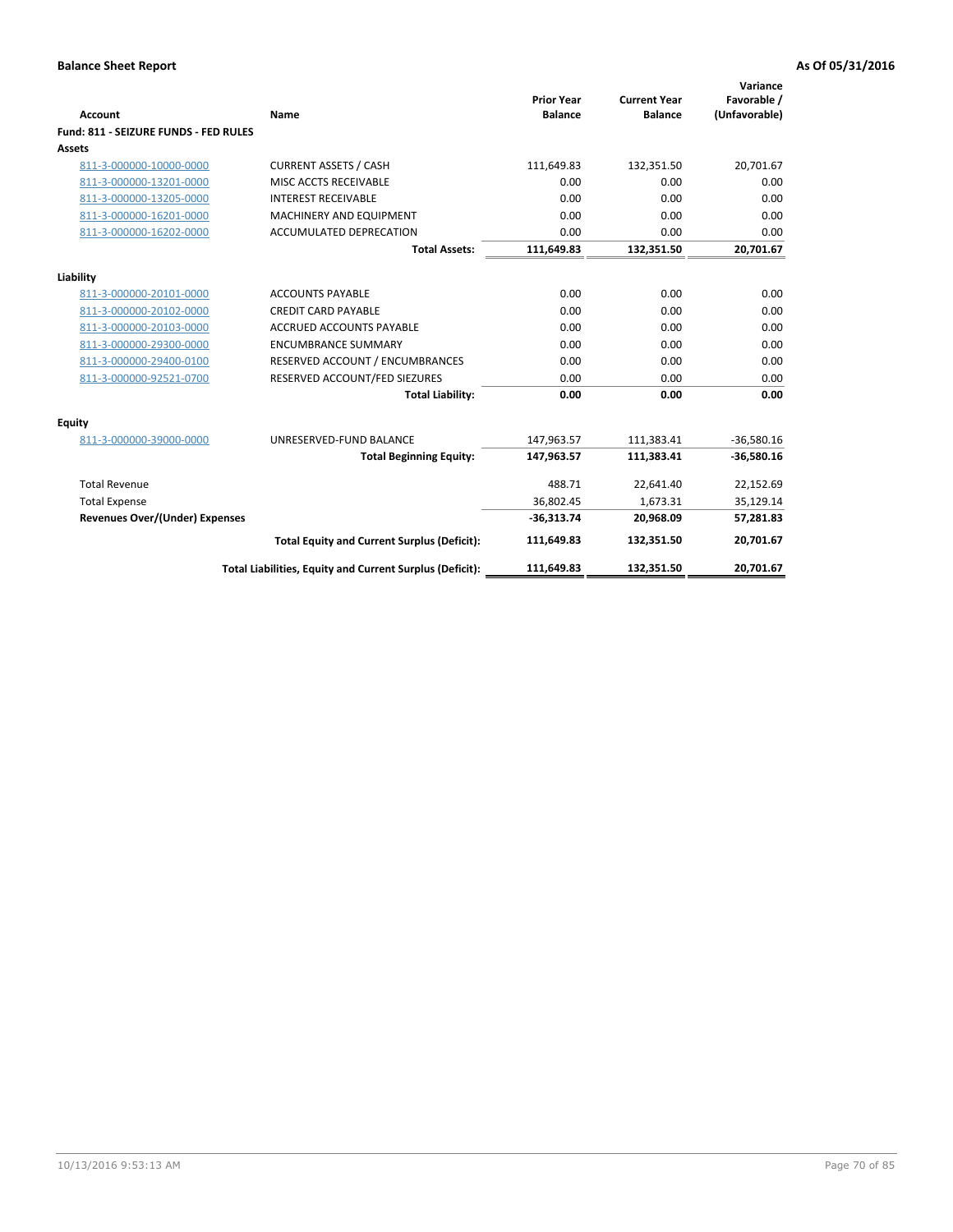**Balance Sheet Report** | **As Of 05/31/2016**

| Account | Name | Prior Year Balance | Current Year Balance | Variance Favorable / (Unfavorable) |
|---|---|---|---|---|
| **Fund: 811 - SEIZURE FUNDS - FED RULES** | | | | |
| **Assets** | | | | |
| 811-3-000000-10000-0000 | CURRENT ASSETS / CASH | 111,649.83 | 132,351.50 | 20,701.67 |
| 811-3-000000-13201-0000 | MISC ACCTS RECEIVABLE | 0.00 | 0.00 | 0.00 |
| 811-3-000000-13205-0000 | INTEREST RECEIVABLE | 0.00 | 0.00 | 0.00 |
| 811-3-000000-16201-0000 | MACHINERY AND EQUIPMENT | 0.00 | 0.00 | 0.00 |
| 811-3-000000-16202-0000 | ACCUMULATED DEPRECATION | 0.00 | 0.00 | 0.00 |
| | **Total Assets:** | **111,649.83** | **132,351.50** | **20,701.67** |
| **Liability** | | | | |
| 811-3-000000-20101-0000 | ACCOUNTS PAYABLE | 0.00 | 0.00 | 0.00 |
| 811-3-000000-20102-0000 | CREDIT CARD PAYABLE | 0.00 | 0.00 | 0.00 |
| 811-3-000000-20103-0000 | ACCRUED ACCOUNTS PAYABLE | 0.00 | 0.00 | 0.00 |
| 811-3-000000-29300-0000 | ENCUMBRANCE SUMMARY | 0.00 | 0.00 | 0.00 |
| 811-3-000000-29400-0100 | RESERVED ACCOUNT / ENCUMBRANCES | 0.00 | 0.00 | 0.00 |
| 811-3-000000-92521-0700 | RESERVED ACCOUNT/FED SIEZURES | 0.00 | 0.00 | 0.00 |
| | **Total Liability:** | **0.00** | **0.00** | **0.00** |
| **Equity** | | | | |
| 811-3-000000-39000-0000 | UNRESERVED-FUND BALANCE | 147,963.57 | 111,383.41 | -36,580.16 |
| | **Total Beginning Equity:** | **147,963.57** | **111,383.41** | **-36,580.16** |
| Total Revenue | | 488.71 | 22,641.40 | 22,152.69 |
| Total Expense | | 36,802.45 | 1,673.31 | 35,129.14 |
| **Revenues Over/(Under) Expenses** | | **-36,313.74** | **20,968.09** | **57,281.83** |
| | **Total Equity and Current Surplus (Deficit):** | **111,649.83** | **132,351.50** | **20,701.67** |
| | **Total Liabilities, Equity and Current Surplus (Deficit):** | **111,649.83** | **132,351.50** | **20,701.67** |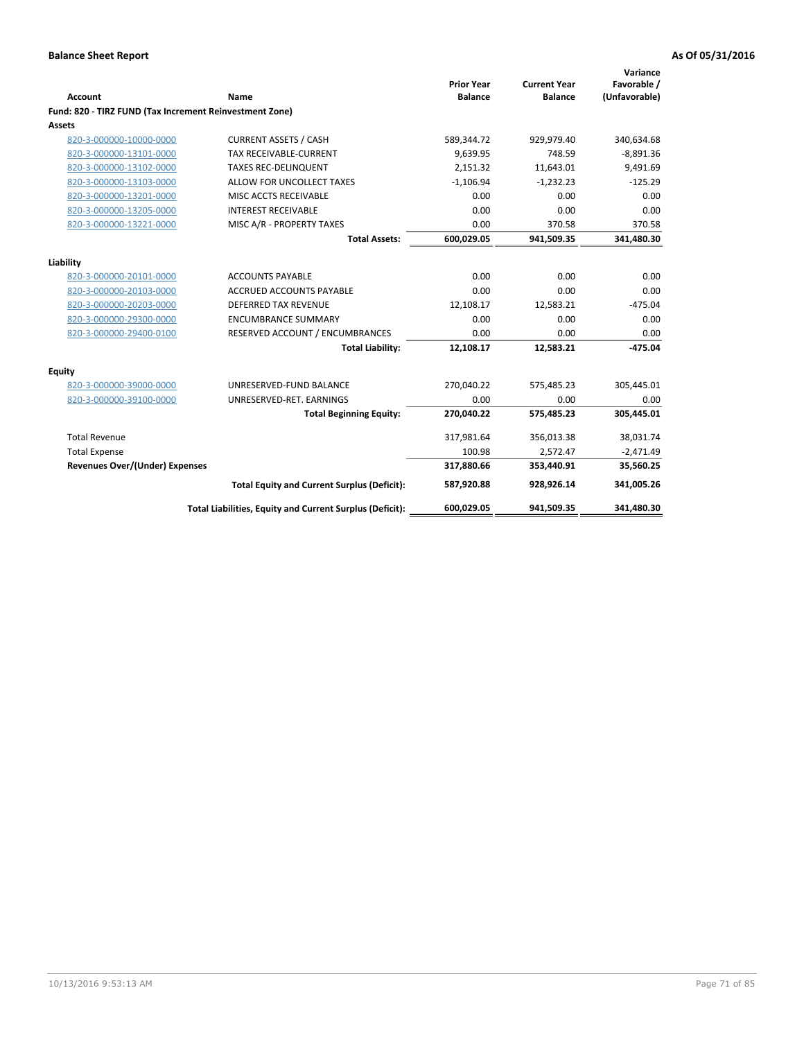**Balance Sheet Report** **As Of 05/31/2016**

| Account | Name | Prior Year Balance | Current Year Balance | Variance Favorable / (Unfavorable) |
|---|---|---|---|---|
| **Fund: 820 - TIRZ FUND (Tax Increment Reinvestment Zone)** | | | | |
| **Assets** | | | | |
| 820-3-000000-10000-0000 | CURRENT ASSETS / CASH | 589,344.72 | 929,979.40 | 340,634.68 |
| 820-3-000000-13101-0000 | TAX RECEIVABLE-CURRENT | 9,639.95 | 748.59 | -8,891.36 |
| 820-3-000000-13102-0000 | TAXES REC-DELINQUENT | 2,151.32 | 11,643.01 | 9,491.69 |
| 820-3-000000-13103-0000 | ALLOW FOR UNCOLLECT TAXES | -1,106.94 | -1,232.23 | -125.29 |
| 820-3-000000-13201-0000 | MISC ACCTS RECEIVABLE | 0.00 | 0.00 | 0.00 |
| 820-3-000000-13205-0000 | INTEREST RECEIVABLE | 0.00 | 0.00 | 0.00 |
| 820-3-000000-13221-0000 | MISC A/R - PROPERTY TAXES | 0.00 | 370.58 | 370.58 |
| | **Total Assets:** | **600,029.05** | **941,509.35** | **341,480.30** |
| **Liability** | | | | |
| 820-3-000000-20101-0000 | ACCOUNTS PAYABLE | 0.00 | 0.00 | 0.00 |
| 820-3-000000-20103-0000 | ACCRUED ACCOUNTS PAYABLE | 0.00 | 0.00 | 0.00 |
| 820-3-000000-20203-0000 | DEFERRED TAX REVENUE | 12,108.17 | 12,583.21 | -475.04 |
| 820-3-000000-29300-0000 | ENCUMBRANCE SUMMARY | 0.00 | 0.00 | 0.00 |
| 820-3-000000-29400-0100 | RESERVED ACCOUNT / ENCUMBRANCES | 0.00 | 0.00 | 0.00 |
| | **Total Liability:** | **12,108.17** | **12,583.21** | **-475.04** |
| **Equity** | | | | |
| 820-3-000000-39000-0000 | UNRESERVED-FUND BALANCE | 270,040.22 | 575,485.23 | 305,445.01 |
| 820-3-000000-39100-0000 | UNRESERVED-RET. EARNINGS | 0.00 | 0.00 | 0.00 |
| | **Total Beginning Equity:** | **270,040.22** | **575,485.23** | **305,445.01** |
| Total Revenue | | 317,981.64 | 356,013.38 | 38,031.74 |
| Total Expense | | 100.98 | 2,572.47 | -2,471.49 |
| **Revenues Over/(Under) Expenses** | | **317,880.66** | **353,440.91** | **35,560.25** |
| | **Total Equity and Current Surplus (Deficit):** | **587,920.88** | **928,926.14** | **341,005.26** |
| | **Total Liabilities, Equity and Current Surplus (Deficit):** | **600,029.05** | **941,509.35** | **341,480.30** |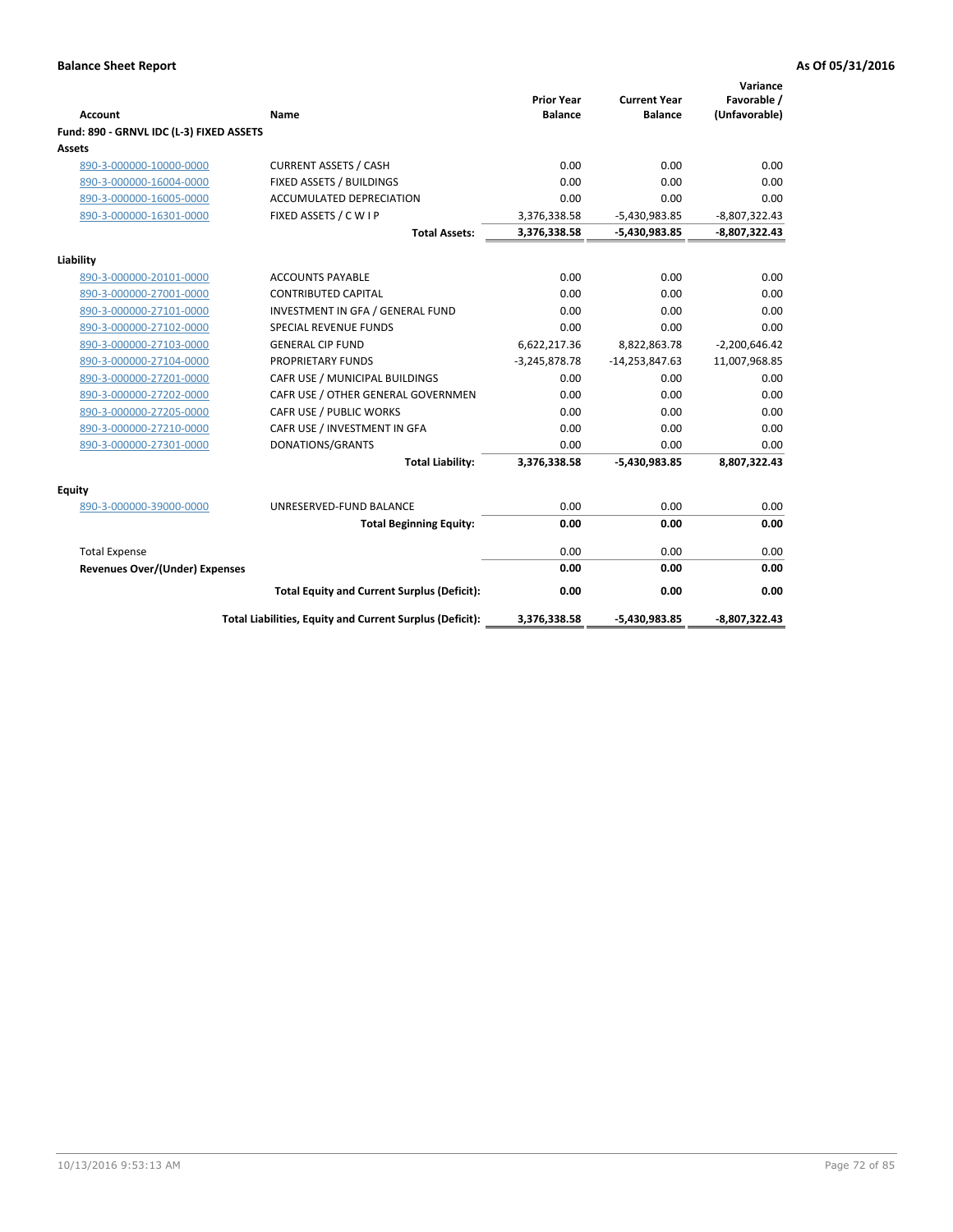**Balance Sheet Report** — As Of 05/31/2016

| Account | Name | Prior Year Balance | Current Year Balance | Variance Favorable / (Unfavorable) |
|---|---|---|---|---|
| **Fund: 890 - GRNVL IDC (L-3) FIXED ASSETS** | | | | |
| **Assets** | | | | |
| 890-3-000000-10000-0000 | CURRENT ASSETS / CASH | 0.00 | 0.00 | 0.00 |
| 890-3-000000-16004-0000 | FIXED ASSETS / BUILDINGS | 0.00 | 0.00 | 0.00 |
| 890-3-000000-16005-0000 | ACCUMULATED DEPRECIATION | 0.00 | 0.00 | 0.00 |
| 890-3-000000-16301-0000 | FIXED ASSETS / C W I P | 3,376,338.58 | -5,430,983.85 | -8,807,322.43 |
| | **Total Assets:** | **3,376,338.58** | **-5,430,983.85** | **-8,807,322.43** |
| **Liability** | | | | |
| 890-3-000000-20101-0000 | ACCOUNTS PAYABLE | 0.00 | 0.00 | 0.00 |
| 890-3-000000-27001-0000 | CONTRIBUTED CAPITAL | 0.00 | 0.00 | 0.00 |
| 890-3-000000-27101-0000 | INVESTMENT IN GFA / GENERAL FUND | 0.00 | 0.00 | 0.00 |
| 890-3-000000-27102-0000 | SPECIAL REVENUE FUNDS | 0.00 | 0.00 | 0.00 |
| 890-3-000000-27103-0000 | GENERAL CIP FUND | 6,622,217.36 | 8,822,863.78 | -2,200,646.42 |
| 890-3-000000-27104-0000 | PROPRIETARY FUNDS | -3,245,878.78 | -14,253,847.63 | 11,007,968.85 |
| 890-3-000000-27201-0000 | CAFR USE / MUNICIPAL BUILDINGS | 0.00 | 0.00 | 0.00 |
| 890-3-000000-27202-0000 | CAFR USE / OTHER GENERAL GOVERNMEN | 0.00 | 0.00 | 0.00 |
| 890-3-000000-27205-0000 | CAFR USE / PUBLIC WORKS | 0.00 | 0.00 | 0.00 |
| 890-3-000000-27210-0000 | CAFR USE / INVESTMENT IN GFA | 0.00 | 0.00 | 0.00 |
| 890-3-000000-27301-0000 | DONATIONS/GRANTS | 0.00 | 0.00 | 0.00 |
| | **Total Liability:** | **3,376,338.58** | **-5,430,983.85** | **8,807,322.43** |
| **Equity** | | | | |
| 890-3-000000-39000-0000 | UNRESERVED-FUND BALANCE | 0.00 | 0.00 | 0.00 |
| | **Total Beginning Equity:** | **0.00** | **0.00** | **0.00** |
| Total Expense | | 0.00 | 0.00 | 0.00 |
| **Revenues Over/(Under) Expenses** | | **0.00** | **0.00** | **0.00** |
| | **Total Equity and Current Surplus (Deficit):** | **0.00** | **0.00** | **0.00** |
| | **Total Liabilities, Equity and Current Surplus (Deficit):** | **3,376,338.58** | **-5,430,983.85** | **-8,807,322.43** |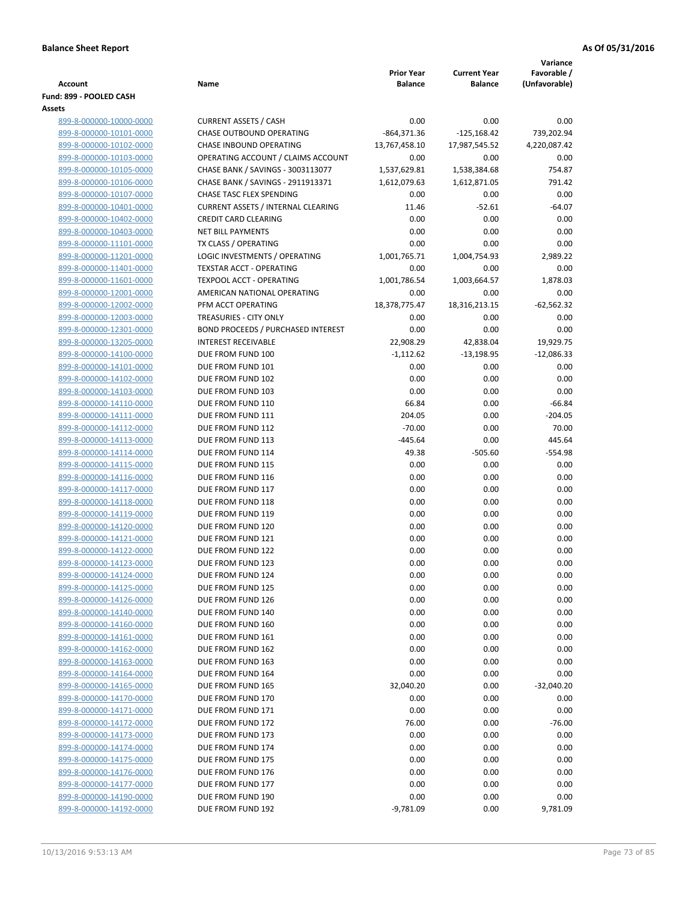**Balance Sheet Report** **As Of 05/31/2016**

| Account | Name | Prior Year Balance | Current Year Balance | Variance Favorable / (Unfavorable) |
|---|---|---|---|---|
| **Fund: 899 - POOLED CASH** | | | | |
| **Assets** | | | | |
| 899-8-000000-10000-0000 | CURRENT ASSETS / CASH | 0.00 | 0.00 | 0.00 |
| 899-8-000000-10101-0000 | CHASE OUTBOUND OPERATING | -864,371.36 | -125,168.42 | 739,202.94 |
| 899-8-000000-10102-0000 | CHASE INBOUND OPERATING | 13,767,458.10 | 17,987,545.52 | 4,220,087.42 |
| 899-8-000000-10103-0000 | OPERATING ACCOUNT / CLAIMS ACCOUNT | 0.00 | 0.00 | 0.00 |
| 899-8-000000-10105-0000 | CHASE BANK / SAVINGS - 3003113077 | 1,537,629.81 | 1,538,384.68 | 754.87 |
| 899-8-000000-10106-0000 | CHASE BANK / SAVINGS - 2911913371 | 1,612,079.63 | 1,612,871.05 | 791.42 |
| 899-8-000000-10107-0000 | CHASE TASC FLEX SPENDING | 0.00 | 0.00 | 0.00 |
| 899-8-000000-10401-0000 | CURRENT ASSETS / INTERNAL CLEARING | 11.46 | -52.61 | -64.07 |
| 899-8-000000-10402-0000 | CREDIT CARD CLEARING | 0.00 | 0.00 | 0.00 |
| 899-8-000000-10403-0000 | NET BILL PAYMENTS | 0.00 | 0.00 | 0.00 |
| 899-8-000000-11101-0000 | TX CLASS / OPERATING | 0.00 | 0.00 | 0.00 |
| 899-8-000000-11201-0000 | LOGIC INVESTMENTS / OPERATING | 1,001,765.71 | 1,004,754.93 | 2,989.22 |
| 899-8-000000-11401-0000 | TEXSTAR ACCT - OPERATING | 0.00 | 0.00 | 0.00 |
| 899-8-000000-11601-0000 | TEXPOOL ACCT - OPERATING | 1,001,786.54 | 1,003,664.57 | 1,878.03 |
| 899-8-000000-12001-0000 | AMERICAN NATIONAL OPERATING | 0.00 | 0.00 | 0.00 |
| 899-8-000000-12002-0000 | PFM ACCT OPERATING | 18,378,775.47 | 18,316,213.15 | -62,562.32 |
| 899-8-000000-12003-0000 | TREASURIES - CITY ONLY | 0.00 | 0.00 | 0.00 |
| 899-8-000000-12301-0000 | BOND PROCEEDS / PURCHASED INTEREST | 0.00 | 0.00 | 0.00 |
| 899-8-000000-13205-0000 | INTEREST RECEIVABLE | 22,908.29 | 42,838.04 | 19,929.75 |
| 899-8-000000-14100-0000 | DUE FROM FUND 100 | -1,112.62 | -13,198.95 | -12,086.33 |
| 899-8-000000-14101-0000 | DUE FROM FUND 101 | 0.00 | 0.00 | 0.00 |
| 899-8-000000-14102-0000 | DUE FROM FUND 102 | 0.00 | 0.00 | 0.00 |
| 899-8-000000-14103-0000 | DUE FROM FUND 103 | 0.00 | 0.00 | 0.00 |
| 899-8-000000-14110-0000 | DUE FROM FUND 110 | 66.84 | 0.00 | -66.84 |
| 899-8-000000-14111-0000 | DUE FROM FUND 111 | 204.05 | 0.00 | -204.05 |
| 899-8-000000-14112-0000 | DUE FROM FUND 112 | -70.00 | 0.00 | 70.00 |
| 899-8-000000-14113-0000 | DUE FROM FUND 113 | -445.64 | 0.00 | 445.64 |
| 899-8-000000-14114-0000 | DUE FROM FUND 114 | 49.38 | -505.60 | -554.98 |
| 899-8-000000-14115-0000 | DUE FROM FUND 115 | 0.00 | 0.00 | 0.00 |
| 899-8-000000-14116-0000 | DUE FROM FUND 116 | 0.00 | 0.00 | 0.00 |
| 899-8-000000-14117-0000 | DUE FROM FUND 117 | 0.00 | 0.00 | 0.00 |
| 899-8-000000-14118-0000 | DUE FROM FUND 118 | 0.00 | 0.00 | 0.00 |
| 899-8-000000-14119-0000 | DUE FROM FUND 119 | 0.00 | 0.00 | 0.00 |
| 899-8-000000-14120-0000 | DUE FROM FUND 120 | 0.00 | 0.00 | 0.00 |
| 899-8-000000-14121-0000 | DUE FROM FUND 121 | 0.00 | 0.00 | 0.00 |
| 899-8-000000-14122-0000 | DUE FROM FUND 122 | 0.00 | 0.00 | 0.00 |
| 899-8-000000-14123-0000 | DUE FROM FUND 123 | 0.00 | 0.00 | 0.00 |
| 899-8-000000-14124-0000 | DUE FROM FUND 124 | 0.00 | 0.00 | 0.00 |
| 899-8-000000-14125-0000 | DUE FROM FUND 125 | 0.00 | 0.00 | 0.00 |
| 899-8-000000-14126-0000 | DUE FROM FUND 126 | 0.00 | 0.00 | 0.00 |
| 899-8-000000-14140-0000 | DUE FROM FUND 140 | 0.00 | 0.00 | 0.00 |
| 899-8-000000-14160-0000 | DUE FROM FUND 160 | 0.00 | 0.00 | 0.00 |
| 899-8-000000-14161-0000 | DUE FROM FUND 161 | 0.00 | 0.00 | 0.00 |
| 899-8-000000-14162-0000 | DUE FROM FUND 162 | 0.00 | 0.00 | 0.00 |
| 899-8-000000-14163-0000 | DUE FROM FUND 163 | 0.00 | 0.00 | 0.00 |
| 899-8-000000-14164-0000 | DUE FROM FUND 164 | 0.00 | 0.00 | 0.00 |
| 899-8-000000-14165-0000 | DUE FROM FUND 165 | 32,040.20 | 0.00 | -32,040.20 |
| 899-8-000000-14170-0000 | DUE FROM FUND 170 | 0.00 | 0.00 | 0.00 |
| 899-8-000000-14171-0000 | DUE FROM FUND 171 | 0.00 | 0.00 | 0.00 |
| 899-8-000000-14172-0000 | DUE FROM FUND 172 | 76.00 | 0.00 | -76.00 |
| 899-8-000000-14173-0000 | DUE FROM FUND 173 | 0.00 | 0.00 | 0.00 |
| 899-8-000000-14174-0000 | DUE FROM FUND 174 | 0.00 | 0.00 | 0.00 |
| 899-8-000000-14175-0000 | DUE FROM FUND 175 | 0.00 | 0.00 | 0.00 |
| 899-8-000000-14176-0000 | DUE FROM FUND 176 | 0.00 | 0.00 | 0.00 |
| 899-8-000000-14177-0000 | DUE FROM FUND 177 | 0.00 | 0.00 | 0.00 |
| 899-8-000000-14190-0000 | DUE FROM FUND 190 | 0.00 | 0.00 | 0.00 |
| 899-8-000000-14192-0000 | DUE FROM FUND 192 | -9,781.09 | 0.00 | 9,781.09 |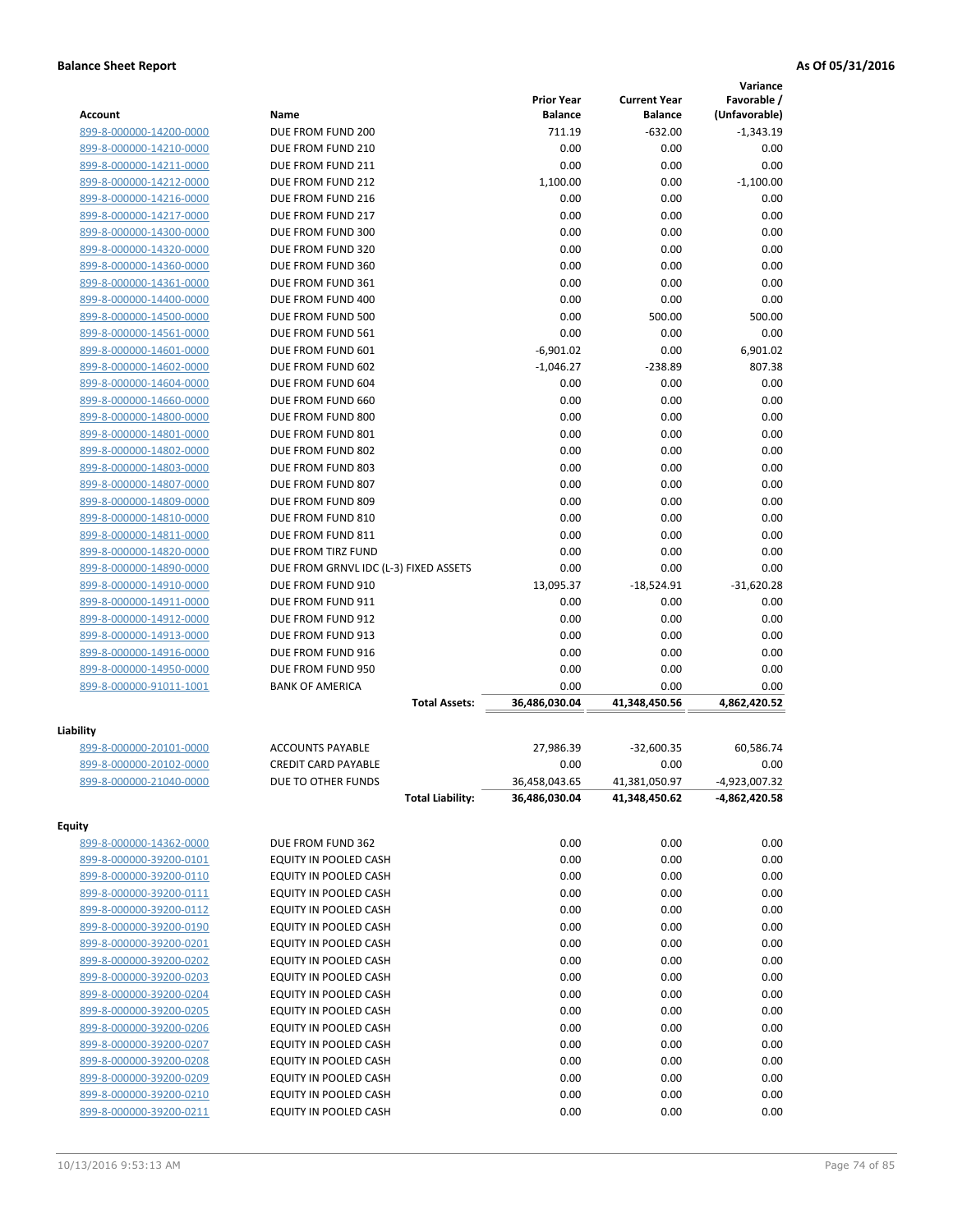**Balance Sheet Report** **As Of 05/31/2016**

| Account | Name | Prior Year Balance | Current Year Balance | Variance Favorable / (Unfavorable) |
|---|---|---|---|---|
| 899-8-000000-14200-0000 | DUE FROM FUND 200 | 711.19 | -632.00 | -1,343.19 |
| 899-8-000000-14210-0000 | DUE FROM FUND 210 | 0.00 | 0.00 | 0.00 |
| 899-8-000000-14211-0000 | DUE FROM FUND 211 | 0.00 | 0.00 | 0.00 |
| 899-8-000000-14212-0000 | DUE FROM FUND 212 | 1,100.00 | 0.00 | -1,100.00 |
| 899-8-000000-14216-0000 | DUE FROM FUND 216 | 0.00 | 0.00 | 0.00 |
| 899-8-000000-14217-0000 | DUE FROM FUND 217 | 0.00 | 0.00 | 0.00 |
| 899-8-000000-14300-0000 | DUE FROM FUND 300 | 0.00 | 0.00 | 0.00 |
| 899-8-000000-14320-0000 | DUE FROM FUND 320 | 0.00 | 0.00 | 0.00 |
| 899-8-000000-14360-0000 | DUE FROM FUND 360 | 0.00 | 0.00 | 0.00 |
| 899-8-000000-14361-0000 | DUE FROM FUND 361 | 0.00 | 0.00 | 0.00 |
| 899-8-000000-14400-0000 | DUE FROM FUND 400 | 0.00 | 0.00 | 0.00 |
| 899-8-000000-14500-0000 | DUE FROM FUND 500 | 0.00 | 500.00 | 500.00 |
| 899-8-000000-14561-0000 | DUE FROM FUND 561 | 0.00 | 0.00 | 0.00 |
| 899-8-000000-14601-0000 | DUE FROM FUND 601 | -6,901.02 | 0.00 | 6,901.02 |
| 899-8-000000-14602-0000 | DUE FROM FUND 602 | -1,046.27 | -238.89 | 807.38 |
| 899-8-000000-14604-0000 | DUE FROM FUND 604 | 0.00 | 0.00 | 0.00 |
| 899-8-000000-14660-0000 | DUE FROM FUND 660 | 0.00 | 0.00 | 0.00 |
| 899-8-000000-14800-0000 | DUE FROM FUND 800 | 0.00 | 0.00 | 0.00 |
| 899-8-000000-14801-0000 | DUE FROM FUND 801 | 0.00 | 0.00 | 0.00 |
| 899-8-000000-14802-0000 | DUE FROM FUND 802 | 0.00 | 0.00 | 0.00 |
| 899-8-000000-14803-0000 | DUE FROM FUND 803 | 0.00 | 0.00 | 0.00 |
| 899-8-000000-14807-0000 | DUE FROM FUND 807 | 0.00 | 0.00 | 0.00 |
| 899-8-000000-14809-0000 | DUE FROM FUND 809 | 0.00 | 0.00 | 0.00 |
| 899-8-000000-14810-0000 | DUE FROM FUND 810 | 0.00 | 0.00 | 0.00 |
| 899-8-000000-14811-0000 | DUE FROM FUND 811 | 0.00 | 0.00 | 0.00 |
| 899-8-000000-14820-0000 | DUE FROM TIRZ FUND | 0.00 | 0.00 | 0.00 |
| 899-8-000000-14890-0000 | DUE FROM GRNVL IDC (L-3) FIXED ASSETS | 0.00 | 0.00 | 0.00 |
| 899-8-000000-14910-0000 | DUE FROM FUND 910 | 13,095.37 | -18,524.91 | -31,620.28 |
| 899-8-000000-14911-0000 | DUE FROM FUND 911 | 0.00 | 0.00 | 0.00 |
| 899-8-000000-14912-0000 | DUE FROM FUND 912 | 0.00 | 0.00 | 0.00 |
| 899-8-000000-14913-0000 | DUE FROM FUND 913 | 0.00 | 0.00 | 0.00 |
| 899-8-000000-14916-0000 | DUE FROM FUND 916 | 0.00 | 0.00 | 0.00 |
| 899-8-000000-14950-0000 | DUE FROM FUND 950 | 0.00 | 0.00 | 0.00 |
| 899-8-000000-91011-1001 | BANK OF AMERICA | 0.00 | 0.00 | 0.00 |
| | **Total Assets:** | **36,486,030.04** | **41,348,450.56** | **4,862,420.52** |

**Liability**

| Account | Name | Prior Year Balance | Current Year Balance | Variance Favorable / (Unfavorable) |
|---|---|---|---|---|
| 899-8-000000-20101-0000 | ACCOUNTS PAYABLE | 27,986.39 | -32,600.35 | 60,586.74 |
| 899-8-000000-20102-0000 | CREDIT CARD PAYABLE | 0.00 | 0.00 | 0.00 |
| 899-8-000000-21040-0000 | DUE TO OTHER FUNDS | 36,458,043.65 | 41,381,050.97 | -4,923,007.32 |
| | **Total Liability:** | **36,486,030.04** | **41,348,450.62** | **-4,862,420.58** |

**Equity**

| Account | Name | Prior Year Balance | Current Year Balance | Variance Favorable / (Unfavorable) |
|---|---|---|---|---|
| 899-8-000000-14362-0000 | DUE FROM FUND 362 | 0.00 | 0.00 | 0.00 |
| 899-8-000000-39200-0101 | EQUITY IN POOLED CASH | 0.00 | 0.00 | 0.00 |
| 899-8-000000-39200-0110 | EQUITY IN POOLED CASH | 0.00 | 0.00 | 0.00 |
| 899-8-000000-39200-0111 | EQUITY IN POOLED CASH | 0.00 | 0.00 | 0.00 |
| 899-8-000000-39200-0112 | EQUITY IN POOLED CASH | 0.00 | 0.00 | 0.00 |
| 899-8-000000-39200-0190 | EQUITY IN POOLED CASH | 0.00 | 0.00 | 0.00 |
| 899-8-000000-39200-0201 | EQUITY IN POOLED CASH | 0.00 | 0.00 | 0.00 |
| 899-8-000000-39200-0202 | EQUITY IN POOLED CASH | 0.00 | 0.00 | 0.00 |
| 899-8-000000-39200-0203 | EQUITY IN POOLED CASH | 0.00 | 0.00 | 0.00 |
| 899-8-000000-39200-0204 | EQUITY IN POOLED CASH | 0.00 | 0.00 | 0.00 |
| 899-8-000000-39200-0205 | EQUITY IN POOLED CASH | 0.00 | 0.00 | 0.00 |
| 899-8-000000-39200-0206 | EQUITY IN POOLED CASH | 0.00 | 0.00 | 0.00 |
| 899-8-000000-39200-0207 | EQUITY IN POOLED CASH | 0.00 | 0.00 | 0.00 |
| 899-8-000000-39200-0208 | EQUITY IN POOLED CASH | 0.00 | 0.00 | 0.00 |
| 899-8-000000-39200-0209 | EQUITY IN POOLED CASH | 0.00 | 0.00 | 0.00 |
| 899-8-000000-39200-0210 | EQUITY IN POOLED CASH | 0.00 | 0.00 | 0.00 |
| 899-8-000000-39200-0211 | EQUITY IN POOLED CASH | 0.00 | 0.00 | 0.00 |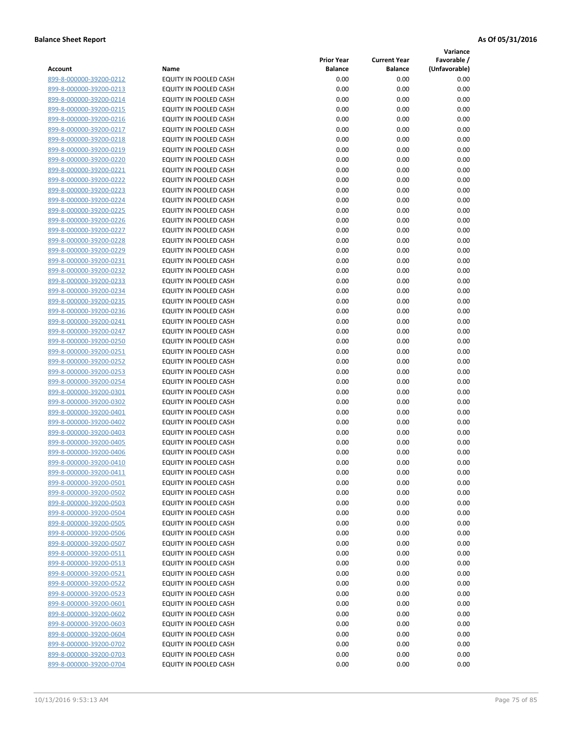**Balance Sheet Report** **As Of 05/31/2016**

| Account | Name | Prior Year Balance | Current Year Balance | Variance Favorable / (Unfavorable) |
|---|---|---|---|---|
| 899-8-000000-39200-0212 | EQUITY IN POOLED CASH | 0.00 | 0.00 | 0.00 |
| 899-8-000000-39200-0213 | EQUITY IN POOLED CASH | 0.00 | 0.00 | 0.00 |
| 899-8-000000-39200-0214 | EQUITY IN POOLED CASH | 0.00 | 0.00 | 0.00 |
| 899-8-000000-39200-0215 | EQUITY IN POOLED CASH | 0.00 | 0.00 | 0.00 |
| 899-8-000000-39200-0216 | EQUITY IN POOLED CASH | 0.00 | 0.00 | 0.00 |
| 899-8-000000-39200-0217 | EQUITY IN POOLED CASH | 0.00 | 0.00 | 0.00 |
| 899-8-000000-39200-0218 | EQUITY IN POOLED CASH | 0.00 | 0.00 | 0.00 |
| 899-8-000000-39200-0219 | EQUITY IN POOLED CASH | 0.00 | 0.00 | 0.00 |
| 899-8-000000-39200-0220 | EQUITY IN POOLED CASH | 0.00 | 0.00 | 0.00 |
| 899-8-000000-39200-0221 | EQUITY IN POOLED CASH | 0.00 | 0.00 | 0.00 |
| 899-8-000000-39200-0222 | EQUITY IN POOLED CASH | 0.00 | 0.00 | 0.00 |
| 899-8-000000-39200-0223 | EQUITY IN POOLED CASH | 0.00 | 0.00 | 0.00 |
| 899-8-000000-39200-0224 | EQUITY IN POOLED CASH | 0.00 | 0.00 | 0.00 |
| 899-8-000000-39200-0225 | EQUITY IN POOLED CASH | 0.00 | 0.00 | 0.00 |
| 899-8-000000-39200-0226 | EQUITY IN POOLED CASH | 0.00 | 0.00 | 0.00 |
| 899-8-000000-39200-0227 | EQUITY IN POOLED CASH | 0.00 | 0.00 | 0.00 |
| 899-8-000000-39200-0228 | EQUITY IN POOLED CASH | 0.00 | 0.00 | 0.00 |
| 899-8-000000-39200-0229 | EQUITY IN POOLED CASH | 0.00 | 0.00 | 0.00 |
| 899-8-000000-39200-0231 | EQUITY IN POOLED CASH | 0.00 | 0.00 | 0.00 |
| 899-8-000000-39200-0232 | EQUITY IN POOLED CASH | 0.00 | 0.00 | 0.00 |
| 899-8-000000-39200-0233 | EQUITY IN POOLED CASH | 0.00 | 0.00 | 0.00 |
| 899-8-000000-39200-0234 | EQUITY IN POOLED CASH | 0.00 | 0.00 | 0.00 |
| 899-8-000000-39200-0235 | EQUITY IN POOLED CASH | 0.00 | 0.00 | 0.00 |
| 899-8-000000-39200-0236 | EQUITY IN POOLED CASH | 0.00 | 0.00 | 0.00 |
| 899-8-000000-39200-0241 | EQUITY IN POOLED CASH | 0.00 | 0.00 | 0.00 |
| 899-8-000000-39200-0247 | EQUITY IN POOLED CASH | 0.00 | 0.00 | 0.00 |
| 899-8-000000-39200-0250 | EQUITY IN POOLED CASH | 0.00 | 0.00 | 0.00 |
| 899-8-000000-39200-0251 | EQUITY IN POOLED CASH | 0.00 | 0.00 | 0.00 |
| 899-8-000000-39200-0252 | EQUITY IN POOLED CASH | 0.00 | 0.00 | 0.00 |
| 899-8-000000-39200-0253 | EQUITY IN POOLED CASH | 0.00 | 0.00 | 0.00 |
| 899-8-000000-39200-0254 | EQUITY IN POOLED CASH | 0.00 | 0.00 | 0.00 |
| 899-8-000000-39200-0301 | EQUITY IN POOLED CASH | 0.00 | 0.00 | 0.00 |
| 899-8-000000-39200-0302 | EQUITY IN POOLED CASH | 0.00 | 0.00 | 0.00 |
| 899-8-000000-39200-0401 | EQUITY IN POOLED CASH | 0.00 | 0.00 | 0.00 |
| 899-8-000000-39200-0402 | EQUITY IN POOLED CASH | 0.00 | 0.00 | 0.00 |
| 899-8-000000-39200-0403 | EQUITY IN POOLED CASH | 0.00 | 0.00 | 0.00 |
| 899-8-000000-39200-0405 | EQUITY IN POOLED CASH | 0.00 | 0.00 | 0.00 |
| 899-8-000000-39200-0406 | EQUITY IN POOLED CASH | 0.00 | 0.00 | 0.00 |
| 899-8-000000-39200-0410 | EQUITY IN POOLED CASH | 0.00 | 0.00 | 0.00 |
| 899-8-000000-39200-0411 | EQUITY IN POOLED CASH | 0.00 | 0.00 | 0.00 |
| 899-8-000000-39200-0501 | EQUITY IN POOLED CASH | 0.00 | 0.00 | 0.00 |
| 899-8-000000-39200-0502 | EQUITY IN POOLED CASH | 0.00 | 0.00 | 0.00 |
| 899-8-000000-39200-0503 | EQUITY IN POOLED CASH | 0.00 | 0.00 | 0.00 |
| 899-8-000000-39200-0504 | EQUITY IN POOLED CASH | 0.00 | 0.00 | 0.00 |
| 899-8-000000-39200-0505 | EQUITY IN POOLED CASH | 0.00 | 0.00 | 0.00 |
| 899-8-000000-39200-0506 | EQUITY IN POOLED CASH | 0.00 | 0.00 | 0.00 |
| 899-8-000000-39200-0507 | EQUITY IN POOLED CASH | 0.00 | 0.00 | 0.00 |
| 899-8-000000-39200-0511 | EQUITY IN POOLED CASH | 0.00 | 0.00 | 0.00 |
| 899-8-000000-39200-0513 | EQUITY IN POOLED CASH | 0.00 | 0.00 | 0.00 |
| 899-8-000000-39200-0521 | EQUITY IN POOLED CASH | 0.00 | 0.00 | 0.00 |
| 899-8-000000-39200-0522 | EQUITY IN POOLED CASH | 0.00 | 0.00 | 0.00 |
| 899-8-000000-39200-0523 | EQUITY IN POOLED CASH | 0.00 | 0.00 | 0.00 |
| 899-8-000000-39200-0601 | EQUITY IN POOLED CASH | 0.00 | 0.00 | 0.00 |
| 899-8-000000-39200-0602 | EQUITY IN POOLED CASH | 0.00 | 0.00 | 0.00 |
| 899-8-000000-39200-0603 | EQUITY IN POOLED CASH | 0.00 | 0.00 | 0.00 |
| 899-8-000000-39200-0604 | EQUITY IN POOLED CASH | 0.00 | 0.00 | 0.00 |
| 899-8-000000-39200-0702 | EQUITY IN POOLED CASH | 0.00 | 0.00 | 0.00 |
| 899-8-000000-39200-0703 | EQUITY IN POOLED CASH | 0.00 | 0.00 | 0.00 |
| 899-8-000000-39200-0704 | EQUITY IN POOLED CASH | 0.00 | 0.00 | 0.00 |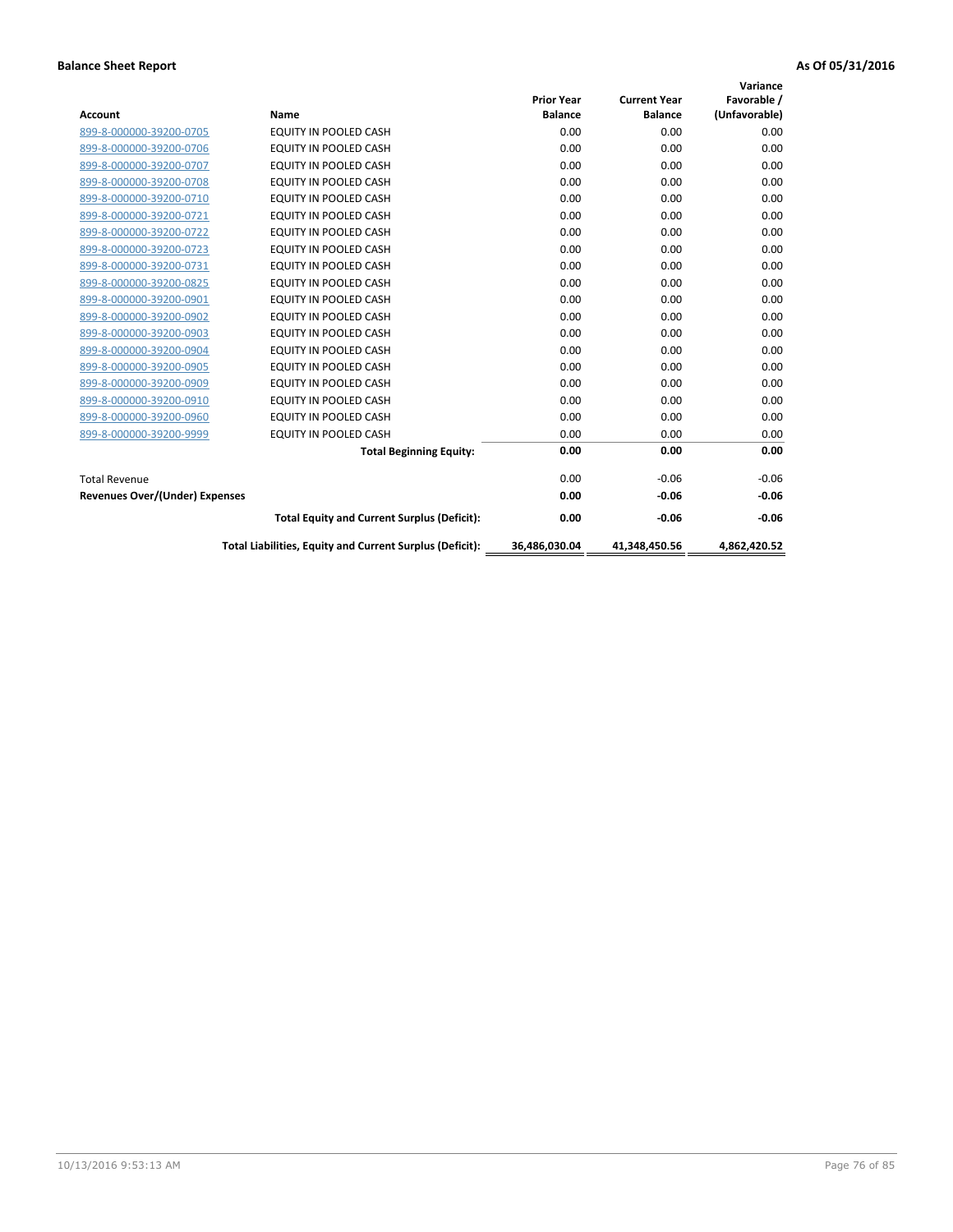**Balance Sheet Report** **As Of 05/31/2016**

| Account | Name | Prior Year Balance | Current Year Balance | Variance Favorable / (Unfavorable) |
|---|---|---|---|---|
| 899-8-000000-39200-0705 | EQUITY IN POOLED CASH | 0.00 | 0.00 | 0.00 |
| 899-8-000000-39200-0706 | EQUITY IN POOLED CASH | 0.00 | 0.00 | 0.00 |
| 899-8-000000-39200-0707 | EQUITY IN POOLED CASH | 0.00 | 0.00 | 0.00 |
| 899-8-000000-39200-0708 | EQUITY IN POOLED CASH | 0.00 | 0.00 | 0.00 |
| 899-8-000000-39200-0710 | EQUITY IN POOLED CASH | 0.00 | 0.00 | 0.00 |
| 899-8-000000-39200-0721 | EQUITY IN POOLED CASH | 0.00 | 0.00 | 0.00 |
| 899-8-000000-39200-0722 | EQUITY IN POOLED CASH | 0.00 | 0.00 | 0.00 |
| 899-8-000000-39200-0723 | EQUITY IN POOLED CASH | 0.00 | 0.00 | 0.00 |
| 899-8-000000-39200-0731 | EQUITY IN POOLED CASH | 0.00 | 0.00 | 0.00 |
| 899-8-000000-39200-0825 | EQUITY IN POOLED CASH | 0.00 | 0.00 | 0.00 |
| 899-8-000000-39200-0901 | EQUITY IN POOLED CASH | 0.00 | 0.00 | 0.00 |
| 899-8-000000-39200-0902 | EQUITY IN POOLED CASH | 0.00 | 0.00 | 0.00 |
| 899-8-000000-39200-0903 | EQUITY IN POOLED CASH | 0.00 | 0.00 | 0.00 |
| 899-8-000000-39200-0904 | EQUITY IN POOLED CASH | 0.00 | 0.00 | 0.00 |
| 899-8-000000-39200-0905 | EQUITY IN POOLED CASH | 0.00 | 0.00 | 0.00 |
| 899-8-000000-39200-0909 | EQUITY IN POOLED CASH | 0.00 | 0.00 | 0.00 |
| 899-8-000000-39200-0910 | EQUITY IN POOLED CASH | 0.00 | 0.00 | 0.00 |
| 899-8-000000-39200-0960 | EQUITY IN POOLED CASH | 0.00 | 0.00 | 0.00 |
| 899-8-000000-39200-9999 | EQUITY IN POOLED CASH | 0.00 | 0.00 | 0.00 |
| | **Total Beginning Equity:** | **0.00** | **0.00** | **0.00** |
| Total Revenue | | 0.00 | -0.06 | -0.06 |
| **Revenues Over/(Under) Expenses** | | **0.00** | **-0.06** | **-0.06** |
| | **Total Equity and Current Surplus (Deficit):** | **0.00** | **-0.06** | **-0.06** |
| | **Total Liabilities, Equity and Current Surplus (Deficit):** | **36,486,030.04** | **41,348,450.56** | **4,862,420.52** |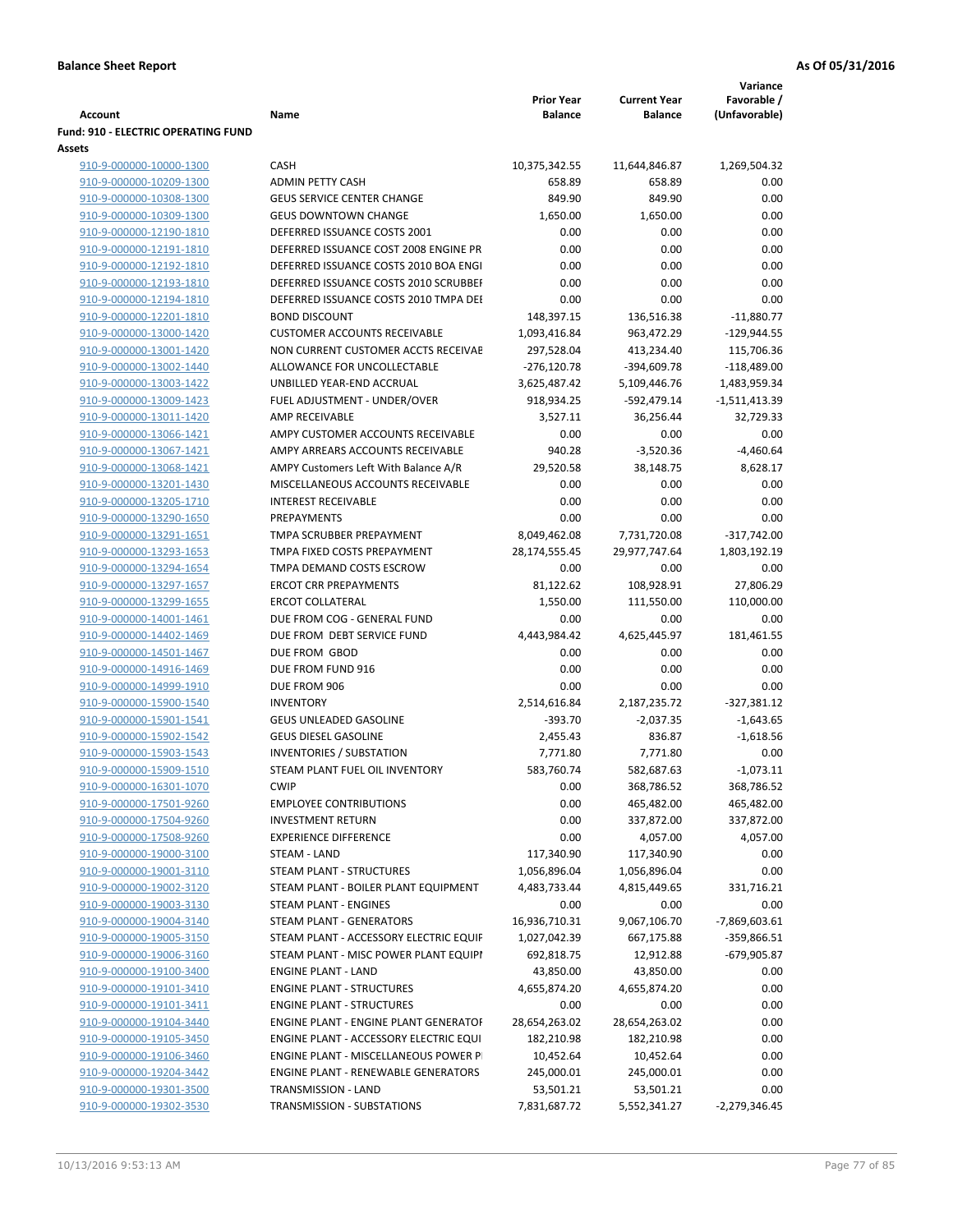**Balance Sheet Report** | **As Of 05/31/2016**

| Account | Name | Prior Year Balance | Current Year Balance | Variance Favorable / (Unfavorable) |
|---|---|---|---|---|
| **Fund: 910 - ELECTRIC OPERATING FUND** | | | | |
| **Assets** | | | | |
| 910-9-000000-10000-1300 | CASH | 10,375,342.55 | 11,644,846.87 | 1,269,504.32 |
| 910-9-000000-10209-1300 | ADMIN PETTY CASH | 658.89 | 658.89 | 0.00 |
| 910-9-000000-10308-1300 | GEUS SERVICE CENTER CHANGE | 849.90 | 849.90 | 0.00 |
| 910-9-000000-10309-1300 | GEUS DOWNTOWN CHANGE | 1,650.00 | 1,650.00 | 0.00 |
| 910-9-000000-12190-1810 | DEFERRED ISSUANCE COSTS 2001 | 0.00 | 0.00 | 0.00 |
| 910-9-000000-12191-1810 | DEFERRED ISSUANCE COST 2008 ENGINE PR | 0.00 | 0.00 | 0.00 |
| 910-9-000000-12192-1810 | DEFERRED ISSUANCE COSTS 2010 BOA ENGI | 0.00 | 0.00 | 0.00 |
| 910-9-000000-12193-1810 | DEFERRED ISSUANCE COSTS 2010 SCRUBBEI | 0.00 | 0.00 | 0.00 |
| 910-9-000000-12194-1810 | DEFERRED ISSUANCE COSTS 2010 TMPA DEI | 0.00 | 0.00 | 0.00 |
| 910-9-000000-12201-1810 | BOND DISCOUNT | 148,397.15 | 136,516.38 | -11,880.77 |
| 910-9-000000-13000-1420 | CUSTOMER ACCOUNTS RECEIVABLE | 1,093,416.84 | 963,472.29 | -129,944.55 |
| 910-9-000000-13001-1420 | NON CURRENT CUSTOMER ACCTS RECEIVAE | 297,528.04 | 413,234.40 | 115,706.36 |
| 910-9-000000-13002-1440 | ALLOWANCE FOR UNCOLLECTABLE | -276,120.78 | -394,609.78 | -118,489.00 |
| 910-9-000000-13003-1422 | UNBILLED YEAR-END ACCRUAL | 3,625,487.42 | 5,109,446.76 | 1,483,959.34 |
| 910-9-000000-13009-1423 | FUEL ADJUSTMENT - UNDER/OVER | 918,934.25 | -592,479.14 | -1,511,413.39 |
| 910-9-000000-13011-1420 | AMP RECEIVABLE | 3,527.11 | 36,256.44 | 32,729.33 |
| 910-9-000000-13066-1421 | AMPY CUSTOMER ACCOUNTS RECEIVABLE | 0.00 | 0.00 | 0.00 |
| 910-9-000000-13067-1421 | AMPY ARREARS ACCOUNTS RECEIVABLE | 940.28 | -3,520.36 | -4,460.64 |
| 910-9-000000-13068-1421 | AMPY Customers Left With Balance A/R | 29,520.58 | 38,148.75 | 8,628.17 |
| 910-9-000000-13201-1430 | MISCELLANEOUS ACCOUNTS RECEIVABLE | 0.00 | 0.00 | 0.00 |
| 910-9-000000-13205-1710 | INTEREST RECEIVABLE | 0.00 | 0.00 | 0.00 |
| 910-9-000000-13290-1650 | PREPAYMENTS | 0.00 | 0.00 | 0.00 |
| 910-9-000000-13291-1651 | TMPA SCRUBBER PREPAYMENT | 8,049,462.08 | 7,731,720.08 | -317,742.00 |
| 910-9-000000-13293-1653 | TMPA FIXED COSTS PREPAYMENT | 28,174,555.45 | 29,977,747.64 | 1,803,192.19 |
| 910-9-000000-13294-1654 | TMPA DEMAND COSTS ESCROW | 0.00 | 0.00 | 0.00 |
| 910-9-000000-13297-1657 | ERCOT CRR PREPAYMENTS | 81,122.62 | 108,928.91 | 27,806.29 |
| 910-9-000000-13299-1655 | ERCOT COLLATERAL | 1,550.00 | 111,550.00 | 110,000.00 |
| 910-9-000000-14001-1461 | DUE FROM COG - GENERAL FUND | 0.00 | 0.00 | 0.00 |
| 910-9-000000-14402-1469 | DUE FROM DEBT SERVICE FUND | 4,443,984.42 | 4,625,445.97 | 181,461.55 |
| 910-9-000000-14501-1467 | DUE FROM GBOD | 0.00 | 0.00 | 0.00 |
| 910-9-000000-14916-1469 | DUE FROM FUND 916 | 0.00 | 0.00 | 0.00 |
| 910-9-000000-14999-1910 | DUE FROM 906 | 0.00 | 0.00 | 0.00 |
| 910-9-000000-15900-1540 | INVENTORY | 2,514,616.84 | 2,187,235.72 | -327,381.12 |
| 910-9-000000-15901-1541 | GEUS UNLEADED GASOLINE | -393.70 | -2,037.35 | -1,643.65 |
| 910-9-000000-15902-1542 | GEUS DIESEL GASOLINE | 2,455.43 | 836.87 | -1,618.56 |
| 910-9-000000-15903-1543 | INVENTORIES / SUBSTATION | 7,771.80 | 7,771.80 | 0.00 |
| 910-9-000000-15909-1510 | STEAM PLANT FUEL OIL INVENTORY | 583,760.74 | 582,687.63 | -1,073.11 |
| 910-9-000000-16301-1070 | CWIP | 0.00 | 368,786.52 | 368,786.52 |
| 910-9-000000-17501-9260 | EMPLOYEE CONTRIBUTIONS | 0.00 | 465,482.00 | 465,482.00 |
| 910-9-000000-17504-9260 | INVESTMENT RETURN | 0.00 | 337,872.00 | 337,872.00 |
| 910-9-000000-17508-9260 | EXPERIENCE DIFFERENCE | 0.00 | 4,057.00 | 4,057.00 |
| 910-9-000000-19000-3100 | STEAM - LAND | 117,340.90 | 117,340.90 | 0.00 |
| 910-9-000000-19001-3110 | STEAM PLANT - STRUCTURES | 1,056,896.04 | 1,056,896.04 | 0.00 |
| 910-9-000000-19002-3120 | STEAM PLANT - BOILER PLANT EQUIPMENT | 4,483,733.44 | 4,815,449.65 | 331,716.21 |
| 910-9-000000-19003-3130 | STEAM PLANT - ENGINES | 0.00 | 0.00 | 0.00 |
| 910-9-000000-19004-3140 | STEAM PLANT - GENERATORS | 16,936,710.31 | 9,067,106.70 | -7,869,603.61 |
| 910-9-000000-19005-3150 | STEAM PLANT - ACCESSORY ELECTRIC EQUIF | 1,027,042.39 | 667,175.88 | -359,866.51 |
| 910-9-000000-19006-3160 | STEAM PLANT - MISC POWER PLANT EQUIPI | 692,818.75 | 12,912.88 | -679,905.87 |
| 910-9-000000-19100-3400 | ENGINE PLANT - LAND | 43,850.00 | 43,850.00 | 0.00 |
| 910-9-000000-19101-3410 | ENGINE PLANT - STRUCTURES | 4,655,874.20 | 4,655,874.20 | 0.00 |
| 910-9-000000-19101-3411 | ENGINE PLANT - STRUCTURES | 0.00 | 0.00 | 0.00 |
| 910-9-000000-19104-3440 | ENGINE PLANT - ENGINE PLANT GENERATOF | 28,654,263.02 | 28,654,263.02 | 0.00 |
| 910-9-000000-19105-3450 | ENGINE PLANT - ACCESSORY ELECTRIC EQUI | 182,210.98 | 182,210.98 | 0.00 |
| 910-9-000000-19106-3460 | ENGINE PLANT - MISCELLANEOUS POWER P | 10,452.64 | 10,452.64 | 0.00 |
| 910-9-000000-19204-3442 | ENGINE PLANT - RENEWABLE GENERATORS | 245,000.01 | 245,000.01 | 0.00 |
| 910-9-000000-19301-3500 | TRANSMISSION - LAND | 53,501.21 | 53,501.21 | 0.00 |
| 910-9-000000-19302-3530 | TRANSMISSION - SUBSTATIONS | 7,831,687.72 | 5,552,341.27 | -2,279,346.45 |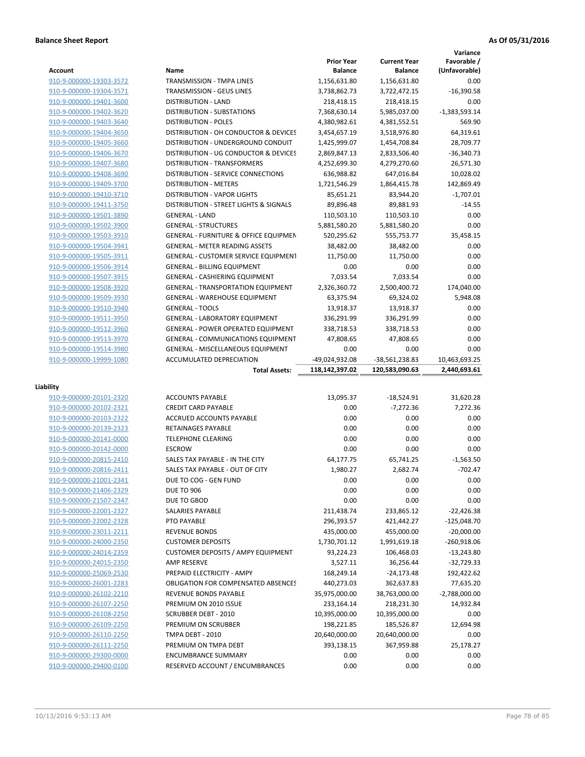**Balance Sheet Report** **As Of 05/31/2016**

| Account | Name | Prior Year Balance | Current Year Balance | Variance Favorable / (Unfavorable) |
|---|---|---|---|---|
| 910-9-000000-19303-3572 | TRANSMISSION - TMPA LINES | 1,156,631.80 | 1,156,631.80 | 0.00 |
| 910-9-000000-19304-3571 | TRANSMISSION - GEUS LINES | 3,738,862.73 | 3,722,472.15 | -16,390.58 |
| 910-9-000000-19401-3600 | DISTRIBUTION - LAND | 218,418.15 | 218,418.15 | 0.00 |
| 910-9-000000-19402-3620 | DISTRIBUTION - SUBSTATIONS | 7,368,630.14 | 5,985,037.00 | -1,383,593.14 |
| 910-9-000000-19403-3640 | DISTRIBUTION - POLES | 4,380,982.61 | 4,381,552.51 | 569.90 |
| 910-9-000000-19404-3650 | DISTRIBUTION - OH CONDUCTOR & DEVICES | 3,454,657.19 | 3,518,976.80 | 64,319.61 |
| 910-9-000000-19405-3660 | DISTRIBUTION - UNDERGROUND CONDUIT | 1,425,999.07 | 1,454,708.84 | 28,709.77 |
| 910-9-000000-19406-3670 | DISTRIBUTION - UG CONDUCTOR & DEVICES | 2,869,847.13 | 2,833,506.40 | -36,340.73 |
| 910-9-000000-19407-3680 | DISTRIBUTION - TRANSFORMERS | 4,252,699.30 | 4,279,270.60 | 26,571.30 |
| 910-9-000000-19408-3690 | DISTRIBUTION - SERVICE CONNECTIONS | 636,988.82 | 647,016.84 | 10,028.02 |
| 910-9-000000-19409-3700 | DISTRIBUTION - METERS | 1,721,546.29 | 1,864,415.78 | 142,869.49 |
| 910-9-000000-19410-3710 | DISTRIBUTION - VAPOR LIGHTS | 85,651.21 | 83,944.20 | -1,707.01 |
| 910-9-000000-19411-3750 | DISTRIBUTION - STREET LIGHTS & SIGNALS | 89,896.48 | 89,881.93 | -14.55 |
| 910-9-000000-19501-3890 | GENERAL - LAND | 110,503.10 | 110,503.10 | 0.00 |
| 910-9-000000-19502-3900 | GENERAL - STRUCTURES | 5,881,580.20 | 5,881,580.20 | 0.00 |
| 910-9-000000-19503-3910 | GENERAL - FURNITURE & OFFICE EQUIPMEN | 520,295.62 | 555,753.77 | 35,458.15 |
| 910-9-000000-19504-3941 | GENERAL - METER READING ASSETS | 38,482.00 | 38,482.00 | 0.00 |
| 910-9-000000-19505-3911 | GENERAL - CUSTOMER SERVICE EQUIPMENT | 11,750.00 | 11,750.00 | 0.00 |
| 910-9-000000-19506-3914 | GENERAL - BILLING EQUIPMENT | 0.00 | 0.00 | 0.00 |
| 910-9-000000-19507-3915 | GENERAL - CASHIERING EQUIPMENT | 7,033.54 | 7,033.54 | 0.00 |
| 910-9-000000-19508-3920 | GENERAL - TRANSPORTATION EQUIPMENT | 2,326,360.72 | 2,500,400.72 | 174,040.00 |
| 910-9-000000-19509-3930 | GENERAL - WAREHOUSE EQUIPMENT | 63,375.94 | 69,324.02 | 5,948.08 |
| 910-9-000000-19510-3940 | GENERAL - TOOLS | 13,918.37 | 13,918.37 | 0.00 |
| 910-9-000000-19511-3950 | GENERAL - LABORATORY EQUIPMENT | 336,291.99 | 336,291.99 | 0.00 |
| 910-9-000000-19512-3960 | GENERAL - POWER OPERATED EQUIPMENT | 338,718.53 | 338,718.53 | 0.00 |
| 910-9-000000-19513-3970 | GENERAL - COMMUNICATIONS EQUIPMENT | 47,808.65 | 47,808.65 | 0.00 |
| 910-9-000000-19514-3980 | GENERAL - MISCELLANEOUS EQUIPMENT | 0.00 | 0.00 | 0.00 |
| 910-9-000000-19999-1080 | ACCUMULATED DEPRECIATION | -49,024,932.08 | -38,561,238.83 | 10,463,693.25 |
| | **Total Assets:** | **118,142,397.02** | **120,583,090.63** | **2,440,693.61** |

**Liability**

| Account | Name | Prior Year Balance | Current Year Balance | Variance Favorable / (Unfavorable) |
|---|---|---|---|---|
| 910-9-000000-20101-2320 | ACCOUNTS PAYABLE | 13,095.37 | -18,524.91 | 31,620.28 |
| 910-9-000000-20102-2321 | CREDIT CARD PAYABLE | 0.00 | -7,272.36 | 7,272.36 |
| 910-9-000000-20103-2322 | ACCRUED ACCOUNTS PAYABLE | 0.00 | 0.00 | 0.00 |
| 910-9-000000-20139-2323 | RETAINAGES PAYABLE | 0.00 | 0.00 | 0.00 |
| 910-9-000000-20141-0000 | TELEPHONE CLEARING | 0.00 | 0.00 | 0.00 |
| 910-9-000000-20142-0000 | ESCROW | 0.00 | 0.00 | 0.00 |
| 910-9-000000-20815-2410 | SALES TAX PAYABLE - IN THE CITY | 64,177.75 | 65,741.25 | -1,563.50 |
| 910-9-000000-20816-2411 | SALES TAX PAYABLE - OUT OF CITY | 1,980.27 | 2,682.74 | -702.47 |
| 910-9-000000-21001-2341 | DUE TO COG - GEN FUND | 0.00 | 0.00 | 0.00 |
| 910-9-000000-21406-2329 | DUE TO 906 | 0.00 | 0.00 | 0.00 |
| 910-9-000000-21507-2347 | DUE TO GBOD | 0.00 | 0.00 | 0.00 |
| 910-9-000000-22001-2327 | SALARIES PAYABLE | 211,438.74 | 233,865.12 | -22,426.38 |
| 910-9-000000-22002-2328 | PTO PAYABLE | 296,393.57 | 421,442.27 | -125,048.70 |
| 910-9-000000-23011-2211 | REVENUE BONDS | 435,000.00 | 455,000.00 | -20,000.00 |
| 910-9-000000-24000-2350 | CUSTOMER DEPOSITS | 1,730,701.12 | 1,991,619.18 | -260,918.06 |
| 910-9-000000-24014-2359 | CUSTOMER DEPOSITS / AMPY EQUIPMENT | 93,224.23 | 106,468.03 | -13,243.80 |
| 910-9-000000-24015-2350 | AMP RESERVE | 3,527.11 | 36,256.44 | -32,729.33 |
| 910-9-000000-25069-2530 | PREPAID ELECTRICITY - AMPY | 168,249.14 | -24,173.48 | 192,422.62 |
| 910-9-000000-26001-2283 | OBLIGATION FOR COMPENSATED ABSENCES | 440,273.03 | 362,637.83 | 77,635.20 |
| 910-9-000000-26102-2210 | REVENUE BONDS PAYABLE | 35,975,000.00 | 38,763,000.00 | -2,788,000.00 |
| 910-9-000000-26107-2250 | PREMIUM ON 2010 ISSUE | 233,164.14 | 218,231.30 | 14,932.84 |
| 910-9-000000-26108-2250 | SCRUBBER DEBT - 2010 | 10,395,000.00 | 10,395,000.00 | 0.00 |
| 910-9-000000-26109-2250 | PREMIUM ON SCRUBBER | 198,221.85 | 185,526.87 | 12,694.98 |
| 910-9-000000-26110-2250 | TMPA DEBT - 2010 | 20,640,000.00 | 20,640,000.00 | 0.00 |
| 910-9-000000-26111-2250 | PREMIUM ON TMPA DEBT | 393,138.15 | 367,959.88 | 25,178.27 |
| 910-9-000000-29300-0000 | ENCUMBRANCE SUMMARY | 0.00 | 0.00 | 0.00 |
| 910-9-000000-29400-0100 | RESERVED ACCOUNT / ENCUMBRANCES | 0.00 | 0.00 | 0.00 |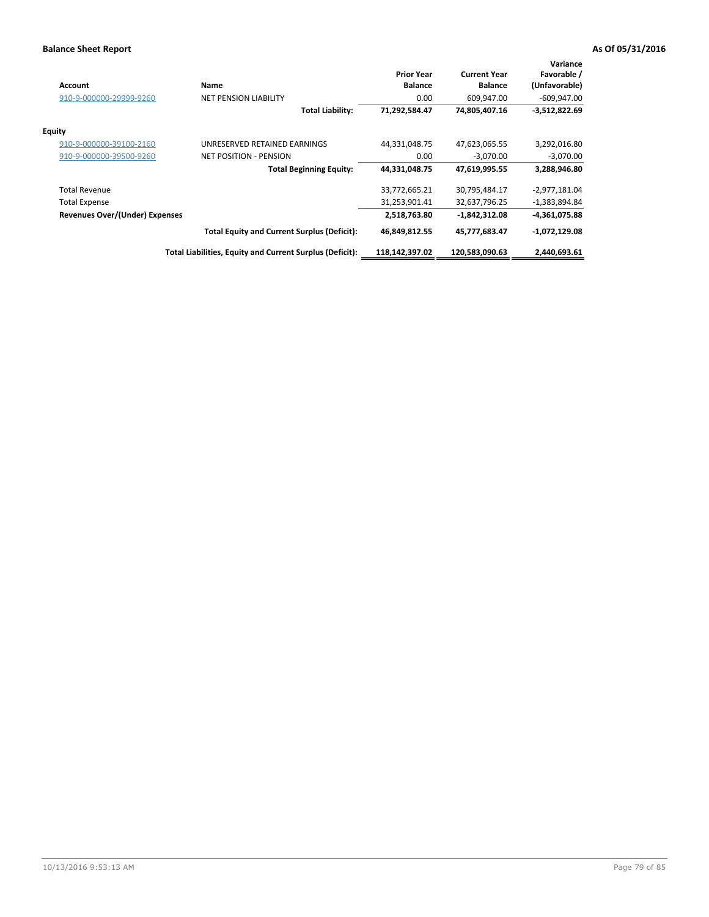**Balance Sheet Report** **As Of 05/31/2016**

| Account | Name | Prior Year Balance | Current Year Balance | Variance Favorable / (Unfavorable) |
|---|---|---|---|---|
| 910-9-000000-29999-9260 | NET PENSION LIABILITY | 0.00 | 609,947.00 | -609,947.00 |
| | **Total Liability:** | **71,292,584.47** | **74,805,407.16** | **-3,512,822.69** |
| **Equity** | | | | |
| 910-9-000000-39100-2160 | UNRESERVED RETAINED EARNINGS | 44,331,048.75 | 47,623,065.55 | 3,292,016.80 |
| 910-9-000000-39500-9260 | NET POSITION - PENSION | 0.00 | -3,070.00 | -3,070.00 |
| | **Total Beginning Equity:** | **44,331,048.75** | **47,619,995.55** | **3,288,946.80** |
| Total Revenue | | 33,772,665.21 | 30,795,484.17 | -2,977,181.04 |
| Total Expense | | 31,253,901.41 | 32,637,796.25 | -1,383,894.84 |
| **Revenues Over/(Under) Expenses** | | **2,518,763.80** | **-1,842,312.08** | **-4,361,075.88** |
| | **Total Equity and Current Surplus (Deficit):** | **46,849,812.55** | **45,777,683.47** | **-1,072,129.08** |
| | **Total Liabilities, Equity and Current Surplus (Deficit):** | **118,142,397.02** | **120,583,090.63** | **2,440,693.61** |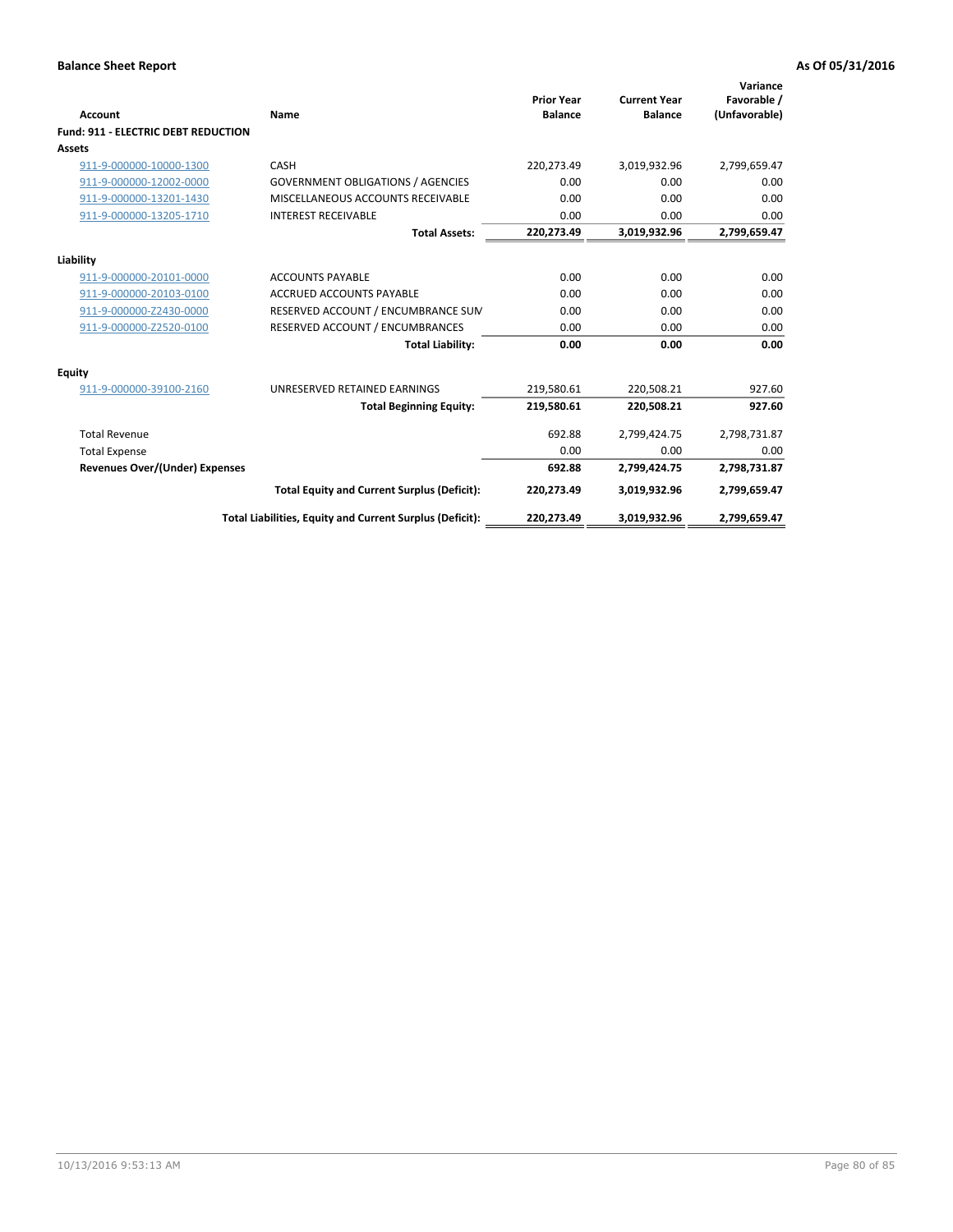**Balance Sheet Report** **As Of 05/31/2016**

| Account | Name | Prior Year Balance | Current Year Balance | Variance Favorable / (Unfavorable) |
|---|---|---|---|---|
| **Fund: 911 - ELECTRIC DEBT REDUCTION** | | | | |
| **Assets** | | | | |
| 911-9-000000-10000-1300 | CASH | 220,273.49 | 3,019,932.96 | 2,799,659.47 |
| 911-9-000000-12002-0000 | GOVERNMENT OBLIGATIONS / AGENCIES | 0.00 | 0.00 | 0.00 |
| 911-9-000000-13201-1430 | MISCELLANEOUS ACCOUNTS RECEIVABLE | 0.00 | 0.00 | 0.00 |
| 911-9-000000-13205-1710 | INTEREST RECEIVABLE | 0.00 | 0.00 | 0.00 |
| | **Total Assets:** | **220,273.49** | **3,019,932.96** | **2,799,659.47** |
| **Liability** | | | | |
| 911-9-000000-20101-0000 | ACCOUNTS PAYABLE | 0.00 | 0.00 | 0.00 |
| 911-9-000000-20103-0100 | ACCRUED ACCOUNTS PAYABLE | 0.00 | 0.00 | 0.00 |
| 911-9-000000-Z2430-0000 | RESERVED ACCOUNT / ENCUMBRANCE SUM | 0.00 | 0.00 | 0.00 |
| 911-9-000000-Z2520-0100 | RESERVED ACCOUNT / ENCUMBRANCES | 0.00 | 0.00 | 0.00 |
| | **Total Liability:** | **0.00** | **0.00** | **0.00** |
| **Equity** | | | | |
| 911-9-000000-39100-2160 | UNRESERVED RETAINED EARNINGS | 219,580.61 | 220,508.21 | 927.60 |
| | **Total Beginning Equity:** | **219,580.61** | **220,508.21** | **927.60** |
| Total Revenue | | 692.88 | 2,799,424.75 | 2,798,731.87 |
| Total Expense | | 0.00 | 0.00 | 0.00 |
| **Revenues Over/(Under) Expenses** | | **692.88** | **2,799,424.75** | **2,798,731.87** |
| | **Total Equity and Current Surplus (Deficit):** | **220,273.49** | **3,019,932.96** | **2,799,659.47** |
| | **Total Liabilities, Equity and Current Surplus (Deficit):** | **220,273.49** | **3,019,932.96** | **2,799,659.47** |

10/13/2016 9:53:13 AM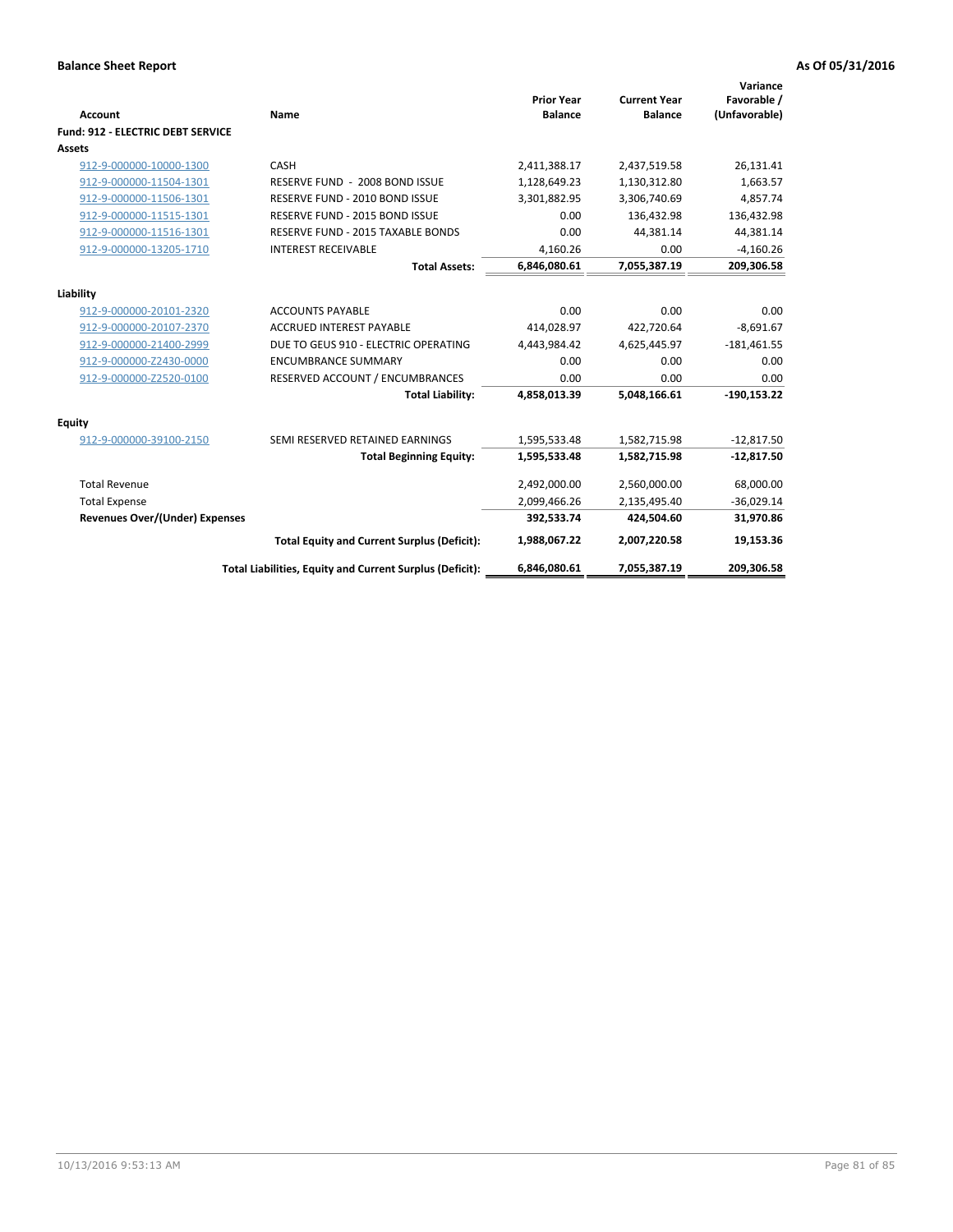**Balance Sheet Report** | **As Of 05/31/2016**

| Account | Name | Prior Year Balance | Current Year Balance | Variance Favorable / (Unfavorable) |
|---|---|---|---|---|
| **Fund: 912 - ELECTRIC DEBT SERVICE** | | | | |
| **Assets** | | | | |
| 912-9-000000-10000-1300 | CASH | 2,411,388.17 | 2,437,519.58 | 26,131.41 |
| 912-9-000000-11504-1301 | RESERVE FUND - 2008 BOND ISSUE | 1,128,649.23 | 1,130,312.80 | 1,663.57 |
| 912-9-000000-11506-1301 | RESERVE FUND - 2010 BOND ISSUE | 3,301,882.95 | 3,306,740.69 | 4,857.74 |
| 912-9-000000-11515-1301 | RESERVE FUND - 2015 BOND ISSUE | 0.00 | 136,432.98 | 136,432.98 |
| 912-9-000000-11516-1301 | RESERVE FUND - 2015 TAXABLE BONDS | 0.00 | 44,381.14 | 44,381.14 |
| 912-9-000000-13205-1710 | INTEREST RECEIVABLE | 4,160.26 | 0.00 | -4,160.26 |
| | **Total Assets:** | **6,846,080.61** | **7,055,387.19** | **209,306.58** |
| **Liability** | | | | |
| 912-9-000000-20101-2320 | ACCOUNTS PAYABLE | 0.00 | 0.00 | 0.00 |
| 912-9-000000-20107-2370 | ACCRUED INTEREST PAYABLE | 414,028.97 | 422,720.64 | -8,691.67 |
| 912-9-000000-21400-2999 | DUE TO GEUS 910 - ELECTRIC OPERATING | 4,443,984.42 | 4,625,445.97 | -181,461.55 |
| 912-9-000000-Z2430-0000 | ENCUMBRANCE SUMMARY | 0.00 | 0.00 | 0.00 |
| 912-9-000000-Z2520-0100 | RESERVED ACCOUNT / ENCUMBRANCES | 0.00 | 0.00 | 0.00 |
| | **Total Liability:** | **4,858,013.39** | **5,048,166.61** | **-190,153.22** |
| **Equity** | | | | |
| 912-9-000000-39100-2150 | SEMI RESERVED RETAINED EARNINGS | 1,595,533.48 | 1,582,715.98 | -12,817.50 |
| | **Total Beginning Equity:** | **1,595,533.48** | **1,582,715.98** | **-12,817.50** |
| Total Revenue | | 2,492,000.00 | 2,560,000.00 | 68,000.00 |
| Total Expense | | 2,099,466.26 | 2,135,495.40 | -36,029.14 |
| **Revenues Over/(Under) Expenses** | | **392,533.74** | **424,504.60** | **31,970.86** |
| | **Total Equity and Current Surplus (Deficit):** | **1,988,067.22** | **2,007,220.58** | **19,153.36** |
| | **Total Liabilities, Equity and Current Surplus (Deficit):** | **6,846,080.61** | **7,055,387.19** | **209,306.58** |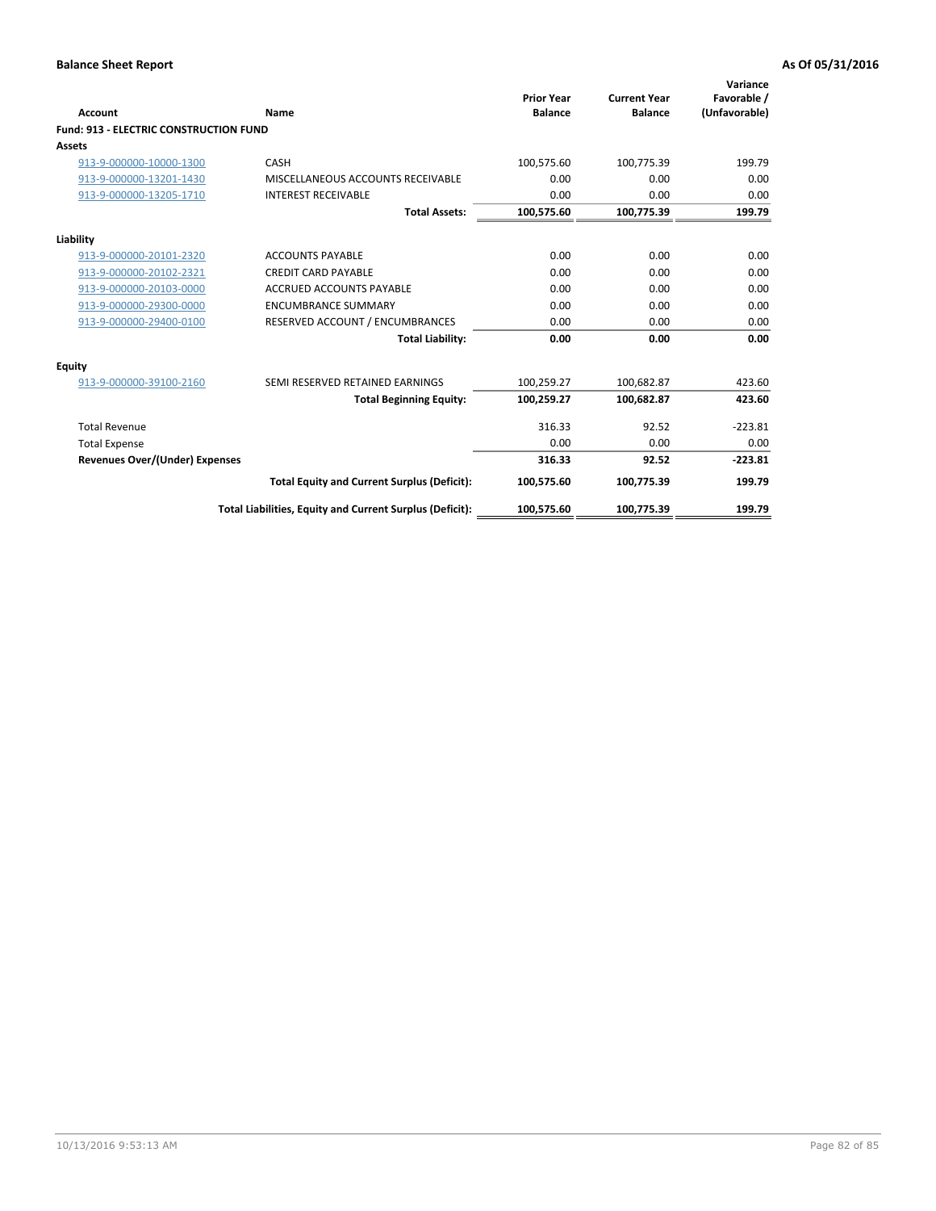**Balance Sheet Report** **As Of 05/31/2016**

| Account | Name | Prior Year Balance | Current Year Balance | Variance Favorable / (Unfavorable) |
|---|---|---|---|---|
| **Fund: 913 - ELECTRIC CONSTRUCTION FUND** | | | | |
| **Assets** | | | | |
| 913-9-000000-10000-1300 | CASH | 100,575.60 | 100,775.39 | 199.79 |
| 913-9-000000-13201-1430 | MISCELLANEOUS ACCOUNTS RECEIVABLE | 0.00 | 0.00 | 0.00 |
| 913-9-000000-13205-1710 | INTEREST RECEIVABLE | 0.00 | 0.00 | 0.00 |
| | **Total Assets:** | **100,575.60** | **100,775.39** | **199.79** |
| **Liability** | | | | |
| 913-9-000000-20101-2320 | ACCOUNTS PAYABLE | 0.00 | 0.00 | 0.00 |
| 913-9-000000-20102-2321 | CREDIT CARD PAYABLE | 0.00 | 0.00 | 0.00 |
| 913-9-000000-20103-0000 | ACCRUED ACCOUNTS PAYABLE | 0.00 | 0.00 | 0.00 |
| 913-9-000000-29300-0000 | ENCUMBRANCE SUMMARY | 0.00 | 0.00 | 0.00 |
| 913-9-000000-29400-0100 | RESERVED ACCOUNT / ENCUMBRANCES | 0.00 | 0.00 | 0.00 |
| | **Total Liability:** | **0.00** | **0.00** | **0.00** |
| **Equity** | | | | |
| 913-9-000000-39100-2160 | SEMI RESERVED RETAINED EARNINGS | 100,259.27 | 100,682.87 | 423.60 |
| | **Total Beginning Equity:** | **100,259.27** | **100,682.87** | **423.60** |
| Total Revenue | | 316.33 | 92.52 | -223.81 |
| Total Expense | | 0.00 | 0.00 | 0.00 |
| **Revenues Over/(Under) Expenses** | | **316.33** | **92.52** | **-223.81** |
| | **Total Equity and Current Surplus (Deficit):** | **100,575.60** | **100,775.39** | **199.79** |
| | **Total Liabilities, Equity and Current Surplus (Deficit):** | **100,575.60** | **100,775.39** | **199.79** |

10/13/2016 9:53:13 AM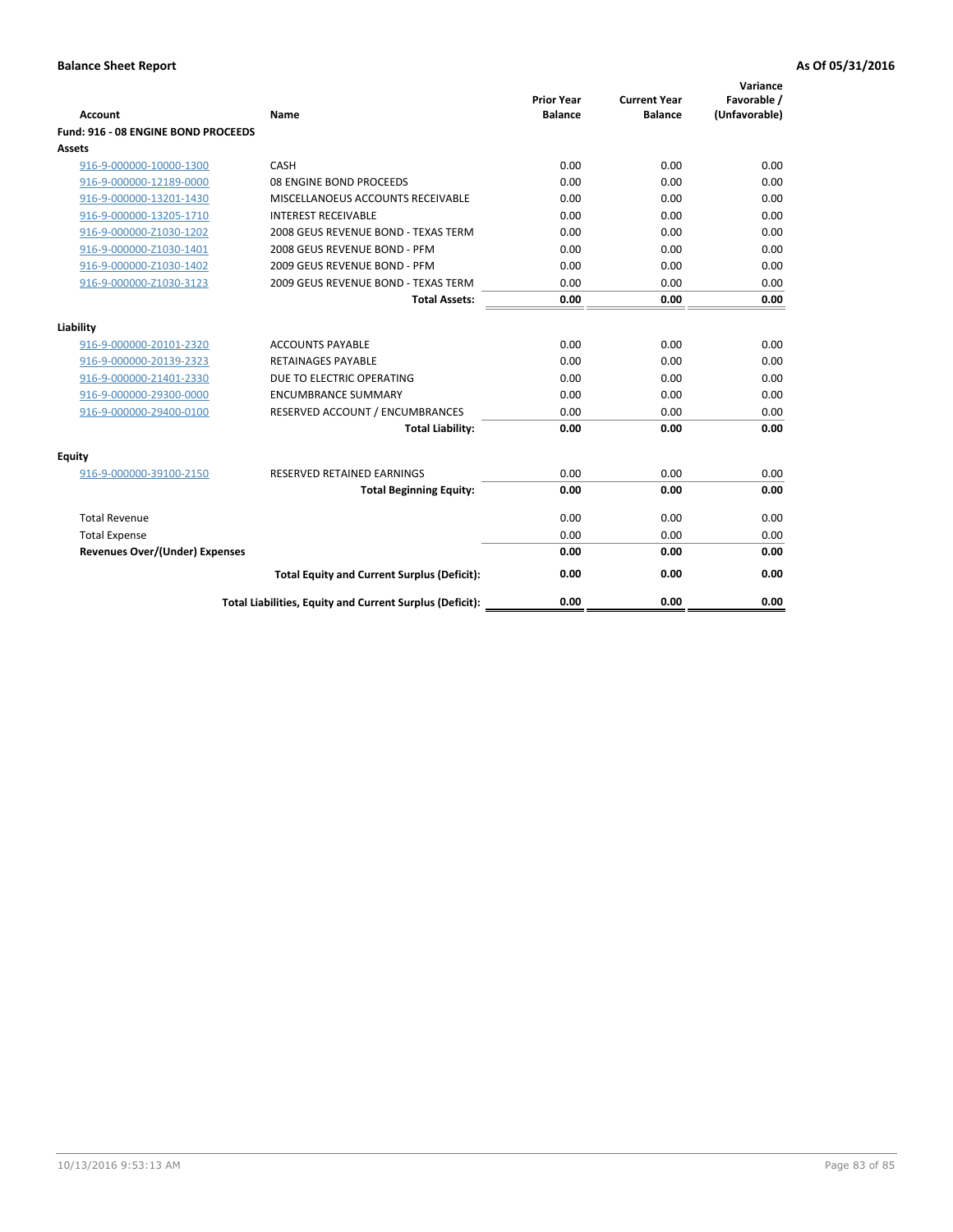**Balance Sheet Report** | **As Of 05/31/2016**

| Account | Name | Prior Year Balance | Current Year Balance | Variance Favorable / (Unfavorable) |
|---|---|---|---|---|
| **Fund: 916 - 08 ENGINE BOND PROCEEDS** | | | | |
| **Assets** | | | | |
| 916-9-000000-10000-1300 | CASH | 0.00 | 0.00 | 0.00 |
| 916-9-000000-12189-0000 | 08 ENGINE BOND PROCEEDS | 0.00 | 0.00 | 0.00 |
| 916-9-000000-13201-1430 | MISCELLANOEUS ACCOUNTS RECEIVABLE | 0.00 | 0.00 | 0.00 |
| 916-9-000000-13205-1710 | INTEREST RECEIVABLE | 0.00 | 0.00 | 0.00 |
| 916-9-000000-Z1030-1202 | 2008 GEUS REVENUE BOND - TEXAS TERM | 0.00 | 0.00 | 0.00 |
| 916-9-000000-Z1030-1401 | 2008 GEUS REVENUE BOND - PFM | 0.00 | 0.00 | 0.00 |
| 916-9-000000-Z1030-1402 | 2009 GEUS REVENUE BOND - PFM | 0.00 | 0.00 | 0.00 |
| 916-9-000000-Z1030-3123 | 2009 GEUS REVENUE BOND - TEXAS TERM | 0.00 | 0.00 | 0.00 |
| | **Total Assets:** | **0.00** | **0.00** | **0.00** |
| **Liability** | | | | |
| 916-9-000000-20101-2320 | ACCOUNTS PAYABLE | 0.00 | 0.00 | 0.00 |
| 916-9-000000-20139-2323 | RETAINAGES PAYABLE | 0.00 | 0.00 | 0.00 |
| 916-9-000000-21401-2330 | DUE TO ELECTRIC OPERATING | 0.00 | 0.00 | 0.00 |
| 916-9-000000-29300-0000 | ENCUMBRANCE SUMMARY | 0.00 | 0.00 | 0.00 |
| 916-9-000000-29400-0100 | RESERVED ACCOUNT / ENCUMBRANCES | 0.00 | 0.00 | 0.00 |
| | **Total Liability:** | **0.00** | **0.00** | **0.00** |
| **Equity** | | | | |
| 916-9-000000-39100-2150 | RESERVED RETAINED EARNINGS | 0.00 | 0.00 | 0.00 |
| | **Total Beginning Equity:** | **0.00** | **0.00** | **0.00** |
| Total Revenue | | 0.00 | 0.00 | 0.00 |
| Total Expense | | 0.00 | 0.00 | 0.00 |
| **Revenues Over/(Under) Expenses** | | **0.00** | **0.00** | **0.00** |
| | **Total Equity and Current Surplus (Deficit):** | **0.00** | **0.00** | **0.00** |
| | **Total Liabilities, Equity and Current Surplus (Deficit):** | **0.00** | **0.00** | **0.00** |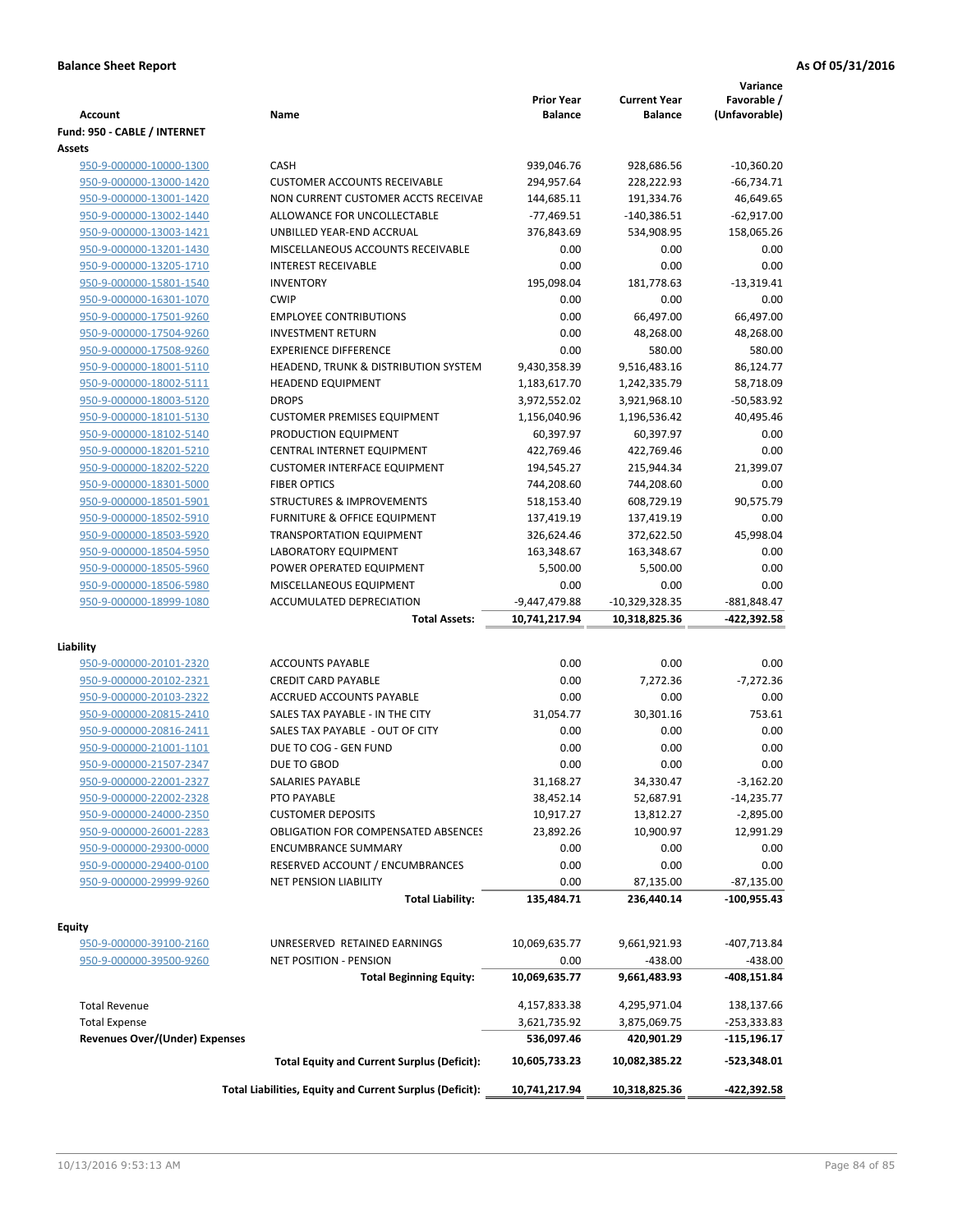**Balance Sheet Report** | **As Of 05/31/2016**

| Account | Name | Prior Year Balance | Current Year Balance | Variance Favorable / (Unfavorable) |
|---|---|---|---|---|
| **Fund: 950 - CABLE / INTERNET** | | | | |
| **Assets** | | | | |
| 950-9-000000-10000-1300 | CASH | 939,046.76 | 928,686.56 | -10,360.20 |
| 950-9-000000-13000-1420 | CUSTOMER ACCOUNTS RECEIVABLE | 294,957.64 | 228,222.93 | -66,734.71 |
| 950-9-000000-13001-1420 | NON CURRENT CUSTOMER ACCTS RECEIVAE | 144,685.11 | 191,334.76 | 46,649.65 |
| 950-9-000000-13002-1440 | ALLOWANCE FOR UNCOLLECTABLE | -77,469.51 | -140,386.51 | -62,917.00 |
| 950-9-000000-13003-1421 | UNBILLED YEAR-END ACCRUAL | 376,843.69 | 534,908.95 | 158,065.26 |
| 950-9-000000-13201-1430 | MISCELLANEOUS ACCOUNTS RECEIVABLE | 0.00 | 0.00 | 0.00 |
| 950-9-000000-13205-1710 | INTEREST RECEIVABLE | 0.00 | 0.00 | 0.00 |
| 950-9-000000-15801-1540 | INVENTORY | 195,098.04 | 181,778.63 | -13,319.41 |
| 950-9-000000-16301-1070 | CWIP | 0.00 | 0.00 | 0.00 |
| 950-9-000000-17501-9260 | EMPLOYEE CONTRIBUTIONS | 0.00 | 66,497.00 | 66,497.00 |
| 950-9-000000-17504-9260 | INVESTMENT RETURN | 0.00 | 48,268.00 | 48,268.00 |
| 950-9-000000-17508-9260 | EXPERIENCE DIFFERENCE | 0.00 | 580.00 | 580.00 |
| 950-9-000000-18001-5110 | HEADEND, TRUNK & DISTRIBUTION SYSTEM | 9,430,358.39 | 9,516,483.16 | 86,124.77 |
| 950-9-000000-18002-5111 | HEADEND EQUIPMENT | 1,183,617.70 | 1,242,335.79 | 58,718.09 |
| 950-9-000000-18003-5120 | DROPS | 3,972,552.02 | 3,921,968.10 | -50,583.92 |
| 950-9-000000-18101-5130 | CUSTOMER PREMISES EQUIPMENT | 1,156,040.96 | 1,196,536.42 | 40,495.46 |
| 950-9-000000-18102-5140 | PRODUCTION EQUIPMENT | 60,397.97 | 60,397.97 | 0.00 |
| 950-9-000000-18201-5210 | CENTRAL INTERNET EQUIPMENT | 422,769.46 | 422,769.46 | 0.00 |
| 950-9-000000-18202-5220 | CUSTOMER INTERFACE EQUIPMENT | 194,545.27 | 215,944.34 | 21,399.07 |
| 950-9-000000-18301-5000 | FIBER OPTICS | 744,208.60 | 744,208.60 | 0.00 |
| 950-9-000000-18501-5901 | STRUCTURES & IMPROVEMENTS | 518,153.40 | 608,729.19 | 90,575.79 |
| 950-9-000000-18502-5910 | FURNITURE & OFFICE EQUIPMENT | 137,419.19 | 137,419.19 | 0.00 |
| 950-9-000000-18503-5920 | TRANSPORTATION EQUIPMENT | 326,624.46 | 372,622.50 | 45,998.04 |
| 950-9-000000-18504-5950 | LABORATORY EQUIPMENT | 163,348.67 | 163,348.67 | 0.00 |
| 950-9-000000-18505-5960 | POWER OPERATED EQUIPMENT | 5,500.00 | 5,500.00 | 0.00 |
| 950-9-000000-18506-5980 | MISCELLANEOUS EQUIPMENT | 0.00 | 0.00 | 0.00 |
| 950-9-000000-18999-1080 | ACCUMULATED DEPRECIATION | -9,447,479.88 | -10,329,328.35 | -881,848.47 |
| | **Total Assets:** | **10,741,217.94** | **10,318,825.36** | **-422,392.58** |
| **Liability** | | | | |
| 950-9-000000-20101-2320 | ACCOUNTS PAYABLE | 0.00 | 0.00 | 0.00 |
| 950-9-000000-20102-2321 | CREDIT CARD PAYABLE | 0.00 | 7,272.36 | -7,272.36 |
| 950-9-000000-20103-2322 | ACCRUED ACCOUNTS PAYABLE | 0.00 | 0.00 | 0.00 |
| 950-9-000000-20815-2410 | SALES TAX PAYABLE - IN THE CITY | 31,054.77 | 30,301.16 | 753.61 |
| 950-9-000000-20816-2411 | SALES TAX PAYABLE - OUT OF CITY | 0.00 | 0.00 | 0.00 |
| 950-9-000000-21001-1101 | DUE TO COG - GEN FUND | 0.00 | 0.00 | 0.00 |
| 950-9-000000-21507-2347 | DUE TO GBOD | 0.00 | 0.00 | 0.00 |
| 950-9-000000-22001-2327 | SALARIES PAYABLE | 31,168.27 | 34,330.47 | -3,162.20 |
| 950-9-000000-22002-2328 | PTO PAYABLE | 38,452.14 | 52,687.91 | -14,235.77 |
| 950-9-000000-24000-2350 | CUSTOMER DEPOSITS | 10,917.27 | 13,812.27 | -2,895.00 |
| 950-9-000000-26001-2283 | OBLIGATION FOR COMPENSATED ABSENCES | 23,892.26 | 10,900.97 | 12,991.29 |
| 950-9-000000-29300-0000 | ENCUMBRANCE SUMMARY | 0.00 | 0.00 | 0.00 |
| 950-9-000000-29400-0100 | RESERVED ACCOUNT / ENCUMBRANCES | 0.00 | 0.00 | 0.00 |
| 950-9-000000-29999-9260 | NET PENSION LIABILITY | 0.00 | 87,135.00 | -87,135.00 |
| | **Total Liability:** | **135,484.71** | **236,440.14** | **-100,955.43** |
| **Equity** | | | | |
| 950-9-000000-39100-2160 | UNRESERVED RETAINED EARNINGS | 10,069,635.77 | 9,661,921.93 | -407,713.84 |
| 950-9-000000-39500-9260 | NET POSITION - PENSION | 0.00 | -438.00 | -438.00 |
| | **Total Beginning Equity:** | **10,069,635.77** | **9,661,483.93** | **-408,151.84** |
| Total Revenue | | 4,157,833.38 | 4,295,971.04 | 138,137.66 |
| Total Expense | | 3,621,735.92 | 3,875,069.75 | -253,333.83 |
| **Revenues Over/(Under) Expenses** | | **536,097.46** | **420,901.29** | **-115,196.17** |
| | **Total Equity and Current Surplus (Deficit):** | **10,605,733.23** | **10,082,385.22** | **-523,348.01** |
| | **Total Liabilities, Equity and Current Surplus (Deficit):** | **10,741,217.94** | **10,318,825.36** | **-422,392.58** |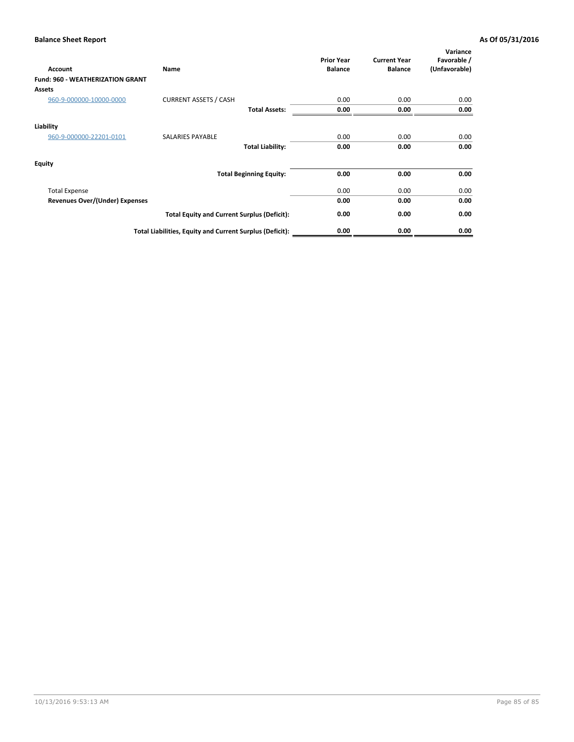**Balance Sheet Report** **As Of 05/31/2016**

| Account | Name | Prior Year Balance | Current Year Balance | Variance Favorable / (Unfavorable) |
|---|---|---|---|---|
| **Fund: 960 - WEATHERIZATION GRANT** | | | | |
| **Assets** | | | | |
| 960-9-000000-10000-0000 | CURRENT ASSETS / CASH | 0.00 | 0.00 | 0.00 |
| | **Total Assets:** | **0.00** | **0.00** | **0.00** |
| **Liability** | | | | |
| 960-9-000000-22201-0101 | SALARIES PAYABLE | 0.00 | 0.00 | 0.00 |
| | **Total Liability:** | **0.00** | **0.00** | **0.00** |
| **Equity** | | | | |
| | **Total Beginning Equity:** | **0.00** | **0.00** | **0.00** |
| Total Expense | | 0.00 | 0.00 | 0.00 |
| **Revenues Over/(Under) Expenses** | | **0.00** | **0.00** | **0.00** |
| | **Total Equity and Current Surplus (Deficit):** | **0.00** | **0.00** | **0.00** |
| | **Total Liabilities, Equity and Current Surplus (Deficit):** | **0.00** | **0.00** | **0.00** |

10/13/2016 9:53:13 AM